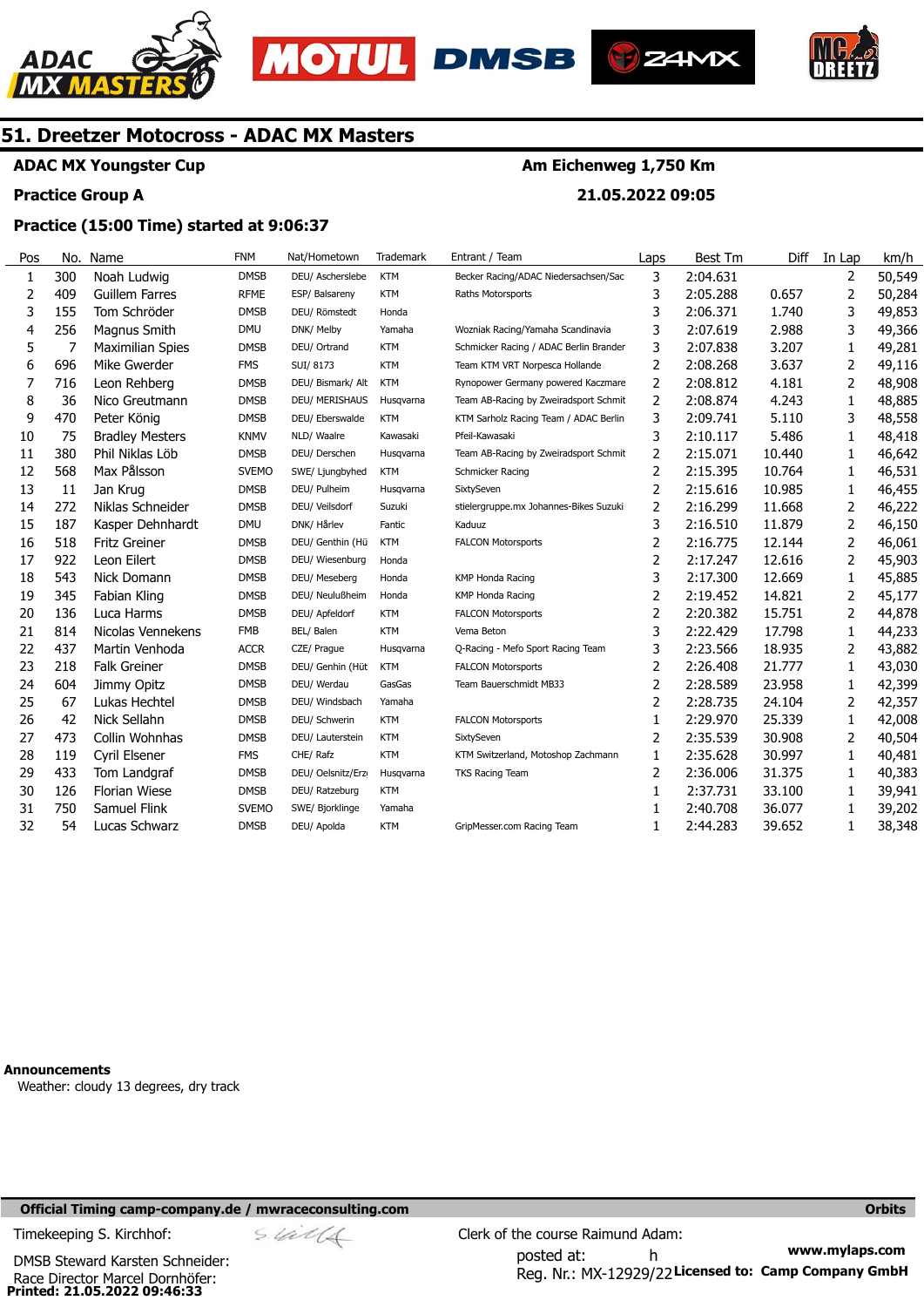# 51. Dreetzer Motocross - ADAC MX Masters

**ADAC MX Youngster Cup** | **Am Eichenweg 1,750 Km**

**Practice Group A** | **21.05.2022 09:05**

**Practice (15:00 Time) started at 9:06:37**

| Pos | No. | Name | FNM | Nat/Hometown | Trademark | Entrant / Team | Laps | Best Tm | Diff | In Lap | km/h |
|---|---|---|---|---|---|---|---|---|---|---|---|
| 1 | 300 | Noah Ludwig | DMSB | DEU/ Ascherslebe | KTM | Becker Racing/ADAC Niedersachsen/Sac | 3 | 2:04.631 | | 2 | 50,549 |
| 2 | 409 | Guillem Farres | RFME | ESP/ Balsareny | KTM | Raths Motorsports | 3 | 2:05.288 | 0.657 | 2 | 50,284 |
| 3 | 155 | Tom Schröder | DMSB | DEU/ Römstedt | Honda | | 3 | 2:06.371 | 1.740 | 3 | 49,853 |
| 4 | 256 | Magnus Smith | DMU | DNK/ Melby | Yamaha | Wozniak Racing/Yamaha Scandinavia | 3 | 2:07.619 | 2.988 | 3 | 49,366 |
| 5 | 7 | Maximilian Spies | DMSB | DEU/ Ortrand | KTM | Schmicker Racing / ADAC Berlin Brander | 3 | 2:07.838 | 3.207 | 1 | 49,281 |
| 6 | 696 | Mike Gwerder | FMS | SUI/ 8173 | KTM | Team KTM VRT Norpesca Hollande | 2 | 2:08.268 | 3.637 | 2 | 49,116 |
| 7 | 716 | Leon Rehberg | DMSB | DEU/ Bismark/ Alt | KTM | Rynopower Germany powered Kaczmare | 2 | 2:08.812 | 4.181 | 2 | 48,908 |
| 8 | 36 | Nico Greutmann | DMSB | DEU/ MERISHAUS | Husqvarna | Team AB-Racing by Zweiradsport Schmit | 2 | 2:08.874 | 4.243 | 1 | 48,885 |
| 9 | 470 | Peter König | DMSB | DEU/ Eberswalde | KTM | KTM Sarholz Racing Team / ADAC Berlin | 3 | 2:09.741 | 5.110 | 3 | 48,558 |
| 10 | 75 | Bradley Mesters | KNMV | NLD/ Waalre | Kawasaki | Pfeil-Kawasaki | 3 | 2:10.117 | 5.486 | 1 | 48,418 |
| 11 | 380 | Phil Niklas Löb | DMSB | DEU/ Derschen | Husqvarna | Team AB-Racing by Zweiradsport Schmit | 2 | 2:15.071 | 10.440 | 1 | 46,642 |
| 12 | 568 | Max Pålsson | SVEMO | SWE/ Ljungbyhed | KTM | Schmicker Racing | 2 | 2:15.395 | 10.764 | 1 | 46,531 |
| 13 | 11 | Jan Krug | DMSB | DEU/ Pulheim | Husqvarna | SixtySeven | 2 | 2:15.616 | 10.985 | 1 | 46,455 |
| 14 | 272 | Niklas Schneider | DMSB | DEU/ Veilsdorf | Suzuki | stielergruppe.mx Johannes-Bikes Suzuki | 2 | 2:16.299 | 11.668 | 2 | 46,222 |
| 15 | 187 | Kasper Dehnhardt | DMU | DNK/ Hårlev | Fantic | Kaduuz | 3 | 2:16.510 | 11.879 | 2 | 46,150 |
| 16 | 518 | Fritz Greiner | DMSB | DEU/ Genthin (Hü | KTM | FALCON Motorsports | 2 | 2:16.775 | 12.144 | 2 | 46,061 |
| 17 | 922 | Leon Eilert | DMSB | DEU/ Wiesenburg | Honda | | 2 | 2:17.247 | 12.616 | 2 | 45,903 |
| 18 | 543 | Nick Domann | DMSB | DEU/ Meseberg | Honda | KMP Honda Racing | 3 | 2:17.300 | 12.669 | 1 | 45,885 |
| 19 | 345 | Fabian Kling | DMSB | DEU/ Neulußheim | Honda | KMP Honda Racing | 2 | 2:19.452 | 14.821 | 2 | 45,177 |
| 20 | 136 | Luca Harms | DMSB | DEU/ Apfeldorf | KTM | FALCON Motorsports | 2 | 2:20.382 | 15.751 | 2 | 44,878 |
| 21 | 814 | Nicolas Vennekens | FMB | BEL/ Balen | KTM | Vema Beton | 3 | 2:22.429 | 17.798 | 1 | 44,233 |
| 22 | 437 | Martin Venhoda | ACCR | CZE/ Prague | Husqvarna | Q-Racing - Mefo Sport Racing Team | 3 | 2:23.566 | 18.935 | 2 | 43,882 |
| 23 | 218 | Falk Greiner | DMSB | DEU/ Genhin (Hüt | KTM | FALCON Motorsports | 2 | 2:26.408 | 21.777 | 1 | 43,030 |
| 24 | 604 | Jimmy Opitz | DMSB | DEU/ Werdau | GasGas | Team Bauerschmidt MB33 | 2 | 2:28.589 | 23.958 | 1 | 42,399 |
| 25 | 67 | Lukas Hechtel | DMSB | DEU/ Windsbach | Yamaha | | 2 | 2:28.735 | 24.104 | 2 | 42,357 |
| 26 | 42 | Nick Sellahn | DMSB | DEU/ Schwerin | KTM | FALCON Motorsports | 1 | 2:29.970 | 25.339 | 1 | 42,008 |
| 27 | 473 | Collin Wohnhas | DMSB | DEU/ Lauterstein | KTM | SixtySeven | 2 | 2:35.539 | 30.908 | 2 | 40,504 |
| 28 | 119 | Cyril Elsener | FMS | CHE/ Rafz | KTM | KTM Switzerland, Motoshop Zachmann | 1 | 2:35.628 | 30.997 | 1 | 40,481 |
| 29 | 433 | Tom Landgraf | DMSB | DEU/ Oelsnitz/Erz | Husqvarna | TKS Racing Team | 2 | 2:36.006 | 31.375 | 1 | 40,383 |
| 30 | 126 | Florian Wiese | DMSB | DEU/ Ratzeburg | KTM | | 1 | 2:37.731 | 33.100 | 1 | 39,941 |
| 31 | 750 | Samuel Flink | SVEMO | SWE/ Bjorklinge | Yamaha | | 1 | 2:40.708 | 36.077 | 1 | 39,202 |
| 32 | 54 | Lucas Schwarz | DMSB | DEU/ Apolda | KTM | GripMesser.com Racing Team | 1 | 2:44.283 | 39.652 | 1 | 38,348 |

**Announcements**

Weather: cloudy 13 degrees, dry track

**Official Timing camp-company.de / mwraceconsulting.com** — **Orbits**

Timekeeping S. Kirchhof:

DMSB Steward Karsten Schneider:

Race Director Marcel Dornhöfer:

Clerk of the course Raimund Adam:

posted at: h

Reg. Nr.: MX-12929/22

**www.mylaps.com**

**Licensed to: Camp Company GmbH**

**Printed: 21.05.2022 09:46:33**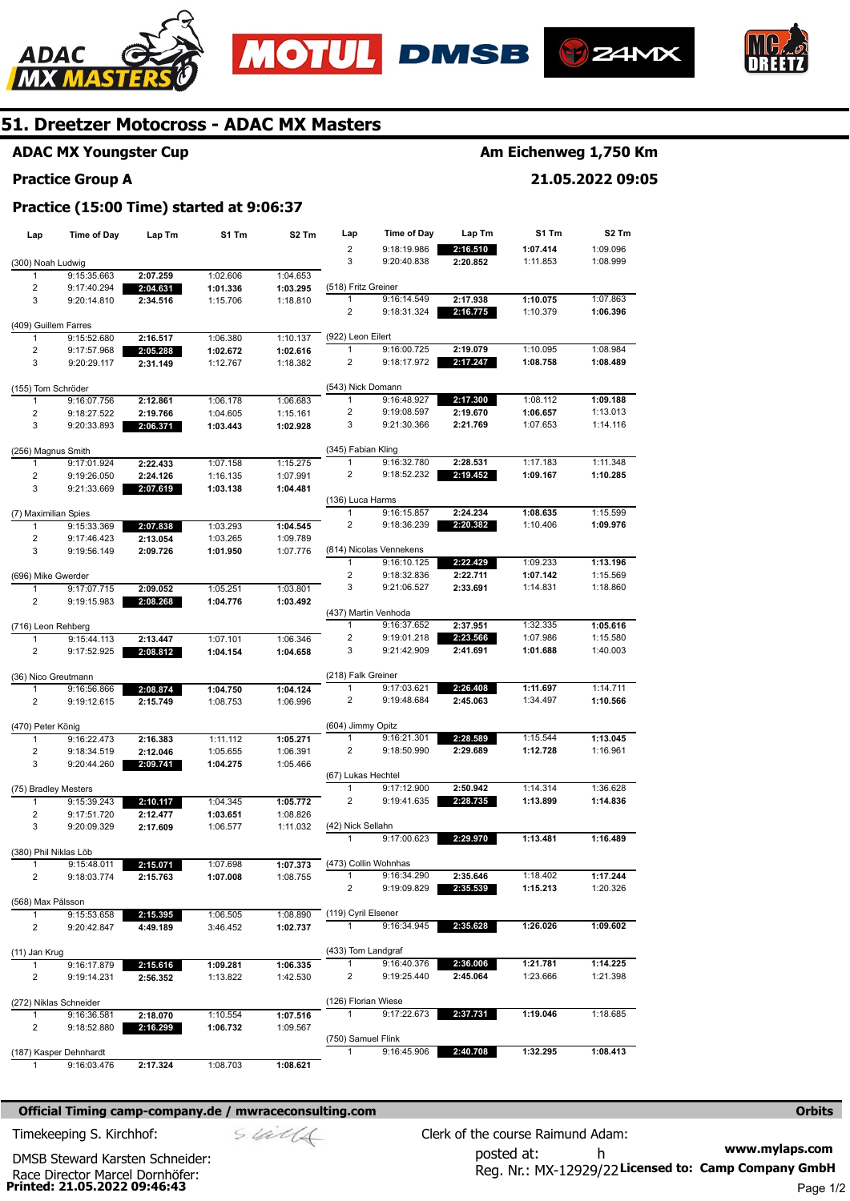# 51. Dreetzer Motocross - ADAC MX Masters

**ADAC MX Youngster Cup** — **Am Eichenweg 1,750 Km**

**Practice Group A** — **21.05.2022 09:05**

**Practice (15:00 Time) started at 9:06:37**

| Lap | Time of Day | Lap Tm | S1 Tm | S2 Tm |
|---|---|---|---|---|
| **(300) Noah Ludwig** | | | | |
| 1 | 9:15:35.663 | 2:07.259 | 1:02.606 | 1:04.653 |
| 2 | 9:17:40.294 | **2:04.631** | **1:01.336** | **1:03.295** |
| 3 | 9:20:14.810 | 2:34.516 | 1:15.706 | 1:18.810 |
| **(409) Guillem Farres** | | | | |
| 1 | 9:15:52.680 | 2:16.517 | 1:06.380 | 1:10.137 |
| 2 | 9:17:57.968 | **2:05.288** | **1:02.672** | **1:02.616** |
| 3 | 9:20:29.117 | 2:31.149 | 1:12.767 | 1:18.382 |
| **(155) Tom Schröder** | | | | |
| 1 | 9:16:07.756 | 2:12.861 | 1:06.178 | 1:06.683 |
| 2 | 9:18:27.522 | 2:19.766 | 1:04.605 | 1:15.161 |
| 3 | 9:20:33.893 | **2:06.371** | **1:03.443** | **1:02.928** |
| **(256) Magnus Smith** | | | | |
| 1 | 9:17:01.924 | 2:22.433 | 1:07.158 | 1:15.275 |
| 2 | 9:19:26.050 | 2:24.126 | 1:16.135 | 1:07.991 |
| 3 | 9:21:33.669 | **2:07.619** | **1:03.138** | **1:04.481** |
| **(7) Maximilian Spies** | | | | |
| 1 | 9:15:33.369 | **2:07.838** | 1:03.293 | **1:04.545** |
| 2 | 9:17:46.423 | 2:13.054 | 1:03.265 | 1:09.789 |
| 3 | 9:19:56.149 | 2:09.726 | **1:01.950** | 1:07.776 |
| **(696) Mike Gwerder** | | | | |
| 1 | 9:17:07.715 | 2:09.052 | 1:05.251 | 1:03.801 |
| 2 | 9:19:15.983 | **2:08.268** | **1:04.776** | **1:03.492** |
| **(716) Leon Rehberg** | | | | |
| 1 | 9:15:44.113 | 2:13.447 | 1:07.101 | 1:06.346 |
| 2 | 9:17:52.925 | **2:08.812** | **1:04.154** | **1:04.658** |
| **(36) Nico Greutmann** | | | | |
| 1 | 9:16:56.866 | **2:08.874** | **1:04.750** | **1:04.124** |
| 2 | 9:19:12.615 | 2:15.749 | 1:08.753 | 1:06.996 |
| **(470) Peter König** | | | | |
| 1 | 9:16:22.473 | 2:16.383 | 1:11.112 | **1:05.271** |
| 2 | 9:18:34.519 | 2:12.046 | 1:05.655 | 1:06.391 |
| 3 | 9:20:44.260 | **2:09.741** | **1:04.275** | 1:05.466 |
| **(75) Bradley Mesters** | | | | |
| 1 | 9:15:39.243 | **2:10.117** | 1:04.345 | **1:05.772** |
| 2 | 9:17:51.720 | 2:12.477 | **1:03.651** | 1:08.826 |
| 3 | 9:20:09.329 | 2:17.609 | 1:06.577 | 1:11.032 |
| **(380) Phil Niklas Löb** | | | | |
| 1 | 9:15:48.011 | **2:15.071** | 1:07.698 | **1:07.373** |
| 2 | 9:18:03.774 | 2:15.763 | **1:07.008** | 1:08.755 |
| **(568) Max Pálsson** | | | | |
| 1 | 9:15:53.658 | **2:15.395** | 1:06.505 | 1:08.890 |
| 2 | 9:20:42.847 | 4:49.189 | 3:46.452 | **1:02.737** |
| **(11) Jan Krug** | | | | |
| 1 | 9:16:17.879 | **2:15.616** | **1:09.281** | **1:06.335** |
| 2 | 9:19:14.231 | 2:56.352 | 1:13.822 | 1:42.530 |
| **(272) Niklas Schneider** | | | | |
| 1 | 9:16:36.581 | 2:18.070 | 1:10.554 | **1:07.516** |
| 2 | 9:18:52.880 | **2:16.299** | **1:06.732** | 1:09.567 |
| **(187) Kasper Dehnhardt** | | | | |
| 1 | 9:16:03.476 | 2:17.324 | 1:08.703 | **1:08.621** |
| 2 | 9:18:19.986 | **2:16.510** | **1:07.414** | 1:09.096 |
| 3 | 9:20:40.838 | 2:20.852 | 1:11.853 | 1:08.999 |
| **(518) Fritz Greiner** | | | | |
| 1 | 9:16:14.549 | 2:17.938 | **1:10.075** | 1:07.863 |
| 2 | 9:18:31.324 | **2:16.775** | 1:10.379 | **1:06.396** |
| **(922) Leon Eilert** | | | | |
| 1 | 9:16:00.725 | 2:19.079 | 1:10.095 | 1:08.984 |
| 2 | 9:18:17.972 | **2:17.247** | **1:08.758** | **1:08.489** |
| **(543) Nick Domann** | | | | |
| 1 | 9:16:48.927 | **2:17.300** | 1:08.112 | **1:09.188** |
| 2 | 9:19:08.597 | 2:19.670 | **1:06.657** | 1:13.013 |
| 3 | 9:21:30.366 | 2:21.769 | 1:07.653 | 1:14.116 |
| **(345) Fabian Kling** | | | | |
| 1 | 9:16:32.780 | 2:28.531 | 1:17.183 | 1:11.348 |
| 2 | 9:18:52.232 | **2:19.452** | **1:09.167** | **1:10.285** |
| **(136) Luca Harms** | | | | |
| 1 | 9:16:15.857 | 2:24.234 | **1:08.635** | 1:15.599 |
| 2 | 9:18:36.239 | **2:20.382** | 1:10.406 | **1:09.976** |
| **(814) Nicolas Vennekens** | | | | |
| 1 | 9:16:10.125 | **2:22.429** | 1:09.233 | **1:13.196** |
| 2 | 9:18:32.836 | 2:22.711 | **1:07.142** | 1:15.569 |
| 3 | 9:21:06.527 | 2:33.691 | 1:14.831 | 1:18.860 |
| **(437) Martin Venhoda** | | | | |
| 1 | 9:16:37.652 | 2:37.951 | 1:32.335 | **1:05.616** |
| 2 | 9:19:01.218 | **2:23.566** | 1:07.986 | 1:15.580 |
| 3 | 9:21:42.909 | 2:41.691 | **1:01.688** | 1:40.003 |
| **(218) Falk Greiner** | | | | |
| 1 | 9:17:03.621 | **2:26.408** | **1:11.697** | 1:14.711 |
| 2 | 9:19:48.684 | 2:45.063 | 1:34.497 | **1:10.566** |
| **(604) Jimmy Opitz** | | | | |
| 1 | 9:16:21.301 | **2:28.589** | 1:15.544 | **1:13.045** |
| 2 | 9:18:50.990 | 2:29.689 | **1:12.728** | 1:16.961 |
| **(67) Lukas Hechtel** | | | | |
| 1 | 9:17:12.900 | 2:50.942 | 1:14.314 | 1:36.628 |
| 2 | 9:19:41.635 | **2:28.735** | **1:13.899** | **1:14.836** |
| **(42) Nick Sellahn** | | | | |
| 1 | 9:17:00.623 | **2:29.970** | **1:13.481** | **1:16.489** |
| **(473) Collin Wohnhas** | | | | |
| 1 | 9:16:34.290 | 2:35.646 | 1:18.402 | **1:17.244** |
| 2 | 9:19:09.829 | **2:35.539** | **1:15.213** | 1:20.326 |
| **(119) Cyril Elsener** | | | | |
| 1 | 9:16:34.945 | **2:35.628** | **1:26.026** | **1:09.602** |
| **(433) Tom Landgraf** | | | | |
| 1 | 9:16:40.376 | **2:36.006** | **1:21.781** | **1:14.225** |
| 2 | 9:19:25.440 | 2:45.064 | 1:23.666 | 1:21.398 |
| **(126) Florian Wiese** | | | | |
| 1 | 9:17:22.673 | **2:37.731** | **1:19.046** | 1:18.685 |
| **(750) Samuel Flink** | | | | |
| 1 | 9:16:45.906 | **2:40.708** | **1:32.295** | **1:08.413** |

**Official Timing camp-company.de / mwraceconsulting.com** — **Orbits**

Timekeeping S. Kirchhof:

DMSB Steward Karsten Schneider:

Race Director Marcel Dornhöfer:

Clerk of the course Raimund Adam:

posted at: h

Reg. Nr.: MX-12929/22

**www.mylaps.com**

**Licensed to: Camp Company GmbH**

**Printed: 21.05.2022 09:46:43**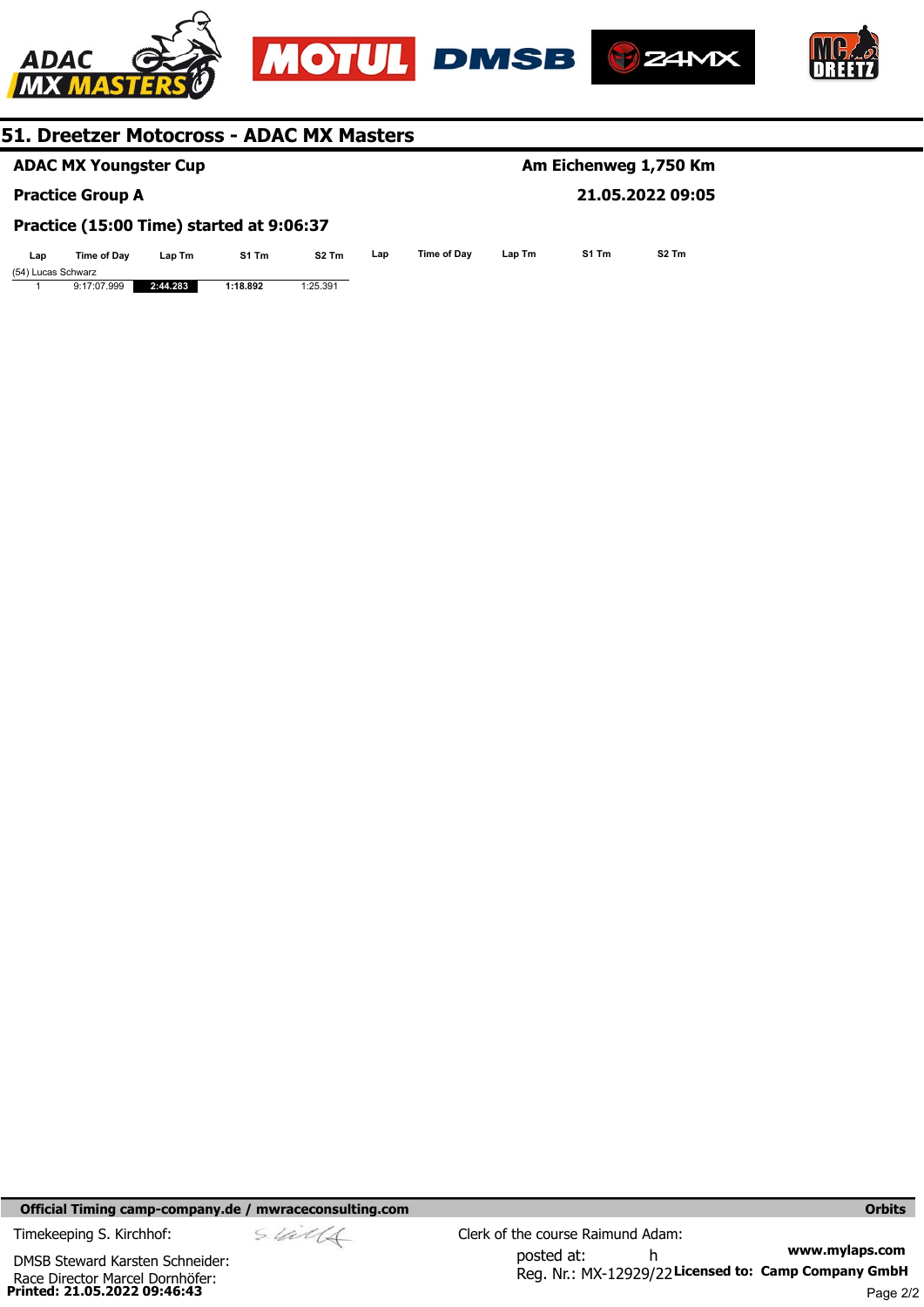# 51. Dreetzer Motocross - ADAC MX Masters

**ADAC MX Youngster Cup** | **Am Eichenweg 1,750 Km**

**Practice Group A** | **21.05.2022 09:05**

**Practice (15:00 Time) started at 9:06:37**

| Lap | Time of Day | Lap Tm | S1 Tm | S2 Tm | Lap | Time of Day | Lap Tm | S1 Tm | S2 Tm |
|---|---|---|---|---|---|---|---|---|---|
| (54) Lucas Schwarz | | | | | | | | | |
| 1 | 9:17:07.999 | **2:44.283** | **1:18.892** | 1:25.391 | | | | | |

**Official Timing camp-company.de / mwraceconsulting.com** **Orbits**

Timekeeping S. Kirchhof:

DMSB Steward Karsten Schneider:

Race Director Marcel Dornhöfer:

Clerk of the course Raimund Adam:

posted at: h

Reg. Nr.: MX-12929/22

**www.mylaps.com**

**Licensed to: Camp Company GmbH**

**Printed: 21.05.2022 09:46:43**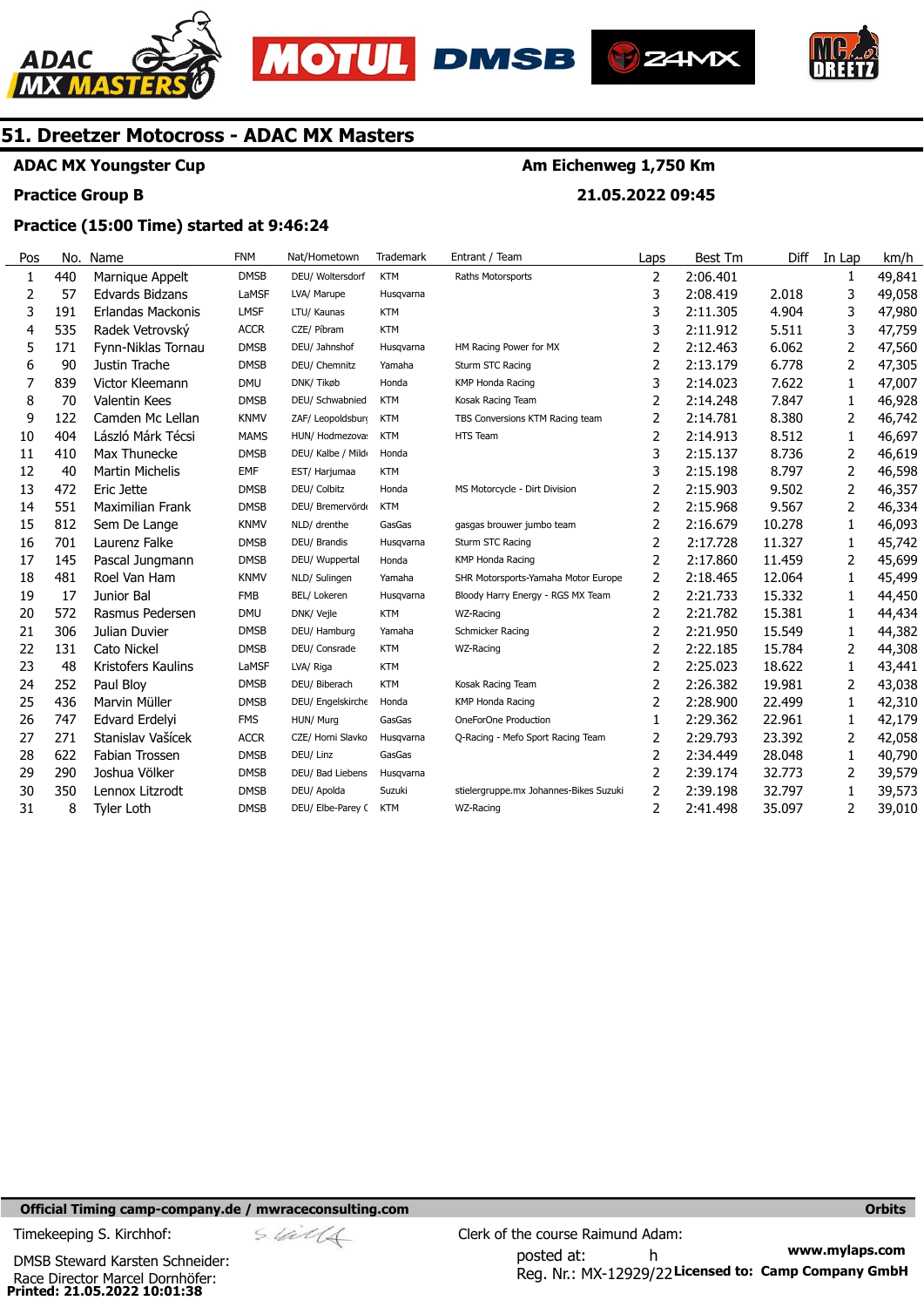# 51. Dreetzer Motocross - ADAC MX Masters

**ADAC MX Youngster Cup** — **Am Eichenweg 1,750 Km**

**Practice Group B** — **21.05.2022 09:45**

**Practice (15:00 Time) started at 9:46:24**

| Pos | No. | Name | FNM | Nat/Hometown | Trademark | Entrant / Team | Laps | Best Tm | Diff | In Lap | km/h |
|---|---|---|---|---|---|---|---|---|---|---|---|
| 1 | 440 | Marnique Appelt | DMSB | DEU/ Woltersdorf | KTM | Raths Motorsports | 2 | 2:06.401 | | 1 | 49,841 |
| 2 | 57 | Edvards Bidzans | LaMSF | LVA/ Marupe | Husqvarna | | 3 | 2:08.419 | 2.018 | 3 | 49,058 |
| 3 | 191 | Erlandas Mackonis | LMSF | LTU/ Kaunas | KTM | | 3 | 2:11.305 | 4.904 | 3 | 47,980 |
| 4 | 535 | Radek Vetrovský | ACCR | CZE/ Pibram | KTM | | 3 | 2:11.912 | 5.511 | 3 | 47,759 |
| 5 | 171 | Fynn-Niklas Tornau | DMSB | DEU/ Jahnshof | Husqvarna | HM Racing Power for MX | 2 | 2:12.463 | 6.062 | 2 | 47,560 |
| 6 | 90 | Justin Trache | DMSB | DEU/ Chemnitz | Yamaha | Sturm STC Racing | 2 | 2:13.179 | 6.778 | 2 | 47,305 |
| 7 | 839 | Victor Kleemann | DMU | DNK/ Tikøb | Honda | KMP Honda Racing | 3 | 2:14.023 | 7.622 | 1 | 47,007 |
| 8 | 70 | Valentin Kees | DMSB | DEU/ Schwabnied | KTM | Kosak Racing Team | 2 | 2:14.248 | 7.847 | 1 | 46,928 |
| 9 | 122 | Camden Mc Lellan | KNMV | ZAF/ Leopoldsburg | KTM | TBS Conversions KTM Racing team | 2 | 2:14.781 | 8.380 | 2 | 46,742 |
| 10 | 404 | László Márk Técsi | MAMS | HUN/ Hodmezova: | KTM | HTS Team | 2 | 2:14.913 | 8.512 | 1 | 46,697 |
| 11 | 410 | Max Thunecke | DMSB | DEU/ Kalbe / Milde | Honda | | 3 | 2:15.137 | 8.736 | 2 | 46,619 |
| 12 | 40 | Martin Michelis | EMF | EST/ Harjumaa | KTM | | 3 | 2:15.198 | 8.797 | 2 | 46,598 |
| 13 | 472 | Eric Jette | DMSB | DEU/ Colbitz | Honda | MS Motorcycle - Dirt Division | 2 | 2:15.903 | 9.502 | 2 | 46,357 |
| 14 | 551 | Maximilian Frank | DMSB | DEU/ Bremervörde | KTM | | 2 | 2:15.968 | 9.567 | 2 | 46,334 |
| 15 | 812 | Sem De Lange | KNMV | NLD/ drenthe | GasGas | gasgas brouwer jumbo team | 2 | 2:16.679 | 10.278 | 1 | 46,093 |
| 16 | 701 | Laurenz Falke | DMSB | DEU/ Brandis | Husqvarna | Sturm STC Racing | 2 | 2:17.728 | 11.327 | 1 | 45,742 |
| 17 | 145 | Pascal Jungmann | DMSB | DEU/ Wuppertal | Honda | KMP Honda Racing | 2 | 2:17.860 | 11.459 | 2 | 45,699 |
| 18 | 481 | Roel Van Ham | KNMV | NLD/ Sulingen | Yamaha | SHR Motorsports-Yamaha Motor Europe | 2 | 2:18.465 | 12.064 | 1 | 45,499 |
| 19 | 17 | Junior Bal | FMB | BEL/ Lokeren | Husqvarna | Bloody Harry Energy - RGS MX Team | 2 | 2:21.733 | 15.332 | 1 | 44,450 |
| 20 | 572 | Rasmus Pedersen | DMU | DNK/ Vejle | KTM | WZ-Racing | 2 | 2:21.782 | 15.381 | 1 | 44,434 |
| 21 | 306 | Julian Duvier | DMSB | DEU/ Hamburg | Yamaha | Schmicker Racing | 2 | 2:21.950 | 15.549 | 1 | 44,382 |
| 22 | 131 | Cato Nickel | DMSB | DEU/ Consrade | KTM | WZ-Racing | 2 | 2:22.185 | 15.784 | 2 | 44,308 |
| 23 | 48 | Kristofers Kaulins | LaMSF | LVA/ Riga | KTM | | 2 | 2:25.023 | 18.622 | 1 | 43,441 |
| 24 | 252 | Paul Bloy | DMSB | DEU/ Biberach | KTM | Kosak Racing Team | 2 | 2:26.382 | 19.981 | 2 | 43,038 |
| 25 | 436 | Marvin Müller | DMSB | DEU/ Engelskirche | Honda | KMP Honda Racing | 2 | 2:28.900 | 22.499 | 1 | 42,310 |
| 26 | 747 | Edvard Erdelyi | FMS | HUN/ Murg | GasGas | OneForOne Production | 1 | 2:29.362 | 22.961 | 1 | 42,179 |
| 27 | 271 | Stanislav Vašícek | ACCR | CZE/ Horni Slavko | Husqvarna | Q-Racing - Mefo Sport Racing Team | 2 | 2:29.793 | 23.392 | 2 | 42,058 |
| 28 | 622 | Fabian Trossen | DMSB | DEU/ Linz | GasGas | | 2 | 2:34.449 | 28.048 | 1 | 40,790 |
| 29 | 290 | Joshua Völker | DMSB | DEU/ Bad Liebens | Husqvarna | | 2 | 2:39.174 | 32.773 | 2 | 39,579 |
| 30 | 350 | Lennox Litzrodt | DMSB | DEU/ Apolda | Suzuki | stielergruppe.mx Johannes-Bikes Suzuki | 2 | 2:39.198 | 32.797 | 1 | 39,573 |
| 31 | 8 | Tyler Loth | DMSB | DEU/ Elbe-Parey ( | KTM | WZ-Racing | 2 | 2:41.498 | 35.097 | 2 | 39,010 |

**Official Timing camp-company.de / mwraceconsulting.com** — **Orbits**

Timekeeping S. Kirchhof:

Clerk of the course Raimund Adam:

DMSB Steward Karsten Schneider:

posted at: h

Race Director Marcel Dornhöfer:

Reg. Nr.: MX-12929/22

**www.mylaps.com**

**Licensed to: Camp Company GmbH**

**Printed: 21.05.2022 10:01:38**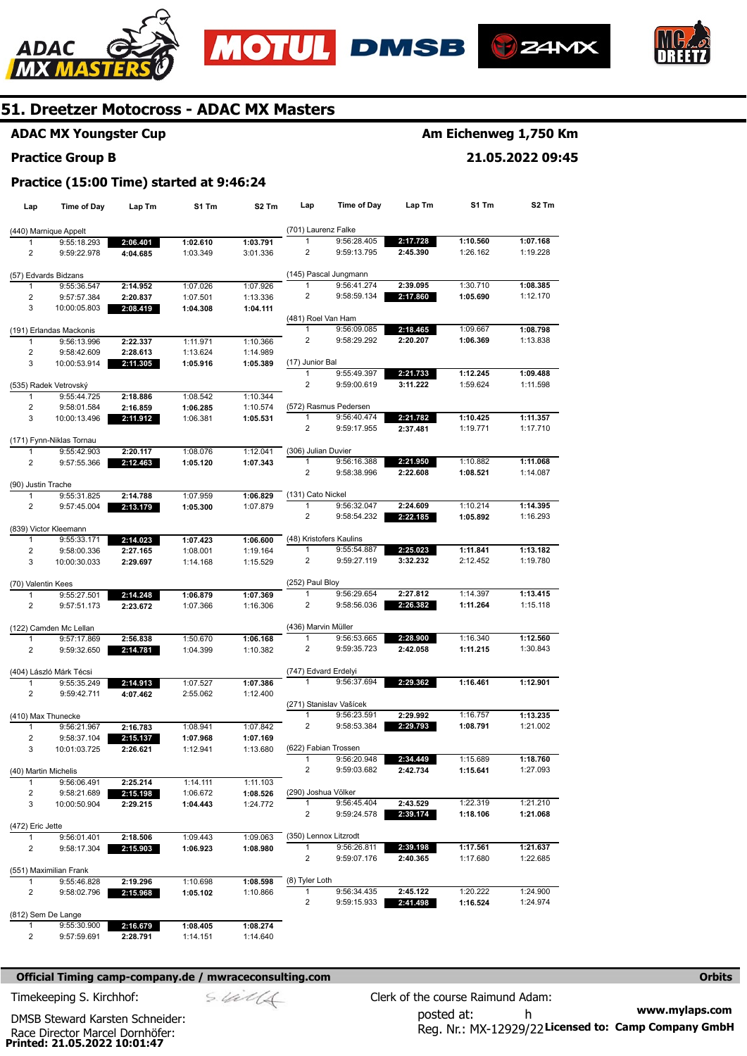# 51. Dreetzer Motocross - ADAC MX Masters

**ADAC MX Youngster Cup** — **Am Eichenweg 1,750 Km**

**Practice Group B** — **21.05.2022 09:45**

**Practice (15:00 Time) started at 9:46:24**

| Lap | Time of Day | Lap Tm | S1 Tm | S2 Tm |
|---|---|---|---|---|
| **(440) Marnique Appelt** | | | | |
| 1 | 9:55:18.293 | **2:06.401** | **1:02.610** | **1:03.791** |
| 2 | 9:59:22.978 | **4:04.685** | 1:03.349 | 3:01.336 |
| **(57) Edvards Bidzans** | | | | |
| 1 | 9:55:36.547 | **2:14.952** | 1:07.026 | 1:07.926 |
| 2 | 9:57:57.384 | **2:20.837** | 1:07.501 | 1:13.336 |
| 3 | 10:00:05.803 | **2:08.419** | **1:04.308** | **1:04.111** |
| **(191) Erlandas Mackonis** | | | | |
| 1 | 9:56:13.996 | **2:22.337** | 1:11.971 | 1:10.366 |
| 2 | 9:58:42.609 | **2:28.613** | 1:13.624 | 1:14.989 |
| 3 | 10:00:53.914 | **2:11.305** | **1:05.916** | **1:05.389** |
| **(535) Radek Vetrovský** | | | | |
| 1 | 9:55:44.725 | **2:18.886** | 1:08.542 | 1:10.344 |
| 2 | 9:58:01.584 | **2:16.859** | **1:06.285** | 1:10.574 |
| 3 | 10:00:13.496 | **2:11.912** | 1:06.381 | **1:05.531** |
| **(171) Fynn-Niklas Tornau** | | | | |
| 1 | 9:55:42.903 | **2:20.117** | 1:08.076 | 1:12.041 |
| 2 | 9:57:55.366 | **2:12.463** | **1:05.120** | **1:07.343** |
| **(90) Justin Trache** | | | | |
| 1 | 9:55:31.825 | **2:14.788** | 1:07.959 | **1:06.829** |
| 2 | 9:57:45.004 | **2:13.179** | **1:05.300** | 1:07.879 |
| **(839) Victor Kleemann** | | | | |
| 1 | 9:55:33.171 | **2:14.023** | **1:07.423** | **1:06.600** |
| 2 | 9:58:00.336 | **2:27.165** | 1:08.001 | 1:19.164 |
| 3 | 10:00:30.033 | **2:29.697** | 1:14.168 | 1:15.529 |
| **(70) Valentin Kees** | | | | |
| 1 | 9:55:27.501 | **2:14.248** | **1:06.879** | **1:07.369** |
| 2 | 9:57:51.173 | **2:23.672** | 1:07.366 | 1:16.306 |
| **(122) Camden Mc Lellan** | | | | |
| 1 | 9:57:17.869 | **2:56.838** | 1:50.670 | **1:06.168** |
| 2 | 9:59:32.650 | **2:14.781** | **1:04.399** | 1:10.382 |
| **(404) László Márk Técsi** | | | | |
| 1 | 9:55:35.249 | **2:14.913** | 1:07.527 | **1:07.386** |
| 2 | 9:59:42.711 | **4:07.462** | 2:55.062 | 1:12.400 |
| **(410) Max Thunecke** | | | | |
| 1 | 9:56:21.967 | **2:16.783** | 1:08.941 | 1:07.842 |
| 2 | 9:58:37.104 | **2:15.137** | **1:07.968** | **1:07.169** |
| 3 | 10:01:03.725 | **2:26.621** | 1:12.941 | 1:13.680 |
| **(40) Martin Michelis** | | | | |
| 1 | 9:56:06.491 | **2:25.214** | 1:14.111 | 1:11.103 |
| 2 | 9:58:21.689 | **2:15.198** | 1:06.672 | **1:08.526** |
| 3 | 10:00:50.904 | **2:29.215** | **1:04.443** | 1:24.772 |
| **(472) Eric Jette** | | | | |
| 1 | 9:56:01.401 | **2:18.506** | 1:09.443 | 1:09.063 |
| 2 | 9:58:17.304 | **2:15.903** | **1:06.923** | **1:08.980** |
| **(551) Maximilian Frank** | | | | |
| 1 | 9:55:46.828 | **2:19.296** | 1:10.698 | **1:08.598** |
| 2 | 9:58:02.796 | **2:15.968** | **1:05.102** | 1:10.866 |
| **(812) Sem De Lange** | | | | |
| 1 | 9:55:30.900 | **2:16.679** | **1:08.405** | **1:08.274** |
| 2 | 9:57:59.691 | **2:28.791** | 1:14.151 | 1:14.640 |
| **(701) Laurenz Falke** | | | | |
| 1 | 9:56:28.405 | **2:17.728** | **1:10.560** | **1:07.168** |
| 2 | 9:59:13.795 | **2:45.390** | 1:26.162 | 1:19.228 |
| **(145) Pascal Jungmann** | | | | |
| 1 | 9:56:41.274 | **2:39.095** | 1:30.710 | **1:08.385** |
| 2 | 9:58:59.134 | **2:17.860** | **1:05.690** | 1:12.170 |
| **(481) Roel Van Ham** | | | | |
| 1 | 9:56:09.085 | **2:18.465** | 1:09.667 | **1:08.798** |
| 2 | 9:58:29.292 | **2:20.207** | **1:06.369** | 1:13.838 |
| **(17) Junior Bal** | | | | |
| 1 | 9:55:49.397 | **2:21.733** | **1:12.245** | **1:09.488** |
| 2 | 9:59:00.619 | **3:11.222** | 1:59.624 | 1:11.598 |
| **(572) Rasmus Pedersen** | | | | |
| 1 | 9:56:40.474 | **2:21.782** | **1:10.425** | **1:11.357** |
| 2 | 9:59:17.955 | **2:37.481** | 1:19.771 | 1:17.710 |
| **(306) Julian Duvier** | | | | |
| 1 | 9:56:16.388 | **2:21.950** | 1:10.882 | **1:11.068** |
| 2 | 9:58:38.996 | **2:22.608** | **1:08.521** | 1:14.087 |
| **(131) Cato Nickel** | | | | |
| 1 | 9:56:32.047 | **2:24.609** | 1:10.214 | **1:14.395** |
| 2 | 9:58:54.232 | **2:22.185** | **1:05.892** | 1:16.293 |
| **(48) Kristofers Kaulins** | | | | |
| 1 | 9:55:54.887 | **2:25.023** | **1:11.841** | **1:13.182** |
| 2 | 9:59:27.119 | **3:32.232** | 2:12.452 | 1:19.780 |
| **(252) Paul Bloy** | | | | |
| 1 | 9:56:29.654 | **2:27.812** | 1:14.397 | **1:13.415** |
| 2 | 9:58:56.036 | **2:26.382** | **1:11.264** | 1:15.118 |
| **(436) Marvin Müller** | | | | |
| 1 | 9:56:53.665 | **2:28.900** | 1:16.340 | **1:12.560** |
| 2 | 9:59:35.723 | **2:42.058** | **1:11.215** | 1:30.843 |
| **(747) Edvard Erdelyi** | | | | |
| 1 | 9:56:37.694 | **2:29.362** | **1:16.461** | **1:12.901** |
| **(271) Stanislav Vašícek** | | | | |
| 1 | 9:56:23.591 | **2:29.992** | 1:16.757 | **1:13.235** |
| 2 | 9:58:53.384 | **2:29.793** | **1:08.791** | 1:21.002 |
| **(622) Fabian Trossen** | | | | |
| 1 | 9:56:20.948 | **2:34.449** | 1:15.689 | **1:18.760** |
| 2 | 9:59:03.682 | **2:42.734** | **1:15.641** | 1:27.093 |
| **(290) Joshua Völker** | | | | |
| 1 | 9:56:45.404 | **2:43.529** | 1:22.319 | 1:21.210 |
| 2 | 9:59:24.578 | **2:39.174** | **1:18.106** | **1:21.068** |
| **(350) Lennox Litzrodt** | | | | |
| 1 | 9:56:26.811 | **2:39.198** | **1:17.561** | **1:21.637** |
| 2 | 9:59:07.176 | **2:40.365** | 1:17.680 | 1:22.685 |
| **(8) Tyler Loth** | | | | |
| 1 | 9:56:34.435 | **2:45.122** | 1:20.222 | 1:24.900 |
| 2 | 9:59:15.933 | **2:41.498** | **1:16.524** | 1:24.974 |

**Official Timing camp-company.de / mwraceconsulting.com** — **Orbits**

Timekeeping S. Kirchhof:

DMSB Steward Karsten Schneider:

Race Director Marcel Dornhöfer:

Clerk of the course Raimund Adam:

posted at: h

Reg. Nr.: MX-12929/22

**www.mylaps.com**

**Licensed to: Camp Company GmbH**

**Printed: 21.05.2022 10:01:47**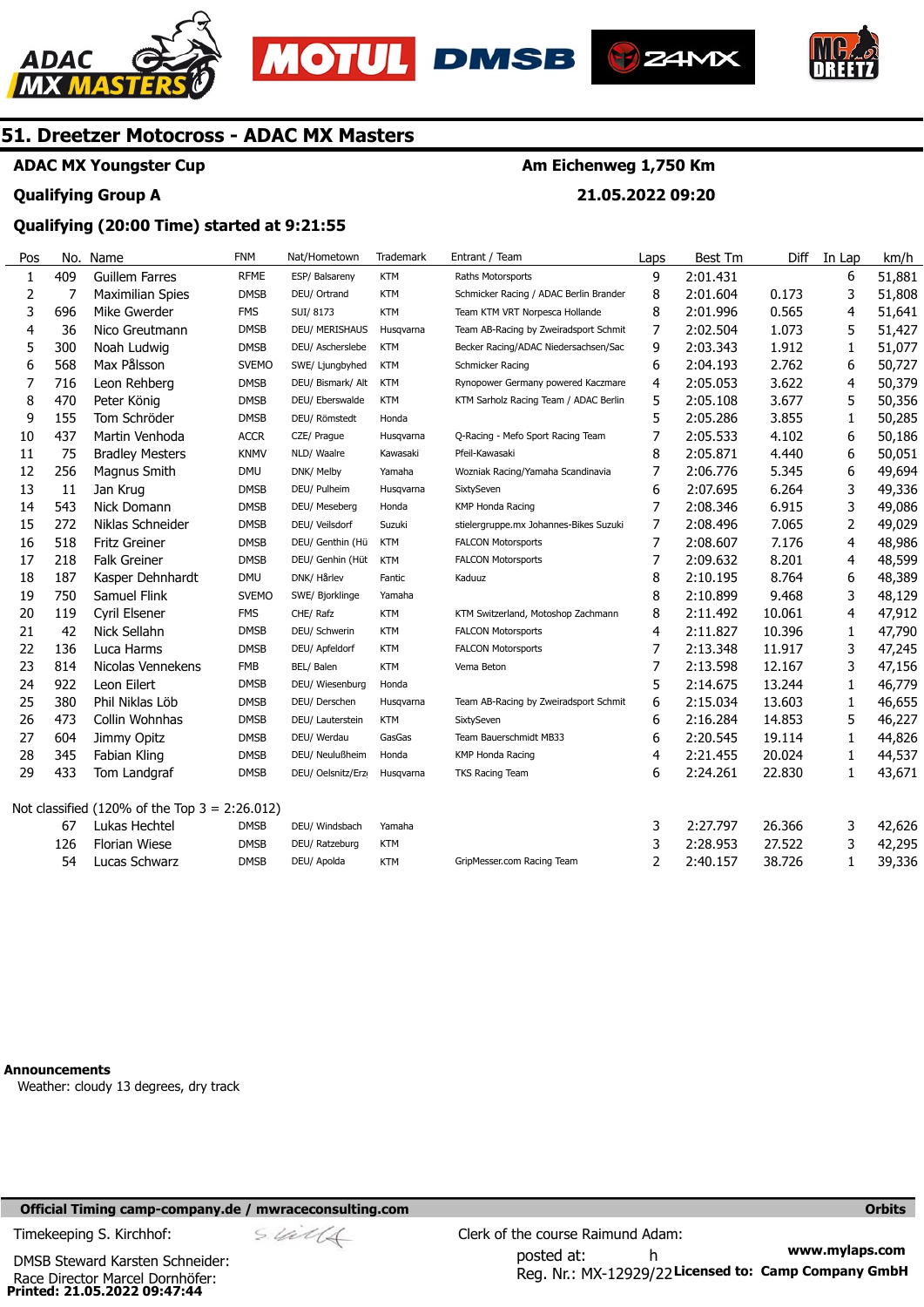# 51. Dreetzer Motocross - ADAC MX Masters

**ADAC MX Youngster Cup** — **Am Eichenweg 1,750 Km**

**Qualifying Group A** — **21.05.2022 09:20**

**Qualifying (20:00 Time) started at 9:21:55**

| Pos | No. | Name | FNM | Nat/Hometown | Trademark | Entrant / Team | Laps | Best Tm | Diff | In Lap | km/h |
|---|---|---|---|---|---|---|---|---|---|---|---|
| 1 | 409 | Guillem Farres | RFME | ESP/ Balsareny | KTM | Raths Motorsports | 9 | 2:01.431 | | 6 | 51,881 |
| 2 | 7 | Maximilian Spies | DMSB | DEU/ Ortrand | KTM | Schmicker Racing / ADAC Berlin Brander | 8 | 2:01.604 | 0.173 | 3 | 51,808 |
| 3 | 696 | Mike Gwerder | FMS | SUI/ 8173 | KTM | Team KTM VRT Norpesca Hollande | 8 | 2:01.996 | 0.565 | 4 | 51,641 |
| 4 | 36 | Nico Greutmann | DMSB | DEU/ MERISHAUS | Husqvarna | Team AB-Racing by Zweiradsport Schmit | 7 | 2:02.504 | 1.073 | 5 | 51,427 |
| 5 | 300 | Noah Ludwig | DMSB | DEU/ Ascherslebe | KTM | Becker Racing/ADAC Niedersachsen/Sac | 9 | 2:03.343 | 1.912 | 1 | 51,077 |
| 6 | 568 | Max Pålsson | SVEMO | SWE/ Ljungbyhed | KTM | Schmicker Racing | 6 | 2:04.193 | 2.762 | 6 | 50,727 |
| 7 | 716 | Leon Rehberg | DMSB | DEU/ Bismark/ Alt | KTM | Rynopower Germany powered Kaczmare | 4 | 2:05.053 | 3.622 | 4 | 50,379 |
| 8 | 470 | Peter König | DMSB | DEU/ Eberswalde | KTM | KTM Sarholz Racing Team / ADAC Berlin | 5 | 2:05.108 | 3.677 | 5 | 50,356 |
| 9 | 155 | Tom Schröder | DMSB | DEU/ Römstedt | Honda | | 5 | 2:05.286 | 3.855 | 1 | 50,285 |
| 10 | 437 | Martin Venhoda | ACCR | CZE/ Prague | Husqvarna | Q-Racing - Mefo Sport Racing Team | 7 | 2:05.533 | 4.102 | 6 | 50,186 |
| 11 | 75 | Bradley Mesters | KNMV | NLD/ Waalre | Kawasaki | Pfeil-Kawasaki | 8 | 2:05.871 | 4.440 | 6 | 50,051 |
| 12 | 256 | Magnus Smith | DMU | DNK/ Melby | Yamaha | Wozniak Racing/Yamaha Scandinavia | 7 | 2:06.776 | 5.345 | 6 | 49,694 |
| 13 | 11 | Jan Krug | DMSB | DEU/ Pulheim | Husqvarna | SixtySeven | 6 | 2:07.695 | 6.264 | 3 | 49,336 |
| 14 | 543 | Nick Domann | DMSB | DEU/ Meseberg | Honda | KMP Honda Racing | 7 | 2:08.346 | 6.915 | 3 | 49,086 |
| 15 | 272 | Niklas Schneider | DMSB | DEU/ Veilsdorf | Suzuki | stielergruppe.mx Johannes-Bikes Suzuki | 7 | 2:08.496 | 7.065 | 2 | 49,029 |
| 16 | 518 | Fritz Greiner | DMSB | DEU/ Genthin (Hü | KTM | FALCON Motorsports | 7 | 2:08.607 | 7.176 | 4 | 48,986 |
| 17 | 218 | Falk Greiner | DMSB | DEU/ Genthin (Hüt | KTM | FALCON Motorsports | 7 | 2:09.632 | 8.201 | 4 | 48,599 |
| 18 | 187 | Kasper Dehnhardt | DMU | DNK/ Hårlev | Fantic | Kaduuz | 8 | 2:10.195 | 8.764 | 6 | 48,389 |
| 19 | 750 | Samuel Flink | SVEMO | SWE/ Bjorklinge | Yamaha | | 8 | 2:10.899 | 9.468 | 3 | 48,129 |
| 20 | 119 | Cyril Elsener | FMS | CHE/ Rafz | KTM | KTM Switzerland, Motoshop Zachmann | 8 | 2:11.492 | 10.061 | 4 | 47,912 |
| 21 | 42 | Nick Sellahn | DMSB | DEU/ Schwerin | KTM | FALCON Motorsports | 4 | 2:11.827 | 10.396 | 1 | 47,790 |
| 22 | 136 | Luca Harms | DMSB | DEU/ Apfeldorf | KTM | FALCON Motorsports | 7 | 2:13.348 | 11.917 | 3 | 47,245 |
| 23 | 814 | Nicolas Vennekens | FMB | BEL/ Balen | KTM | Vema Beton | 7 | 2:13.598 | 12.167 | 3 | 47,156 |
| 24 | 922 | Leon Eilert | DMSB | DEU/ Wiesenburg | Honda | | 5 | 2:14.675 | 13.244 | 1 | 46,779 |
| 25 | 380 | Phil Niklas Löb | DMSB | DEU/ Derschen | Husqvarna | Team AB-Racing by Zweiradsport Schmit | 6 | 2:15.034 | 13.603 | 1 | 46,655 |
| 26 | 473 | Collin Wohnhas | DMSB | DEU/ Lauterstein | KTM | SixtySeven | 6 | 2:16.284 | 14.853 | 5 | 46,227 |
| 27 | 604 | Jimmy Opitz | DMSB | DEU/ Werdau | GasGas | Team Bauerschmidt MB33 | 6 | 2:20.545 | 19.114 | 1 | 44,826 |
| 28 | 345 | Fabian Kling | DMSB | DEU/ Neulußheim | Honda | KMP Honda Racing | 4 | 2:21.455 | 20.024 | 1 | 44,537 |
| 29 | 433 | Tom Landgraf | DMSB | DEU/ Oelsnitz/Erz | Husqvarna | TKS Racing Team | 6 | 2:24.261 | 22.830 | 1 | 43,671 |
| | | **Not classified (120% of the Top 3 = 2:26.012)** | | | | | | | | | |
| | 67 | Lukas Hechtel | DMSB | DEU/ Windsbach | Yamaha | | 3 | 2:27.797 | 26.366 | 3 | 42,626 |
| | 126 | Florian Wiese | DMSB | DEU/ Ratzeburg | KTM | | 3 | 2:28.953 | 27.522 | 3 | 42,295 |
| | 54 | Lucas Schwarz | DMSB | DEU/ Apolda | KTM | GripMesser.com Racing Team | 2 | 2:40.157 | 38.726 | 1 | 39,336 |

**Announcements**

Weather: cloudy 13 degrees, dry track

**Official Timing camp-company.de / mwraceconsulting.com** — **Orbits**

Timekeeping S. Kirchhof:

Clerk of the course Raimund Adam:

DMSB Steward Karsten Schneider:

posted at: h

Race Director Marcel Dornhöfer:

Reg. Nr.: MX-12929/22

**Licensed to: Camp Company GmbH**

**www.mylaps.com**

**Printed: 21.05.2022 09:47:44**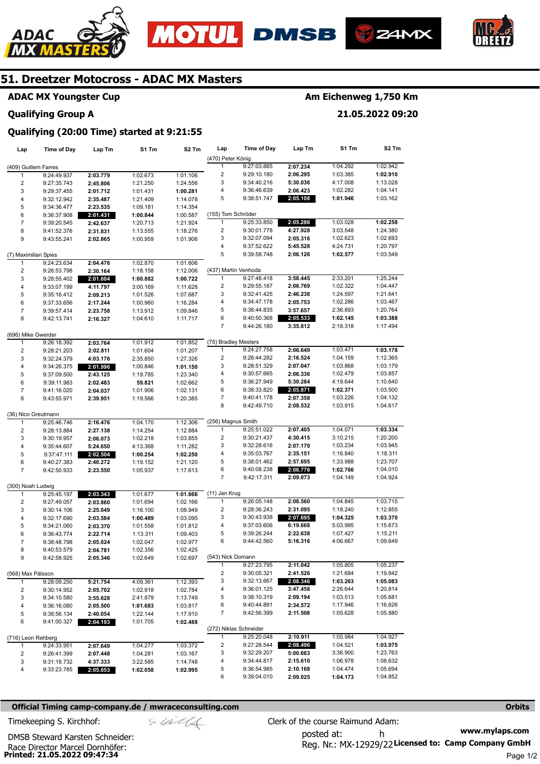# 51. Dreetzer Motocross - ADAC MX Masters

**ADAC MX Youngster Cup** — **Am Eichenweg 1,750 Km**

**Qualifying Group A** — **21.05.2022 09:20**

**Qualifying (20:00 Time) started at 9:21:55**

| Lap | Time of Day | Lap Tm | S1 Tm | S2 Tm |
|---|---|---|---|---|
| **(409) Guillem Farres** | | | | |
| 1 | 9:24:49.937 | 2:03.779 | 1:02.673 | 1:01.106 |
| 2 | 9:27:35.743 | 2:45.806 | 1:21.250 | 1:24.556 |
| 3 | 9:29:37.455 | 2:01.712 | 1:01.431 | 1:00.281 |
| 4 | 9:32:12.942 | 2:35.487 | 1:21.409 | 1:14.078 |
| 5 | 9:34:36.477 | 2:23.535 | 1:09.181 | 1:14.354 |
| 6 | 9:36:37.908 | 2:01.431 | 1:00.844 | 1:00.587 |
| 7 | 9:39:20.545 | 2:42.637 | 1:20.713 | 1:21.924 |
| 8 | 9:41:52.376 | 2:31.831 | 1:13.555 | 1:18.276 |
| 9 | 9:43:55.241 | 2:02.865 | 1:00.959 | 1:01.906 |
| **(7) Maximilian Spies** | | | | |
| 1 | 9:24:23.634 | 2:04.476 | 1:02.870 | 1:01.606 |
| 2 | 9:26:53.798 | 2:30.164 | 1:18.158 | 1:12.006 |
| 3 | 9:28:55.402 | 2:01.604 | 1:00.882 | 1:00.722 |
| 4 | 9:33:07.199 | 4:11.797 | 3:00.169 | 1:11.628 |
| 5 | 9:35:16.412 | 2:09.213 | 1:01.526 | 1:07.687 |
| 6 | 9:37:33.656 | 2:17.244 | 1:00.960 | 1:16.284 |
| 7 | 9:39:57.414 | 2:23.758 | 1:13.912 | 1:09.846 |
| 8 | 9:42:13.741 | 2:16.327 | 1:04.610 | 1:11.717 |
| **(696) Mike Gwerder** | | | | |
| 1 | 9:26:18.392 | 2:03.764 | 1:01.912 | 1:01.852 |
| 2 | 9:28:21.203 | 2:02.811 | 1:01.604 | 1:01.207 |
| 3 | 9:32:24.379 | 4:03.176 | 2:35.850 | 1:27.326 |
| 4 | 9:34:26.375 | 2:01.996 | 1:00.846 | 1:01.150 |
| 5 | 9:37:09.500 | 2:43.125 | 1:19.785 | 1:23.340 |
| 6 | 9:39:11.983 | 2:02.483 | 59.821 | 1:02.662 |
| 7 | 9:41:16.020 | 2:04.037 | 1:01.906 | 1:02.131 |
| 8 | 9:43:55.971 | 2:39.951 | 1:19.566 | 1:20.385 |
| **(36) Nico Greutmann** | | | | |
| 1 | 9:25:46.746 | 2:16.476 | 1:04.170 | 1:12.306 |
| 2 | 9:28:13.884 | 2:27.138 | 1:14.254 | 1:12.884 |
| 3 | 9:30:19.957 | 2:06.073 | 1:02.218 | 1:03.855 |
| 4 | 9:35:44.607 | 5:24.650 | 4:13.368 | 1:11.282 |
| 5 | 9:37:47.111 | 2:02.504 | 1:00.254 | 1:02.250 |
| 6 | 9:40:27.383 | 2:40.272 | 1:19.152 | 1:21.120 |
| 7 | 9:42:50.933 | 2:23.550 | 1:05.937 | 1:17.613 |
| **(300) Noah Ludwig** | | | | |
| 1 | 9:25:45.197 | 2:03.343 | 1:01.677 | 1:01.666 |
| 2 | 9:27:49.057 | 2:03.860 | 1:01.694 | 1:02.166 |
| 3 | 9:30:14.106 | 2:25.049 | 1:16.100 | 1:08.949 |
| 4 | 9:32:17.690 | 2:03.584 | 1:00.489 | 1:03.095 |
| 5 | 9:34:21.060 | 2:03.370 | 1:01.558 | 1:01.812 |
| 6 | 9:36:43.774 | 2:22.714 | 1:13.311 | 1:09.403 |
| 7 | 9:38:48.798 | 2:05.024 | 1:02.047 | 1:02.977 |
| 8 | 9:40:53.579 | 2:04.781 | 1:02.356 | 1:02.425 |
| 9 | 9:42:58.925 | 2:05.346 | 1:02.649 | 1:02.697 |
| **(568) Max Pålsson** | | | | |
| 1 | 9:28:09.250 | 5:21.754 | 4:09.361 | 1:12.393 |
| 2 | 9:30:14.952 | 2:05.702 | 1:02.918 | 1:02.784 |
| 3 | 9:34:10.580 | 3:55.628 | 2:41.879 | 1:13.749 |
| 4 | 9:36:16.080 | 2:05.500 | 1:01.683 | 1:03.817 |
| 5 | 9:38:56.134 | 2:40.054 | 1:22.144 | 1:17.910 |
| 6 | 9:41:00.327 | 2:04.193 | 1:01.705 | 1:02.488 |
| **(716) Leon Rehberg** | | | | |
| 1 | 9:24:33.951 | 2:07.649 | 1:04.277 | 1:03.372 |
| 2 | 9:26:41.399 | 2:07.448 | 1:04.281 | 1:03.167 |
| 3 | 9:31:18.732 | 4:37.333 | 3:22.585 | 1:14.748 |
| 4 | 9:33:23.785 | 2:05.053 | 1:02.058 | 1:02.995 |
| **(470) Peter König** | | | | |
| 1 | 9:27:03.885 | 2:07.234 | 1:04.292 | 1:02.942 |
| 2 | 9:29:10.180 | 2:06.295 | 1:03.385 | 1:02.910 |
| 3 | 9:34:40.216 | 5:30.036 | 4:17.008 | 1:13.028 |
| 4 | 9:36:46.639 | 2:06.423 | 1:02.282 | 1:04.141 |
| 5 | 9:38:51.747 | 2:05.108 | 1:01.946 | 1:03.162 |
| **(155) Tom Schröder** | | | | |
| 1 | 9:25:33.850 | 2:05.286 | 1:03.028 | 1:02.258 |
| 2 | 9:30:01.778 | 4:27.928 | 3:03.548 | 1:24.380 |
| 3 | 9:32:07.094 | 2:05.316 | 1:02.623 | 1:02.693 |
| 4 | 9:37:52.622 | 5:45.528 | 4:24.731 | 1:20.797 |
| 5 | 9:39:58.748 | 2:06.126 | 1:02.577 | 1:03.549 |
| **(437) Martin Venhoda** | | | | |
| 1 | 9:27:48.418 | 3:58.445 | 2:33.201 | 1:25.244 |
| 2 | 9:29:55.187 | 2:06.769 | 1:02.322 | 1:04.447 |
| 3 | 9:32:41.425 | 2:46.238 | 1:24.597 | 1:21.641 |
| 4 | 9:34:47.178 | 2:05.753 | 1:02.286 | 1:03.467 |
| 5 | 9:38:44.835 | 3:57.657 | 2:36.893 | 1:20.764 |
| 6 | 9:40:50.368 | 2:05.533 | 1:02.145 | 1:03.388 |
| 7 | 9:44:26.180 | 3:35.812 | 2:18.318 | 1:17.494 |
| **(75) Bradley Mesters** | | | | |
| 1 | 9:24:27.758 | 2:06.649 | 1:03.471 | 1:03.178 |
| 2 | 9:26:44.282 | 2:16.524 | 1:04.159 | 1:12.365 |
| 3 | 9:28:51.329 | 2:07.047 | 1:03.868 | 1:03.179 |
| 4 | 9:30:57.665 | 2:06.336 | 1:02.479 | 1:03.857 |
| 5 | 9:36:27.949 | 5:30.284 | 4:19.644 | 1:10.640 |
| 6 | 9:38:33.820 | 2:05.871 | 1:02.371 | 1:03.500 |
| 7 | 9:40:41.178 | 2:07.358 | 1:03.226 | 1:04.132 |
| 8 | 9:42:49.710 | 2:08.532 | 1:03.915 | 1:04.617 |
| **(256) Magnus Smith** | | | | |
| 1 | 9:25:51.022 | 2:07.405 | 1:04.071 | 1:03.334 |
| 2 | 9:30:21.437 | 4:30.415 | 3:10.215 | 1:20.200 |
| 3 | 9:32:28.616 | 2:07.179 | 1:03.234 | 1:03.945 |
| 4 | 9:35:03.767 | 2:35.151 | 1:16.840 | 1:18.311 |
| 5 | 9:38:01.462 | 2:57.695 | 1:33.988 | 1:23.707 |
| 6 | 9:40:08.238 | 2:06.776 | 1:02.766 | 1:04.010 |
| 7 | 9:42:17.311 | 2:09.073 | 1:04.149 | 1:04.924 |
| **(11) Jan Krug** | | | | |
| 1 | 9:26:05.148 | 2:08.560 | 1:04.845 | 1:03.715 |
| 2 | 9:28:36.243 | 2:31.095 | 1:18.240 | 1:12.855 |
| 3 | 9:30:43.938 | 2:07.695 | 1:04.325 | 1:03.370 |
| 4 | 9:37:03.606 | 6:19.668 | 5:03.995 | 1:15.673 |
| 5 | 9:39:26.244 | 2:22.638 | 1:07.427 | 1:15.211 |
| 6 | 9:44:42.560 | 5:16.316 | 4:06.667 | 1:09.649 |
| **(543) Nick Domann** | | | | |
| 1 | 9:27:23.795 | 2:11.042 | 1:05.805 | 1:05.237 |
| 2 | 9:30:05.321 | 2:41.526 | 1:21.684 | 1:19.842 |
| 3 | 9:32:13.667 | 2:08.346 | 1:03.263 | 1:05.083 |
| 4 | 9:36:01.125 | 3:47.458 | 2:26.644 | 1:20.814 |
| 5 | 9:38:10.319 | 2:09.194 | 1:03.513 | 1:05.681 |
| 6 | 9:40:44.891 | 2:34.572 | 1:17.946 | 1:16.626 |
| 7 | 9:42:56.399 | 2:11.508 | 1:05.628 | 1:05.880 |
| **(272) Niklas Schneider** | | | | |
| 1 | 9:25:20.048 | 2:10.911 | 1:05.984 | 1:04.927 |
| 2 | 9:27:28.544 | 2:08.496 | 1:04.521 | 1:03.975 |
| 3 | 9:32:29.207 | 5:00.663 | 3:36.900 | 1:23.763 |
| 4 | 9:34:44.817 | 2:15.610 | 1:06.978 | 1:08.632 |
| 5 | 9:36:54.985 | 2:10.168 | 1:04.474 | 1:05.694 |
| 6 | 9:39:04.010 | 2:09.025 | 1:04.173 | 1:04.852 |

**Official Timing camp-company.de / mwraceconsulting.com** — **Orbits**

Timekeeping S. Kirchhof:

DMSB Steward Karsten Schneider:

Race Director Marcel Dornhöfer:

Clerk of the course Raimund Adam:

posted at: h

Reg. Nr.: MX-12929/22

www.mylaps.com

**Licensed to: Camp Company GmbH**

**Printed: 21.05.2022 09:47:34**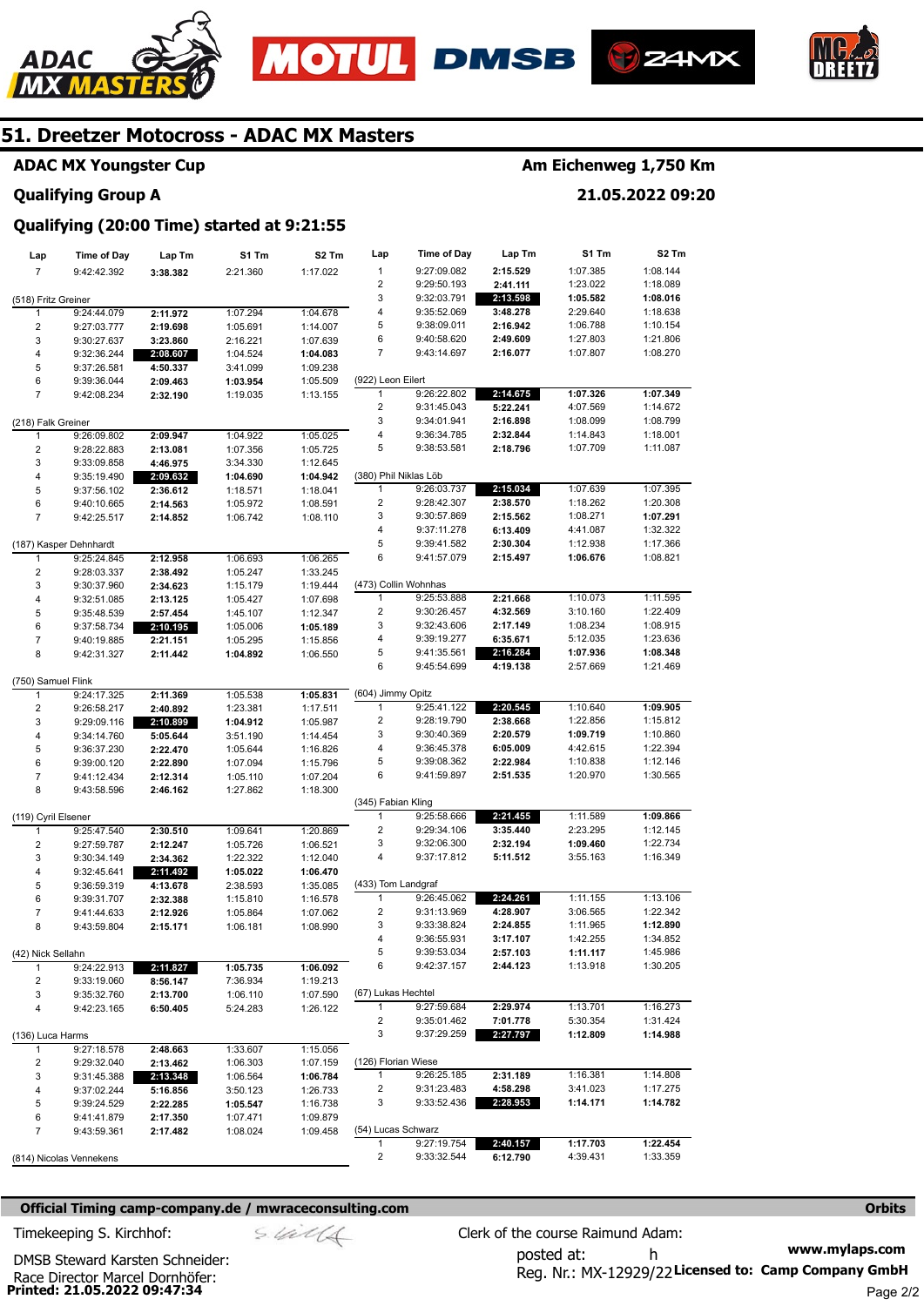# 51. Dreetzer Motocross - ADAC MX Masters

**ADAC MX Youngster Cup** — **Am Eichenweg 1,750 Km**

**Qualifying Group A** — **21.05.2022 09:20**

**Qualifying (20:00 Time) started at 9:21:55**

| Lap | Time of Day | Lap Tm | S1 Tm | S2 Tm |
|---|---|---|---|---|
| 7 | 9:42:42.392 | **3:38.382** | 2:21.360 | 1:17.022 |
| **(518) Fritz Greiner** | | | | |
| 1 | 9:24:44.079 | **2:11.972** | 1:07.294 | 1:04.678 |
| 2 | 9:27:03.777 | **2:19.698** | 1:05.691 | 1:14.007 |
| 3 | 9:30:27.637 | **3:23.860** | 2:16.221 | 1:07.639 |
| 4 | 9:32:36.244 | **2:08.607** | 1:04.524 | **1:04.083** |
| 5 | 9:37:26.581 | **4:50.337** | 3:41.099 | 1:09.238 |
| 6 | 9:39:36.044 | **2:09.463** | **1:03.954** | 1:05.509 |
| 7 | 9:42:08.234 | **2:32.190** | 1:19.035 | 1:13.155 |
| **(218) Falk Greiner** | | | | |
| 1 | 9:26:09.802 | **2:09.947** | 1:04.922 | 1:05.025 |
| 2 | 9:28:22.883 | **2:13.081** | 1:07.356 | 1:05.725 |
| 3 | 9:33:09.858 | **4:46.975** | 3:34.330 | 1:12.645 |
| 4 | 9:35:19.490 | **2:09.632** | **1:04.690** | **1:04.942** |
| 5 | 9:37:56.102 | **2:36.612** | 1:18.571 | 1:18.041 |
| 6 | 9:40:10.665 | **2:14.563** | 1:05.972 | 1:08.591 |
| 7 | 9:42:25.517 | **2:14.852** | 1:06.742 | 1:08.110 |
| **(187) Kasper Dehnhardt** | | | | |
| 1 | 9:25:24.845 | **2:12.958** | 1:06.693 | 1:06.265 |
| 2 | 9:28:03.337 | **2:38.492** | 1:05.247 | 1:33.245 |
| 3 | 9:30:37.960 | **2:34.623** | 1:15.179 | 1:19.444 |
| 4 | 9:32:51.085 | **2:13.125** | 1:05.427 | 1:07.698 |
| 5 | 9:35:48.539 | **2:57.454** | 1:45.107 | 1:12.347 |
| 6 | 9:37:58.734 | **2:10.195** | 1:05.006 | **1:05.189** |
| 7 | 9:40:19.885 | **2:21.151** | 1:05.295 | 1:15.856 |
| 8 | 9:42:31.327 | **2:11.442** | **1:04.892** | 1:06.550 |
| **(750) Samuel Flink** | | | | |
| 1 | 9:24:17.325 | **2:11.369** | 1:05.538 | **1:05.831** |
| 2 | 9:26:58.217 | **2:40.892** | 1:23.381 | 1:17.511 |
| 3 | 9:29:09.116 | **2:10.899** | **1:04.912** | 1:05.987 |
| 4 | 9:34:14.760 | **5:05.644** | 3:51.190 | 1:14.454 |
| 5 | 9:36:37.230 | **2:22.470** | 1:05.644 | 1:16.826 |
| 6 | 9:39:00.120 | **2:22.890** | 1:07.094 | 1:15.796 |
| 7 | 9:41:12.434 | **2:12.314** | 1:05.110 | 1:07.204 |
| 8 | 9:43:58.596 | **2:46.162** | 1:27.862 | 1:18.300 |
| **(119) Cyril Elsener** | | | | |
| 1 | 9:25:47.540 | **2:30.510** | 1:09.641 | 1:20.869 |
| 2 | 9:27:59.787 | **2:12.247** | 1:05.726 | 1:06.521 |
| 3 | 9:30:34.149 | **2:34.362** | 1:22.322 | 1:12.040 |
| 4 | 9:32:45.641 | **2:11.492** | **1:05.022** | **1:06.470** |
| 5 | 9:36:59.319 | **4:13.678** | 2:38.593 | 1:35.085 |
| 6 | 9:39:31.707 | **2:32.388** | 1:15.810 | 1:16.578 |
| 7 | 9:41:44.633 | **2:12.926** | 1:05.864 | 1:07.062 |
| 8 | 9:43:59.804 | **2:15.171** | 1:06.181 | 1:08.990 |
| **(42) Nick Sellahn** | | | | |
| 1 | 9:24:22.913 | **2:11.827** | **1:05.735** | **1:06.092** |
| 2 | 9:33:19.060 | **8:56.147** | 7:36.934 | 1:19.213 |
| 3 | 9:35:32.760 | **2:13.700** | 1:06.110 | 1:07.590 |
| 4 | 9:42:23.165 | **6:50.405** | 5:24.283 | 1:26.122 |
| **(136) Luca Harms** | | | | |
| 1 | 9:27:18.578 | **2:48.663** | 1:33.607 | 1:15.056 |
| 2 | 9:29:32.040 | **2:13.462** | 1:06.303 | 1:07.159 |
| 3 | 9:31:45.388 | **2:13.348** | 1:06.564 | **1:06.784** |
| 4 | 9:37:02.244 | **5:16.856** | 3:50.123 | 1:26.733 |
| 5 | 9:39:24.529 | **2:22.285** | **1:05.547** | 1:16.738 |
| 6 | 9:41:41.879 | **2:17.350** | 1:07.471 | 1:09.879 |
| 7 | 9:43:59.361 | **2:17.482** | 1:08.024 | 1:09.458 |
| **(814) Nicolas Vennekens** | | | | |
| 1 | 9:27:09.082 | **2:15.529** | 1:07.385 | 1:08.144 |
| 2 | 9:29:50.193 | **2:41.111** | 1:23.022 | 1:18.089 |
| 3 | 9:32:03.791 | **2:13.598** | **1:05.582** | **1:08.016** |
| 4 | 9:35:52.069 | **3:48.278** | 2:29.640 | 1:18.638 |
| 5 | 9:38:09.011 | **2:16.942** | 1:06.788 | 1:10.154 |
| 6 | 9:40:58.620 | **2:49.609** | 1:27.803 | 1:21.806 |
| 7 | 9:43:14.697 | **2:16.077** | 1:07.807 | 1:08.270 |
| **(922) Leon Eilert** | | | | |
| 1 | 9:26:22.802 | **2:14.675** | **1:07.326** | **1:07.349** |
| 2 | 9:31:45.043 | **5:22.241** | 4:07.569 | 1:14.672 |
| 3 | 9:34:01.941 | **2:16.898** | 1:08.099 | 1:08.799 |
| 4 | 9:36:34.785 | **2:32.844** | 1:14.843 | 1:18.001 |
| 5 | 9:38:53.581 | **2:18.796** | 1:07.709 | 1:11.087 |
| **(380) Phil Niklas Löb** | | | | |
| 1 | 9:26:03.737 | **2:15.034** | 1:07.639 | 1:07.395 |
| 2 | 9:28:42.307 | **2:38.570** | 1:18.262 | 1:20.308 |
| 3 | 9:30:57.869 | **2:15.562** | 1:08.271 | **1:07.291** |
| 4 | 9:37:11.278 | **6:13.409** | 4:41.087 | 1:32.322 |
| 5 | 9:39:41.582 | **2:30.304** | 1:12.938 | 1:17.366 |
| 6 | 9:41:57.079 | **2:15.497** | **1:06.676** | 1:08.821 |
| **(473) Collin Wohnhas** | | | | |
| 1 | 9:25:53.888 | **2:21.668** | 1:10.073 | 1:11.595 |
| 2 | 9:30:26.457 | **4:32.569** | 3:10.160 | 1:22.409 |
| 3 | 9:32:43.606 | **2:17.149** | 1:08.234 | 1:08.915 |
| 4 | 9:39:19.277 | **6:35.671** | 5:12.035 | 1:23.636 |
| 5 | 9:41:35.561 | **2:16.284** | **1:07.936** | **1:08.348** |
| 6 | 9:45:54.699 | **4:19.138** | 2:57.669 | 1:21.469 |
| **(604) Jimmy Opitz** | | | | |
| 1 | 9:25:41.122 | **2:20.545** | 1:10.640 | **1:09.905** |
| 2 | 9:28:19.790 | **2:38.668** | 1:22.856 | 1:15.812 |
| 3 | 9:30:40.369 | **2:20.579** | **1:09.719** | 1:10.860 |
| 4 | 9:36:45.378 | **6:05.009** | 4:42.615 | 1:22.394 |
| 5 | 9:39:08.362 | **2:22.984** | 1:10.838 | 1:12.146 |
| 6 | 9:41:59.897 | **2:51.535** | 1:20.970 | 1:30.565 |
| **(345) Fabian Kling** | | | | |
| 1 | 9:25:58.666 | **2:21.455** | 1:11.589 | **1:09.866** |
| 2 | 9:29:34.106 | **3:35.440** | 2:23.295 | 1:12.145 |
| 3 | 9:32:06.300 | **2:32.194** | **1:09.460** | 1:22.734 |
| 4 | 9:37:17.812 | **5:11.512** | 3:55.163 | 1:16.349 |
| **(433) Tom Landgraf** | | | | |
| 1 | 9:26:45.062 | **2:24.261** | 1:11.155 | 1:13.106 |
| 2 | 9:31:13.969 | **4:28.907** | 3:06.565 | 1:22.342 |
| 3 | 9:33:38.824 | **2:24.855** | 1:11.965 | **1:12.890** |
| 4 | 9:36:55.931 | **3:17.107** | 1:42.255 | 1:34.852 |
| 5 | 9:39:53.034 | **2:57.103** | **1:11.117** | 1:45.986 |
| 6 | 9:42:37.157 | **2:44.123** | 1:13.918 | 1:30.205 |
| **(67) Lukas Hechtel** | | | | |
| 1 | 9:27:59.684 | **2:29.974** | 1:13.701 | 1:16.273 |
| 2 | 9:35:01.462 | **7:01.778** | 5:30.354 | 1:31.424 |
| 3 | 9:37:29.259 | **2:27.797** | **1:12.809** | **1:14.988** |
| **(126) Florian Wiese** | | | | |
| 1 | 9:26:25.185 | **2:31.189** | 1:16.381 | 1:14.808 |
| 2 | 9:31:23.483 | **4:58.298** | 3:41.023 | 1:17.275 |
| 3 | 9:33:52.436 | **2:28.953** | **1:14.171** | **1:14.782** |
| **(54) Lucas Schwarz** | | | | |
| 1 | 9:27:19.754 | **2:40.157** | **1:17.703** | **1:22.454** |
| 2 | 9:33:32.544 | **6:12.790** | 4:39.431 | 1:33.359 |

**Official Timing camp-company.de / mwraceconsulting.com** — **Orbits**

Timekeeping S. Kirchhof:

DMSB Steward Karsten Schneider:

Race Director Marcel Dornhöfer:

Clerk of the course Raimund Adam:

posted at: h

Reg. Nr.: MX-12929/22

**www.mylaps.com**

**Licensed to: Camp Company GmbH**

**Printed: 21.05.2022 09:47:34**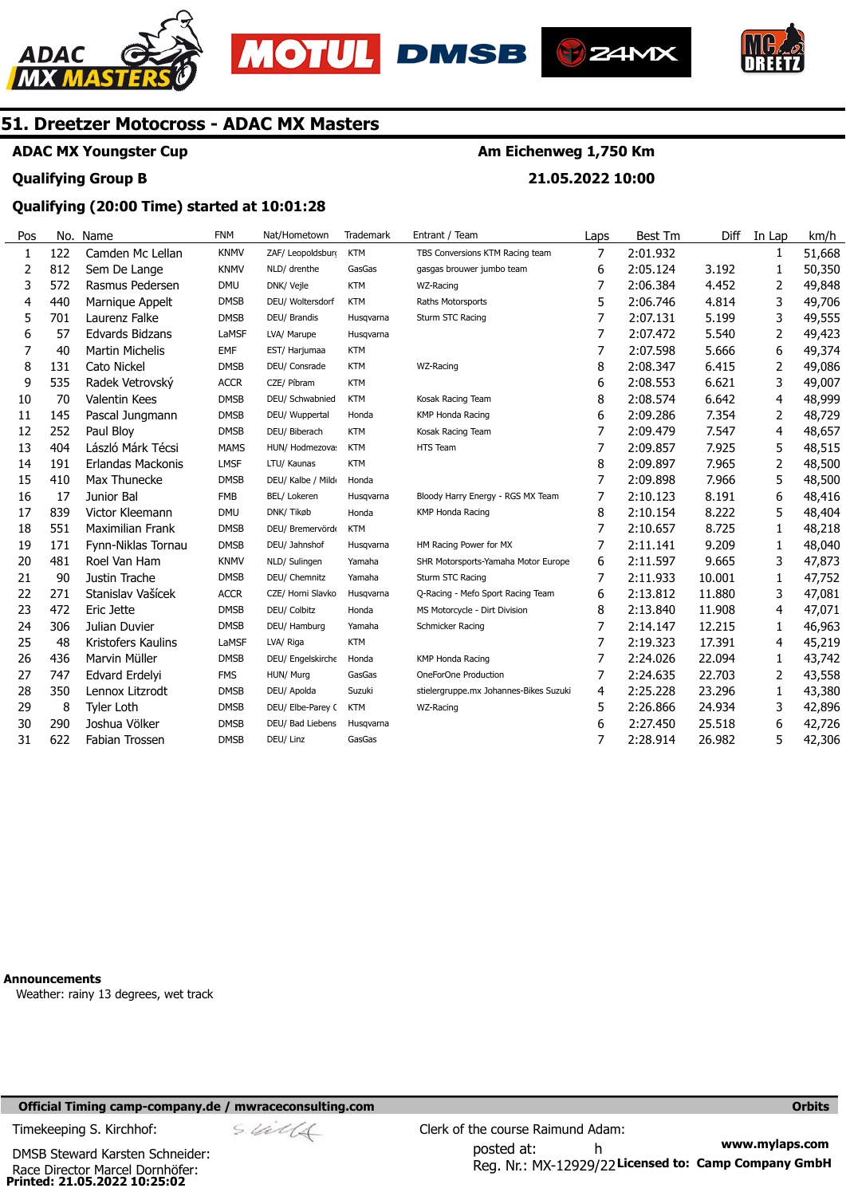# 51. Dreetzer Motocross - ADAC MX Masters

**ADAC MX Youngster Cup** — **Am Eichenweg 1,750 Km**

**Qualifying Group B** — **21.05.2022 10:00**

**Qualifying (20:00 Time) started at 10:01:28**

| Pos | No. | Name | FNM | Nat/Hometown | Trademark | Entrant / Team | Laps | Best Tm | Diff | In Lap | km/h |
|---|---|---|---|---|---|---|---|---|---|---|---|
| 1 | 122 | Camden Mc Lellan | KNMV | ZAF/ Leopoldsburg | KTM | TBS Conversions KTM Racing team | 7 | 2:01.932 | | 1 | 51,668 |
| 2 | 812 | Sem De Lange | KNMV | NLD/ drenthe | GasGas | gasgas brouwer jumbo team | 6 | 2:05.124 | 3.192 | 1 | 50,350 |
| 3 | 572 | Rasmus Pedersen | DMU | DNK/ Vejle | KTM | WZ-Racing | 7 | 2:06.384 | 4.452 | 2 | 49,848 |
| 4 | 440 | Marnique Appelt | DMSB | DEU/ Woltersdorf | KTM | Raths Motorsports | 5 | 2:06.746 | 4.814 | 3 | 49,706 |
| 5 | 701 | Laurenz Falke | DMSB | DEU/ Brandis | Husqvarna | Sturm STC Racing | 7 | 2:07.131 | 5.199 | 3 | 49,555 |
| 6 | 57 | Edvards Bidzans | LaMSF | LVA/ Marupe | Husqvarna | | 7 | 2:07.472 | 5.540 | 2 | 49,423 |
| 7 | 40 | Martin Michelis | EMF | EST/ Harjumaa | KTM | | 7 | 2:07.598 | 5.666 | 6 | 49,374 |
| 8 | 131 | Cato Nickel | DMSB | DEU/ Consrade | KTM | WZ-Racing | 8 | 2:08.347 | 6.415 | 2 | 49,086 |
| 9 | 535 | Radek Vetrovský | ACCR | CZE/ Příbram | KTM | | 6 | 2:08.553 | 6.621 | 3 | 49,007 |
| 10 | 70 | Valentin Kees | DMSB | DEU/ Schwabnied | KTM | Kosak Racing Team | 8 | 2:08.574 | 6.642 | 4 | 48,999 |
| 11 | 145 | Pascal Jungmann | DMSB | DEU/ Wuppertal | Honda | KMP Honda Racing | 6 | 2:09.286 | 7.354 | 2 | 48,729 |
| 12 | 252 | Paul Bloy | DMSB | DEU/ Biberach | KTM | Kosak Racing Team | 7 | 2:09.479 | 7.547 | 4 | 48,657 |
| 13 | 404 | László Márk Técsi | MAMS | HUN/ Hodmezova: | KTM | HTS Team | 7 | 2:09.857 | 7.925 | 5 | 48,515 |
| 14 | 191 | Erlandas Mackonis | LMSF | LTU/ Kaunas | KTM | | 8 | 2:09.897 | 7.965 | 2 | 48,500 |
| 15 | 410 | Max Thunecke | DMSB | DEU/ Kalbe / Mild | Honda | | 7 | 2:09.898 | 7.966 | 5 | 48,500 |
| 16 | 17 | Junior Bal | FMB | BEL/ Lokeren | Husqvarna | Bloody Harry Energy - RGS MX Team | 7 | 2:10.123 | 8.191 | 6 | 48,416 |
| 17 | 839 | Victor Kleemann | DMU | DNK/ Tikøb | Honda | KMP Honda Racing | 8 | 2:10.154 | 8.222 | 5 | 48,404 |
| 18 | 551 | Maximilian Frank | DMSB | DEU/ Bremervörde | KTM | | 7 | 2:10.657 | 8.725 | 1 | 48,218 |
| 19 | 171 | Fynn-Niklas Tornau | DMSB | DEU/ Jahnshof | Husqvarna | HM Racing Power for MX | 7 | 2:11.141 | 9.209 | 1 | 48,040 |
| 20 | 481 | Roel Van Ham | KNMV | NLD/ Sulingen | Yamaha | SHR Motorsports-Yamaha Motor Europe | 6 | 2:11.597 | 9.665 | 3 | 47,873 |
| 21 | 90 | Justin Trache | DMSB | DEU/ Chemnitz | Yamaha | Sturm STC Racing | 7 | 2:11.933 | 10.001 | 1 | 47,752 |
| 22 | 271 | Stanislav Vašícek | ACCR | CZE/ Horni Slavko | Husqvarna | Q-Racing - Mefo Sport Racing Team | 6 | 2:13.812 | 11.880 | 3 | 47,081 |
| 23 | 472 | Eric Jette | DMSB | DEU/ Colbitz | Honda | MS Motorcycle - Dirt Division | 8 | 2:13.840 | 11.908 | 4 | 47,071 |
| 24 | 306 | Julian Duvier | DMSB | DEU/ Hamburg | Yamaha | Schmicker Racing | 7 | 2:14.147 | 12.215 | 1 | 46,963 |
| 25 | 48 | Kristofers Kaulins | LaMSF | LVA/ Riga | KTM | | 7 | 2:19.323 | 17.391 | 4 | 45,219 |
| 26 | 436 | Marvin Müller | DMSB | DEU/ Engelskirche | Honda | KMP Honda Racing | 7 | 2:24.026 | 22.094 | 1 | 43,742 |
| 27 | 747 | Edvard Erdelyi | FMS | HUN/ Murg | GasGas | OneForOne Production | 7 | 2:24.635 | 22.703 | 2 | 43,558 |
| 28 | 350 | Lennox Litzrodt | DMSB | DEU/ Apolda | Suzuki | stielergruppe.mx Johannes-Bikes Suzuki | 4 | 2:25.228 | 23.296 | 1 | 43,380 |
| 29 | 8 | Tyler Loth | DMSB | DEU/ Elbe-Parey ( | KTM | WZ-Racing | 5 | 2:26.866 | 24.934 | 3 | 42,896 |
| 30 | 290 | Joshua Völker | DMSB | DEU/ Bad Liebens | Husqvarna | | 6 | 2:27.450 | 25.518 | 6 | 42,726 |
| 31 | 622 | Fabian Trossen | DMSB | DEU/ Linz | GasGas | | 7 | 2:28.914 | 26.982 | 5 | 42,306 |

**Announcements**

Weather: rainy 13 degrees, wet track

**Official Timing camp-company.de / mwraceconsulting.com** — **Orbits**

Timekeeping S. Kirchhof:

DMSB Steward Karsten Schneider:

Race Director Marcel Dornhöfer:

Clerk of the course Raimund Adam:

posted at: h

Reg. Nr.: MX-12929/22

www.mylaps.com

**Licensed to: Camp Company GmbH**

**Printed: 21.05.2022 10:25:02**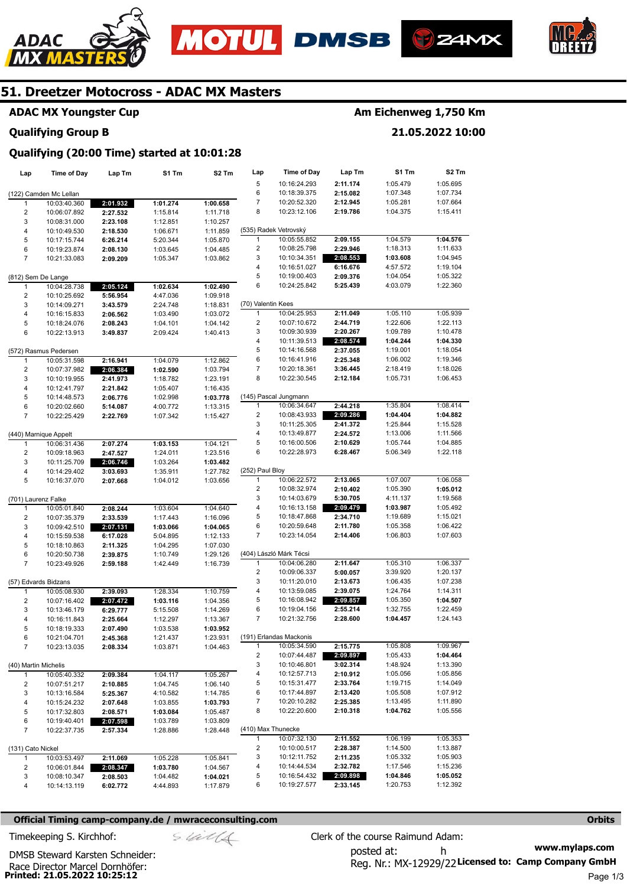# 51. Dreetzer Motocross - ADAC MX Masters

**ADAC MX Youngster Cup** — **Am Eichenweg 1,750 Km**

**Qualifying Group B** — **21.05.2022 10:00**

**Qualifying (20:00 Time) started at 10:01:28**

| Lap | Time of Day | Lap Tm | S1 Tm | S2 Tm |
|---|---|---|---|---|
| **(122) Camden Mc Lellan** | | | | |
| 1 | 10:03:40.360 | **2:01.932** | **1:01.274** | **1:00.658** |
| 2 | 10:06:07.892 | 2:27.532 | 1:15.814 | 1:11.718 |
| 3 | 10:08:31.000 | 2:23.108 | 1:12.851 | 1:10.257 |
| 4 | 10:10:49.530 | 2:18.530 | 1:06.671 | 1:11.859 |
| 5 | 10:17:15.744 | 6:26.214 | 5:20.344 | 1:05.870 |
| 6 | 10:19:23.874 | 2:08.130 | 1:03.645 | 1:04.485 |
| 7 | 10:21:33.083 | 2:09.209 | 1:05.347 | 1:03.862 |
| **(812) Sem De Lange** | | | | |
| 1 | 10:04:28.738 | **2:05.124** | **1:02.634** | **1:02.490** |
| 2 | 10:10:25.692 | 5:56.954 | 4:47.036 | 1:09.918 |
| 3 | 10:14:09.271 | 3:43.579 | 2:24.748 | 1:18.831 |
| 4 | 10:16:15.833 | 2:06.562 | 1:03.490 | 1:03.072 |
| 5 | 10:18:24.076 | 2:08.243 | 1:04.101 | 1:04.142 |
| 6 | 10:22:13.913 | 3:49.837 | 2:09.424 | 1:40.413 |
| **(572) Rasmus Pedersen** | | | | |
| 1 | 10:05:31.598 | 2:16.941 | 1:04.079 | 1:12.862 |
| 2 | 10:07:37.982 | **2:06.384** | **1:02.590** | 1:03.794 |
| 3 | 10:10:19.955 | 2:41.973 | 1:18.782 | 1:23.191 |
| 4 | 10:12:41.797 | 2:21.842 | 1:05.407 | 1:16.435 |
| 5 | 10:14:48.573 | 2:06.776 | 1:02.998 | **1:03.778** |
| 6 | 10:20:02.660 | 5:14.087 | 4:00.772 | 1:13.315 |
| 7 | 10:22:25.429 | 2:22.769 | 1:07.342 | 1:15.427 |
| **(440) Marnique Appelt** | | | | |
| 1 | 10:06:31.436 | 2:07.274 | **1:03.153** | 1:04.121 |
| 2 | 10:09:18.963 | 2:47.527 | 1:24.011 | 1:23.516 |
| 3 | 10:11:25.709 | **2:06.746** | 1:03.264 | **1:03.482** |
| 4 | 10:14:29.402 | 3:03.693 | 1:35.911 | 1:27.782 |
| 5 | 10:16:37.070 | 2:07.668 | 1:04.012 | 1:03.656 |
| **(701) Laurenz Falke** | | | | |
| 1 | 10:05:01.840 | 2:08.244 | 1:03.604 | 1:04.640 |
| 2 | 10:07:35.379 | 2:33.539 | 1:17.443 | 1:16.096 |
| 3 | 10:09:42.510 | **2:07.131** | **1:03.066** | **1:04.065** |
| 4 | 10:15:59.538 | 6:17.028 | 5:04.895 | 1:12.133 |
| 5 | 10:18:10.863 | 2:11.325 | 1:04.295 | 1:07.030 |
| 6 | 10:20:50.738 | 2:39.875 | 1:10.749 | 1:29.126 |
| 7 | 10:23:49.926 | 2:59.188 | 1:42.449 | 1:16.739 |
| **(57) Edvards Bidzans** | | | | |
| 1 | 10:05:08.930 | 2:39.093 | 1:28.334 | 1:10.759 |
| 2 | 10:07:16.402 | **2:07.472** | **1:03.116** | 1:04.356 |
| 3 | 10:13:46.179 | 6:29.777 | 5:15.508 | 1:14.269 |
| 4 | 10:16:11.843 | 2:25.664 | 1:12.297 | 1:13.367 |
| 5 | 10:18:19.333 | 2:07.490 | 1:03.538 | **1:03.952** |
| 6 | 10:21:04.701 | 2:45.368 | 1:21.437 | 1:23.931 |
| 7 | 10:23:13.035 | 2:08.334 | 1:03.871 | 1:04.463 |
| **(40) Martin Michelis** | | | | |
| 1 | 10:05:40.332 | 2:09.384 | 1:04.117 | 1:05.267 |
| 2 | 10:07:51.217 | 2:10.885 | 1:04.745 | 1:06.140 |
| 3 | 10:13:16.584 | 5:25.367 | 4:10.582 | 1:14.785 |
| 4 | 10:15:24.232 | 2:07.648 | 1:03.855 | **1:03.793** |
| 5 | 10:17:32.803 | 2:08.571 | **1:03.084** | 1:05.487 |
| 6 | 10:19:40.401 | **2:07.598** | 1:03.789 | 1:03.809 |
| 7 | 10:22:37.735 | 2:57.334 | 1:28.886 | 1:28.448 |
| **(131) Cato Nickel** | | | | |
| 1 | 10:03:53.497 | 2:11.069 | 1:05.228 | 1:05.841 |
| 2 | 10:06:01.844 | **2:08.347** | **1:03.780** | 1:04.567 |
| 3 | 10:08:10.347 | 2:08.503 | 1:04.482 | **1:04.021** |
| 4 | 10:14:13.119 | 6:02.772 | 4:44.893 | 1:17.879 |
| 5 | 10:16:24.293 | 2:11.174 | 1:05.479 | 1:05.695 |
| 6 | 10:18:39.375 | 2:15.082 | 1:07.348 | 1:07.734 |
| 7 | 10:20:52.320 | 2:12.945 | 1:05.281 | 1:07.664 |
| 8 | 10:23:12.106 | 2:19.786 | 1:04.375 | 1:15.411 |
| **(535) Radek Vetrovský** | | | | |
| 1 | 10:05:55.852 | 2:09.155 | 1:04.579 | **1:04.576** |
| 2 | 10:08:25.798 | 2:29.946 | 1:18.313 | 1:11.633 |
| 3 | 10:10:34.351 | **2:08.553** | **1:03.608** | 1:04.945 |
| 4 | 10:16:51.027 | 6:16.676 | 4:57.572 | 1:19.104 |
| 5 | 10:19:00.403 | 2:09.376 | 1:04.054 | 1:05.322 |
| 6 | 10:24:25.842 | 5:25.439 | 4:03.079 | 1:22.360 |
| **(70) Valentin Kees** | | | | |
| 1 | 10:04:25.953 | 2:11.049 | 1:05.110 | 1:05.939 |
| 2 | 10:07:10.672 | 2:44.719 | 1:22.606 | 1:22.113 |
| 3 | 10:09:30.939 | 2:20.267 | 1:09.789 | 1:10.478 |
| 4 | 10:11:39.513 | **2:08.574** | **1:04.244** | **1:04.330** |
| 5 | 10:14:16.568 | 2:37.055 | 1:19.001 | 1:18.054 |
| 6 | 10:16:41.916 | 2:25.348 | 1:06.002 | 1:19.346 |
| 7 | 10:20:18.361 | 3:36.445 | 2:18.419 | 1:18.026 |
| 8 | 10:22:30.545 | 2:12.184 | 1:05.731 | 1:06.453 |
| **(145) Pascal Jungmann** | | | | |
| 1 | 10:06:34.647 | 2:44.218 | 1:35.804 | 1:08.414 |
| 2 | 10:08:43.933 | **2:09.286** | **1:04.404** | **1:04.882** |
| 3 | 10:11:25.305 | 2:41.372 | 1:25.844 | 1:15.528 |
| 4 | 10:13:49.877 | 2:24.572 | 1:13.006 | 1:11.566 |
| 5 | 10:16:00.506 | 2:10.629 | 1:05.744 | 1:04.885 |
| 6 | 10:22:28.973 | 6:28.467 | 5:06.349 | 1:22.118 |
| **(252) Paul Bloy** | | | | |
| 1 | 10:06:22.572 | 2:13.065 | 1:07.007 | 1:06.058 |
| 2 | 10:08:32.974 | 2:10.402 | 1:05.390 | **1:05.012** |
| 3 | 10:14:03.679 | 5:30.705 | 4:11.137 | 1:19.568 |
| 4 | 10:16:13.158 | **2:09.479** | **1:03.987** | 1:05.492 |
| 5 | 10:18:47.868 | 2:34.710 | 1:19.689 | 1:15.021 |
| 6 | 10:20:59.648 | 2:11.780 | 1:05.358 | 1:06.422 |
| 7 | 10:23:14.054 | 2:14.406 | 1:06.803 | 1:07.603 |
| **(404) László Márk Técsi** | | | | |
| 1 | 10:04:06.280 | 2:11.647 | 1:05.310 | 1:06.337 |
| 2 | 10:09:06.337 | 5:00.057 | 3:39.920 | 1:20.137 |
| 3 | 10:11:20.010 | 2:13.673 | 1:06.435 | 1:07.238 |
| 4 | 10:13:59.085 | 2:39.075 | 1:24.764 | 1:14.311 |
| 5 | 10:16:08.942 | **2:09.857** | 1:05.350 | **1:04.507** |
| 6 | 10:19:04.156 | 2:55.214 | 1:32.755 | 1:22.459 |
| 7 | 10:21:32.756 | 2:28.600 | **1:04.457** | 1:24.143 |
| **(191) Erlandas Mackonis** | | | | |
| 1 | 10:05:34.590 | 2:15.775 | 1:05.808 | 1:09.967 |
| 2 | 10:07:44.487 | **2:09.897** | 1:05.433 | **1:04.464** |
| 3 | 10:10:46.801 | 3:02.314 | 1:48.924 | 1:13.390 |
| 4 | 10:12:57.713 | 2:10.912 | 1:05.056 | 1:05.856 |
| 5 | 10:15:31.477 | 2:33.764 | 1:19.715 | 1:14.049 |
| 6 | 10:17:44.897 | 2:13.420 | 1:05.508 | 1:07.912 |
| 7 | 10:20:10.282 | 2:25.385 | 1:13.495 | 1:11.890 |
| 8 | 10:22:20.600 | 2:10.318 | **1:04.762** | 1:05.556 |
| **(410) Max Thunecke** | | | | |
| 1 | 10:07:32.130 | 2:11.552 | 1:06.199 | 1:05.353 |
| 2 | 10:10:00.517 | 2:28.387 | 1:14.500 | 1:13.887 |
| 3 | 10:12:11.752 | 2:11.235 | 1:05.332 | 1:05.903 |
| 4 | 10:14:44.534 | 2:32.782 | 1:17.546 | 1:15.236 |
| 5 | 10:16:54.432 | **2:09.898** | **1:04.846** | **1:05.052** |
| 6 | 10:19:27.577 | 2:33.145 | 1:20.753 | 1:12.392 |

**Official Timing camp-company.de / mwraceconsulting.com** — **Orbits**

Timekeeping S. Kirchhof:

Clerk of the course Raimund Adam:

DMSB Steward Karsten Schneider:

posted at: h

www.mylaps.com

Race Director Marcel Dornhöfer:

Reg. Nr.: MX-12929/22 **Licensed to: Camp Company GmbH**

**Printed: 21.05.2022 10:25:12**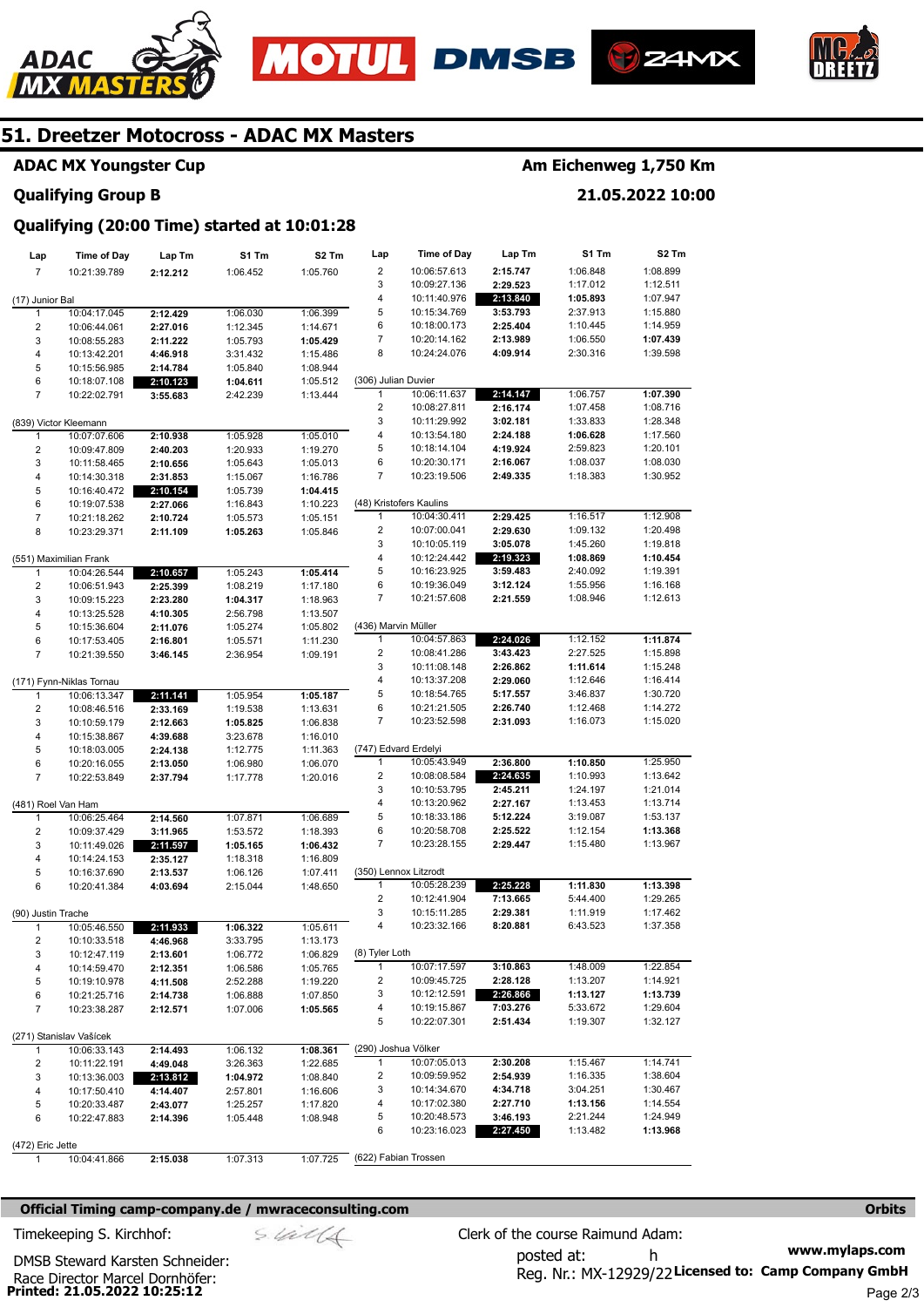# 51. Dreetzer Motocross - ADAC MX Masters

## ADAC MX Youngster Cup

**Am Eichenweg 1,750 Km**

### Qualifying Group B

**21.05.2022 10:00**

### Qualifying (20:00 Time) started at 10:01:28

| Lap | Time of Day | Lap Tm | S1 Tm | S2 Tm |
|---|---|---|---|---|
| 7 | 10:21:39.789 | 2:12.212 | 1:06.452 | 1:05.760 |
| **(17) Junior Bal** | | | | |
| 1 | 10:04:17.045 | 2:12.429 | 1:06.030 | 1:06.399 |
| 2 | 10:06:44.061 | 2:27.016 | 1:12.345 | 1:14.671 |
| 3 | 10:08:55.283 | 2:11.222 | 1:05.793 | 1:05.429 |
| 4 | 10:13:42.201 | 4:46.918 | 3:31.432 | 1:15.486 |
| 5 | 10:15:56.985 | 2:14.784 | 1:05.840 | 1:08.944 |
| 6 | 10:18:07.108 | 2:10.123 | 1:04.611 | 1:05.512 |
| 7 | 10:22:02.791 | 3:55.683 | 2:42.239 | 1:13.444 |
| **(839) Victor Kleemann** | | | | |
| 1 | 10:07:07.606 | 2:10.938 | 1:05.928 | 1:05.010 |
| 2 | 10:09:47.809 | 2:40.203 | 1:20.933 | 1:19.270 |
| 3 | 10:11:58.465 | 2:10.656 | 1:05.643 | 1:05.013 |
| 4 | 10:14:30.318 | 2:31.853 | 1:15.067 | 1:16.786 |
| 5 | 10:16:40.472 | 2:10.154 | 1:05.739 | 1:04.415 |
| 6 | 10:19:07.538 | 2:27.066 | 1:16.843 | 1:10.223 |
| 7 | 10:21:18.262 | 2:10.724 | 1:05.573 | 1:05.151 |
| 8 | 10:23:29.371 | 2:11.109 | 1:05.263 | 1:05.846 |
| **(551) Maximilian Frank** | | | | |
| 1 | 10:04:26.544 | 2:10.657 | 1:05.243 | 1:05.414 |
| 2 | 10:06:51.943 | 2:25.399 | 1:08.219 | 1:17.180 |
| 3 | 10:09:15.223 | 2:23.280 | 1:04.317 | 1:18.963 |
| 4 | 10:13:25.528 | 4:10.305 | 2:56.798 | 1:13.507 |
| 5 | 10:15:36.604 | 2:11.076 | 1:05.274 | 1:05.802 |
| 6 | 10:17:53.405 | 2:16.801 | 1:05.571 | 1:11.230 |
| 7 | 10:21:39.550 | 3:46.145 | 2:36.954 | 1:09.191 |
| **(171) Fynn-Niklas Tornau** | | | | |
| 1 | 10:06:13.347 | 2:11.141 | 1:05.954 | 1:05.187 |
| 2 | 10:08:46.516 | 2:33.169 | 1:19.538 | 1:13.631 |
| 3 | 10:10:59.179 | 2:12.663 | 1:05.825 | 1:06.838 |
| 4 | 10:15:38.867 | 4:39.688 | 3:23.678 | 1:16.010 |
| 5 | 10:18:03.005 | 2:24.138 | 1:12.775 | 1:11.363 |
| 6 | 10:20:16.055 | 2:13.050 | 1:06.980 | 1:06.070 |
| 7 | 10:22:53.849 | 2:37.794 | 1:17.778 | 1:20.016 |
| **(481) Roel Van Ham** | | | | |
| 1 | 10:06:25.464 | 2:14.560 | 1:07.871 | 1:06.689 |
| 2 | 10:09:37.429 | 3:11.965 | 1:53.572 | 1:18.393 |
| 3 | 10:11:49.026 | 2:11.597 | 1:05.165 | 1:06.432 |
| 4 | 10:14:24.153 | 2:35.127 | 1:18.318 | 1:16.809 |
| 5 | 10:16:37.690 | 2:13.537 | 1:06.126 | 1:07.411 |
| 6 | 10:20:41.384 | 4:03.694 | 2:15.044 | 1:48.650 |
| **(90) Justin Trache** | | | | |
| 1 | 10:05:46.550 | 2:11.933 | 1:06.322 | 1:05.611 |
| 2 | 10:10:33.518 | 4:46.968 | 3:33.795 | 1:13.173 |
| 3 | 10:12:47.119 | 2:13.601 | 1:06.772 | 1:06.829 |
| 4 | 10:14:59.470 | 2:12.351 | 1:06.586 | 1:05.765 |
| 5 | 10:19:10.978 | 4:11.508 | 2:52.288 | 1:19.220 |
| 6 | 10:21:25.716 | 2:14.738 | 1:06.888 | 1:07.850 |
| 7 | 10:23:38.287 | 2:12.571 | 1:07.006 | 1:05.565 |
| **(271) Stanislav Vašícek** | | | | |
| 1 | 10:06:33.143 | 2:14.493 | 1:06.132 | 1:08.361 |
| 2 | 10:11:22.191 | 4:49.048 | 3:26.363 | 1:22.685 |
| 3 | 10:13:36.003 | 2:13.812 | 1:04.972 | 1:08.840 |
| 4 | 10:17:50.410 | 4:14.407 | 2:57.801 | 1:16.606 |
| 5 | 10:20:33.487 | 2:43.077 | 1:25.257 | 1:17.820 |
| 6 | 10:22:47.883 | 2:14.396 | 1:05.448 | 1:08.948 |
| **(472) Eric Jette** | | | | |
| 1 | 10:04:41.866 | 2:15.038 | 1:07.313 | 1:07.725 |
| 2 | 10:06:57.613 | 2:15.747 | 1:06.848 | 1:08.899 |
| 3 | 10:09:27.136 | 2:29.523 | 1:17.012 | 1:12.511 |
| 4 | 10:11:40.976 | 2:13.840 | 1:05.893 | 1:07.947 |
| 5 | 10:15:34.769 | 3:53.793 | 2:37.913 | 1:15.880 |
| 6 | 10:18:00.173 | 2:25.404 | 1:10.445 | 1:14.959 |
| 7 | 10:20:14.162 | 2:13.989 | 1:06.550 | 1:07.439 |
| 8 | 10:24:24.076 | 4:09.914 | 2:30.316 | 1:39.598 |
| **(306) Julian Duvier** | | | | |
| 1 | 10:06:11.637 | 2:14.147 | 1:06.757 | 1:07.390 |
| 2 | 10:08:27.811 | 2:16.174 | 1:07.458 | 1:08.716 |
| 3 | 10:11:29.992 | 3:02.181 | 1:33.833 | 1:28.348 |
| 4 | 10:13:54.180 | 2:24.188 | 1:06.628 | 1:17.560 |
| 5 | 10:18:14.104 | 4:19.924 | 2:59.823 | 1:20.101 |
| 6 | 10:20:30.171 | 2:16.067 | 1:08.037 | 1:08.030 |
| 7 | 10:23:19.506 | 2:49.335 | 1:18.383 | 1:30.952 |
| **(48) Kristofers Kaulins** | | | | |
| 1 | 10:04:30.411 | 2:29.425 | 1:16.517 | 1:12.908 |
| 2 | 10:07:00.041 | 2:29.630 | 1:09.132 | 1:20.498 |
| 3 | 10:10:05.119 | 3:05.078 | 1:45.260 | 1:19.818 |
| 4 | 10:12:24.442 | 2:19.323 | 1:08.869 | 1:10.454 |
| 5 | 10:16:23.925 | 3:59.483 | 2:40.092 | 1:19.391 |
| 6 | 10:19:36.049 | 3:12.124 | 1:55.956 | 1:16.168 |
| 7 | 10:21:57.608 | 2:21.559 | 1:08.946 | 1:12.613 |
| **(436) Marvin Müller** | | | | |
| 1 | 10:04:57.863 | 2:24.026 | 1:12.152 | 1:11.874 |
| 2 | 10:08:41.286 | 3:43.423 | 2:27.525 | 1:15.898 |
| 3 | 10:11:08.148 | 2:26.862 | 1:11.614 | 1:15.248 |
| 4 | 10:13:37.208 | 2:29.060 | 1:12.646 | 1:16.414 |
| 5 | 10:18:54.765 | 5:17.557 | 3:46.837 | 1:30.720 |
| 6 | 10:21:21.505 | 2:26.740 | 1:12.468 | 1:14.272 |
| 7 | 10:23:52.598 | 2:31.093 | 1:16.073 | 1:15.020 |
| **(747) Edvard Erdelyi** | | | | |
| 1 | 10:05:43.949 | 2:36.800 | 1:10.850 | 1:25.950 |
| 2 | 10:08:08.584 | 2:24.635 | 1:10.993 | 1:13.642 |
| 3 | 10:10:53.795 | 2:45.211 | 1:24.197 | 1:21.014 |
| 4 | 10:13:20.962 | 2:27.167 | 1:13.453 | 1:13.714 |
| 5 | 10:18:33.186 | 5:12.224 | 3:19.087 | 1:53.137 |
| 6 | 10:20:58.708 | 2:25.522 | 1:12.154 | 1:13.368 |
| 7 | 10:23:28.155 | 2:29.447 | 1:15.480 | 1:13.967 |
| **(350) Lennox Litzrodt** | | | | |
| 1 | 10:05:28.239 | 2:25.228 | 1:11.830 | 1:13.398 |
| 2 | 10:12:41.904 | 7:13.665 | 5:44.400 | 1:29.265 |
| 3 | 10:15:11.285 | 2:29.381 | 1:11.919 | 1:17.462 |
| 4 | 10:23:32.166 | 8:20.881 | 6:43.523 | 1:37.358 |
| **(8) Tyler Loth** | | | | |
| 1 | 10:07:17.597 | 3:10.863 | 1:48.009 | 1:22.854 |
| 2 | 10:09:45.725 | 2:28.128 | 1:13.207 | 1:14.921 |
| 3 | 10:12:12.591 | 2:26.866 | 1:13.127 | 1:13.739 |
| 4 | 10:19:15.867 | 7:03.276 | 5:33.672 | 1:29.604 |
| 5 | 10:22:07.301 | 2:51.434 | 1:19.307 | 1:32.127 |
| **(290) Joshua Völker** | | | | |
| 1 | 10:07:05.013 | 2:30.208 | 1:15.467 | 1:14.741 |
| 2 | 10:09:59.952 | 2:54.939 | 1:16.335 | 1:38.604 |
| 3 | 10:14:34.670 | 4:34.718 | 3:04.251 | 1:30.467 |
| 4 | 10:17:02.380 | 2:27.710 | 1:13.156 | 1:14.554 |
| 5 | 10:20:48.573 | 3:46.193 | 2:21.244 | 1:24.949 |
| 6 | 10:23:16.023 | 2:27.450 | 1:13.482 | 1:13.968 |
| **(622) Fabian Trossen** | | | | |

**Official Timing camp-company.de / mwraceconsulting.com** — Orbits

Timekeeping S. Kirchhof:

DMSB Steward Karsten Schneider:

Race Director Marcel Dornhöfer:

Clerk of the course Raimund Adam:

posted at: h

Reg. Nr.: MX-12929/22

www.mylaps.com

Licensed to: Camp Company GmbH

**Printed: 21.05.2022 10:25:12**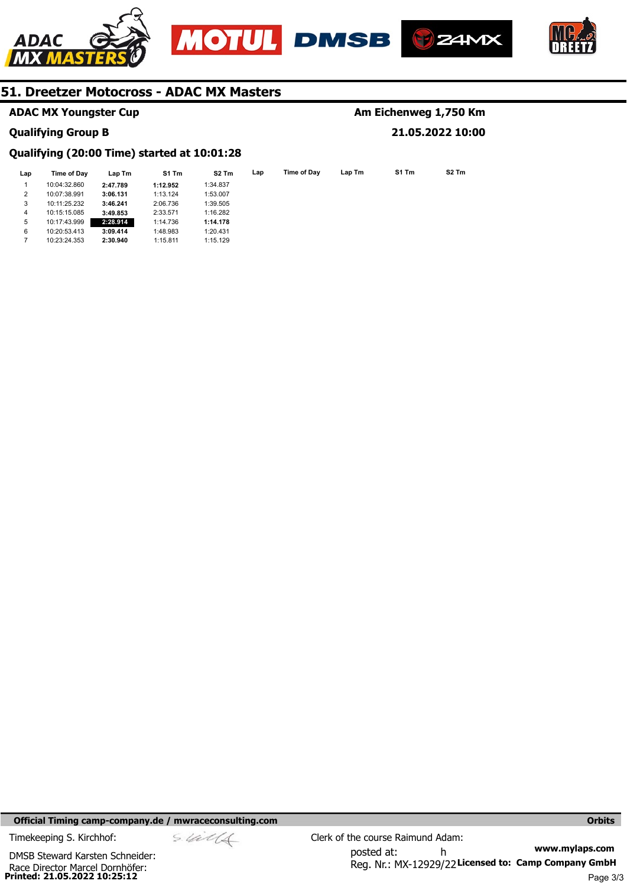## 51. Dreetzer Motocross - ADAC MX Masters

**ADAC MX Youngster Cup** — **Am Eichenweg 1,750 Km**

**Qualifying Group B** — **21.05.2022 10:00**

**Qualifying (20:00 Time) started at 10:01:28**

| Lap | Time of Day | Lap Tm | S1 Tm | S2 Tm |
|---|---|---|---|---|
| 1 | 10:04:32.860 | **2:47.789** | **1:12.952** | 1:34.837 |
| 2 | 10:07:38.991 | **3:06.131** | 1:13.124 | 1:53.007 |
| 3 | 10:11:25.232 | **3:46.241** | 2:06.736 | 1:39.505 |
| 4 | 10:15:15.085 | **3:49.853** | 2:33.571 | 1:16.282 |
| 5 | 10:17:43.999 | **2:28.914** | 1:14.736 | **1:14.178** |
| 6 | 10:20:53.413 | **3:09.414** | 1:48.983 | 1:20.431 |
| 7 | 10:23:24.353 | **2:30.940** | 1:15.811 | 1:15.129 |

**Official Timing camp-company.de / mwraceconsulting.com** **Orbits**

Timekeeping S. Kirchhof:

Clerk of the course Raimund Adam:

DMSB Steward Karsten Schneider:

posted at: h

Race Director Marcel Dornhöfer:

Reg. Nr.: MX-12929/22

**www.mylaps.com**

**Licensed to: Camp Company GmbH**

**Printed: 21.05.2022 10:25:12**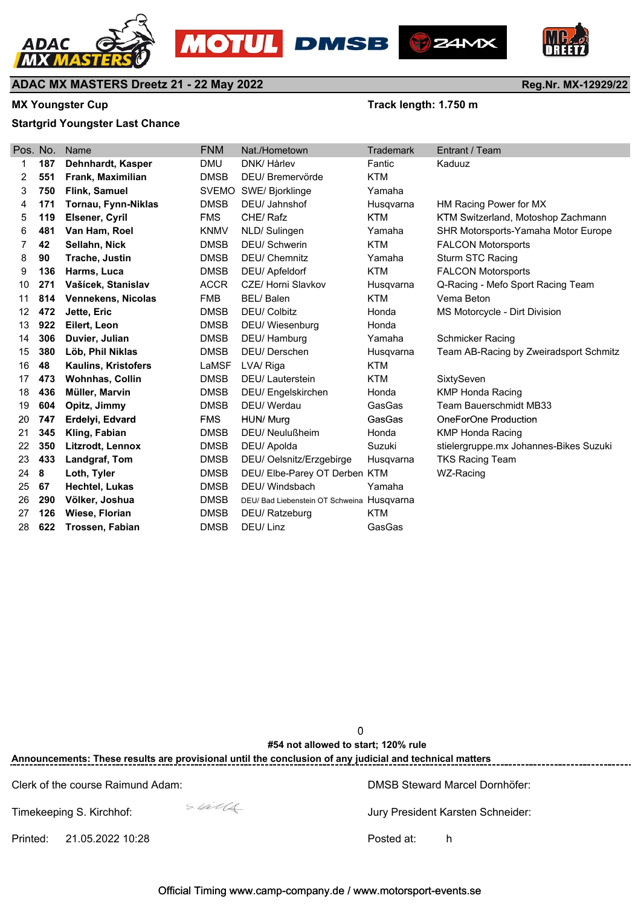## ADAC MX MASTERS Dreetz 21 - 22 May 2022

Reg.Nr. MX-12929/22

**MX Youngster Cup**

**Track length: 1.750 m**

**Startgrid Youngster Last Chance**

| Pos. | No. | Name | FNM | Nat./Hometown | Trademark | Entrant / Team |
|---|---|---|---|---|---|---|
| 1 | **187** | **Dehnhardt, Kasper** | DMU | DNK/ Hårlev | Fantic | Kaduuz |
| 2 | **551** | **Frank, Maximilian** | DMSB | DEU/ Bremervörde | KTM | |
| 3 | **750** | **Flink, Samuel** | SVEMO | SWE/ Bjorklinge | Yamaha | |
| 4 | **171** | **Tornau, Fynn-Niklas** | DMSB | DEU/ Jahnshof | Husqvarna | HM Racing Power for MX |
| 5 | **119** | **Elsener, Cyril** | FMS | CHE/ Rafz | KTM | KTM Switzerland, Motoshop Zachmann |
| 6 | **481** | **Van Ham, Roel** | KNMV | NLD/ Sulingen | Yamaha | SHR Motorsports-Yamaha Motor Europe |
| 7 | **42** | **Sellahn, Nick** | DMSB | DEU/ Schwerin | KTM | FALCON Motorsports |
| 8 | **90** | **Trache, Justin** | DMSB | DEU/ Chemnitz | Yamaha | Sturm STC Racing |
| 9 | **136** | **Harms, Luca** | DMSB | DEU/ Apfeldorf | KTM | FALCON Motorsports |
| 10 | **271** | **Vašícek, Stanislav** | ACCR | CZE/ Horni Slavkov | Husqvarna | Q-Racing - Mefo Sport Racing Team |
| 11 | **814** | **Vennekens, Nicolas** | FMB | BEL/ Balen | KTM | Vema Beton |
| 12 | **472** | **Jette, Eric** | DMSB | DEU/ Colbitz | Honda | MS Motorcycle - Dirt Division |
| 13 | **922** | **Eilert, Leon** | DMSB | DEU/ Wiesenburg | Honda | |
| 14 | **306** | **Duvier, Julian** | DMSB | DEU/ Hamburg | Yamaha | Schmicker Racing |
| 15 | **380** | **Löb, Phil Niklas** | DMSB | DEU/ Derschen | Husqvarna | Team AB-Racing by Zweiradsport Schmitz |
| 16 | **48** | **Kaulins, Kristofers** | LaMSF | LVA/ Riga | KTM | |
| 17 | **473** | **Wohnhas, Collin** | DMSB | DEU/ Lauterstein | KTM | SixtySeven |
| 18 | **436** | **Müller, Marvin** | DMSB | DEU/ Engelskirchen | Honda | KMP Honda Racing |
| 19 | **604** | **Opitz, Jimmy** | DMSB | DEU/ Werdau | GasGas | Team Bauerschmidt MB33 |
| 20 | **747** | **Erdelyi, Edvard** | FMS | HUN/ Murg | GasGas | OneForOne Production |
| 21 | **345** | **Kling, Fabian** | DMSB | DEU/ Neulußheim | Honda | KMP Honda Racing |
| 22 | **350** | **Litzrodt, Lennox** | DMSB | DEU/ Apolda | Suzuki | stielergruppe.mx Johannes-Bikes Suzuki |
| 23 | **433** | **Landgraf, Tom** | DMSB | DEU/ Oelsnitz/Erzgebirge | Husqvarna | TKS Racing Team |
| 24 | **8** | **Loth, Tyler** | DMSB | DEU/ Elbe-Parey OT Derben | KTM | WZ-Racing |
| 25 | **67** | **Hechtel, Lukas** | DMSB | DEU/ Windsbach | Yamaha | |
| 26 | **290** | **Völker, Joshua** | DMSB | DEU/ Bad Liebenstein OT Schweina | Husqvarna | |
| 27 | **126** | **Wiese, Florian** | DMSB | DEU/ Ratzeburg | KTM | |
| 28 | **622** | **Trossen, Fabian** | DMSB | DEU/ Linz | GasGas | |

0

**#54 not allowed to start; 120% rule**

**Announcements: These results are provisional until the conclusion of any judicial and technical matters**

Clerk of the course Raimund Adam:

DMSB Steward Marcel Dornhöfer:

Timekeeping S. Kirchhof:

Jury President Karsten Schneider:

Printed: 21.05.2022 10:28

Posted at: h

Official Timing www.camp-company.de / www.motorsport-events.se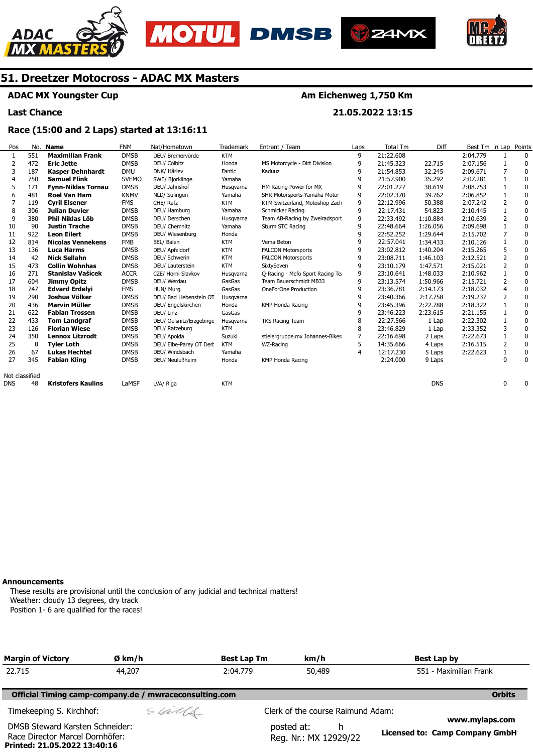# 51. Dreetzer Motocross - ADAC MX Masters

**ADAC MX Youngster Cup** — **Am Eichenweg 1,750 Km**

**Last Chance** — **21.05.2022 13:15**

**Race (15:00 and 2 Laps) started at 13:16:11**

| Pos | No. | Name | FNM | Nat/Hometown | Trademark | Entrant / Team | Laps | Total Tm | Diff | Best Tm | In Lap | Points |
|---|---|---|---|---|---|---|---|---|---|---|---|---|
| 1 | 551 | **Maximilian Frank** | DMSB | DEU/ Bremervörde | KTM | | 9 | 21:22.608 | | 2:04.779 | 1 | 0 |
| 2 | 472 | **Eric Jette** | DMSB | DEU/ Colbitz | Honda | MS Motorcycle - Dirt Division | 9 | 21:45.323 | 22.715 | 2:07.156 | 1 | 0 |
| 3 | 187 | **Kasper Dehnhardt** | DMU | DNK/ Hårlev | Fantic | Kaduuz | 9 | 21:54.853 | 32.245 | 2:09.671 | 7 | 0 |
| 4 | 750 | **Samuel Flink** | SVEMO | SWE/ Bjorklinge | Yamaha | | 9 | 21:57.900 | 35.292 | 2:07.281 | 1 | 0 |
| 5 | 171 | **Fynn-Niklas Tornau** | DMSB | DEU/ Jahnshof | Husqvarna | HM Racing Power for MX | 9 | 22:01.227 | 38.619 | 2:08.753 | 1 | 0 |
| 6 | 481 | **Roel Van Ham** | KNMV | NLD/ Sulingen | Yamaha | SHR Motorsports-Yamaha Motor | 9 | 22:02.370 | 39.762 | 2:06.852 | 1 | 0 |
| 7 | 119 | **Cyril Elsener** | FMS | CHE/ Rafz | KTM | KTM Switzerland, Motoshop Zach | 9 | 22:12.996 | 50.388 | 2:07.242 | 2 | 0 |
| 8 | 306 | **Julian Duvier** | DMSB | DEU/ Hamburg | Yamaha | Schmicker Racing | 9 | 22:17.431 | 54.823 | 2:10.445 | 1 | 0 |
| 9 | 380 | **Phil Niklas Löb** | DMSB | DEU/ Derschen | Husqvarna | Team AB-Racing by Zweiradsport | 9 | 22:33.492 | 1:10.884 | 2:10.639 | 2 | 0 |
| 10 | 90 | **Justin Trache** | DMSB | DEU/ Chemnitz | Yamaha | Sturm STC Racing | 9 | 22:48.664 | 1:26.056 | 2:09.698 | 1 | 0 |
| 11 | 922 | **Leon Eilert** | DMSB | DEU/ Wiesenburg | Honda | | 9 | 22:52.252 | 1:29.644 | 2:15.702 | 7 | 0 |
| 12 | 814 | **Nicolas Vennekens** | FMB | BEL/ Balen | KTM | Vema Beton | 9 | 22:57.041 | 1:34.433 | 2:10.126 | 1 | 0 |
| 13 | 136 | **Luca Harms** | DMSB | DEU/ Apfeldorf | KTM | FALCON Motorsports | 9 | 23:02.812 | 1:40.204 | 2:15.265 | 5 | 0 |
| 14 | 42 | **Nick Sellahn** | DMSB | DEU/ Schwerin | KTM | FALCON Motorsports | 9 | 23:08.711 | 1:46.103 | 2:12.521 | 2 | 0 |
| 15 | 473 | **Collin Wohnhas** | DMSB | DEU/ Lauterstein | KTM | SixtySeven | 9 | 23:10.179 | 1:47.571 | 2:15.021 | 2 | 0 |
| 16 | 271 | **Stanislav Vašícek** | ACCR | CZE/ Horni Slavkov | Husqvarna | Q-Racing - Mefo Sport Racing Te | 9 | 23:10.641 | 1:48.033 | 2:10.962 | 1 | 0 |
| 17 | 604 | **Jimmy Opitz** | DMSB | DEU/ Werdau | GasGas | Team Bauerschmidt MB33 | 9 | 23:13.574 | 1:50.966 | 2:15.721 | 2 | 0 |
| 18 | 747 | **Edvard Erdelyi** | FMS | HUN/ Murg | GasGas | OneForOne Production | 9 | 23:36.781 | 2:14.173 | 2:18.032 | 4 | 0 |
| 19 | 290 | **Joshua Völker** | DMSB | DEU/ Bad Liebenstein OT | Husqvarna | | 9 | 23:40.366 | 2:17.758 | 2:19.237 | 2 | 0 |
| 20 | 436 | **Marvin Müller** | DMSB | DEU/ Engelskirchen | Honda | KMP Honda Racing | 9 | 23:45.396 | 2:22.788 | 2:18.322 | 1 | 0 |
| 21 | 622 | **Fabian Trossen** | DMSB | DEU/ Linz | GasGas | | 9 | 23:46.223 | 2:23.615 | 2:21.155 | 1 | 0 |
| 22 | 433 | **Tom Landgraf** | DMSB | DEU/ Oelsnitz/Erzgebirge | Husqvarna | TKS Racing Team | 8 | 22:27.566 | 1 Lap | 2:22.302 | 1 | 0 |
| 23 | 126 | **Florian Wiese** | DMSB | DEU/ Ratzeburg | KTM | | 8 | 23:46.829 | 1 Lap | 2:33.352 | 3 | 0 |
| 24 | 350 | **Lennox Litzrodt** | DMSB | DEU/ Apolda | Suzuki | stielergruppe.mx Johannes-Bikes | 7 | 22:16.698 | 2 Laps | 2:22.673 | 1 | 0 |
| 25 | 8 | **Tyler Loth** | DMSB | DEU/ Elbe-Parey OT Dert | KTM | WZ-Racing | 5 | 14:35.666 | 4 Laps | 2:16.515 | 2 | 0 |
| 26 | 67 | **Lukas Hechtel** | DMSB | DEU/ Windsbach | Yamaha | | 4 | 12:17.230 | 5 Laps | 2:22.623 | 1 | 0 |
| 27 | 345 | **Fabian Kling** | DMSB | DEU/ Neulußheim | Honda | KMP Honda Racing | | 2:24.000 | 9 Laps | | 0 | 0 |

Not classified

| Pos | No. | Name | FNM | Nat/Hometown | Trademark | Entrant / Team | Laps | Total Tm | Diff | Best Tm | In Lap | Points |
|---|---|---|---|---|---|---|---|---|---|---|---|---|
| DNS | 48 | **Kristofers Kaulins** | LaMSF | LVA/ Riga | KTM | | | | DNS | | 0 | 0 |

**Announcements**

These results are provisional until the conclusion of any judicial and technical matters!
Weather: cloudy 13 degrees, dry track
Position 1- 6 are qualified for the races!

| Margin of Victory | Ø km/h | Best Lap Tm | km/h | Best Lap by |
|---|---|---|---|---|
| 22.715 | 44,207 | 2:04.779 | 50,489 | 551 - Maximilian Frank |

**Official Timing camp-company.de / mwraceconsulting.com** — **Orbits**

Timekeeping S. Kirchhof:

Clerk of the course Raimund Adam:

DMSB Steward Karsten Schneider:

posted at: h

Race Director Marcel Dornhöfer:

Reg. Nr.: MX 12929/22

**Printed: 21.05.2022 13:40:16**

www.mylaps.com

**Licensed to: Camp Company GmbH**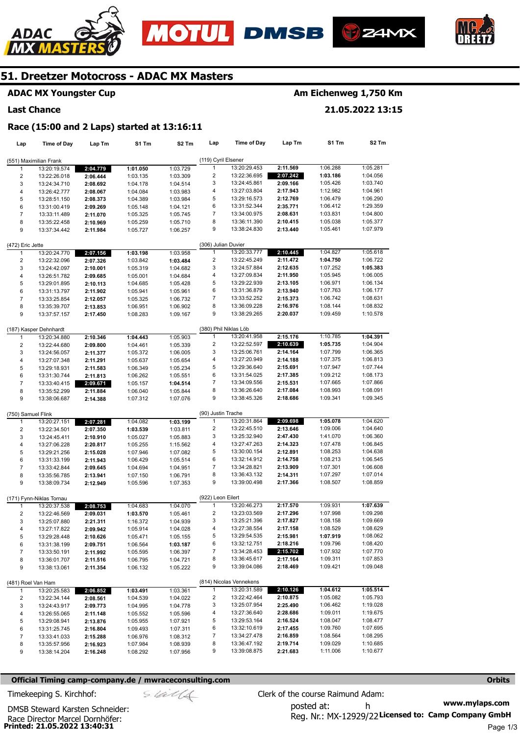# 51. Dreetzer Motocross - ADAC MX Masters

**ADAC MX Youngster Cup** — **Am Eichenweg 1,750 Km**

**Last Chance** — **21.05.2022 13:15**

**Race (15:00 and 2 Laps) started at 13:16:11**

**(551) Maximilian Frank**

| Lap | Time of Day | Lap Tm | S1 Tm | S2 Tm |
|---|---|---|---|---|
| 1 | 13:20:19.574 | 2:04.779 | 1:01.050 | 1:03.729 |
| 2 | 13:22:26.018 | 2:06.444 | 1:03.135 | 1:03.309 |
| 3 | 13:24:34.710 | 2:08.692 | 1:04.178 | 1:04.514 |
| 4 | 13:26:42.777 | 2:08.067 | 1:04.084 | 1:03.983 |
| 5 | 13:28:51.150 | 2:08.373 | 1:04.389 | 1:03.984 |
| 6 | 13:31:00.419 | 2:09.269 | 1:05.148 | 1:04.121 |
| 7 | 13:33:11.489 | 2:11.070 | 1:05.325 | 1:05.745 |
| 8 | 13:35:22.458 | 2:10.969 | 1:05.259 | 1:05.710 |
| 9 | 13:37:34.442 | 2:11.984 | 1:05.727 | 1:06.257 |

**(472) Eric Jette**

| Lap | Time of Day | Lap Tm | S1 Tm | S2 Tm |
|---|---|---|---|---|
| 1 | 13:20:24.770 | 2:07.156 | 1:03.198 | 1:03.958 |
| 2 | 13:22:32.096 | 2:07.326 | 1:03.842 | 1:03.484 |
| 3 | 13:24:42.097 | 2:10.001 | 1:05.319 | 1:04.682 |
| 4 | 13:26:51.782 | 2:09.685 | 1:05.001 | 1:04.684 |
| 5 | 13:29:01.895 | 2:10.113 | 1:04.685 | 1:05.428 |
| 6 | 13:31:13.797 | 2:11.902 | 1:05.941 | 1:05.961 |
| 7 | 13:33:25.854 | 2:12.057 | 1:05.325 | 1:06.732 |
| 8 | 13:35:39.707 | 2:13.853 | 1:06.951 | 1:06.902 |
| 9 | 13:37:57.157 | 2:17.450 | 1:08.283 | 1:09.167 |

**(187) Kasper Dehnhardt**

| Lap | Time of Day | Lap Tm | S1 Tm | S2 Tm |
|---|---|---|---|---|
| 1 | 13:20:34.880 | 2:10.346 | 1:04.443 | 1:05.903 |
| 2 | 13:22:44.680 | 2:09.800 | 1:04.461 | 1:05.339 |
| 3 | 13:24:56.057 | 2:11.377 | 1:05.372 | 1:06.005 |
| 4 | 13:27:07.348 | 2:11.291 | 1:05.637 | 1:05.654 |
| 5 | 13:29:18.931 | 2:11.583 | 1:06.349 | 1:05.234 |
| 6 | 13:31:30.744 | 2:11.813 | 1:06.262 | 1:05.551 |
| 7 | 13:33:40.415 | 2:09.671 | 1:05.157 | 1:04.514 |
| 8 | 13:35:52.299 | 2:11.884 | 1:06.040 | 1:05.844 |
| 9 | 13:38:06.687 | 2:14.388 | 1:07.312 | 1:07.076 |

**(750) Samuel Flink**

| Lap | Time of Day | Lap Tm | S1 Tm | S2 Tm |
|---|---|---|---|---|
| 1 | 13:20:27.151 | 2:07.281 | 1:04.082 | 1:03.199 |
| 2 | 13:22:34.501 | 2:07.350 | 1:03.539 | 1:03.811 |
| 3 | 13:24:45.411 | 2:10.910 | 1:05.027 | 1:05.883 |
| 4 | 13:27:06.228 | 2:20.817 | 1:05.255 | 1:15.562 |
| 5 | 13:29:21.256 | 2:15.028 | 1:07.946 | 1:07.082 |
| 6 | 13:31:33.199 | 2:11.943 | 1:06.429 | 1:05.514 |
| 7 | 13:33:42.844 | 2:09.645 | 1:04.694 | 1:04.951 |
| 8 | 13:35:56.785 | 2:13.941 | 1:07.150 | 1:06.791 |
| 9 | 13:38:09.734 | 2:12.949 | 1:05.596 | 1:07.353 |

**(171) Fynn-Niklas Tornau**

| Lap | Time of Day | Lap Tm | S1 Tm | S2 Tm |
|---|---|---|---|---|
| 1 | 13:20:37.538 | 2:08.753 | 1:04.683 | 1:04.070 |
| 2 | 13:22:46.569 | 2:09.031 | 1:03.570 | 1:05.461 |
| 3 | 13:25:07.880 | 2:21.311 | 1:16.372 | 1:04.939 |
| 4 | 13:27:17.822 | 2:09.942 | 1:05.914 | 1:04.028 |
| 5 | 13:29:28.448 | 2:10.626 | 1:05.471 | 1:05.155 |
| 6 | 13:31:38.199 | 2:09.751 | 1:06.564 | 1:03.187 |
| 7 | 13:33:50.191 | 2:11.992 | 1:05.595 | 1:06.397 |
| 8 | 13:36:01.707 | 2:11.516 | 1:06.795 | 1:04.721 |
| 9 | 13:38:13.061 | 2:11.354 | 1:06.132 | 1:05.222 |

**(481) Roel Van Ham**

| Lap | Time of Day | Lap Tm | S1 Tm | S2 Tm |
|---|---|---|---|---|
| 1 | 13:20:25.583 | 2:06.852 | 1:03.491 | 1:03.361 |
| 2 | 13:22:34.144 | 2:08.561 | 1:04.539 | 1:04.022 |
| 3 | 13:24:43.917 | 2:09.773 | 1:04.995 | 1:04.778 |
| 4 | 13:26:55.065 | 2:11.148 | 1:05.552 | 1:05.596 |
| 5 | 13:29:08.941 | 2:13.876 | 1:05.955 | 1:07.921 |
| 6 | 13:31:25.745 | 2:16.804 | 1:09.493 | 1:07.311 |
| 7 | 13:33:41.033 | 2:15.288 | 1:06.976 | 1:08.312 |
| 8 | 13:35:57.956 | 2:16.923 | 1:07.984 | 1:08.939 |
| 9 | 13:38:14.204 | 2:16.248 | 1:08.292 | 1:07.956 |

**(119) Cyril Elsener**

| Lap | Time of Day | Lap Tm | S1 Tm | S2 Tm |
|---|---|---|---|---|
| 1 | 13:20:29.453 | 2:11.569 | 1:06.288 | 1:05.281 |
| 2 | 13:22:36.695 | 2:07.242 | 1:03.186 | 1:04.056 |
| 3 | 13:24:45.861 | 2:09.166 | 1:05.426 | 1:03.740 |
| 4 | 13:27:03.804 | 2:17.943 | 1:12.982 | 1:04.961 |
| 5 | 13:29:16.573 | 2:12.769 | 1:06.479 | 1:06.290 |
| 6 | 13:31:52.344 | 2:35.771 | 1:06.412 | 1:29.359 |
| 7 | 13:34:00.975 | 2:08.631 | 1:03.831 | 1:04.800 |
| 8 | 13:36:11.390 | 2:10.415 | 1:05.038 | 1:05.377 |
| 9 | 13:38:24.830 | 2:13.440 | 1:05.461 | 1:07.979 |

**(306) Julian Duvier**

| Lap | Time of Day | Lap Tm | S1 Tm | S2 Tm |
|---|---|---|---|---|
| 1 | 13:20:33.777 | 2:10.445 | 1:04.827 | 1:05.618 |
| 2 | 13:22:45.249 | 2:11.472 | 1:04.750 | 1:06.722 |
| 3 | 13:24:57.884 | 2:12.635 | 1:07.252 | 1:05.383 |
| 4 | 13:27:09.834 | 2:11.950 | 1:05.945 | 1:06.005 |
| 5 | 13:29:22.939 | 2:13.105 | 1:06.971 | 1:06.134 |
| 6 | 13:31:36.879 | 2:13.940 | 1:07.763 | 1:06.177 |
| 7 | 13:33:52.252 | 2:15.373 | 1:06.742 | 1:08.631 |
| 8 | 13:36:09.228 | 2:16.976 | 1:08.144 | 1:08.832 |
| 9 | 13:38:29.265 | 2:20.037 | 1:09.459 | 1:10.578 |

**(380) Phil Niklas Löb**

| Lap | Time of Day | Lap Tm | S1 Tm | S2 Tm |
|---|---|---|---|---|
| 1 | 13:20:41.958 | 2:15.176 | 1:10.785 | 1:04.391 |
| 2 | 13:22:52.597 | 2:10.639 | 1:05.735 | 1:04.904 |
| 3 | 13:25:06.761 | 2:14.164 | 1:07.799 | 1:06.365 |
| 4 | 13:27:20.949 | 2:14.188 | 1:07.375 | 1:06.813 |
| 5 | 13:29:36.640 | 2:15.691 | 1:07.947 | 1:07.744 |
| 6 | 13:31:54.025 | 2:17.385 | 1:09.212 | 1:08.173 |
| 7 | 13:34:09.556 | 2:15.531 | 1:07.665 | 1:07.866 |
| 8 | 13:36:26.640 | 2:17.084 | 1:08.993 | 1:08.091 |
| 9 | 13:38:45.326 | 2:18.686 | 1:09.341 | 1:09.345 |

**(90) Justin Trache**

| Lap | Time of Day | Lap Tm | S1 Tm | S2 Tm |
|---|---|---|---|---|
| 1 | 13:20:31.864 | 2:09.698 | 1:05.078 | 1:04.620 |
| 2 | 13:22:45.510 | 2:13.646 | 1:09.006 | 1:04.640 |
| 3 | 13:25:32.940 | 2:47.430 | 1:41.070 | 1:06.360 |
| 4 | 13:27:47.263 | 2:14.323 | 1:07.478 | 1:06.845 |
| 5 | 13:30:00.154 | 2:12.891 | 1:08.253 | 1:04.638 |
| 6 | 13:32:14.912 | 2:14.758 | 1:08.213 | 1:06.545 |
| 7 | 13:34:28.821 | 2:13.909 | 1:07.301 | 1:06.608 |
| 8 | 13:36:43.132 | 2:14.311 | 1:07.297 | 1:07.014 |
| 9 | 13:39:00.498 | 2:17.366 | 1:08.507 | 1:08.859 |

**(922) Leon Eilert**

| Lap | Time of Day | Lap Tm | S1 Tm | S2 Tm |
|---|---|---|---|---|
| 1 | 13:20:46.273 | 2:17.570 | 1:09.931 | 1:07.639 |
| 2 | 13:23:03.569 | 2:17.296 | 1:07.998 | 1:09.298 |
| 3 | 13:25:21.396 | 2:17.827 | 1:08.158 | 1:09.669 |
| 4 | 13:27:38.554 | 2:17.158 | 1:08.529 | 1:08.629 |
| 5 | 13:29:54.535 | 2:15.981 | 1:07.919 | 1:08.062 |
| 6 | 13:32:12.751 | 2:18.216 | 1:09.796 | 1:08.420 |
| 7 | 13:34:28.453 | 2:15.702 | 1:07.932 | 1:07.770 |
| 8 | 13:36:45.617 | 2:17.164 | 1:09.311 | 1:07.853 |
| 9 | 13:39:04.086 | 2:18.469 | 1:09.421 | 1:09.048 |

**(814) Nicolas Vennekens**

| Lap | Time of Day | Lap Tm | S1 Tm | S2 Tm |
|---|---|---|---|---|
| 1 | 13:20:31.589 | 2:10.126 | 1:04.612 | 1:05.514 |
| 2 | 13:22:42.464 | 2:10.875 | 1:05.082 | 1:05.793 |
| 3 | 13:25:07.954 | 2:25.490 | 1:06.462 | 1:19.028 |
| 4 | 13:27:36.640 | 2:28.686 | 1:09.011 | 1:19.675 |
| 5 | 13:29:53.164 | 2:16.524 | 1:08.047 | 1:08.477 |
| 6 | 13:32:10.619 | 2:17.455 | 1:09.760 | 1:07.695 |
| 7 | 13:34:27.478 | 2:16.859 | 1:08.564 | 1:08.295 |
| 8 | 13:36:47.192 | 2:19.714 | 1:09.029 | 1:10.685 |
| 9 | 13:39:08.875 | 2:21.683 | 1:11.006 | 1:10.677 |

**Official Timing camp-company.de / mwraceconsulting.com**

Timekeeping S. Kirchhof:

DMSB Steward Karsten Schneider:

Race Director Marcel Dornhöfer:

Clerk of the course Raimund Adam:

posted at: h

Reg. Nr.: MX-12929/22

Licensed to: Camp Company GmbH

**Printed: 21.05.2022 13:40:31**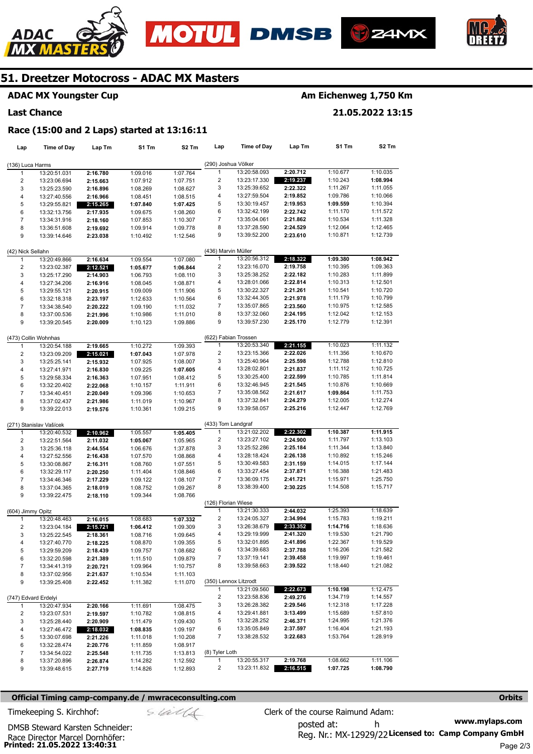# 51. Dreetzer Motocross - ADAC MX Masters

**ADAC MX Youngster Cup** — **Am Eichenweg 1,750 Km**

**Last Chance** — **21.05.2022 13:15**

**Race (15:00 and 2 Laps) started at 13:16:11**

### (136) Luca Harms

| Lap | Time of Day | Lap Tm | S1 Tm | S2 Tm |
|---|---|---|---|---|
| 1 | 13:20:51.031 | 2:16.780 | 1:09.016 | 1:07.764 |
| 2 | 13:23:06.694 | 2:15.663 | 1:07.912 | 1:07.751 |
| 3 | 13:25:23.590 | 2:16.896 | 1:08.269 | 1:08.627 |
| 4 | 13:27:40.556 | 2:16.966 | 1:08.451 | 1:08.515 |
| 5 | 13:29:55.821 | 2:15.265 | 1:07.840 | 1:07.425 |
| 6 | 13:32:13.756 | 2:17.935 | 1:09.675 | 1:08.260 |
| 7 | 13:34:31.916 | 2:18.160 | 1:07.853 | 1:10.307 |
| 8 | 13:36:51.608 | 2:19.692 | 1:09.914 | 1:09.778 |
| 9 | 13:39:14.646 | 2:23.038 | 1:10.492 | 1:12.546 |

### (42) Nick Sellahn

| Lap | Time of Day | Lap Tm | S1 Tm | S2 Tm |
|---|---|---|---|---|
| 1 | 13:20:49.866 | 2:16.634 | 1:09.554 | 1:07.080 |
| 2 | 13:23:02.387 | 2:12.521 | 1:05.677 | 1:06.844 |
| 3 | 13:25:17.290 | 2:14.903 | 1:06.793 | 1:08.110 |
| 4 | 13:27:34.206 | 2:16.916 | 1:08.045 | 1:08.871 |
| 5 | 13:29:55.121 | 2:20.915 | 1:09.009 | 1:11.906 |
| 6 | 13:32:18.318 | 2:23.197 | 1:12.633 | 1:10.564 |
| 7 | 13:34:38.540 | 2:20.222 | 1:09.190 | 1:11.032 |
| 8 | 13:37:00.536 | 2:21.996 | 1:10.986 | 1:11.010 |
| 9 | 13:39:20.545 | 2:20.009 | 1:10.123 | 1:09.886 |

### (473) Collin Wohnhas

| Lap | Time of Day | Lap Tm | S1 Tm | S2 Tm |
|---|---|---|---|---|
| 1 | 13:20:54.188 | 2:19.665 | 1:10.272 | 1:09.393 |
| 2 | 13:23:09.209 | 2:15.021 | 1:07.043 | 1:07.978 |
| 3 | 13:25:25.141 | 2:15.932 | 1:07.925 | 1:08.007 |
| 4 | 13:27:41.971 | 2:16.830 | 1:09.225 | 1:07.605 |
| 5 | 13:29:58.334 | 2:16.363 | 1:07.951 | 1:08.412 |
| 6 | 13:32:20.402 | 2:22.068 | 1:10.157 | 1:11.911 |
| 7 | 13:34:40.451 | 2:20.049 | 1:09.396 | 1:10.653 |
| 8 | 13:37:02.437 | 2:21.986 | 1:11.019 | 1:10.967 |
| 9 | 13:39:22.013 | 2:19.576 | 1:10.361 | 1:09.215 |

### (271) Stanislav Vašícek

| Lap | Time of Day | Lap Tm | S1 Tm | S2 Tm |
|---|---|---|---|---|
| 1 | 13:20:40.532 | 2:10.962 | 1:05.557 | 1:05.405 |
| 2 | 13:22:51.564 | 2:11.032 | 1:05.067 | 1:05.965 |
| 3 | 13:25:36.118 | 2:44.554 | 1:06.676 | 1:37.878 |
| 4 | 13:27:52.556 | 2:16.438 | 1:07.570 | 1:08.868 |
| 5 | 13:30:08.867 | 2:16.311 | 1:08.760 | 1:07.551 |
| 6 | 13:32:29.117 | 2:20.250 | 1:11.404 | 1:08.846 |
| 7 | 13:34:46.346 | 2:17.229 | 1:09.122 | 1:08.107 |
| 8 | 13:37:04.365 | 2:18.019 | 1:08.752 | 1:09.267 |
| 9 | 13:39:22.475 | 2:18.110 | 1:09.344 | 1:08.766 |

### (604) Jimmy Opitz

| Lap | Time of Day | Lap Tm | S1 Tm | S2 Tm |
|---|---|---|---|---|
| 1 | 13:20:48.463 | 2:16.015 | 1:08.683 | 1:07.332 |
| 2 | 13:23:04.184 | 2:15.721 | 1:06.412 | 1:09.309 |
| 3 | 13:25:22.545 | 2:18.361 | 1:08.716 | 1:09.645 |
| 4 | 13:27:40.770 | 2:18.225 | 1:08.870 | 1:09.355 |
| 5 | 13:29:59.209 | 2:18.439 | 1:09.757 | 1:08.682 |
| 6 | 13:32:20.598 | 2:21.389 | 1:11.510 | 1:09.879 |
| 7 | 13:34:41.319 | 2:20.721 | 1:09.964 | 1:10.757 |
| 8 | 13:37:02.956 | 2:21.637 | 1:10.534 | 1:11.103 |
| 9 | 13:39:25.408 | 2:22.452 | 1:11.382 | 1:11.070 |

### (747) Edvard Erdelyi

| Lap | Time of Day | Lap Tm | S1 Tm | S2 Tm |
|---|---|---|---|---|
| 1 | 13:20:47.934 | 2:20.166 | 1:11.691 | 1:08.475 |
| 2 | 13:23:07.531 | 2:19.597 | 1:10.782 | 1:08.815 |
| 3 | 13:25:28.440 | 2:20.909 | 1:11.479 | 1:09.430 |
| 4 | 13:27:46.472 | 2:18.032 | 1:08.835 | 1:09.197 |
| 5 | 13:30:07.698 | 2:21.226 | 1:11.018 | 1:10.208 |
| 6 | 13:32:28.474 | 2:20.776 | 1:11.859 | 1:08.917 |
| 7 | 13:34:54.022 | 2:25.548 | 1:11.735 | 1:13.813 |
| 8 | 13:37:20.896 | 2:26.874 | 1:14.282 | 1:12.592 |
| 9 | 13:39:48.615 | 2:27.719 | 1:14.826 | 1:12.893 |

### (290) Joshua Völker

| Lap | Time of Day | Lap Tm | S1 Tm | S2 Tm |
|---|---|---|---|---|
| 1 | 13:20:58.093 | 2:20.712 | 1:10.677 | 1:10.035 |
| 2 | 13:23:17.330 | 2:19.237 | 1:10.243 | 1:08.994 |
| 3 | 13:25:39.652 | 2:22.322 | 1:11.267 | 1:11.055 |
| 4 | 13:27:59.504 | 2:19.852 | 1:09.786 | 1:10.066 |
| 5 | 13:30:19.457 | 2:19.953 | 1:09.559 | 1:10.394 |
| 6 | 13:32:42.199 | 2:22.742 | 1:11.170 | 1:11.572 |
| 7 | 13:35:04.061 | 2:21.862 | 1:10.534 | 1:11.328 |
| 8 | 13:37:28.590 | 2:24.529 | 1:12.064 | 1:12.465 |
| 9 | 13:39:52.200 | 2:23.610 | 1:10.871 | 1:12.739 |

### (436) Marvin Müller

| Lap | Time of Day | Lap Tm | S1 Tm | S2 Tm |
|---|---|---|---|---|
| 1 | 13:20:56.312 | 2:18.322 | 1:09.380 | 1:08.942 |
| 2 | 13:23:16.070 | 2:19.758 | 1:10.395 | 1:09.363 |
| 3 | 13:25:38.252 | 2:22.182 | 1:10.283 | 1:11.899 |
| 4 | 13:28:01.066 | 2:22.814 | 1:10.313 | 1:12.501 |
| 5 | 13:30:22.327 | 2:21.261 | 1:10.541 | 1:10.720 |
| 6 | 13:32:44.305 | 2:21.978 | 1:11.179 | 1:10.799 |
| 7 | 13:35:07.865 | 2:23.560 | 1:10.975 | 1:12.585 |
| 8 | 13:37:32.060 | 2:24.195 | 1:12.042 | 1:12.153 |
| 9 | 13:39:57.230 | 2:25.170 | 1:12.779 | 1:12.391 |

### (622) Fabian Trossen

| Lap | Time of Day | Lap Tm | S1 Tm | S2 Tm |
|---|---|---|---|---|
| 1 | 13:20:53.340 | 2:21.155 | 1:10.023 | 1:11.132 |
| 2 | 13:23:15.366 | 2:22.026 | 1:11.356 | 1:10.670 |
| 3 | 13:25:40.964 | 2:25.598 | 1:12.788 | 1:12.810 |
| 4 | 13:28:02.801 | 2:21.837 | 1:11.112 | 1:10.725 |
| 5 | 13:30:25.400 | 2:22.599 | 1:10.785 | 1:11.814 |
| 6 | 13:32:46.945 | 2:21.545 | 1:10.876 | 1:10.669 |
| 7 | 13:35:08.562 | 2:21.617 | 1:09.864 | 1:11.753 |
| 8 | 13:37:32.841 | 2:24.279 | 1:12.005 | 1:12.274 |
| 9 | 13:39:58.057 | 2:25.216 | 1:12.447 | 1:12.769 |

### (433) Tom Landgraf

| Lap | Time of Day | Lap Tm | S1 Tm | S2 Tm |
|---|---|---|---|---|
| 1 | 13:21:02.202 | 2:22.302 | 1:10.387 | 1:11.915 |
| 2 | 13:23:27.102 | 2:24.900 | 1:11.797 | 1:13.103 |
| 3 | 13:25:52.286 | 2:25.184 | 1:11.344 | 1:13.840 |
| 4 | 13:28:18.424 | 2:26.138 | 1:10.892 | 1:15.246 |
| 5 | 13:30:49.583 | 2:31.159 | 1:14.015 | 1:17.144 |
| 6 | 13:33:27.454 | 2:37.871 | 1:16.388 | 1:21.483 |
| 7 | 13:36:09.175 | 2:41.721 | 1:15.971 | 1:25.750 |
| 8 | 13:38:39.400 | 2:30.225 | 1:14.508 | 1:15.717 |

### (126) Florian Wiese

| Lap | Time of Day | Lap Tm | S1 Tm | S2 Tm |
|---|---|---|---|---|
| 1 | 13:21:30.333 | 2:44.032 | 1:25.393 | 1:18.639 |
| 2 | 13:24:05.327 | 2:34.994 | 1:15.783 | 1:19.211 |
| 3 | 13:26:38.679 | 2:33.352 | 1:14.716 | 1:18.636 |
| 4 | 13:29:19.999 | 2:41.320 | 1:19.530 | 1:21.790 |
| 5 | 13:32:01.895 | 2:41.896 | 1:22.367 | 1:19.529 |
| 6 | 13:34:39.683 | 2:37.788 | 1:16.206 | 1:21.582 |
| 7 | 13:37:19.141 | 2:39.458 | 1:19.997 | 1:19.461 |
| 8 | 13:39:58.663 | 2:39.522 | 1:18.440 | 1:21.082 |

### (350) Lennox Litzrodt

| Lap | Time of Day | Lap Tm | S1 Tm | S2 Tm |
|---|---|---|---|---|
| 1 | 13:21:09.560 | 2:22.673 | 1:10.198 | 1:12.475 |
| 2 | 13:23:58.836 | 2:49.276 | 1:34.719 | 1:14.557 |
| 3 | 13:26:28.382 | 2:29.546 | 1:12.318 | 1:17.228 |
| 4 | 13:29:41.881 | 3:13.499 | 1:15.689 | 1:57.810 |
| 5 | 13:32:28.252 | 2:46.371 | 1:24.995 | 1:21.376 |
| 6 | 13:35:05.849 | 2:37.597 | 1:16.404 | 1:21.193 |
| 7 | 13:38:28.532 | 3:22.683 | 1:53.764 | 1:28.919 |

### (8) Tyler Loth

| Lap | Time of Day | Lap Tm | S1 Tm | S2 Tm |
|---|---|---|---|---|
| 1 | 13:20:55.317 | 2:19.768 | 1:08.662 | 1:11.106 |
| 2 | 13:23:11.832 | 2:16.515 | 1:07.725 | 1:08.790 |

**Official Timing camp-company.de / mwraceconsulting.com** — **Orbits**

Timekeeping S. Kirchhof:

DMSB Steward Karsten Schneider:

Race Director Marcel Dornhöfer:

Clerk of the course Raimund Adam:

posted at: h

Reg. Nr.: MX-12929/22

**www.mylaps.com**

**Licensed to: Camp Company GmbH**

**Printed: 21.05.2022 13:40:31**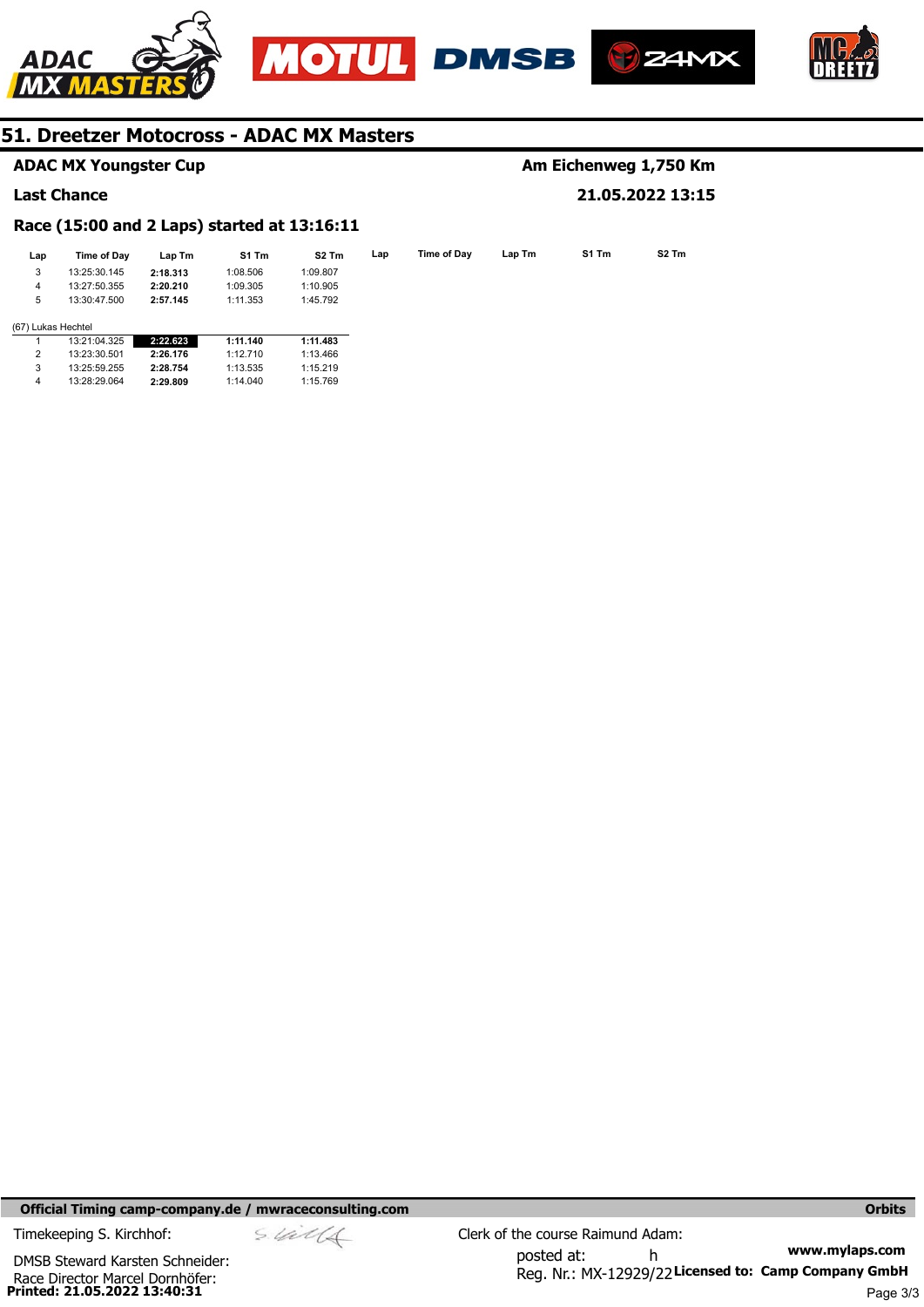## 51. Dreetzer Motocross - ADAC MX Masters

**ADAC MX Youngster Cup** — **Am Eichenweg 1,750 Km**

**Last Chance** — **21.05.2022 13:15**

**Race (15:00 and 2 Laps) started at 13:16:11**

| Lap | Time of Day | Lap Tm | S1 Tm | S2 Tm |
|---|---|---|---|---|
| 3 | 13:25:30.145 | **2:18.313** | 1:08.506 | 1:09.807 |
| 4 | 13:27:50.355 | **2:20.210** | 1:09.305 | 1:10.905 |
| 5 | 13:30:47.500 | **2:57.145** | 1:11.353 | 1:45.792 |

(67) Lukas Hechtel

| Lap | Time of Day | Lap Tm | S1 Tm | S2 Tm |
|---|---|---|---|---|
| 1 | 13:21:04.325 | **2:22.623** | **1:11.140** | **1:11.483** |
| 2 | 13:23:30.501 | **2:26.176** | 1:12.710 | 1:13.466 |
| 3 | 13:25:59.255 | **2:28.754** | 1:13.535 | 1:15.219 |
| 4 | 13:28:29.064 | **2:29.809** | 1:14.040 | 1:15.769 |

**Official Timing camp-company.de / mwraceconsulting.com** — **Orbits**

Timekeeping S. Kirchhof:

DMSB Steward Karsten Schneider:

Race Director Marcel Dornhöfer:

Clerk of the course Raimund Adam:

posted at: h

Reg. Nr.: MX-12929/22

**www.mylaps.com**

**Licensed to: Camp Company GmbH**

**Printed: 21.05.2022 13:40:31**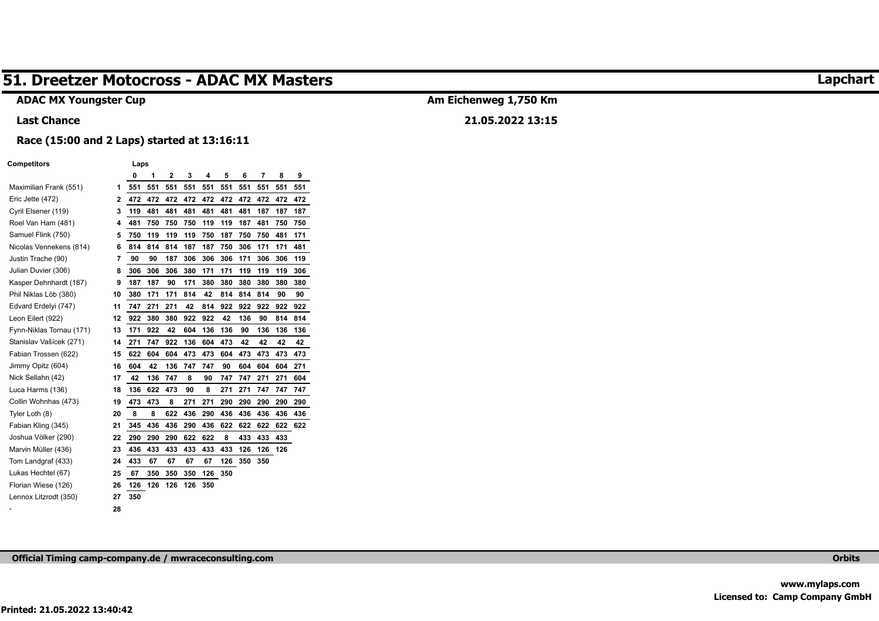# 51. Dreetzer Motocross - ADAC MX Masters

**Lapchart**

**ADAC MX Youngster Cup**

**Am Eichenweg 1,750 Km**

**Last Chance**

**21.05.2022 13:15**

**Race (15:00 and 2 Laps) started at 13:16:11**

| Competitors | | Laps 0 | 1 | 2 | 3 | 4 | 5 | 6 | 7 | 8 | 9 |
|---|---|---|---|---|---|---|---|---|---|---|---|
| Maximilian Frank (551) | 1 | 551 | 551 | 551 | 551 | 551 | 551 | 551 | 551 | 551 | 551 |
| Eric Jette (472) | 2 | 472 | 472 | 472 | 472 | 472 | 472 | 472 | 472 | 472 | 472 |
| Cyril Elsener (119) | 3 | 119 | 481 | 481 | 481 | 481 | 481 | 481 | 187 | 187 | 187 |
| Roel Van Ham (481) | 4 | 481 | 750 | 750 | 750 | 119 | 119 | 187 | 481 | 750 | 750 |
| Samuel Flink (750) | 5 | 750 | 119 | 119 | 119 | 750 | 187 | 750 | 750 | 481 | 171 |
| Nicolas Vennekens (814) | 6 | 814 | 814 | 814 | 187 | 187 | 750 | 306 | 171 | 171 | 481 |
| Justin Trache (90) | 7 | 90 | 90 | 187 | 306 | 306 | 306 | 171 | 306 | 306 | 119 |
| Julian Duvier (306) | 8 | 306 | 306 | 306 | 380 | 171 | 171 | 119 | 119 | 119 | 306 |
| Kasper Dehnhardt (187) | 9 | 187 | 187 | 90 | 171 | 380 | 380 | 380 | 380 | 380 | 380 |
| Phil Niklas Löb (380) | 10 | 380 | 171 | 171 | 814 | 42 | 814 | 814 | 814 | 90 | 90 |
| Edvard Erdelyi (747) | 11 | 747 | 271 | 271 | 42 | 814 | 922 | 922 | 922 | 922 | 922 |
| Leon Eilert (922) | 12 | 922 | 380 | 380 | 922 | 922 | 42 | 136 | 90 | 814 | 814 |
| Fynn-Niklas Tornau (171) | 13 | 171 | 922 | 42 | 604 | 136 | 136 | 90 | 136 | 136 | 136 |
| Stanislav Vašícek (271) | 14 | 271 | 747 | 922 | 136 | 604 | 473 | 42 | 42 | 42 | 42 |
| Fabian Trossen (622) | 15 | 622 | 604 | 604 | 473 | 473 | 604 | 473 | 473 | 473 | 473 |
| Jimmy Opitz (604) | 16 | 604 | 42 | 136 | 747 | 747 | 90 | 604 | 604 | 604 | 271 |
| Nick Sellahn (42) | 17 | 42 | 136 | 747 | 8 | 90 | 747 | 747 | 271 | 271 | 604 |
| Luca Harms (136) | 18 | 136 | 622 | 473 | 90 | 8 | 271 | 271 | 747 | 747 | 747 |
| Collin Wohnhas (473) | 19 | 473 | 473 | 8 | 271 | 271 | 290 | 290 | 290 | 290 | 290 |
| Tyler Loth (8) | 20 | 8 | 8 | 622 | 436 | 290 | 436 | 436 | 436 | 436 | 436 |
| Fabian Kling (345) | 21 | 345 | 436 | 436 | 290 | 436 | 622 | 622 | 622 | 622 | 622 |
| Joshua Völker (290) | 22 | 290 | 290 | 290 | 622 | 622 | 8 | 433 | 433 | 433 | |
| Marvin Müller (436) | 23 | 436 | 433 | 433 | 433 | 433 | 433 | 126 | 126 | 126 | |
| Tom Landgraf (433) | 24 | 433 | 67 | 67 | 67 | 67 | 126 | 350 | 350 | | |
| Lukas Hechtel (67) | 25 | 67 | 350 | 350 | 350 | 126 | 350 | | | | |
| Florian Wiese (126) | 26 | 126 | 126 | 126 | 126 | 350 | | | | | |
| Lennox Litzrodt (350) | 27 | 350 | | | | | | | | | |
| - | 28 | | | | | | | | | | |

**Official Timing camp-company.de / mwraceconsulting.com**

**Orbits**

**www.mylaps.com**

**Licensed to: Camp Company GmbH**

**Printed: 21.05.2022 13:40:42**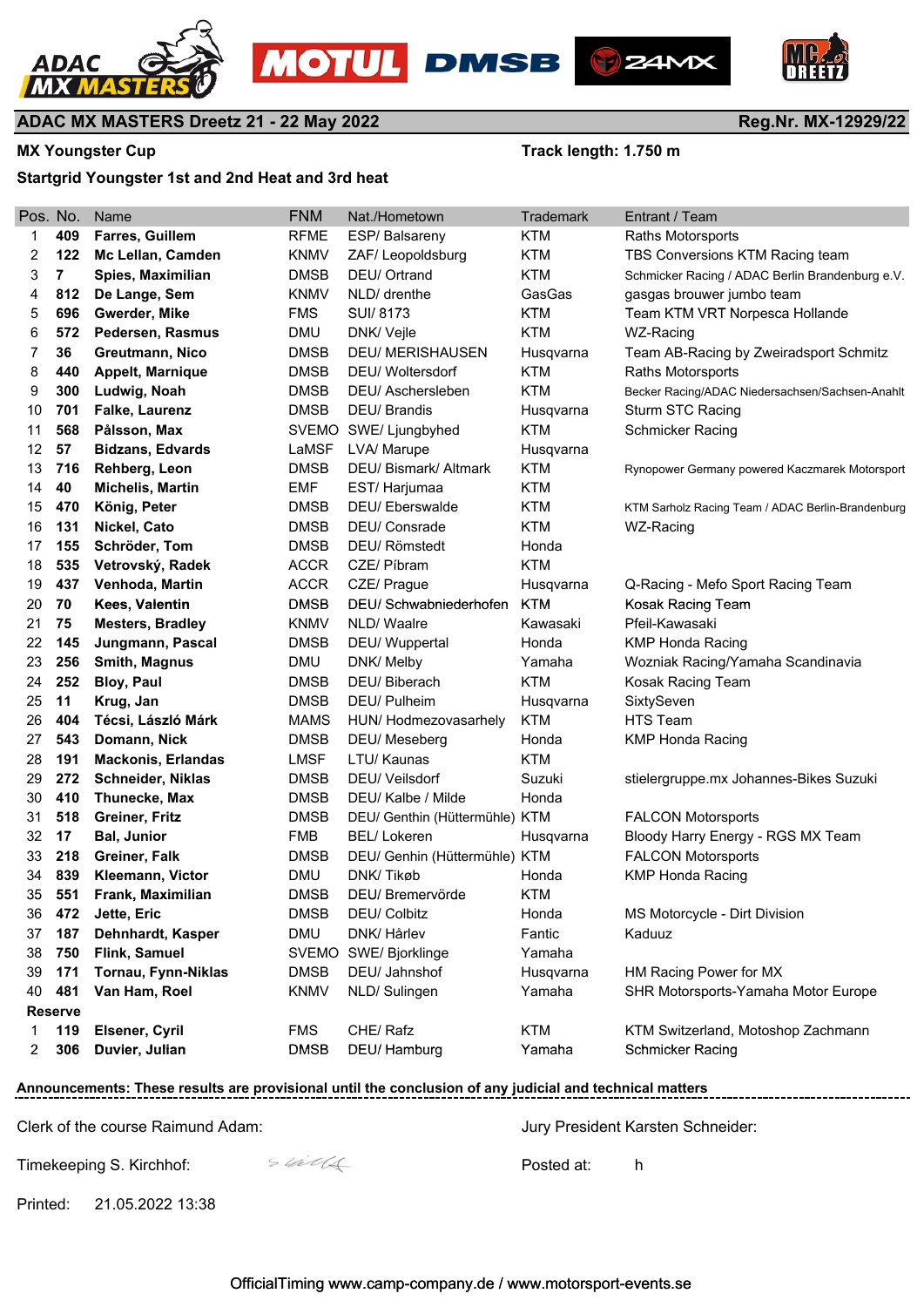## ADAC MX MASTERS Dreetz 21 - 22 May 2022

Reg.Nr. MX-12929/22

**MX Youngster Cup**

Track length: 1.750 m

**Startgrid Youngster 1st and 2nd Heat and 3rd heat**

| Pos. | No. | Name | FNM | Nat./Hometown | Trademark | Entrant / Team |
|---|---|---|---|---|---|---|
| 1 | 409 | Farres, Guillem | RFME | ESP/ Balsareny | KTM | Raths Motorsports |
| 2 | 122 | Mc Lellan, Camden | KNMV | ZAF/ Leopoldsburg | KTM | TBS Conversions KTM Racing team |
| 3 | 7 | Spies, Maximilian | DMSB | DEU/ Ortrand | KTM | Schmicker Racing / ADAC Berlin Brandenburg e.V. |
| 4 | 812 | De Lange, Sem | KNMV | NLD/ drenthe | GasGas | gasgas brouwer jumbo team |
| 5 | 696 | Gwerder, Mike | FMS | SUI/ 8173 | KTM | Team KTM VRT Norpesca Hollande |
| 6 | 572 | Pedersen, Rasmus | DMU | DNK/ Vejle | KTM | WZ-Racing |
| 7 | 36 | Greutmann, Nico | DMSB | DEU/ MERISHAUSEN | Husqvarna | Team AB-Racing by Zweiradsport Schmitz |
| 8 | 440 | Appelt, Marique | DMSB | DEU/ Woltersdorf | KTM | Raths Motorsports |
| 9 | 300 | Ludwig, Noah | DMSB | DEU/ Aschersleben | KTM | Becker Racing/ADAC Niedersachsen/Sachsen-Anahlt |
| 10 | 701 | Falke, Laurenz | DMSB | DEU/ Brandis | Husqvarna | Sturm STC Racing |
| 11 | 568 | Pålsson, Max | SVEMO | SWE/ Ljungbyhed | KTM | Schmicker Racing |
| 12 | 57 | Bidzans, Edvards | LaMSF | LVA/ Marupe | Husqvarna | |
| 13 | 716 | Rehberg, Leon | DMSB | DEU/ Bismark/ Altmark | KTM | Rynopower Germany powered Kaczmarek Motorsport |
| 14 | 40 | Michelis, Martin | EMF | EST/ Harjumaa | KTM | |
| 15 | 470 | König, Peter | DMSB | DEU/ Eberswalde | KTM | KTM Sarholz Racing Team / ADAC Berlin-Brandenburg |
| 16 | 131 | Nickel, Cato | DMSB | DEU/ Consrade | KTM | WZ-Racing |
| 17 | 155 | Schröder, Tom | DMSB | DEU/ Römstedt | Honda | |
| 18 | 535 | Vetrovský, Radek | ACCR | CZE/ Píbram | KTM | |
| 19 | 437 | Venhoda, Martin | ACCR | CZE/ Prague | Husqvarna | Q-Racing - Mefo Sport Racing Team |
| 20 | 70 | Kees, Valentin | DMSB | DEU/ Schwabniederhofen | KTM | Kosak Racing Team |
| 21 | 75 | Mesters, Bradley | KNMV | NLD/ Waalre | Kawasaki | Pfeil-Kawasaki |
| 22 | 145 | Jungmann, Pascal | DMSB | DEU/ Wuppertal | Honda | KMP Honda Racing |
| 23 | 256 | Smith, Magnus | DMU | DNK/ Melby | Yamaha | Wozniak Racing/Yamaha Scandinavia |
| 24 | 252 | Bloy, Paul | DMSB | DEU/ Biberach | KTM | Kosak Racing Team |
| 25 | 11 | Krug, Jan | DMSB | DEU/ Pulheim | Husqvarna | SixtySeven |
| 26 | 404 | Técsi, László Márk | MAMS | HUN/ Hodmezovasarhely | KTM | HTS Team |
| 27 | 543 | Domann, Nick | DMSB | DEU/ Meseberg | Honda | KMP Honda Racing |
| 28 | 191 | Mackonis, Erlandas | LMSF | LTU/ Kaunas | KTM | |
| 29 | 272 | Schneider, Niklas | DMSB | DEU/ Veilsdorf | Suzuki | stielergruppe.mx Johannes-Bikes Suzuki |
| 30 | 410 | Thunecke, Max | DMSB | DEU/ Kalbe / Milde | Honda | |
| 31 | 518 | Greiner, Fritz | DMSB | DEU/ Genthin (Hüttermühle) | KTM | FALCON Motorsports |
| 32 | 17 | Bal, Junior | FMB | BEL/ Lokeren | Husqvarna | Bloody Harry Energy - RGS MX Team |
| 33 | 218 | Greiner, Falk | DMSB | DEU/ Genhin (Hüttermühle) | KTM | FALCON Motorsports |
| 34 | 839 | Kleemann, Victor | DMU | DNK/ Tikøb | Honda | KMP Honda Racing |
| 35 | 551 | Frank, Maximilian | DMSB | DEU/ Bremervörde | KTM | |
| 36 | 472 | Jette, Eric | DMSB | DEU/ Colbitz | Honda | MS Motorcycle - Dirt Division |
| 37 | 187 | Dehnhardt, Kasper | DMU | DNK/ Hårlev | Fantic | Kaduuz |
| 38 | 750 | Flink, Samuel | SVEMO | SWE/ Bjorklinge | Yamaha | |
| 39 | 171 | Tornau, Fynn-Niklas | DMSB | DEU/ Jahnshof | Husqvarna | HM Racing Power for MX |
| 40 | 481 | Van Ham, Roel | KNMV | NLD/ Sulingen | Yamaha | SHR Motorsports-Yamaha Motor Europe |
| **Reserve** | | | | | | |
| 1 | 119 | Elsener, Cyril | FMS | CHE/ Rafz | KTM | KTM Switzerland, Motoshop Zachmann |
| 2 | 306 | Duvier, Julian | DMSB | DEU/ Hamburg | Yamaha | Schmicker Racing |

**Announcements: These results are provisional until the conclusion of any judicial and technical matters**

Clerk of the course Raimund Adam:

Jury President Karsten Schneider:

Timekeeping S. Kirchhof:

Posted at: h

Printed: 21.05.2022 13:38

OfficialTiming www.camp-company.de / www.motorsport-events.se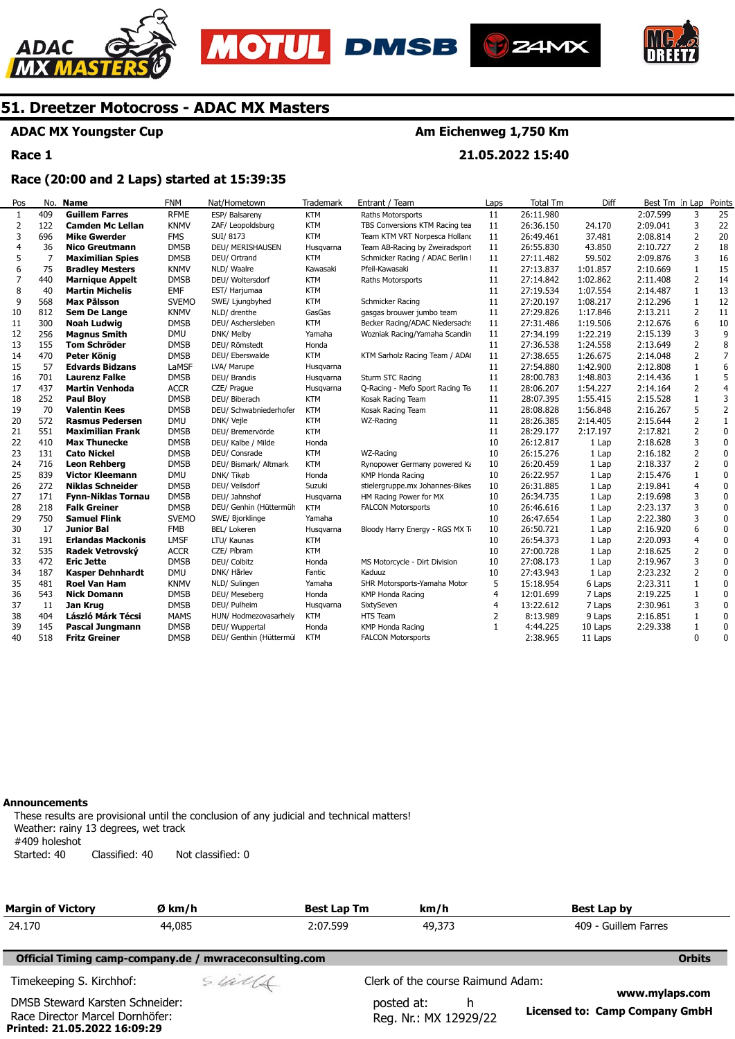# 51. Dreetzer Motocross - ADAC MX Masters

**ADAC MX Youngster Cup** — **Am Eichenweg 1,750 Km**

**Race 1** — **21.05.2022 15:40**

**Race (20:00 and 2 Laps) started at 15:39:35**

| Pos | No. | Name | FNM | Nat/Hometown | Trademark | Entrant / Team | Laps | Total Tm | Diff | Best Tm | In Lap | Points |
|---|---|---|---|---|---|---|---|---|---|---|---|---|
| 1 | 409 | Guillem Farres | RFME | ESP/ Balsareny | KTM | Raths Motorsports | 11 | 26:11.980 | | 2:07.599 | 3 | 25 |
| 2 | 122 | Camden Mc Lellan | KNMV | ZAF/ Leopoldsburg | KTM | TBS Conversions KTM Racing tea | 11 | 26:36.150 | 24.170 | 2:09.041 | 3 | 22 |
| 3 | 696 | Mike Gwerder | FMS | SUI/ 8173 | KTM | Team KTM VRT Norpesca Hollanc | 11 | 26:49.461 | 37.481 | 2:08.814 | 2 | 20 |
| 4 | 36 | Nico Greutmann | DMSB | DEU/ MERISHAUSEN | Husqvarna | Team AB-Racing by Zweiradsport | 11 | 26:55.830 | 43.850 | 2:10.727 | 2 | 18 |
| 5 | 7 | Maximilian Spies | DMSB | DEU/ Ortrand | KTM | Schmicker Racing / ADAC Berlin I | 11 | 27:11.482 | 59.502 | 2:09.876 | 3 | 16 |
| 6 | 75 | Bradley Mesters | KNMV | NLD/ Waalre | Kawasaki | Pfeil-Kawasaki | 11 | 27:13.837 | 1:01.857 | 2:10.669 | 1 | 15 |
| 7 | 440 | Marnique Appelt | DMSB | DEU/ Woltersdorf | KTM | Raths Motorsports | 11 | 27:14.842 | 1:02.862 | 2:11.408 | 2 | 14 |
| 8 | 40 | Martin Michelis | EMF | EST/ Harjumaa | KTM | | 11 | 27:19.534 | 1:07.554 | 2:14.487 | 1 | 13 |
| 9 | 568 | Max Pålsson | SVEMO | SWE/ Ljungbyhed | KTM | Schmicker Racing | 11 | 27:20.197 | 1:08.217 | 2:12.296 | 1 | 12 |
| 10 | 812 | Sem De Lange | KNMV | NLD/ drenthe | GasGas | gasgas brouwer jumbo team | 11 | 27:29.826 | 1:17.846 | 2:13.211 | 2 | 11 |
| 11 | 300 | Noah Ludwig | DMSB | DEU/ Aschersleben | KTM | Becker Racing/ADAC Niedersachs | 11 | 27:31.486 | 1:19.506 | 2:12.676 | 6 | 10 |
| 12 | 256 | Magnus Smith | DMU | DNK/ Melby | Yamaha | Wozniak Racing/Yamaha Scandin | 11 | 27:34.199 | 1:22.219 | 2:15.139 | 3 | 9 |
| 13 | 155 | Tom Schröder | DMSB | DEU/ Römstedt | Honda | | 11 | 27:36.538 | 1:24.558 | 2:13.649 | 2 | 8 |
| 14 | 470 | Peter König | DMSB | DEU/ Eberswalde | KTM | KTM Sarholz Racing Team / ADA( | 11 | 27:38.655 | 1:26.675 | 2:14.048 | 2 | 7 |
| 15 | 57 | Edvards Bidzans | LaMSF | LVA/ Marupe | Husqvarna | | 11 | 27:54.880 | 1:42.900 | 2:12.808 | 1 | 6 |
| 16 | 701 | Laurenz Falke | DMSB | DEU/ Brandis | Husqvarna | Sturm STC Racing | 11 | 28:00.783 | 1:48.803 | 2:14.436 | 1 | 5 |
| 17 | 437 | Martin Venhoda | ACCR | CZE/ Prague | Husqvarna | Q-Racing - Mefo Sport Racing Te | 11 | 28:06.207 | 1:54.227 | 2:14.164 | 2 | 4 |
| 18 | 252 | Paul Bloy | DMSB | DEU/ Biberach | KTM | Kosak Racing Team | 11 | 28:07.395 | 1:55.415 | 2:15.528 | 1 | 3 |
| 19 | 70 | Valentin Kees | DMSB | DEU/ Schwabniederhofer | KTM | Kosak Racing Team | 11 | 28:08.828 | 1:56.848 | 2:16.267 | 5 | 2 |
| 20 | 572 | Rasmus Pedersen | DMU | DNK/ Vejle | KTM | WZ-Racing | 11 | 28:26.385 | 2:14.405 | 2:15.644 | 2 | 1 |
| 21 | 551 | Maximilian Frank | DMSB | DEU/ Bremervörde | KTM | | 11 | 28:29.177 | 2:17.197 | 2:17.821 | 2 | 0 |
| 22 | 410 | Max Thunecke | DMSB | DEU/ Kalbe / Milde | Honda | | 10 | 26:12.817 | 1 Lap | 2:18.628 | 3 | 0 |
| 23 | 131 | Cato Nickel | DMSB | DEU/ Consrade | KTM | WZ-Racing | 10 | 26:15.276 | 1 Lap | 2:16.182 | 2 | 0 |
| 24 | 716 | Leon Rehberg | DMSB | DEU/ Bismark/ Altmark | KTM | Rynopower Germany powered Ka | 10 | 26:20.459 | 1 Lap | 2:18.337 | 2 | 0 |
| 25 | 839 | Victor Kleemann | DMU | DNK/ Tikøb | Honda | KMP Honda Racing | 10 | 26:22.957 | 1 Lap | 2:15.476 | 1 | 0 |
| 26 | 272 | Niklas Schneider | DMSB | DEU/ Veilsdorf | Suzuki | stielergruppe.mx Johannes-Bikes | 10 | 26:31.885 | 1 Lap | 2:19.841 | 4 | 0 |
| 27 | 171 | Fynn-Niklas Tornau | DMSB | DEU/ Jahnshof | Husqvarna | HM Racing Power for MX | 10 | 26:34.735 | 1 Lap | 2:19.698 | 3 | 0 |
| 28 | 218 | Falk Greiner | DMSB | DEU/ Genthin (Hüttermüh | KTM | FALCON Motorsports | 10 | 26:46.616 | 1 Lap | 2:23.137 | 3 | 0 |
| 29 | 750 | Samuel Flink | SVEMO | SWE/ Bjorklinge | Yamaha | | 10 | 26:47.654 | 1 Lap | 2:22.380 | 3 | 0 |
| 30 | 17 | Junior Bal | FMB | BEL/ Lokeren | Husqvarna | Bloody Harry Energy - RGS MX Ti | 10 | 26:50.721 | 1 Lap | 2:16.920 | 6 | 0 |
| 31 | 191 | Erlandas Mackonis | LMSF | LTU/ Kaunas | KTM | | 10 | 26:54.373 | 1 Lap | 2:20.093 | 4 | 0 |
| 32 | 535 | Radek Vetrovský | ACCR | CZE/ Příbram | KTM | | 10 | 27:00.728 | 1 Lap | 2:18.625 | 2 | 0 |
| 33 | 472 | Eric Jette | DMSB | DEU/ Colbitz | Honda | MS Motorcycle - Dirt Division | 10 | 27:08.173 | 1 Lap | 2:19.967 | 3 | 0 |
| 34 | 187 | Kasper Dehnhardt | DMU | DNK/ Hårlev | Fantic | Kaduuz | 10 | 27:43.943 | 1 Lap | 2:23.232 | 2 | 0 |
| 35 | 481 | Roel Van Ham | KNMV | NLD/ Sulingen | Yamaha | SHR Motorsports-Yamaha Motor | 5 | 15:18.954 | 6 Laps | 2:23.311 | 1 | 0 |
| 36 | 543 | Nick Domann | DMSB | DEU/ Meseberg | Honda | KMP Honda Racing | 4 | 12:01.699 | 7 Laps | 2:19.225 | 1 | 0 |
| 37 | 11 | Jan Krug | DMSB | DEU/ Pulheim | Husqvarna | SixtySeven | 4 | 13:22.612 | 7 Laps | 2:30.961 | 3 | 0 |
| 38 | 404 | László Márk Técsi | MAMS | HUN/ Hodmezovasarhely | KTM | HTS Team | 2 | 8:13.989 | 9 Laps | 2:16.851 | 1 | 0 |
| 39 | 145 | Pascal Jungmann | DMSB | DEU/ Wuppertal | Honda | KMP Honda Racing | 1 | 4:44.225 | 10 Laps | 2:29.338 | 1 | 0 |
| 40 | 518 | Fritz Greiner | DMSB | DEU/ Genthin (Hüttermül | KTM | FALCON Motorsports | | 2:38.965 | 11 Laps | | 0 | 0 |

**Announcements**

These results are provisional until the conclusion of any judicial and technical matters!
Weather: rainy 13 degrees, wet track
#409 holeshot
Started: 40 Classified: 40 Not classified: 0

| Margin of Victory | Ø km/h | Best Lap Tm | km/h | Best Lap by |
|---|---|---|---|---|
| 24.170 | 44,085 | 2:07.599 | 49,373 | 409 - Guillem Farres |

**Official Timing camp-company.de / mwraceconsulting.com** — **Orbits**

Timekeeping S. Kirchhof:

Clerk of the course Raimund Adam:

DMSB Steward Karsten Schneider:

Race Director Marcel Dornhöfer:

posted at: h

Reg. Nr.: MX 12929/22

www.mylaps.com

**Licensed to: Camp Company GmbH**

**Printed: 21.05.2022 16:09:29**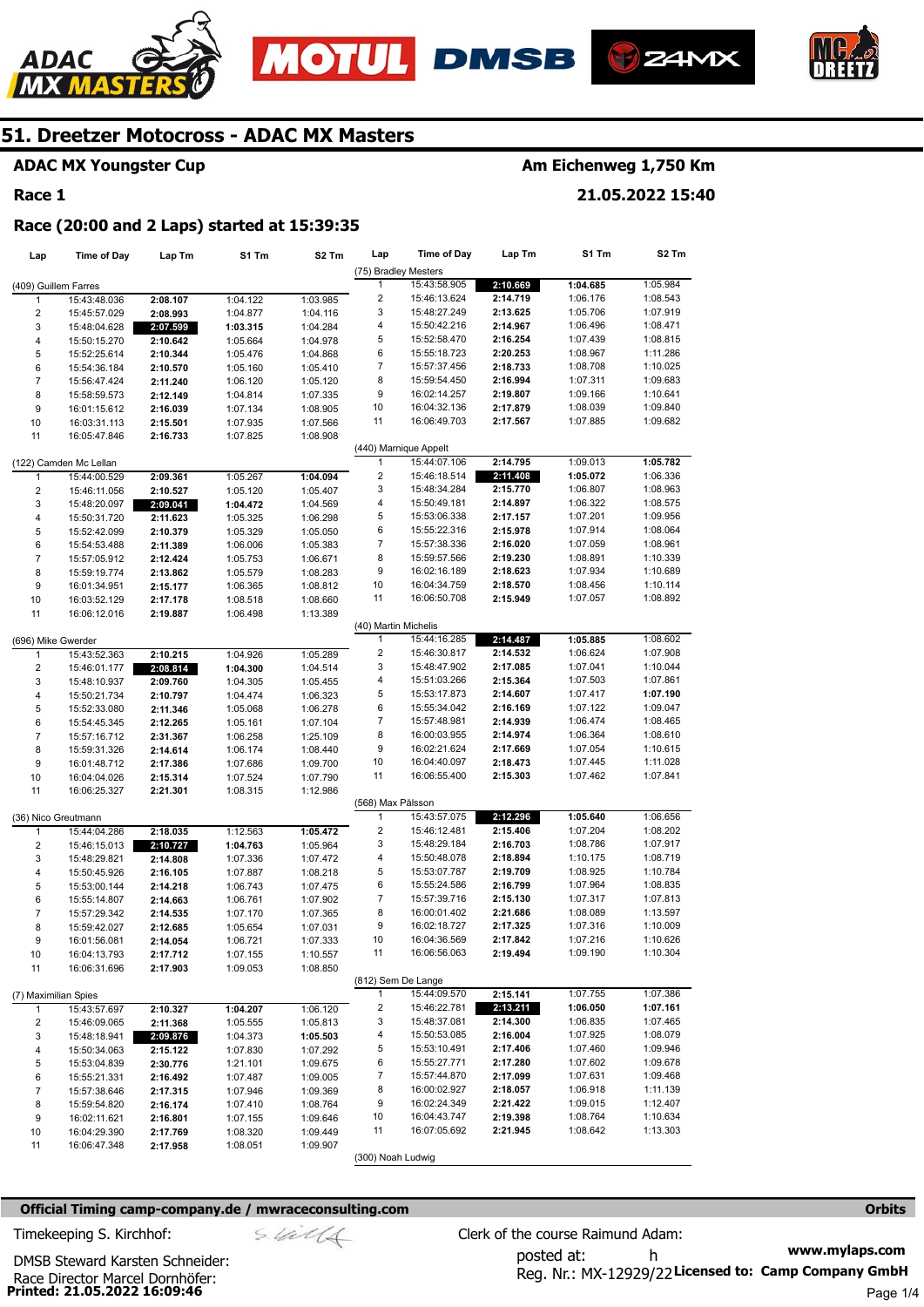# 51. Dreetzer Motocross - ADAC MX Masters

## ADAC MX Youngster Cup

**Am Eichenweg 1,750 Km**

**Race 1**

**21.05.2022 15:40**

### Race (20:00 and 2 Laps) started at 15:39:35

**(409) Guillem Farres**

| Lap | Time of Day | Lap Tm | S1 Tm | S2 Tm |
|---|---|---|---|---|
| 1 | 15:43:48.036 | 2:08.107 | 1:04.122 | 1:03.985 |
| 2 | 15:45:57.029 | 2:08.993 | 1:04.877 | 1:04.116 |
| 3 | 15:48:04.628 | 2:07.599 | 1:03.315 | 1:04.284 |
| 4 | 15:50:15.270 | 2:10.642 | 1:05.664 | 1:04.978 |
| 5 | 15:52:25.614 | 2:10.344 | 1:05.476 | 1:04.868 |
| 6 | 15:54:36.184 | 2:10.570 | 1:05.160 | 1:05.410 |
| 7 | 15:56:47.424 | 2:11.240 | 1:06.120 | 1:05.120 |
| 8 | 15:58:59.573 | 2:12.149 | 1:04.814 | 1:07.335 |
| 9 | 16:01:15.612 | 2:16.039 | 1:07.134 | 1:08.905 |
| 10 | 16:03:31.113 | 2:15.501 | 1:07.935 | 1:07.566 |
| 11 | 16:05:47.846 | 2:16.733 | 1:07.825 | 1:08.908 |

**(122) Camden Mc Lellan**

| Lap | Time of Day | Lap Tm | S1 Tm | S2 Tm |
|---|---|---|---|---|
| 1 | 15:44:00.529 | 2:09.361 | 1:05.267 | 1:04.094 |
| 2 | 15:46:11.056 | 2:10.527 | 1:05.120 | 1:05.407 |
| 3 | 15:48:20.097 | 2:09.041 | 1:04.472 | 1:04.569 |
| 4 | 15:50:31.720 | 2:11.623 | 1:05.325 | 1:06.298 |
| 5 | 15:52:42.099 | 2:10.379 | 1:05.329 | 1:05.050 |
| 6 | 15:54:53.488 | 2:11.389 | 1:06.006 | 1:05.383 |
| 7 | 15:57:05.912 | 2:12.424 | 1:05.753 | 1:06.671 |
| 8 | 15:59:19.774 | 2:13.862 | 1:05.579 | 1:08.283 |
| 9 | 16:01:34.951 | 2:15.177 | 1:06.365 | 1:08.812 |
| 10 | 16:03:52.129 | 2:17.178 | 1:08.518 | 1:08.660 |
| 11 | 16:06:12.016 | 2:19.887 | 1:06.498 | 1:13.389 |

**(696) Mike Gwerder**

| Lap | Time of Day | Lap Tm | S1 Tm | S2 Tm |
|---|---|---|---|---|
| 1 | 15:43:52.363 | 2:10.215 | 1:04.926 | 1:05.289 |
| 2 | 15:46:01.177 | 2:08.814 | 1:04.300 | 1:04.514 |
| 3 | 15:48:10.937 | 2:09.760 | 1:04.305 | 1:05.455 |
| 4 | 15:50:21.734 | 2:10.797 | 1:04.474 | 1:06.323 |
| 5 | 15:52:33.080 | 2:11.346 | 1:05.068 | 1:06.278 |
| 6 | 15:54:45.345 | 2:12.265 | 1:05.161 | 1:07.104 |
| 7 | 15:57:16.712 | 2:31.367 | 1:06.258 | 1:25.109 |
| 8 | 15:59:31.326 | 2:14.614 | 1:06.174 | 1:08.440 |
| 9 | 16:01:48.712 | 2:17.386 | 1:07.686 | 1:09.700 |
| 10 | 16:04:04.026 | 2:15.314 | 1:07.524 | 1:07.790 |
| 11 | 16:06:25.327 | 2:21.301 | 1:08.315 | 1:12.986 |

**(36) Nico Greutmann**

| Lap | Time of Day | Lap Tm | S1 Tm | S2 Tm |
|---|---|---|---|---|
| 1 | 15:44:04.286 | 2:18.035 | 1:12.563 | 1:05.472 |
| 2 | 15:46:15.013 | 2:10.727 | 1:04.763 | 1:05.964 |
| 3 | 15:48:29.821 | 2:14.808 | 1:07.336 | 1:07.472 |
| 4 | 15:50:45.926 | 2:16.105 | 1:07.887 | 1:08.218 |
| 5 | 15:53:00.144 | 2:14.218 | 1:06.743 | 1:07.475 |
| 6 | 15:55:14.807 | 2:14.663 | 1:06.761 | 1:07.902 |
| 7 | 15:57:29.342 | 2:14.535 | 1:07.170 | 1:07.365 |
| 8 | 15:59:42.027 | 2:12.685 | 1:05.654 | 1:07.031 |
| 9 | 16:01:56.081 | 2:14.054 | 1:06.721 | 1:07.333 |
| 10 | 16:04:13.793 | 2:17.712 | 1:07.155 | 1:10.557 |
| 11 | 16:06:31.696 | 2:17.903 | 1:09.053 | 1:08.850 |

**(7) Maximilian Spies**

| Lap | Time of Day | Lap Tm | S1 Tm | S2 Tm |
|---|---|---|---|---|
| 1 | 15:43:57.697 | 2:10.327 | 1:04.207 | 1:06.120 |
| 2 | 15:46:09.065 | 2:11.368 | 1:05.555 | 1:05.813 |
| 3 | 15:48:18.941 | 2:09.876 | 1:04.373 | 1:05.503 |
| 4 | 15:50:34.063 | 2:15.122 | 1:07.830 | 1:07.292 |
| 5 | 15:53:04.839 | 2:30.776 | 1:21.101 | 1:09.675 |
| 6 | 15:55:21.331 | 2:16.492 | 1:07.487 | 1:09.005 |
| 7 | 15:57:38.646 | 2:17.315 | 1:07.946 | 1:09.369 |
| 8 | 15:59:54.820 | 2:16.174 | 1:07.410 | 1:08.764 |
| 9 | 16:02:11.621 | 2:16.801 | 1:07.155 | 1:09.646 |
| 10 | 16:04:29.390 | 2:17.769 | 1:08.320 | 1:09.449 |
| 11 | 16:06:47.348 | 2:17.958 | 1:08.051 | 1:09.907 |

**(75) Bradley Mesters**

| Lap | Time of Day | Lap Tm | S1 Tm | S2 Tm |
|---|---|---|---|---|
| 1 | 15:43:58.905 | 2:10.669 | 1:04.685 | 1:05.984 |
| 2 | 15:46:13.624 | 2:14.719 | 1:06.176 | 1:08.543 |
| 3 | 15:48:27.249 | 2:13.625 | 1:05.706 | 1:07.919 |
| 4 | 15:50:42.216 | 2:14.967 | 1:06.496 | 1:08.471 |
| 5 | 15:52:58.470 | 2:16.254 | 1:07.439 | 1:08.815 |
| 6 | 15:55:18.723 | 2:20.253 | 1:08.967 | 1:11.286 |
| 7 | 15:57:37.456 | 2:18.733 | 1:08.708 | 1:10.025 |
| 8 | 15:59:54.450 | 2:16.994 | 1:07.311 | 1:09.683 |
| 9 | 16:02:14.257 | 2:19.807 | 1:09.166 | 1:10.641 |
| 10 | 16:04:32.136 | 2:17.879 | 1:08.039 | 1:09.840 |
| 11 | 16:06:49.703 | 2:17.567 | 1:07.885 | 1:09.682 |

**(440) Marnique Appelt**

| Lap | Time of Day | Lap Tm | S1 Tm | S2 Tm |
|---|---|---|---|---|
| 1 | 15:44:07.106 | 2:14.795 | 1:09.013 | 1:05.782 |
| 2 | 15:46:18.514 | 2:11.408 | 1:05.072 | 1:06.336 |
| 3 | 15:48:34.284 | 2:15.770 | 1:06.807 | 1:08.963 |
| 4 | 15:50:49.181 | 2:14.897 | 1:06.322 | 1:08.575 |
| 5 | 15:53:06.338 | 2:17.157 | 1:07.201 | 1:09.956 |
| 6 | 15:55:22.316 | 2:15.978 | 1:07.914 | 1:08.064 |
| 7 | 15:57:38.336 | 2:16.020 | 1:07.059 | 1:08.961 |
| 8 | 15:59:57.566 | 2:19.230 | 1:08.891 | 1:10.339 |
| 9 | 16:02:16.189 | 2:18.623 | 1:07.934 | 1:10.689 |
| 10 | 16:04:34.759 | 2:18.570 | 1:08.456 | 1:10.114 |
| 11 | 16:06:50.708 | 2:15.949 | 1:07.057 | 1:08.892 |

**(40) Martin Michelis**

| Lap | Time of Day | Lap Tm | S1 Tm | S2 Tm |
|---|---|---|---|---|
| 1 | 15:44:16.285 | 2:14.487 | 1:05.885 | 1:08.602 |
| 2 | 15:46:30.817 | 2:14.532 | 1:06.624 | 1:07.908 |
| 3 | 15:48:47.902 | 2:17.085 | 1:07.041 | 1:10.044 |
| 4 | 15:51:03.266 | 2:15.364 | 1:07.503 | 1:07.861 |
| 5 | 15:53:17.873 | 2:14.607 | 1:07.417 | 1:07.190 |
| 6 | 15:55:34.042 | 2:16.169 | 1:07.122 | 1:09.047 |
| 7 | 15:57:48.981 | 2:14.939 | 1:06.474 | 1:08.465 |
| 8 | 16:00:03.955 | 2:14.974 | 1:06.364 | 1:08.610 |
| 9 | 16:02:21.624 | 2:17.669 | 1:07.054 | 1:10.615 |
| 10 | 16:04:40.097 | 2:18.473 | 1:07.445 | 1:11.028 |
| 11 | 16:06:55.400 | 2:15.303 | 1:07.462 | 1:07.841 |

**(568) Max Pålsson**

| Lap | Time of Day | Lap Tm | S1 Tm | S2 Tm |
|---|---|---|---|---|
| 1 | 15:43:57.075 | 2:12.296 | 1:05.640 | 1:06.656 |
| 2 | 15:46:12.481 | 2:15.406 | 1:07.204 | 1:08.202 |
| 3 | 15:48:29.184 | 2:16.703 | 1:08.786 | 1:07.917 |
| 4 | 15:50:48.078 | 2:18.894 | 1:10.175 | 1:08.719 |
| 5 | 15:53:07.787 | 2:19.709 | 1:08.925 | 1:10.784 |
| 6 | 15:55:24.586 | 2:16.799 | 1:07.964 | 1:08.835 |
| 7 | 15:57:39.716 | 2:15.130 | 1:07.317 | 1:07.813 |
| 8 | 16:00:01.402 | 2:21.686 | 1:08.089 | 1:13.597 |
| 9 | 16:02:18.727 | 2:17.325 | 1:07.316 | 1:10.009 |
| 10 | 16:04:36.569 | 2:17.842 | 1:07.216 | 1:10.626 |
| 11 | 16:06:56.063 | 2:19.494 | 1:09.190 | 1:10.304 |

**(812) Sem De Lange**

| Lap | Time of Day | Lap Tm | S1 Tm | S2 Tm |
|---|---|---|---|---|
| 1 | 15:44:09.570 | 2:15.141 | 1:07.755 | 1:07.386 |
| 2 | 15:46:22.781 | 2:13.211 | 1:06.050 | 1:07.161 |
| 3 | 15:48:37.081 | 2:14.300 | 1:06.835 | 1:07.465 |
| 4 | 15:50:53.085 | 2:16.004 | 1:07.925 | 1:08.079 |
| 5 | 15:53:10.491 | 2:17.406 | 1:07.460 | 1:09.946 |
| 6 | 15:55:27.771 | 2:17.280 | 1:07.602 | 1:09.678 |
| 7 | 15:57:44.870 | 2:17.099 | 1:07.631 | 1:09.468 |
| 8 | 16:00:02.927 | 2:18.057 | 1:06.918 | 1:11.139 |
| 9 | 16:02:24.349 | 2:21.422 | 1:09.015 | 1:12.407 |
| 10 | 16:04:43.747 | 2:19.398 | 1:08.764 | 1:10.634 |
| 11 | 16:07:05.692 | 2:21.945 | 1:08.642 | 1:13.303 |

**(300) Noah Ludwig**

**Official Timing camp-company.de / mwraceconsulting.com** — Orbits

Timekeeping S. Kirchhof:

Clerk of the course Raimund Adam:

DMSB Steward Karsten Schneider:

posted at: h

Race Director Marcel Dornhöfer:

Reg. Nr.: MX-12929/22

www.mylaps.com

Licensed to: Camp Company GmbH

Printed: 21.05.2022 16:09:46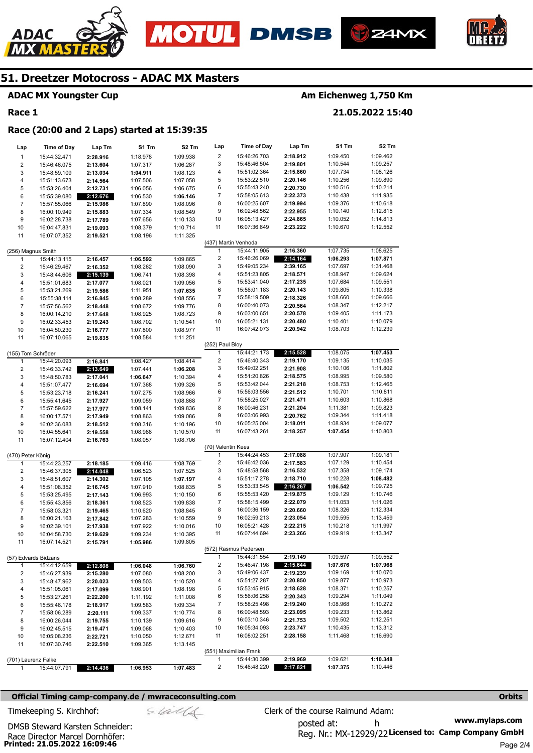# 51. Dreetzer Motocross - ADAC MX Masters

## ADAC MX Youngster Cup

**Am Eichenweg 1,750 Km**

**Race 1**

**21.05.2022 15:40**

### Race (20:00 and 2 Laps) started at 15:39:35

| Lap | Time of Day | Lap Tm | S1 Tm | S2 Tm |
|---|---|---|---|---|
| 1 | 15:44:32.471 | **2:28.916** | 1:18.978 | 1:09.938 |
| 2 | 15:46:46.075 | **2:13.604** | 1:07.317 | 1:06.287 |
| 3 | 15:48:59.109 | **2:13.034** | **1:04.911** | 1:08.123 |
| 4 | 15:51:13.673 | **2:14.564** | 1:07.506 | 1:07.058 |
| 5 | 15:53:26.404 | **2:12.731** | 1:06.056 | 1:06.675 |
| 6 | 15:55:39.080 | **2:12.676** | 1:06.530 | **1:06.146** |
| 7 | 15:57:55.066 | **2:15.986** | 1:07.890 | 1:08.096 |
| 8 | 16:00:10.949 | **2:15.883** | 1:07.334 | 1:08.549 |
| 9 | 16:02:28.738 | **2:17.789** | 1:07.656 | 1:10.133 |
| 10 | 16:04:47.831 | **2:19.093** | 1:08.379 | 1:10.714 |
| 11 | 16:07:07.352 | **2:19.521** | 1:08.196 | 1:11.325 |

(256) Magnus Smith

| Lap | Time of Day | Lap Tm | S1 Tm | S2 Tm |
|---|---|---|---|---|
| 1 | 15:44:13.115 | **2:16.457** | **1:06.592** | 1:09.865 |
| 2 | 15:46:29.467 | **2:16.352** | 1:08.262 | 1:08.090 |
| 3 | 15:48:44.606 | **2:15.139** | 1:06.741 | 1:08.398 |
| 4 | 15:51:01.683 | **2:17.077** | 1:08.021 | 1:09.056 |
| 5 | 15:53:21.269 | **2:19.586** | 1:11.951 | **1:07.635** |
| 6 | 15:55:38.114 | **2:16.845** | 1:08.289 | 1:08.556 |
| 7 | 15:57:56.562 | **2:18.448** | 1:08.672 | 1:09.776 |
| 8 | 16:00:14.210 | **2:17.648** | 1:08.925 | 1:08.723 |
| 9 | 16:02:33.453 | **2:19.243** | 1:08.702 | 1:10.541 |
| 10 | 16:04:50.230 | **2:16.777** | 1:07.800 | 1:08.977 |
| 11 | 16:07:10.065 | **2:19.835** | 1:08.584 | 1:11.251 |

(155) Tom Schröder

| Lap | Time of Day | Lap Tm | S1 Tm | S2 Tm |
|---|---|---|---|---|
| 1 | 15:44:20.093 | **2:16.841** | 1:08.427 | 1:08.414 |
| 2 | 15:46:33.742 | **2:13.649** | 1:07.441 | **1:06.208** |
| 3 | 15:48:50.783 | **2:17.041** | **1:06.647** | 1:10.394 |
| 4 | 15:51:07.477 | **2:16.694** | 1:07.368 | 1:09.326 |
| 5 | 15:53:23.718 | **2:16.241** | 1:07.275 | 1:08.966 |
| 6 | 15:55:41.645 | **2:17.927** | 1:09.059 | 1:08.868 |
| 7 | 15:57:59.622 | **2:17.977** | 1:08.141 | 1:09.836 |
| 8 | 16:00:17.571 | **2:17.949** | 1:08.863 | 1:09.086 |
| 9 | 16:02:36.083 | **2:18.512** | 1:08.316 | 1:10.196 |
| 10 | 16:04:55.641 | **2:19.558** | 1:08.988 | 1:10.570 |
| 11 | 16:07:12.404 | **2:16.763** | 1:08.057 | 1:08.706 |

(470) Peter König

| Lap | Time of Day | Lap Tm | S1 Tm | S2 Tm |
|---|---|---|---|---|
| 1 | 15:44:23.257 | **2:18.185** | 1:09.416 | 1:08.769 |
| 2 | 15:46:37.305 | **2:14.048** | 1:06.523 | 1:07.525 |
| 3 | 15:48:51.607 | **2:14.302** | 1:07.105 | **1:07.197** |
| 4 | 15:51:08.352 | **2:16.745** | 1:07.910 | 1:08.835 |
| 5 | 15:53:25.495 | **2:17.143** | 1:06.993 | 1:10.150 |
| 6 | 15:55:43.856 | **2:18.361** | 1:08.523 | 1:09.838 |
| 7 | 15:58:03.321 | **2:19.465** | 1:10.620 | 1:08.845 |
| 8 | 16:00:21.163 | **2:17.842** | 1:07.283 | 1:10.559 |
| 9 | 16:02:39.101 | **2:17.938** | 1:07.922 | 1:10.016 |
| 10 | 16:04:58.730 | **2:19.629** | 1:09.234 | 1:10.395 |
| 11 | 16:07:14.521 | **2:15.791** | **1:05.986** | 1:09.805 |

(57) Edvards Bidzans

| Lap | Time of Day | Lap Tm | S1 Tm | S2 Tm |
|---|---|---|---|---|
| 1 | 15:44:12.659 | **2:12.808** | **1:06.048** | **1:06.760** |
| 2 | 15:46:27.939 | **2:15.280** | 1:07.080 | 1:08.200 |
| 3 | 15:48:47.962 | **2:20.023** | 1:09.503 | 1:10.520 |
| 4 | 15:51:05.061 | **2:17.099** | 1:08.901 | 1:08.198 |
| 5 | 15:53:27.261 | **2:22.200** | 1:11.192 | 1:11.008 |
| 6 | 15:55:46.178 | **2:18.917** | 1:09.583 | 1:09.334 |
| 7 | 15:58:06.289 | **2:20.111** | 1:09.337 | 1:10.774 |
| 8 | 16:00:26.044 | **2:19.755** | 1:10.139 | 1:09.616 |
| 9 | 16:02:45.515 | **2:19.471** | 1:09.068 | 1:10.403 |
| 10 | 16:05:08.236 | **2:22.721** | 1:10.050 | 1:12.671 |
| 11 | 16:07:30.746 | **2:22.510** | 1:09.365 | 1:13.145 |

(701) Laurenz Falke

| Lap | Time of Day | Lap Tm | S1 Tm | S2 Tm |
|---|---|---|---|---|
| 1 | 15:44:07.791 | **2:14.436** | **1:06.953** | **1:07.483** |
| 2 | 15:46:26.703 | **2:18.912** | 1:09.450 | 1:09.462 |
| 3 | 15:48:46.504 | **2:19.801** | 1:10.544 | 1:09.257 |
| 4 | 15:51:02.364 | **2:15.860** | 1:07.734 | 1:08.126 |
| 5 | 15:53:22.510 | **2:20.146** | 1:10.256 | 1:09.890 |
| 6 | 15:55:43.240 | **2:20.730** | 1:10.516 | 1:10.214 |
| 7 | 15:58:05.613 | **2:22.373** | 1:10.438 | 1:11.935 |
| 8 | 16:00:25.607 | **2:19.994** | 1:09.376 | 1:10.618 |
| 9 | 16:02:48.562 | **2:22.955** | 1:10.140 | 1:12.815 |
| 10 | 16:05:13.427 | **2:24.865** | 1:10.052 | 1:14.813 |
| 11 | 16:07:36.649 | **2:23.222** | 1:10.670 | 1:12.552 |

(437) Martin Venhoda

| Lap | Time of Day | Lap Tm | S1 Tm | S2 Tm |
|---|---|---|---|---|
| 1 | 15:44:11.905 | **2:16.360** | 1:07.735 | 1:08.625 |
| 2 | 15:46:26.069 | **2:14.164** | **1:06.293** | **1:07.871** |
| 3 | 15:49:05.234 | **2:39.165** | 1:07.697 | 1:31.468 |
| 4 | 15:51:23.805 | **2:18.571** | 1:08.947 | 1:09.624 |
| 5 | 15:53:41.040 | **2:17.235** | 1:07.684 | 1:09.551 |
| 6 | 15:56:01.183 | **2:20.143** | 1:09.805 | 1:10.338 |
| 7 | 15:58:19.509 | **2:18.326** | 1:08.660 | 1:09.666 |
| 8 | 16:00:40.073 | **2:20.564** | 1:08.347 | 1:12.217 |
| 9 | 16:03:00.651 | **2:20.578** | 1:09.405 | 1:11.173 |
| 10 | 16:05:21.131 | **2:20.480** | 1:10.401 | 1:10.079 |
| 11 | 16:07:42.073 | **2:20.942** | 1:08.703 | 1:12.239 |

(252) Paul Bloy

| Lap | Time of Day | Lap Tm | S1 Tm | S2 Tm |
|---|---|---|---|---|
| 1 | 15:44:21.173 | **2:15.528** | 1:08.075 | **1:07.453** |
| 2 | 15:46:40.343 | **2:19.170** | 1:09.135 | 1:10.035 |
| 3 | 15:49:02.251 | **2:21.908** | 1:10.106 | 1:11.802 |
| 4 | 15:51:20.826 | **2:18.575** | 1:08.995 | 1:09.580 |
| 5 | 15:53:42.044 | **2:21.218** | 1:08.753 | 1:12.465 |
| 6 | 15:56:03.556 | **2:21.512** | 1:10.701 | 1:10.811 |
| 7 | 15:58:25.027 | **2:21.471** | 1:10.603 | 1:10.868 |
| 8 | 16:00:46.231 | **2:21.204** | 1:11.381 | 1:09.823 |
| 9 | 16:03:06.993 | **2:20.762** | 1:09.344 | 1:11.418 |
| 10 | 16:05:25.004 | **2:18.011** | 1:08.934 | 1:09.077 |
| 11 | 16:07:43.261 | **2:18.257** | **1:07.454** | 1:10.803 |

(70) Valentin Kees

| Lap | Time of Day | Lap Tm | S1 Tm | S2 Tm |
|---|---|---|---|---|
| 1 | 15:44:24.453 | **2:17.088** | 1:07.907 | 1:09.181 |
| 2 | 15:46:42.036 | **2:17.583** | 1:07.129 | 1:10.454 |
| 3 | 15:48:58.568 | **2:16.532** | 1:07.358 | 1:09.174 |
| 4 | 15:51:17.278 | **2:18.710** | 1:10.228 | **1:08.482** |
| 5 | 15:53:33.545 | **2:16.267** | **1:06.542** | 1:09.725 |
| 6 | 15:55:53.420 | **2:19.875** | 1:09.129 | 1:10.746 |
| 7 | 15:58:15.499 | **2:22.079** | 1:11.053 | 1:11.026 |
| 8 | 16:00:36.159 | **2:20.660** | 1:08.326 | 1:12.334 |
| 9 | 16:02:59.213 | **2:23.054** | 1:09.595 | 1:13.459 |
| 10 | 16:05:21.428 | **2:22.215** | 1:10.218 | 1:11.997 |
| 11 | 16:07:44.694 | **2:23.266** | 1:09.919 | 1:13.347 |

(572) Rasmus Pedersen

| Lap | Time of Day | Lap Tm | S1 Tm | S2 Tm |
|---|---|---|---|---|
| 1 | 15:44:31.554 | **2:19.149** | 1:09.597 | 1:09.552 |
| 2 | 15:46:47.198 | **2:15.644** | **1:07.676** | **1:07.968** |
| 3 | 15:49:06.437 | **2:19.239** | 1:09.169 | 1:10.070 |
| 4 | 15:51:27.287 | **2:20.850** | 1:09.877 | 1:10.973 |
| 5 | 15:53:45.915 | **2:18.628** | 1:08.371 | 1:10.257 |
| 6 | 15:56:06.258 | **2:20.343** | 1:09.294 | 1:11.049 |
| 7 | 15:58:25.498 | **2:19.240** | 1:08.968 | 1:10.272 |
| 8 | 16:00:48.593 | **2:23.095** | 1:09.233 | 1:13.862 |
| 9 | 16:03:10.346 | **2:21.753** | 1:09.502 | 1:12.251 |
| 10 | 16:05:34.093 | **2:23.747** | 1:10.435 | 1:13.312 |
| 11 | 16:08:02.251 | **2:28.158** | 1:11.468 | 1:16.690 |

(551) Maximilian Frank

| Lap | Time of Day | Lap Tm | S1 Tm | S2 Tm |
|---|---|---|---|---|
| 1 | 15:44:30.399 | **2:19.969** | 1:09.621 | **1:10.348** |
| 2 | 15:46:48.220 | **2:17.821** | **1:07.375** | 1:10.446 |

**Official Timing camp-company.de / mwraceconsulting.com** — **Orbits**

Timekeeping S. Kirchhof:

Clerk of the course Raimund Adam:

DMSB Steward Karsten Schneider:

posted at: h

Race Director Marcel Dornhöfer:

Reg. Nr.: MX-12929/22

**www.mylaps.com**

**Licensed to: Camp Company GmbH**

**Printed: 21.05.2022 16:09:46**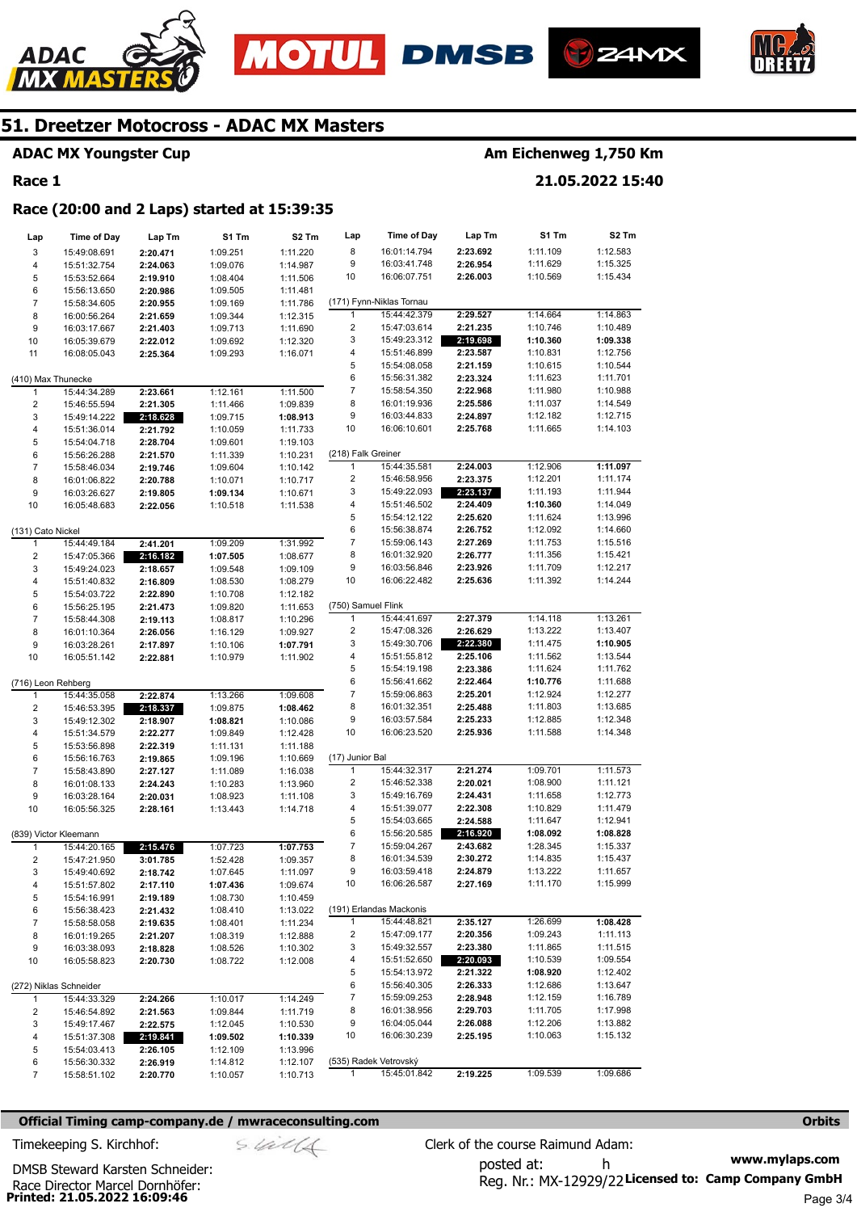# 51. Dreetzer Motocross - ADAC MX Masters

**ADAC MX Youngster Cup** — Am Eichenweg 1,750 Km

**Race 1** — 21.05.2022 15:40

**Race (20:00 and 2 Laps) started at 15:39:35**

| Lap | Time of Day | Lap Tm | S1 Tm | S2 Tm |
|---|---|---|---|---|
| 3 | 15:49:08.691 | **2:20.471** | 1:09.251 | 1:11.220 |
| 4 | 15:51:32.754 | **2:24.063** | 1:09.076 | 1:14.987 |
| 5 | 15:53:52.664 | **2:19.910** | 1:08.404 | 1:11.506 |
| 6 | 15:56:13.650 | **2:20.986** | 1:09.505 | 1:11.481 |
| 7 | 15:58:34.605 | **2:20.955** | 1:09.169 | 1:11.786 |
| 8 | 16:00:56.264 | **2:21.659** | 1:09.344 | 1:12.315 |
| 9 | 16:03:17.667 | **2:21.403** | 1:09.713 | 1:11.690 |
| 10 | 16:05:39.679 | **2:22.012** | 1:09.692 | 1:12.320 |
| 11 | 16:08:05.043 | **2:25.364** | 1:09.293 | 1:16.071 |

(410) Max Thunecke

| Lap | Time of Day | Lap Tm | S1 Tm | S2 Tm |
|---|---|---|---|---|
| 1 | 15:44:34.289 | **2:23.661** | 1:12.161 | 1:11.500 |
| 2 | 15:46:55.594 | **2:21.305** | 1:11.466 | 1:09.839 |
| 3 | 15:49:14.222 | **2:18.628** | 1:09.715 | **1:08.913** |
| 4 | 15:51:36.014 | **2:21.792** | 1:10.059 | 1:11.733 |
| 5 | 15:54:04.718 | **2:28.704** | 1:09.601 | 1:19.103 |
| 6 | 15:56:26.288 | **2:21.570** | 1:11.339 | 1:10.231 |
| 7 | 15:58:46.034 | **2:19.746** | 1:09.604 | 1:10.142 |
| 8 | 16:01:06.822 | **2:20.788** | 1:10.071 | 1:10.717 |
| 9 | 16:03:26.627 | **2:19.805** | **1:09.134** | 1:10.671 |
| 10 | 16:05:48.683 | **2:22.056** | 1:10.518 | 1:11.538 |

(131) Cato Nickel

| Lap | Time of Day | Lap Tm | S1 Tm | S2 Tm |
|---|---|---|---|---|
| 1 | 15:44:49.184 | **2:41.201** | 1:09.209 | 1:31.992 |
| 2 | 15:47:05.366 | **2:16.182** | **1:07.505** | 1:08.677 |
| 3 | 15:49:24.023 | **2:18.657** | 1:09.548 | 1:09.109 |
| 4 | 15:51:40.832 | **2:16.809** | 1:08.530 | 1:08.279 |
| 5 | 15:54:03.722 | **2:22.890** | 1:10.708 | 1:12.182 |
| 6 | 15:56:25.195 | **2:21.473** | 1:09.820 | 1:11.653 |
| 7 | 15:58:44.308 | **2:19.113** | 1:08.817 | 1:10.296 |
| 8 | 16:01:10.364 | **2:26.056** | 1:16.129 | 1:09.927 |
| 9 | 16:03:28.261 | **2:17.897** | 1:10.106 | **1:07.791** |
| 10 | 16:05:51.142 | **2:22.881** | 1:10.979 | 1:11.902 |

(716) Leon Rehberg

| Lap | Time of Day | Lap Tm | S1 Tm | S2 Tm |
|---|---|---|---|---|
| 1 | 15:44:35.058 | **2:22.874** | 1:13.266 | 1:09.608 |
| 2 | 15:46:53.395 | **2:18.337** | 1:09.875 | **1:08.462** |
| 3 | 15:49:12.302 | **2:18.907** | **1:08.821** | 1:10.086 |
| 4 | 15:51:34.579 | **2:22.277** | 1:09.849 | 1:12.428 |
| 5 | 15:53:56.898 | **2:22.319** | 1:11.131 | 1:11.188 |
| 6 | 15:56:16.763 | **2:19.865** | 1:09.196 | 1:10.669 |
| 7 | 15:58:43.890 | **2:27.127** | 1:11.089 | 1:16.038 |
| 8 | 16:01:08.133 | **2:24.243** | 1:10.283 | 1:13.960 |
| 9 | 16:03:28.164 | **2:20.031** | 1:08.923 | 1:11.108 |
| 10 | 16:05:56.325 | **2:28.161** | 1:13.443 | 1:14.718 |

(839) Victor Kleemann

| Lap | Time of Day | Lap Tm | S1 Tm | S2 Tm |
|---|---|---|---|---|
| 1 | 15:44:20.165 | **2:15.476** | 1:07.723 | **1:07.753** |
| 2 | 15:47:21.950 | **3:01.785** | 1:52.428 | 1:09.357 |
| 3 | 15:49:40.692 | **2:18.742** | 1:07.645 | 1:11.097 |
| 4 | 15:51:57.802 | **2:17.110** | **1:07.436** | 1:09.674 |
| 5 | 15:54:16.991 | **2:19.189** | 1:08.730 | 1:10.459 |
| 6 | 15:56:38.423 | **2:21.432** | 1:08.410 | 1:13.022 |
| 7 | 15:58:58.058 | **2:19.635** | 1:08.401 | 1:11.234 |
| 8 | 16:01:19.265 | **2:21.207** | 1:08.319 | 1:12.888 |
| 9 | 16:03:38.093 | **2:18.828** | 1:08.526 | 1:10.302 |
| 10 | 16:05:58.823 | **2:20.730** | 1:08.722 | 1:12.008 |

(272) Niklas Schneider

| Lap | Time of Day | Lap Tm | S1 Tm | S2 Tm |
|---|---|---|---|---|
| 1 | 15:44:33.329 | **2:24.266** | 1:10.017 | 1:14.249 |
| 2 | 15:46:54.892 | **2:21.563** | 1:09.844 | 1:11.719 |
| 3 | 15:49:17.467 | **2:22.575** | 1:12.045 | 1:10.530 |
| 4 | 15:51:37.308 | **2:19.841** | **1:09.502** | **1:10.339** |
| 5 | 15:54:03.413 | **2:26.105** | 1:12.109 | 1:13.996 |
| 6 | 15:56:30.332 | **2:26.919** | 1:14.812 | 1:12.107 |
| 7 | 15:58:51.102 | **2:20.770** | 1:10.057 | 1:10.713 |
| 8 | 16:01:14.794 | **2:23.692** | 1:11.109 | 1:12.583 |
| 9 | 16:03:41.748 | **2:26.954** | 1:11.629 | 1:15.325 |
| 10 | 16:06:07.751 | **2:26.003** | 1:10.569 | 1:15.434 |

(171) Fynn-Niklas Tornau

| Lap | Time of Day | Lap Tm | S1 Tm | S2 Tm |
|---|---|---|---|---|
| 1 | 15:44:42.379 | **2:29.527** | 1:14.664 | 1:14.863 |
| 2 | 15:47:03.614 | **2:21.235** | 1:10.746 | 1:10.489 |
| 3 | 15:49:23.312 | **2:19.698** | **1:10.360** | **1:09.338** |
| 4 | 15:51:46.899 | **2:23.587** | 1:10.831 | 1:12.756 |
| 5 | 15:54:08.058 | **2:21.159** | 1:10.615 | 1:10.544 |
| 6 | 15:56:31.382 | **2:23.324** | 1:11.623 | 1:11.701 |
| 7 | 15:58:54.350 | **2:22.968** | 1:11.980 | 1:10.988 |
| 8 | 16:01:19.936 | **2:25.586** | 1:11.037 | 1:14.549 |
| 9 | 16:03:44.833 | **2:24.897** | 1:12.182 | 1:12.715 |
| 10 | 16:06:10.601 | **2:25.768** | 1:11.665 | 1:14.103 |

(218) Falk Greiner

| Lap | Time of Day | Lap Tm | S1 Tm | S2 Tm |
|---|---|---|---|---|
| 1 | 15:44:35.581 | **2:24.003** | 1:12.906 | **1:11.097** |
| 2 | 15:46:58.956 | **2:23.375** | 1:12.201 | 1:11.174 |
| 3 | 15:49:22.093 | **2:23.137** | 1:11.193 | 1:11.944 |
| 4 | 15:51:46.502 | **2:24.409** | **1:10.360** | 1:14.049 |
| 5 | 15:54:12.122 | **2:25.620** | 1:11.624 | 1:13.996 |
| 6 | 15:56:38.874 | **2:26.752** | 1:12.092 | 1:14.660 |
| 7 | 15:59:06.143 | **2:27.269** | 1:11.753 | 1:15.516 |
| 8 | 16:01:32.920 | **2:26.777** | 1:11.356 | 1:15.421 |
| 9 | 16:03:56.846 | **2:23.926** | 1:11.709 | 1:12.217 |
| 10 | 16:06:22.482 | **2:25.636** | 1:11.392 | 1:14.244 |

(750) Samuel Flink

| Lap | Time of Day | Lap Tm | S1 Tm | S2 Tm |
|---|---|---|---|---|
| 1 | 15:44:41.697 | **2:27.379** | 1:14.118 | 1:13.261 |
| 2 | 15:47:08.326 | **2:26.629** | 1:13.222 | 1:13.407 |
| 3 | 15:49:30.706 | **2:22.380** | 1:11.475 | **1:10.905** |
| 4 | 15:51:55.812 | **2:25.106** | 1:11.562 | 1:13.544 |
| 5 | 15:54:19.198 | **2:23.386** | 1:11.624 | 1:11.762 |
| 6 | 15:56:41.662 | **2:22.464** | **1:10.776** | 1:11.688 |
| 7 | 15:59:06.863 | **2:25.201** | 1:12.924 | 1:12.277 |
| 8 | 16:01:32.351 | **2:25.488** | 1:11.803 | 1:13.685 |
| 9 | 16:03:57.584 | **2:25.233** | 1:12.885 | 1:12.348 |
| 10 | 16:06:23.520 | **2:25.936** | 1:11.588 | 1:14.348 |

(17) Junior Bal

| Lap | Time of Day | Lap Tm | S1 Tm | S2 Tm |
|---|---|---|---|---|
| 1 | 15:44:32.317 | **2:21.274** | 1:09.701 | 1:11.573 |
| 2 | 15:46:52.338 | **2:20.021** | 1:08.900 | 1:11.121 |
| 3 | 15:49:16.769 | **2:24.431** | 1:11.658 | 1:12.773 |
| 4 | 15:51:39.077 | **2:22.308** | 1:10.829 | 1:11.479 |
| 5 | 15:54:03.665 | **2:24.588** | 1:11.647 | 1:12.941 |
| 6 | 15:56:20.585 | **2:16.920** | **1:08.092** | **1:08.828** |
| 7 | 15:59:04.267 | **2:43.682** | 1:28.345 | 1:15.337 |
| 8 | 16:01:34.539 | **2:30.272** | 1:14.835 | 1:15.437 |
| 9 | 16:03:59.418 | **2:24.879** | 1:13.222 | 1:11.657 |
| 10 | 16:06:26.587 | **2:27.169** | 1:11.170 | 1:15.999 |

(191) Erlandas Mackonis

| Lap | Time of Day | Lap Tm | S1 Tm | S2 Tm |
|---|---|---|---|---|
| 1 | 15:44:48.821 | **2:35.127** | 1:26.699 | **1:08.428** |
| 2 | 15:47:09.177 | **2:20.356** | 1:09.243 | 1:11.113 |
| 3 | 15:49:32.557 | **2:23.380** | 1:11.865 | 1:11.515 |
| 4 | 15:51:52.650 | **2:20.093** | 1:10.539 | 1:09.554 |
| 5 | 15:54:13.972 | **2:21.322** | **1:08.920** | 1:12.402 |
| 6 | 15:56:40.305 | **2:26.333** | 1:12.686 | 1:13.647 |
| 7 | 15:59:09.253 | **2:28.948** | 1:12.159 | 1:16.789 |
| 8 | 16:01:38.956 | **2:29.703** | 1:11.705 | 1:17.998 |
| 9 | 16:04:05.044 | **2:26.088** | 1:12.206 | 1:13.882 |
| 10 | 16:06:30.239 | **2:25.195** | 1:10.063 | 1:15.132 |

(535) Radek Vetrovský

| Lap | Time of Day | Lap Tm | S1 Tm | S2 Tm |
|---|---|---|---|---|
| 1 | 15:45:01.842 | **2:19.225** | 1:09.539 | 1:09.686 |

**Official Timing camp-company.de / mwraceconsulting.com** — **Orbits**

Timekeeping S. Kirchhof:

DMSB Steward Karsten Schneider:

Race Director Marcel Dornhöfer:

Clerk of the course Raimund Adam:

posted at: h

Reg. Nr.: MX-12929/22

www.mylaps.com

**Licensed to: Camp Company GmbH**

**Printed: 21.05.2022 16:09:46**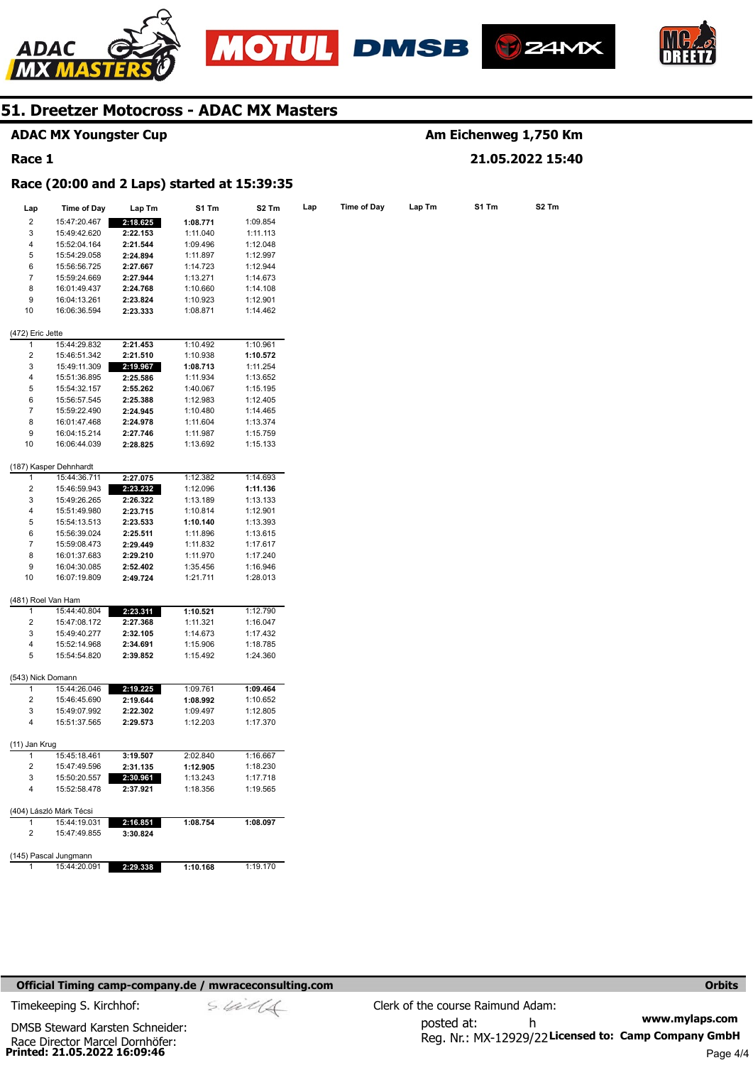## 51. Dreetzer Motocross - ADAC MX Masters

**ADAC MX Youngster Cup** — Am Eichenweg 1,750 Km

**Race 1** — 21.05.2022 15:40

**Race (20:00 and 2 Laps) started at 15:39:35**

| Lap | Time of Day | Lap Tm | S1 Tm | S2 Tm |
|---|---|---|---|---|
| 2 | 15:47:20.467 | **2:18.625** | **1:08.771** | 1:09.854 |
| 3 | 15:49:42.620 | 2:22.153 | 1:11.040 | 1:11.113 |
| 4 | 15:52:04.164 | 2:21.544 | 1:09.496 | 1:12.048 |
| 5 | 15:54:29.058 | 2:24.894 | 1:11.897 | 1:12.997 |
| 6 | 15:56:56.725 | 2:27.667 | 1:14.723 | 1:12.944 |
| 7 | 15:59:24.669 | 2:27.944 | 1:13.271 | 1:14.673 |
| 8 | 16:01:49.437 | 2:24.768 | 1:10.660 | 1:14.108 |
| 9 | 16:04:13.261 | 2:23.824 | 1:10.923 | 1:12.901 |
| 10 | 16:06:36.594 | 2:23.333 | 1:08.871 | 1:14.462 |

(472) Eric Jette

| Lap | Time of Day | Lap Tm | S1 Tm | S2 Tm |
|---|---|---|---|---|
| 1 | 15:44:29.832 | 2:21.453 | 1:10.492 | 1:10.961 |
| 2 | 15:46:51.342 | 2:21.510 | 1:10.938 | **1:10.572** |
| 3 | 15:49:11.309 | **2:19.967** | **1:08.713** | 1:11.254 |
| 4 | 15:51:36.895 | 2:25.586 | 1:11.934 | 1:13.652 |
| 5 | 15:54:32.157 | 2:55.262 | 1:40.067 | 1:15.195 |
| 6 | 15:56:57.545 | 2:25.388 | 1:12.983 | 1:12.405 |
| 7 | 15:59:22.490 | 2:24.945 | 1:10.480 | 1:14.465 |
| 8 | 16:01:47.468 | 2:24.978 | 1:11.604 | 1:13.374 |
| 9 | 16:04:15.214 | 2:27.746 | 1:11.987 | 1:15.759 |
| 10 | 16:06:44.039 | 2:28.825 | 1:13.692 | 1:15.133 |

(187) Kasper Dehnhardt

| Lap | Time of Day | Lap Tm | S1 Tm | S2 Tm |
|---|---|---|---|---|
| 1 | 15:44:36.711 | 2:27.075 | 1:12.382 | 1:14.693 |
| 2 | 15:46:59.943 | **2:23.232** | 1:12.096 | **1:11.136** |
| 3 | 15:49:26.265 | 2:26.322 | 1:13.189 | 1:13.133 |
| 4 | 15:51:49.980 | 2:23.715 | 1:10.814 | 1:12.901 |
| 5 | 15:54:13.513 | 2:23.533 | **1:10.140** | 1:13.393 |
| 6 | 15:56:39.024 | 2:25.511 | 1:11.896 | 1:13.615 |
| 7 | 15:59:08.473 | 2:29.449 | 1:11.832 | 1:17.617 |
| 8 | 16:01:37.683 | 2:29.210 | 1:11.970 | 1:17.240 |
| 9 | 16:04:30.085 | 2:52.402 | 1:35.456 | 1:16.946 |
| 10 | 16:07:19.809 | 2:49.724 | 1:21.711 | 1:28.013 |

(481) Roel Van Ham

| Lap | Time of Day | Lap Tm | S1 Tm | S2 Tm |
|---|---|---|---|---|
| 1 | 15:44:40.804 | **2:23.311** | **1:10.521** | 1:12.790 |
| 2 | 15:47:08.172 | 2:27.368 | 1:11.321 | 1:16.047 |
| 3 | 15:49:40.277 | 2:32.105 | 1:14.673 | 1:17.432 |
| 4 | 15:52:14.968 | 2:34.691 | 1:15.906 | 1:18.785 |
| 5 | 15:54:54.820 | 2:39.852 | 1:15.492 | 1:24.360 |

(543) Nick Domann

| Lap | Time of Day | Lap Tm | S1 Tm | S2 Tm |
|---|---|---|---|---|
| 1 | 15:44:26.046 | **2:19.225** | 1:09.761 | **1:09.464** |
| 2 | 15:46:45.690 | 2:19.644 | **1:08.992** | 1:10.652 |
| 3 | 15:49:07.992 | 2:22.302 | 1:09.497 | 1:12.805 |
| 4 | 15:51:37.565 | 2:29.573 | 1:12.203 | 1:17.370 |

(11) Jan Krug

| Lap | Time of Day | Lap Tm | S1 Tm | S2 Tm |
|---|---|---|---|---|
| 1 | 15:45:18.461 | 3:19.507 | 2:02.840 | 1:16.667 |
| 2 | 15:47:49.596 | 2:31.135 | **1:12.905** | 1:18.230 |
| 3 | 15:50:20.557 | **2:30.961** | 1:13.243 | 1:17.718 |
| 4 | 15:52:58.478 | 2:37.921 | 1:18.356 | 1:19.565 |

(404) László Márk Técsi

| Lap | Time of Day | Lap Tm | S1 Tm | S2 Tm |
|---|---|---|---|---|
| 1 | 15:44:19.031 | **2:16.851** | **1:08.754** | **1:08.097** |
| 2 | 15:47:49.855 | 3:30.824 | | |

(145) Pascal Jungmann

| Lap | Time of Day | Lap Tm | S1 Tm | S2 Tm |
|---|---|---|---|---|
| 1 | 15:44:20.091 | **2:29.338** | **1:10.168** | 1:19.170 |

Official Timing camp-company.de / mwraceconsulting.com — Orbits

Timekeeping S. Kirchhof:

DMSB Steward Karsten Schneider:

Race Director Marcel Dornhöfer:

Clerk of the course Raimund Adam:

posted at: h

Reg. Nr.: MX-12929/22

www.mylaps.com

Licensed to: Camp Company GmbH

Printed: 21.05.2022 16:09:46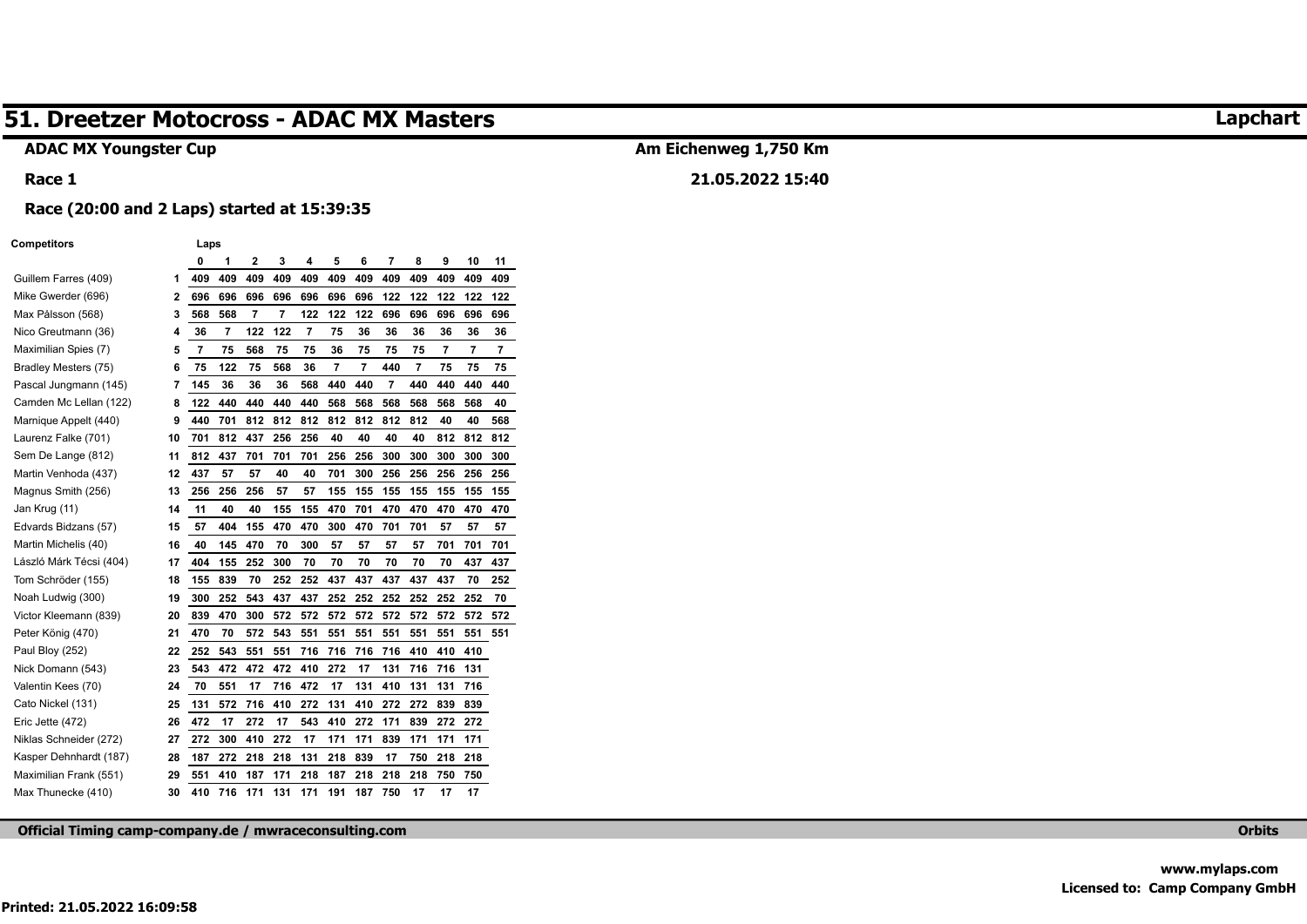# 51. Dreetzer Motocross - ADAC MX Masters

**Lapchart**

**ADAC MX Youngster Cup**

**Am Eichenweg 1,750 Km**

**Race 1**

**21.05.2022 15:40**

**Race (20:00 and 2 Laps) started at 15:39:35**

| Competitors | | 0 | 1 | 2 | 3 | 4 | 5 | 6 | 7 | 8 | 9 | 10 | 11 |
|---|---|---|---|---|---|---|---|---|---|---|---|---|---|
| Guillem Farres (409) | 1 | 409 | 409 | 409 | 409 | 409 | 409 | 409 | 409 | 409 | 409 | 409 | 409 |
| Mike Gwerder (696) | 2 | 696 | 696 | 696 | 696 | 696 | 696 | 696 | 122 | 122 | 122 | 122 | 122 |
| Max Pålsson (568) | 3 | 568 | 568 | 7 | 7 | 122 | 122 | 122 | 696 | 696 | 696 | 696 | 696 |
| Nico Greutmann (36) | 4 | 36 | 7 | 122 | 122 | 7 | 75 | 36 | 36 | 36 | 36 | 36 | 36 |
| Maximilian Spies (7) | 5 | 7 | 75 | 568 | 75 | 75 | 36 | 75 | 75 | 75 | 7 | 7 | 7 |
| Bradley Mesters (75) | 6 | 75 | 122 | 75 | 568 | 36 | 7 | 7 | 440 | 7 | 75 | 75 | 75 |
| Pascal Jungmann (145) | 7 | 145 | 36 | 36 | 36 | 568 | 440 | 440 | 7 | 440 | 440 | 440 | 440 |
| Camden Mc Lellan (122) | 8 | 122 | 440 | 440 | 440 | 440 | 568 | 568 | 568 | 568 | 568 | 568 | 40 |
| Marnique Appelt (440) | 9 | 440 | 701 | 812 | 812 | 812 | 812 | 812 | 812 | 812 | 40 | 40 | 568 |
| Laurenz Falke (701) | 10 | 701 | 812 | 437 | 256 | 256 | 40 | 40 | 40 | 40 | 812 | 812 | 812 |
| Sem De Lange (812) | 11 | 812 | 437 | 701 | 701 | 701 | 256 | 256 | 300 | 300 | 300 | 300 | 300 |
| Martin Venhoda (437) | 12 | 437 | 57 | 57 | 40 | 40 | 701 | 300 | 256 | 256 | 256 | 256 | 256 |
| Magnus Smith (256) | 13 | 256 | 256 | 256 | 57 | 57 | 155 | 155 | 155 | 155 | 155 | 155 | 155 |
| Jan Krug (11) | 14 | 11 | 40 | 40 | 155 | 155 | 470 | 701 | 470 | 470 | 470 | 470 | 470 |
| Edvards Bidzans (57) | 15 | 57 | 404 | 155 | 470 | 470 | 300 | 470 | 701 | 701 | 57 | 57 | 57 |
| Martin Michelis (40) | 16 | 40 | 145 | 470 | 70 | 300 | 57 | 57 | 57 | 57 | 701 | 701 | 701 |
| László Márk Técsi (404) | 17 | 404 | 155 | 252 | 300 | 70 | 70 | 70 | 70 | 70 | 70 | 437 | 437 |
| Tom Schröder (155) | 18 | 155 | 839 | 70 | 252 | 252 | 437 | 437 | 437 | 437 | 437 | 70 | 252 |
| Noah Ludwig (300) | 19 | 300 | 252 | 543 | 437 | 437 | 252 | 252 | 252 | 252 | 252 | 252 | 70 |
| Victor Kleemann (839) | 20 | 839 | 470 | 300 | 572 | 572 | 572 | 572 | 572 | 572 | 572 | 572 | 572 |
| Peter König (470) | 21 | 470 | 70 | 572 | 543 | 551 | 551 | 551 | 551 | 551 | 551 | 551 | 551 |
| Paul Bloy (252) | 22 | 252 | 543 | 551 | 551 | 716 | 716 | 716 | 716 | 410 | 410 | 410 | |
| Nick Domann (543) | 23 | 543 | 472 | 472 | 472 | 410 | 272 | 17 | 131 | 716 | 716 | 131 | |
| Valentin Kees (70) | 24 | 70 | 551 | 17 | 716 | 472 | 17 | 131 | 410 | 131 | 131 | 716 | |
| Cato Nickel (131) | 25 | 131 | 572 | 716 | 410 | 272 | 131 | 410 | 272 | 272 | 839 | 839 | |
| Eric Jette (472) | 26 | 472 | 17 | 272 | 17 | 543 | 410 | 272 | 171 | 839 | 272 | 272 | |
| Niklas Schneider (272) | 27 | 272 | 300 | 410 | 272 | 17 | 171 | 171 | 839 | 171 | 171 | 171 | |
| Kasper Dehnhardt (187) | 28 | 187 | 272 | 218 | 218 | 131 | 218 | 839 | 17 | 750 | 218 | 218 | |
| Maximilian Frank (551) | 29 | 551 | 410 | 187 | 171 | 218 | 187 | 218 | 218 | 218 | 750 | 750 | |
| Max Thunecke (410) | 30 | 410 | 716 | 171 | 131 | 171 | 191 | 187 | 750 | 17 | 17 | 17 | |

**Official Timing camp-company.de / mwraceconsulting.com**

**Orbits**

**www.mylaps.com**
**Licensed to: Camp Company GmbH**

**Printed: 21.05.2022 16:09:58**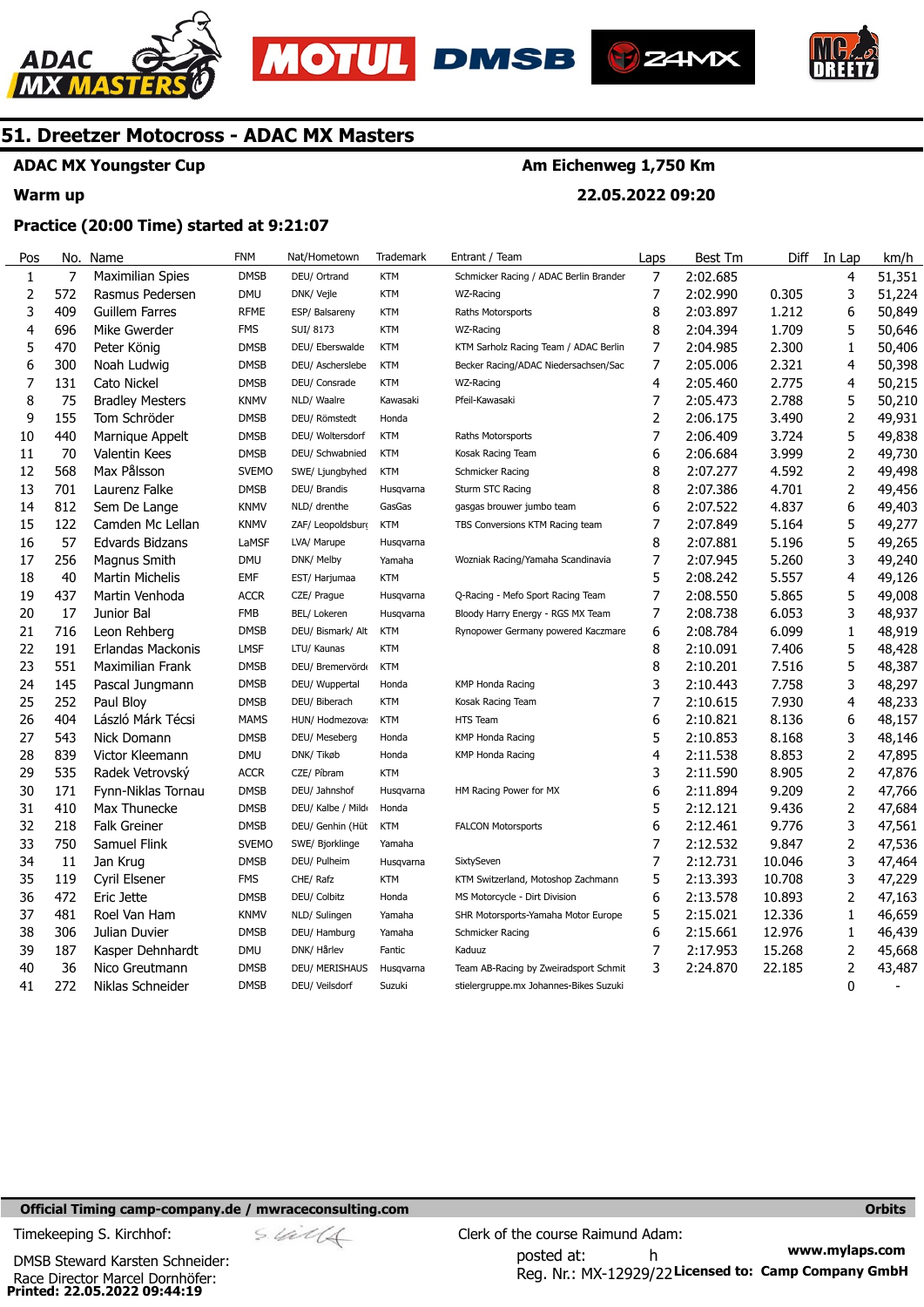# 51. Dreetzer Motocross - ADAC MX Masters

**ADAC MX Youngster Cup** — **Am Eichenweg 1,750 Km**

**Warm up** — **22.05.2022 09:20**

**Practice (20:00 Time) started at 9:21:07**

| Pos | No. | Name | FNM | Nat/Hometown | Trademark | Entrant / Team | Laps | Best Tm | Diff | In Lap | km/h |
|---|---|---|---|---|---|---|---|---|---|---|---|
| 1 | 7 | Maximilian Spies | DMSB | DEU/ Ortrand | KTM | Schmicker Racing / ADAC Berlin Brander | 7 | 2:02.685 | | 4 | 51,351 |
| 2 | 572 | Rasmus Pedersen | DMU | DNK/ Vejle | KTM | WZ-Racing | 7 | 2:02.990 | 0.305 | 3 | 51,224 |
| 3 | 409 | Guillem Farres | RFME | ESP/ Balsareny | KTM | Raths Motorsports | 8 | 2:03.897 | 1.212 | 6 | 50,849 |
| 4 | 696 | Mike Gwerder | FMS | SUI/ 8173 | KTM | WZ-Racing | 8 | 2:04.394 | 1.709 | 5 | 50,646 |
| 5 | 470 | Peter König | DMSB | DEU/ Eberswalde | KTM | KTM Sarholz Racing Team / ADAC Berlin | 7 | 2:04.985 | 2.300 | 1 | 50,406 |
| 6 | 300 | Noah Ludwig | DMSB | DEU/ Aschersleben | KTM | Becker Racing/ADAC Niedersachsen/Sac | 7 | 2:05.006 | 2.321 | 4 | 50,398 |
| 7 | 131 | Cato Nickel | DMSB | DEU/ Consrade | KTM | WZ-Racing | 4 | 2:05.460 | 2.775 | 4 | 50,215 |
| 8 | 75 | Bradley Mesters | KNMV | NLD/ Waalre | Kawasaki | Pfeil-Kawasaki | 7 | 2:05.473 | 2.788 | 5 | 50,210 |
| 9 | 155 | Tom Schröder | DMSB | DEU/ Römstedt | Honda | | 2 | 2:06.175 | 3.490 | 2 | 49,931 |
| 10 | 440 | Marnique Appelt | DMSB | DEU/ Woltersdorf | KTM | Raths Motorsports | 7 | 2:06.409 | 3.724 | 5 | 49,838 |
| 11 | 70 | Valentin Kees | DMSB | DEU/ Schwabnied | KTM | Kosak Racing Team | 6 | 2:06.684 | 3.999 | 2 | 49,730 |
| 12 | 568 | Max Pålsson | SVEMO | SWE/ Ljungbyhed | KTM | Schmicker Racing | 8 | 2:07.277 | 4.592 | 2 | 49,498 |
| 13 | 701 | Laurenz Falke | DMSB | DEU/ Brandis | Husqvarna | Sturm STC Racing | 8 | 2:07.386 | 4.701 | 2 | 49,456 |
| 14 | 812 | Sem De Lange | KNMV | NLD/ drenthe | GasGas | gasgas brouwer jumbo team | 6 | 2:07.522 | 4.837 | 6 | 49,403 |
| 15 | 122 | Camden Mc Lellan | KNMV | ZAF/ Leopoldsburg | KTM | TBS Conversions KTM Racing team | 7 | 2:07.849 | 5.164 | 5 | 49,277 |
| 16 | 57 | Edvards Bidzans | LaMSF | LVA/ Marupe | Husqvarna | | 8 | 2:07.881 | 5.196 | 5 | 49,265 |
| 17 | 256 | Magnus Smith | DMU | DNK/ Melby | Yamaha | Wozniak Racing/Yamaha Scandinavia | 7 | 2:07.945 | 5.260 | 3 | 49,240 |
| 18 | 40 | Martin Michelis | EMF | EST/ Harjumaa | KTM | | 5 | 2:08.242 | 5.557 | 4 | 49,126 |
| 19 | 437 | Martin Venhoda | ACCR | CZE/ Prague | Husqvarna | Q-Racing - Mefo Sport Racing Team | 7 | 2:08.550 | 5.865 | 5 | 49,008 |
| 20 | 17 | Junior Bal | FMB | BEL/ Lokeren | Husqvarna | Bloody Harry Energy - RGS MX Team | 7 | 2:08.738 | 6.053 | 3 | 48,937 |
| 21 | 716 | Leon Rehberg | DMSB | DEU/ Bismark/ Alt | KTM | Rynopower Germany powered Kaczmare | 6 | 2:08.784 | 6.099 | 1 | 48,919 |
| 22 | 191 | Erlandas Mackonis | LMSF | LTU/ Kaunas | KTM | | 8 | 2:10.091 | 7.406 | 5 | 48,428 |
| 23 | 551 | Maximilian Frank | DMSB | DEU/ Bremervörde | KTM | | 8 | 2:10.201 | 7.516 | 5 | 48,387 |
| 24 | 145 | Pascal Jungmann | DMSB | DEU/ Wuppertal | Honda | KMP Honda Racing | 3 | 2:10.443 | 7.758 | 3 | 48,297 |
| 25 | 252 | Paul Bloy | DMSB | DEU/ Biberach | KTM | Kosak Racing Team | 7 | 2:10.615 | 7.930 | 4 | 48,233 |
| 26 | 404 | László Márk Técsi | MAMS | HUN/ Hodmezovas | KTM | HTS Team | 6 | 2:10.821 | 8.136 | 6 | 48,157 |
| 27 | 543 | Nick Domann | DMSB | DEU/ Meseberg | Honda | KMP Honda Racing | 5 | 2:10.853 | 8.168 | 3 | 48,146 |
| 28 | 839 | Victor Kleemann | DMU | DNK/ Tikøb | Honda | KMP Honda Racing | 4 | 2:11.538 | 8.853 | 2 | 47,895 |
| 29 | 535 | Radek Vetrovský | ACCR | CZE/ Píbram | KTM | | 3 | 2:11.590 | 8.905 | 2 | 47,876 |
| 30 | 171 | Fynn-Niklas Tornau | DMSB | DEU/ Jahnshof | Husqvarna | HM Racing Power for MX | 6 | 2:11.894 | 9.209 | 2 | 47,766 |
| 31 | 410 | Max Thunecke | DMSB | DEU/ Kalbe / Milde | Honda | | 5 | 2:12.121 | 9.436 | 2 | 47,684 |
| 32 | 218 | Falk Greiner | DMSB | DEU/ Genthin (Hüt | KTM | FALCON Motorsports | 6 | 2:12.461 | 9.776 | 3 | 47,561 |
| 33 | 750 | Samuel Flink | SVEMO | SWE/ Bjorklinge | Yamaha | | 7 | 2:12.532 | 9.847 | 2 | 47,536 |
| 34 | 11 | Jan Krug | DMSB | DEU/ Pulheim | Husqvarna | SixtySeven | 7 | 2:12.731 | 10.046 | 3 | 47,464 |
| 35 | 119 | Cyril Elsener | FMS | CHE/ Rafz | KTM | KTM Switzerland, Motoshop Zachmann | 5 | 2:13.393 | 10.708 | 3 | 47,229 |
| 36 | 472 | Eric Jette | DMSB | DEU/ Colbitz | Honda | MS Motorcycle - Dirt Division | 6 | 2:13.578 | 10.893 | 2 | 47,163 |
| 37 | 481 | Roel Van Ham | KNMV | NLD/ Sulingen | Yamaha | SHR Motorsports-Yamaha Motor Europe | 5 | 2:15.021 | 12.336 | 1 | 46,659 |
| 38 | 306 | Julian Duvier | DMSB | DEU/ Hamburg | Yamaha | Schmicker Racing | 6 | 2:15.661 | 12.976 | 1 | 46,439 |
| 39 | 187 | Kasper Dehnhardt | DMU | DNK/ Hårlev | Fantic | Kaduuz | 7 | 2:17.953 | 15.268 | 2 | 45,668 |
| 40 | 36 | Nico Greutmann | DMSB | DEU/ MERISHAUS | Husqvarna | Team AB-Racing by Zweiradsport Schmit | 3 | 2:24.870 | 22.185 | 2 | 43,487 |
| 41 | 272 | Niklas Schneider | DMSB | DEU/ Veilsdorf | Suzuki | stielergruppe.mx Johannes-Bikes Suzuki | | | | 0 | - |

**Official Timing camp-company.de / mwraceconsulting.com** — **Orbits**

Timekeeping S. Kirchhof:

Clerk of the course Raimund Adam:

DMSB Steward Karsten Schneider:

posted at: h

Race Director Marcel Dornhöfer:

Reg. Nr.: MX-12929/22

**Printed: 22.05.2022 09:44:19**

**www.mylaps.com**

**Licensed to: Camp Company GmbH**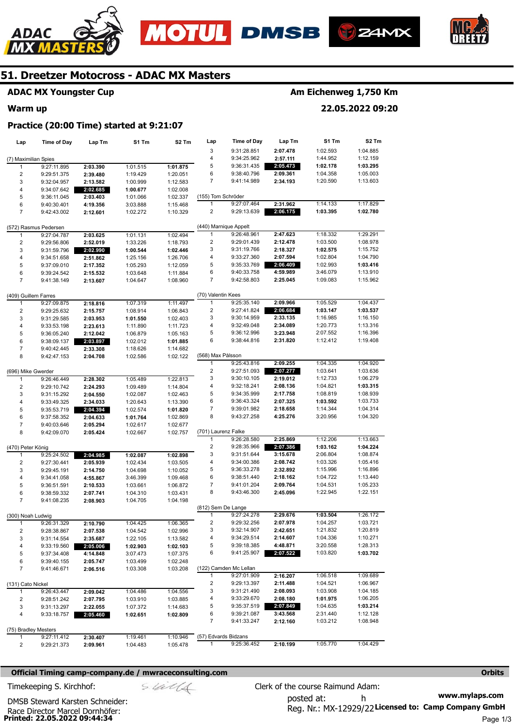# 51. Dreetzer Motocross - ADAC MX Masters

## ADAC MX Youngster Cup

**Am Eichenweg 1,750 Km**

## Warm up

**22.05.2022 09:20**

### Practice (20:00 Time) started at 9:21:07

| Lap | Time of Day | Lap Tm | S1 Tm | S2 Tm |
|---|---|---|---|---|
| **(7) Maximilian Spies** | | | | |
| 1 | 9:27:11.895 | **2:03.390** | 1:01.515 | **1:01.875** |
| 2 | 9:29:51.375 | **2:39.480** | 1:19.429 | 1:20.051 |
| 3 | 9:32:04.957 | **2:13.582** | 1:00.999 | 1:12.583 |
| 4 | 9:34:07.642 | **2:02.685** | **1:00.677** | 1:02.008 |
| 5 | 9:36:11.045 | **2:03.403** | 1:01.066 | 1:02.337 |
| 6 | 9:40:30.401 | **4:19.356** | 3:03.888 | 1:15.468 |
| 7 | 9:42:43.002 | **2:12.601** | 1:02.272 | 1:10.329 |
| **(572) Rasmus Pedersen** | | | | |
| 1 | 9:27:04.787 | **2:03.625** | 1:01.131 | 1:02.494 |
| 2 | 9:29:56.806 | **2:52.019** | 1:33.226 | 1:18.793 |
| 3 | 9:31:59.796 | **2:02.990** | **1:00.544** | **1:02.446** |
| 4 | 9:34:51.658 | **2:51.862** | 1:25.156 | 1:26.706 |
| 5 | 9:37:09.010 | **2:17.352** | 1:05.293 | 1:12.059 |
| 6 | 9:39:24.542 | **2:15.532** | 1:03.648 | 1:11.884 |
| 7 | 9:41:38.149 | **2:13.607** | 1:04.647 | 1:08.960 |
| **(409) Guillem Farres** | | | | |
| 1 | 9:27:09.875 | **2:18.816** | 1:07.319 | 1:11.497 |
| 2 | 9:29:25.632 | **2:15.757** | 1:08.914 | 1:06.843 |
| 3 | 9:31:29.585 | **2:03.953** | **1:01.550** | 1:02.403 |
| 4 | 9:33:53.198 | **2:23.613** | 1:11.890 | 1:11.723 |
| 5 | 9:36:05.240 | **2:12.042** | 1:06.879 | 1:05.163 |
| 6 | 9:38:09.137 | **2:03.897** | 1:02.012 | **1:01.885** |
| 7 | 9:40:42.445 | **2:33.308** | 1:18.626 | 1:14.682 |
| 8 | 9:42:47.153 | **2:04.708** | 1:02.586 | 1:02.122 |
| **(696) Mike Gwerder** | | | | |
| 1 | 9:26:46.449 | **2:28.302** | 1:05.489 | 1:22.813 |
| 2 | 9:29:10.742 | **2:24.293** | 1:09.489 | 1:14.804 |
| 3 | 9:31:15.292 | **2:04.550** | 1:02.087 | 1:02.463 |
| 4 | 9:33:49.325 | **2:34.033** | 1:20.643 | 1:13.390 |
| 5 | 9:35:53.719 | **2:04.394** | 1:02.574 | **1:01.820** |
| 6 | 9:37:58.352 | **2:04.633** | **1:01.764** | 1:02.869 |
| 7 | 9:40:03.646 | **2:05.294** | 1:02.617 | 1:02.677 |
| 8 | 9:42:09.070 | **2:05.424** | 1:02.667 | 1:02.757 |
| **(470) Peter König** | | | | |
| 1 | 9:25:24.502 | **2:04.985** | **1:02.087** | **1:02.898** |
| 2 | 9:27:30.441 | **2:05.939** | 1:02.434 | 1:03.505 |
| 3 | 9:29:45.191 | **2:14.750** | 1:04.698 | 1:10.052 |
| 4 | 9:34:41.058 | **4:55.867** | 3:46.399 | 1:09.468 |
| 5 | 9:36:51.591 | **2:10.533** | 1:03.661 | 1:06.872 |
| 6 | 9:38:59.332 | **2:07.741** | 1:04.310 | 1:03.431 |
| 7 | 9:41:08.235 | **2:08.903** | 1:04.705 | 1:04.198 |
| **(300) Noah Ludwig** | | | | |
| 1 | 9:26:31.329 | **2:10.790** | 1:04.425 | 1:06.365 |
| 2 | 9:28:38.867 | **2:07.538** | 1:04.542 | 1:02.996 |
| 3 | 9:31:14.554 | **2:35.687** | 1:22.105 | 1:13.582 |
| 4 | 9:33:19.560 | **2:05.006** | **1:02.903** | **1:02.103** |
| 5 | 9:37:34.408 | **4:14.848** | 3:07.473 | 1:07.375 |
| 6 | 9:39:40.155 | **2:05.747** | 1:03.499 | 1:02.248 |
| 7 | 9:41:46.671 | **2:06.516** | 1:03.308 | 1:03.208 |
| **(131) Cato Nickel** | | | | |
| 1 | 9:26:43.447 | **2:09.042** | 1:04.486 | 1:04.556 |
| 2 | 9:28:51.242 | **2:07.795** | 1:03.910 | 1:03.885 |
| 3 | 9:31:13.297 | **2:22.055** | 1:07.372 | 1:14.683 |
| 4 | 9:33:18.757 | **2:05.460** | **1:02.651** | **1:02.809** |
| **(75) Bradley Mesters** | | | | |
| 1 | 9:27:11.412 | **2:30.407** | 1:19.461 | 1:10.946 |
| 2 | 9:29:21.373 | **2:09.961** | 1:04.483 | 1:05.478 |
| 3 | 9:31:28.851 | **2:07.478** | 1:02.593 | 1:04.885 |
| 4 | 9:34:25.962 | **2:57.111** | 1:44.952 | 1:12.159 |
| 5 | 9:36:31.435 | **2:05.473** | **1:02.178** | **1:03.295** |
| 6 | 9:38:40.796 | **2:09.361** | 1:04.358 | 1:05.003 |
| 7 | 9:41:14.989 | **2:34.193** | 1:20.590 | 1:13.603 |
| **(155) Tom Schröder** | | | | |
| 1 | 9:27:07.464 | **2:31.962** | 1:14.133 | 1:17.829 |
| 2 | 9:29:13.639 | **2:06.175** | **1:03.395** | **1:02.780** |
| **(440) Marnique Appelt** | | | | |
| 1 | 9:26:48.961 | **2:47.623** | 1:18.332 | 1:29.291 |
| 2 | 9:29:01.439 | **2:12.478** | 1:03.500 | 1:08.978 |
| 3 | 9:31:19.766 | **2:18.327** | **1:02.575** | 1:15.752 |
| 4 | 9:33:27.360 | **2:07.594** | 1:02.804 | 1:04.790 |
| 5 | 9:35:33.769 | **2:06.409** | 1:02.993 | **1:03.416** |
| 6 | 9:40:33.758 | **4:59.989** | 3:46.079 | 1:13.910 |
| 7 | 9:42:58.803 | **2:25.045** | 1:09.083 | 1:15.962 |
| **(70) Valentin Kees** | | | | |
| 1 | 9:25:35.140 | **2:09.966** | 1:05.529 | 1:04.437 |
| 2 | 9:27:41.824 | **2:06.684** | **1:03.147** | **1:03.537** |
| 3 | 9:30:14.959 | **2:33.135** | 1:16.985 | 1:16.150 |
| 4 | 9:32:49.048 | **2:34.089** | 1:20.773 | 1:13.316 |
| 5 | 9:36:12.996 | **3:23.948** | 2:07.552 | 1:16.396 |
| 6 | 9:38:44.816 | **2:31.820** | 1:12.412 | 1:19.408 |
| **(568) Max Pålsson** | | | | |
| 1 | 9:25:43.816 | **2:09.255** | 1:04.335 | 1:04.920 |
| 2 | 9:27:51.093 | **2:07.277** | 1:03.641 | 1:03.636 |
| 3 | 9:30:10.105 | **2:19.012** | 1:12.733 | 1:06.279 |
| 4 | 9:32:18.241 | **2:08.136** | 1:04.821 | **1:03.315** |
| 5 | 9:34:35.999 | **2:17.758** | 1:08.819 | 1:08.939 |
| 6 | 9:36:43.324 | **2:07.325** | **1:03.592** | 1:03.733 |
| 7 | 9:39:01.982 | **2:18.658** | 1:14.344 | 1:04.314 |
| 8 | 9:43:27.258 | **4:25.276** | 3:20.956 | 1:04.320 |
| **(701) Laurenz Falke** | | | | |
| 1 | 9:26:28.580 | **2:25.869** | 1:12.206 | 1:13.663 |
| 2 | 9:28:35.966 | **2:07.386** | **1:03.162** | **1:04.224** |
| 3 | 9:31:51.644 | **3:15.678** | 2:06.804 | 1:08.874 |
| 4 | 9:34:00.386 | **2:08.742** | 1:03.326 | 1:05.416 |
| 5 | 9:36:33.278 | **2:32.892** | 1:15.996 | 1:16.896 |
| 6 | 9:38:51.440 | **2:18.162** | 1:04.722 | 1:13.440 |
| 7 | 9:41:01.204 | **2:09.764** | 1:04.531 | 1:05.233 |
| 8 | 9:43:46.300 | **2:45.096** | 1:22.945 | 1:22.151 |
| **(812) Sem De Lange** | | | | |
| 1 | 9:27:24.278 | **2:29.676** | **1:03.504** | 1:26.172 |
| 2 | 9:29:32.256 | **2:07.978** | 1:04.257 | 1:03.721 |
| 3 | 9:32:14.907 | **2:42.651** | 1:21.832 | 1:20.819 |
| 4 | 9:34:29.514 | **2:14.607** | 1:04.336 | 1:10.271 |
| 5 | 9:39:18.385 | **4:48.871** | 3:20.558 | 1:28.313 |
| 6 | 9:41:25.907 | **2:07.522** | 1:03.820 | **1:03.702** |
| **(122) Camden Mc Lellan** | | | | |
| 1 | 9:27:01.909 | **2:16.207** | 1:06.518 | 1:09.689 |
| 2 | 9:29:13.397 | **2:11.488** | 1:04.521 | 1:06.967 |
| 3 | 9:31:21.490 | **2:08.093** | 1:03.908 | 1:04.185 |
| 4 | 9:33:29.670 | **2:08.180** | **1:01.975** | 1:06.205 |
| 5 | 9:35:37.519 | **2:07.849** | 1:04.635 | **1:03.214** |
| 6 | 9:39:21.087 | **3:43.568** | 2:31.440 | 1:12.128 |
| 7 | 9:41:33.247 | **2:12.160** | 1:03.212 | 1:08.948 |
| **(57) Edvards Bidzans** | | | | |
| 1 | 9:25:36.452 | **2:10.199** | 1:05.770 | 1:04.429 |

**Official Timing camp-company.de / mwraceconsulting.com**

Orbits

Timekeeping S. Kirchhof:

Clerk of the course Raimund Adam:

DMSB Steward Karsten Schneider:

posted at: h

www.mylaps.com

Race Director Marcel Dornhöfer:

Reg. Nr.: MX-12929/22

**Licensed to: Camp Company GmbH**

**Printed: 22.05.2022 09:44:34**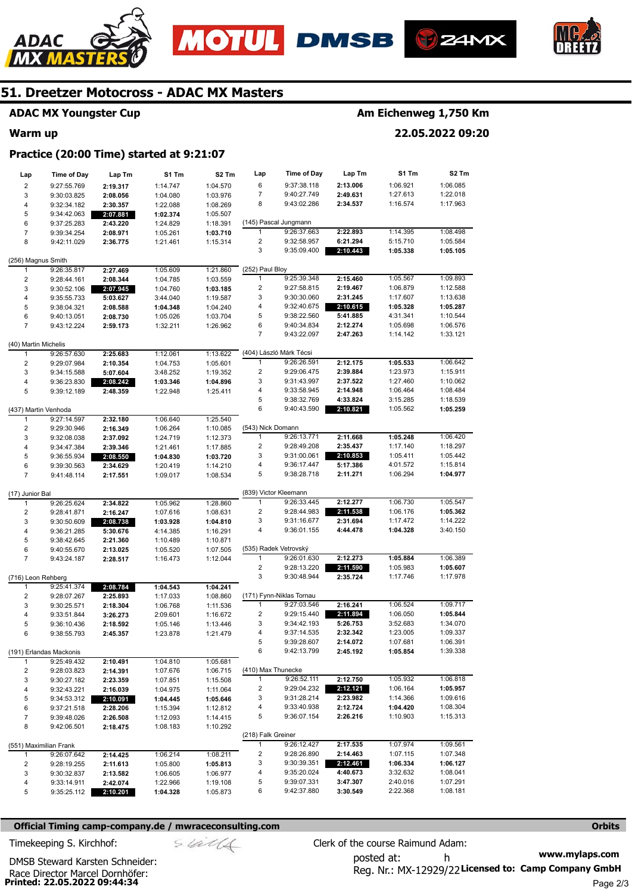# 51. Dreetzer Motocross - ADAC MX Masters

## ADAC MX Youngster Cup

**Am Eichenweg 1,750 Km**

**Warm up**

**22.05.2022 09:20**

### Practice (20:00 Time) started at 9:21:07

| Lap | Time of Day | Lap Tm | S1 Tm | S2 Tm |
|---|---|---|---|---|
| 2 | 9:27:55.769 | **2:19.317** | 1:14.747 | 1:04.570 |
| 3 | 9:30:03.825 | **2:08.056** | 1:04.080 | 1:03.976 |
| 4 | 9:32:34.182 | **2:30.357** | 1:22.088 | 1:08.269 |
| 5 | 9:34:42.063 | **2:07.881** | **1:02.374** | 1:05.507 |
| 6 | 9:37:25.283 | **2:43.220** | 1:24.829 | 1:18.391 |
| 7 | 9:39:34.254 | **2:08.971** | 1:05.261 | **1:03.710** |
| 8 | 9:42:11.029 | **2:36.775** | 1:21.461 | 1:15.314 |

(256) Magnus Smith

| Lap | Time of Day | Lap Tm | S1 Tm | S2 Tm |
|---|---|---|---|---|
| 1 | 9:26:35.817 | **2:27.469** | 1:05.609 | 1:21.860 |
| 2 | 9:28:44.161 | **2:08.344** | 1:04.785 | 1:03.559 |
| 3 | 9:30:52.106 | **2:07.945** | 1:04.760 | **1:03.185** |
| 4 | 9:35:55.733 | **5:03.627** | 3:44.040 | 1:19.587 |
| 5 | 9:38:04.321 | **2:08.588** | **1:04.348** | 1:04.240 |
| 6 | 9:40:13.051 | **2:08.730** | 1:05.026 | 1:03.704 |
| 7 | 9:43:12.224 | **2:59.173** | 1:32.211 | 1:26.962 |

(40) Martin Michelis

| Lap | Time of Day | Lap Tm | S1 Tm | S2 Tm |
|---|---|---|---|---|
| 1 | 9:26:57.630 | **2:25.683** | 1:12.061 | 1:13.622 |
| 2 | 9:29:07.984 | **2:10.354** | 1:04.753 | 1:05.601 |
| 3 | 9:34:15.588 | **5:07.604** | 3:48.252 | 1:19.352 |
| 4 | 9:36:23.830 | **2:08.242** | **1:03.346** | **1:04.896** |
| 5 | 9:39:12.189 | **2:48.359** | 1:22.948 | 1:25.411 |

(437) Martin Venhoda

| Lap | Time of Day | Lap Tm | S1 Tm | S2 Tm |
|---|---|---|---|---|
| 1 | 9:27:14.597 | **2:32.180** | 1:06.640 | 1:25.540 |
| 2 | 9:29:30.946 | **2:16.349** | 1:06.264 | 1:10.085 |
| 3 | 9:32:08.038 | **2:37.092** | 1:24.719 | 1:12.373 |
| 4 | 9:34:47.384 | **2:39.346** | 1:21.461 | 1:17.885 |
| 5 | 9:36:55.934 | **2:08.550** | **1:04.830** | **1:03.720** |
| 6 | 9:39:30.563 | **2:34.629** | 1:20.419 | 1:14.210 |
| 7 | 9:41:48.114 | **2:17.551** | 1:09.017 | 1:08.534 |

(17) Junior Bal

| Lap | Time of Day | Lap Tm | S1 Tm | S2 Tm |
|---|---|---|---|---|
| 1 | 9:26:25.624 | **2:34.822** | 1:05.962 | 1:28.860 |
| 2 | 9:28:41.871 | **2:16.247** | 1:07.616 | 1:08.631 |
| 3 | 9:30:50.609 | **2:08.738** | **1:03.928** | **1:04.810** |
| 4 | 9:36:21.285 | **5:30.676** | 4:14.385 | 1:16.291 |
| 5 | 9:38:42.645 | **2:21.360** | 1:10.489 | 1:10.871 |
| 6 | 9:40:55.670 | **2:13.025** | 1:05.520 | 1:07.505 |
| 7 | 9:43:24.187 | **2:28.517** | 1:16.473 | 1:12.044 |

(716) Leon Rehberg

| Lap | Time of Day | Lap Tm | S1 Tm | S2 Tm |
|---|---|---|---|---|
| 1 | 9:25:41.374 | **2:08.784** | **1:04.543** | **1:04.241** |
| 2 | 9:28:07.267 | **2:25.893** | 1:17.033 | 1:08.860 |
| 3 | 9:30:25.571 | **2:18.304** | 1:06.768 | 1:11.536 |
| 4 | 9:33:51.844 | **3:26.273** | 2:09.601 | 1:16.672 |
| 5 | 9:36:10.436 | **2:18.592** | 1:05.146 | 1:13.446 |
| 6 | 9:38:55.793 | **2:45.357** | 1:23.878 | 1:21.479 |

(191) Erlandas Mackonis

| Lap | Time of Day | Lap Tm | S1 Tm | S2 Tm |
|---|---|---|---|---|
| 1 | 9:25:49.432 | **2:10.491** | 1:04.810 | 1:05.681 |
| 2 | 9:28:03.823 | **2:14.391** | 1:07.676 | 1:06.715 |
| 3 | 9:30:27.182 | **2:23.359** | 1:07.851 | 1:15.508 |
| 4 | 9:32:43.221 | **2:16.039** | 1:04.975 | 1:11.064 |
| 5 | 9:34:53.312 | **2:10.091** | **1:04.445** | **1:05.646** |
| 6 | 9:37:21.518 | **2:28.206** | 1:15.394 | 1:12.812 |
| 7 | 9:39:48.026 | **2:26.508** | 1:12.093 | 1:14.415 |
| 8 | 9:42:06.501 | **2:18.475** | 1:08.183 | 1:10.292 |

(551) Maximilian Frank

| Lap | Time of Day | Lap Tm | S1 Tm | S2 Tm |
|---|---|---|---|---|
| 1 | 9:26:07.642 | **2:14.425** | 1:06.214 | 1:08.211 |
| 2 | 9:28:19.255 | **2:11.613** | 1:05.800 | **1:05.813** |
| 3 | 9:30:32.837 | **2:13.582** | 1:06.605 | 1:06.977 |
| 4 | 9:33:14.911 | **2:42.074** | 1:22.966 | 1:19.108 |
| 5 | 9:35:25.112 | **2:10.201** | **1:04.328** | 1:05.873 |

| Lap | Time of Day | Lap Tm | S1 Tm | S2 Tm |
|---|---|---|---|---|
| 6 | 9:37:38.118 | **2:13.006** | 1:06.921 | 1:06.085 |
| 7 | 9:40:27.749 | **2:49.631** | 1:27.613 | 1:22.018 |
| 8 | 9:43:02.286 | **2:34.537** | 1:16.574 | 1:17.963 |

(145) Pascal Jungmann

| Lap | Time of Day | Lap Tm | S1 Tm | S2 Tm |
|---|---|---|---|---|
| 1 | 9:26:37.663 | **2:22.893** | 1:14.395 | 1:08.498 |
| 2 | 9:32:58.957 | **6:21.294** | 5:15.710 | 1:05.584 |
| 3 | 9:35:09.400 | **2:10.443** | **1:05.338** | **1:05.105** |

(252) Paul Bloy

| Lap | Time of Day | Lap Tm | S1 Tm | S2 Tm |
|---|---|---|---|---|
| 1 | 9:25:39.348 | **2:15.460** | 1:05.567 | 1:09.893 |
| 2 | 9:27:58.815 | **2:19.467** | 1:06.879 | 1:12.588 |
| 3 | 9:30:30.060 | **2:31.245** | 1:17.607 | 1:13.638 |
| 4 | 9:32:40.675 | **2:10.615** | **1:05.328** | **1:05.287** |
| 5 | 9:38:22.560 | **5:41.885** | 4:31.341 | 1:10.544 |
| 6 | 9:40:34.834 | **2:12.274** | 1:05.698 | 1:06.576 |
| 7 | 9:43:22.097 | **2:47.263** | 1:14.142 | 1:33.121 |

(404) László Márk Técsi

| Lap | Time of Day | Lap Tm | S1 Tm | S2 Tm |
|---|---|---|---|---|
| 1 | 9:26:26.591 | **2:12.175** | **1:05.533** | 1:06.642 |
| 2 | 9:29:06.475 | **2:39.884** | 1:23.973 | 1:15.911 |
| 3 | 9:31:43.997 | **2:37.522** | 1:27.460 | 1:10.062 |
| 4 | 9:33:58.945 | **2:14.948** | 1:06.464 | 1:08.484 |
| 5 | 9:38:32.769 | **4:33.824** | 3:15.285 | 1:18.539 |
| 6 | 9:40:43.590 | **2:10.821** | 1:05.562 | **1:05.259** |

(543) Nick Domann

| Lap | Time of Day | Lap Tm | S1 Tm | S2 Tm |
|---|---|---|---|---|
| 1 | 9:26:13.771 | **2:11.668** | **1:05.248** | 1:06.420 |
| 2 | 9:28:49.208 | **2:35.437** | 1:17.140 | 1:18.297 |
| 3 | 9:31:00.061 | **2:10.853** | 1:05.411 | 1:05.442 |
| 4 | 9:36:17.447 | **5:17.386** | 4:01.572 | 1:15.814 |
| 5 | 9:38:28.718 | **2:11.271** | 1:06.294 | **1:04.977** |

(839) Victor Kleemann

| Lap | Time of Day | Lap Tm | S1 Tm | S2 Tm |
|---|---|---|---|---|
| 1 | 9:26:33.445 | **2:12.277** | 1:06.730 | 1:05.547 |
| 2 | 9:28:44.983 | **2:11.538** | 1:06.176 | **1:05.362** |
| 3 | 9:31:16.677 | **2:31.694** | 1:17.472 | 1:14.222 |
| 4 | 9:36:01.155 | **4:44.478** | **1:04.328** | 3:40.150 |

(535) Radek Vetrovský

| Lap | Time of Day | Lap Tm | S1 Tm | S2 Tm |
|---|---|---|---|---|
| 1 | 9:26:01.630 | **2:12.273** | **1:05.884** | 1:06.389 |
| 2 | 9:28:13.220 | **2:11.590** | 1:05.983 | **1:05.607** |
| 3 | 9:30:48.944 | **2:35.724** | 1:17.746 | 1:17.978 |

(171) Fynn-Niklas Tornau

| Lap | Time of Day | Lap Tm | S1 Tm | S2 Tm |
|---|---|---|---|---|
| 1 | 9:27:03.546 | **2:16.241** | 1:06.524 | 1:09.717 |
| 2 | 9:29:15.440 | **2:11.894** | 1:06.050 | **1:05.844** |
| 3 | 9:34:42.193 | **5:26.753** | 3:52.683 | 1:34.070 |
| 4 | 9:37:14.535 | **2:32.342** | 1:23.005 | 1:09.337 |
| 5 | 9:39:28.607 | **2:14.072** | 1:07.681 | 1:06.391 |
| 6 | 9:42:13.799 | **2:45.192** | **1:05.854** | 1:39.338 |

(410) Max Thunecke

| Lap | Time of Day | Lap Tm | S1 Tm | S2 Tm |
|---|---|---|---|---|
| 1 | 9:26:52.111 | **2:12.750** | 1:05.932 | 1:06.818 |
| 2 | 9:29:04.232 | **2:12.121** | 1:06.164 | **1:05.957** |
| 3 | 9:31:28.214 | **2:23.982** | 1:14.366 | 1:09.616 |
| 4 | 9:33:40.938 | **2:12.724** | **1:04.420** | 1:08.304 |
| 5 | 9:36:07.154 | **2:26.216** | 1:10.903 | 1:15.313 |

(218) Falk Greiner

| Lap | Time of Day | Lap Tm | S1 Tm | S2 Tm |
|---|---|---|---|---|
| 1 | 9:26:12.427 | **2:17.535** | 1:07.974 | 1:09.561 |
| 2 | 9:28:26.890 | **2:14.463** | 1:07.115 | 1:07.348 |
| 3 | 9:30:39.351 | **2:12.461** | **1:06.334** | **1:06.127** |
| 4 | 9:35:20.024 | **4:40.673** | 3:32.632 | 1:08.041 |
| 5 | 9:39:07.331 | **3:47.307** | 2:40.016 | 1:07.291 |
| 6 | 9:42:37.880 | **3:30.549** | 2:22.368 | 1:08.181 |

**Official Timing camp-company.de / mwraceconsulting.com** — **Orbits**

Timekeeping S. Kirchhof:

Clerk of the course Raimund Adam:

DMSB Steward Karsten Schneider:

posted at: h

Race Director Marcel Dornhöfer:

Reg. Nr.: MX-12929/22 **Licensed to: Camp Company GmbH**

**www.mylaps.com**

**Printed: 22.05.2022 09:44:34**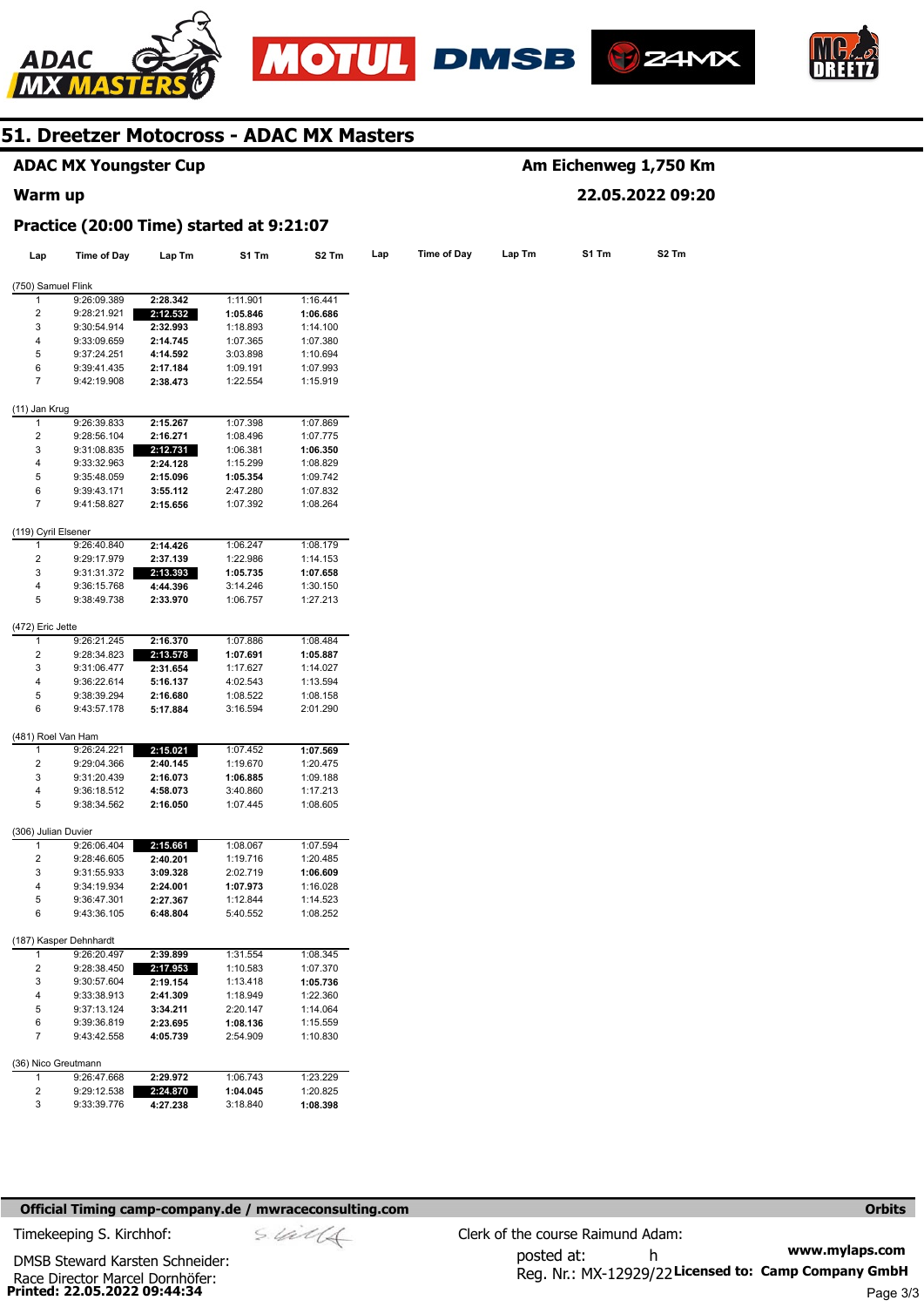# 51. Dreetzer Motocross - ADAC MX Masters

**ADAC MX Youngster Cup** — **Am Eichenweg 1,750 Km**

**Warm up** — **22.05.2022 09:20**

**Practice (20:00 Time) started at 9:21:07**

(750) Samuel Flink

| Lap | Time of Day | Lap Tm | S1 Tm | S2 Tm |
|---|---|---|---|---|
| 1 | 9:26:09.389 | **2:28.342** | 1:11.901 | 1:16.441 |
| 2 | 9:28:21.921 | **2:12.532** | **1:05.846** | **1:06.686** |
| 3 | 9:30:54.914 | **2:32.993** | 1:18.893 | 1:14.100 |
| 4 | 9:33:09.659 | **2:14.745** | 1:07.365 | 1:07.380 |
| 5 | 9:37:24.251 | **4:14.592** | 3:03.898 | 1:10.694 |
| 6 | 9:39:41.435 | **2:17.184** | 1:09.191 | 1:07.993 |
| 7 | 9:42:19.908 | **2:38.473** | 1:22.554 | 1:15.919 |

(11) Jan Krug

| Lap | Time of Day | Lap Tm | S1 Tm | S2 Tm |
|---|---|---|---|---|
| 1 | 9:26:39.833 | **2:15.267** | 1:07.398 | 1:07.869 |
| 2 | 9:28:56.104 | **2:16.271** | 1:08.496 | 1:07.775 |
| 3 | 9:31:08.835 | **2:12.731** | 1:06.381 | **1:06.350** |
| 4 | 9:33:32.963 | **2:24.128** | 1:15.299 | 1:08.829 |
| 5 | 9:35:48.059 | **2:15.096** | **1:05.354** | 1:09.742 |
| 6 | 9:39:43.171 | **3:55.112** | 2:47.280 | 1:07.832 |
| 7 | 9:41:58.827 | **2:15.656** | 1:07.392 | 1:08.264 |

(119) Cyril Elsener

| Lap | Time of Day | Lap Tm | S1 Tm | S2 Tm |
|---|---|---|---|---|
| 1 | 9:26:40.840 | **2:14.426** | 1:06.247 | 1:08.179 |
| 2 | 9:29:17.979 | **2:37.139** | 1:22.986 | 1:14.153 |
| 3 | 9:31:31.372 | **2:13.393** | **1:05.735** | **1:07.658** |
| 4 | 9:36:15.768 | **4:44.396** | 3:14.246 | 1:30.150 |
| 5 | 9:38:49.738 | **2:33.970** | 1:06.757 | 1:27.213 |

(472) Eric Jette

| Lap | Time of Day | Lap Tm | S1 Tm | S2 Tm |
|---|---|---|---|---|
| 1 | 9:26:21.245 | **2:16.370** | 1:07.886 | 1:08.484 |
| 2 | 9:28:34.823 | **2:13.578** | **1:07.691** | **1:05.887** |
| 3 | 9:31:06.477 | **2:31.654** | 1:17.627 | 1:14.027 |
| 4 | 9:36:22.614 | **5:16.137** | 4:02.543 | 1:13.594 |
| 5 | 9:38:39.294 | **2:16.680** | 1:08.522 | 1:08.158 |
| 6 | 9:43:57.178 | **5:17.884** | 3:16.594 | 2:01.290 |

(481) Roel Van Ham

| Lap | Time of Day | Lap Tm | S1 Tm | S2 Tm |
|---|---|---|---|---|
| 1 | 9:26:24.221 | **2:15.021** | 1:07.452 | **1:07.569** |
| 2 | 9:29:04.366 | **2:40.145** | 1:19.670 | 1:20.475 |
| 3 | 9:31:20.439 | **2:16.073** | **1:06.885** | 1:09.188 |
| 4 | 9:36:18.512 | **4:58.073** | 3:40.860 | 1:17.213 |
| 5 | 9:38:34.562 | **2:16.050** | 1:07.445 | 1:08.605 |

(306) Julian Duvier

| Lap | Time of Day | Lap Tm | S1 Tm | S2 Tm |
|---|---|---|---|---|
| 1 | 9:26:06.404 | **2:15.661** | 1:08.067 | 1:07.594 |
| 2 | 9:28:46.605 | **2:40.201** | 1:19.716 | 1:20.485 |
| 3 | 9:31:55.933 | **3:09.328** | 2:02.719 | **1:06.609** |
| 4 | 9:34:19.934 | **2:24.001** | **1:07.973** | 1:16.028 |
| 5 | 9:36:47.301 | **2:27.367** | 1:12.844 | 1:14.523 |
| 6 | 9:43:36.105 | **6:48.804** | 5:40.552 | 1:08.252 |

(187) Kasper Dehnhardt

| Lap | Time of Day | Lap Tm | S1 Tm | S2 Tm |
|---|---|---|---|---|
| 1 | 9:26:20.497 | **2:39.899** | 1:31.554 | 1:08.345 |
| 2 | 9:28:38.450 | **2:17.953** | 1:10.583 | 1:07.370 |
| 3 | 9:30:57.604 | **2:19.154** | 1:13.418 | **1:05.736** |
| 4 | 9:33:38.913 | **2:41.309** | 1:18.949 | 1:22.360 |
| 5 | 9:37:13.124 | **3:34.211** | 2:20.147 | 1:14.064 |
| 6 | 9:39:36.819 | **2:23.695** | **1:08.136** | 1:15.559 |
| 7 | 9:43:42.558 | **4:05.739** | 2:54.909 | 1:10.830 |

(36) Nico Greutmann

| Lap | Time of Day | Lap Tm | S1 Tm | S2 Tm |
|---|---|---|---|---|
| 1 | 9:26:47.668 | **2:29.972** | 1:06.743 | 1:23.229 |
| 2 | 9:29:12.538 | **2:24.870** | **1:04.045** | 1:20.825 |
| 3 | 9:33:39.776 | **4:27.238** | 3:18.840 | **1:08.398** |

**Official Timing camp-company.de / mwraceconsulting.com** — **Orbits**

Timekeeping S. Kirchhof:

DMSB Steward Karsten Schneider:

Race Director Marcel Dornhöfer:

Clerk of the course Raimund Adam:

posted at: h

Reg. Nr.: MX-12929/22

**www.mylaps.com**

**Licensed to: Camp Company GmbH**

**Printed: 22.05.2022 09:44:34**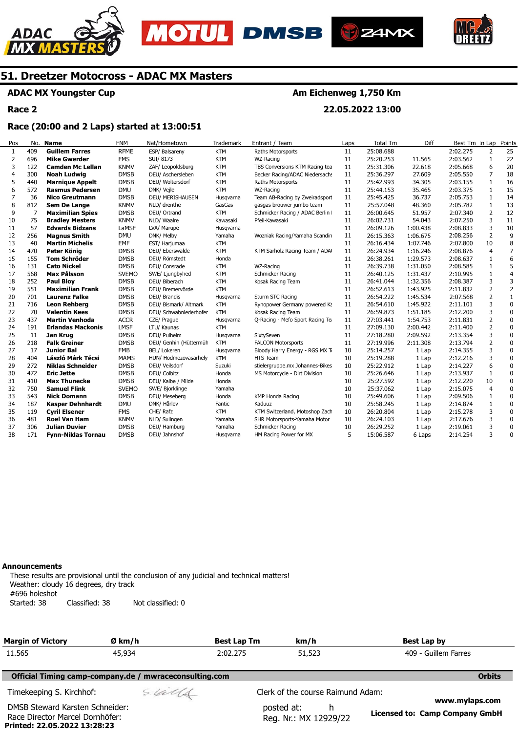# 51. Dreetzer Motocross - ADAC MX Masters

**ADAC MX Youngster Cup** — **Am Eichenweg 1,750 Km**

**Race 2** — **22.05.2022 13:00**

**Race (20:00 and 2 Laps) started at 13:00:51**

| Pos | No. | Name | FNM | Nat/Hometown | Trademark | Entrant / Team | Laps | Total Tm | Diff | Best Tm | In Lap | Points |
|---|---|---|---|---|---|---|---|---|---|---|---|---|
| 1 | 409 | **Guillem Farres** | RFME | ESP/ Balsareny | KTM | Raths Motorsports | 11 | 25:08.688 | | 2:02.275 | 2 | 25 |
| 2 | 696 | **Mike Gwerder** | FMS | SUI/ 8173 | KTM | WZ-Racing | 11 | 25:20.253 | 11.565 | 2:03.562 | 1 | 22 |
| 3 | 122 | **Camden Mc Lellan** | KNMV | ZAF/ Leopoldsburg | KTM | TBS Conversions KTM Racing tea | 11 | 25:31.306 | 22.618 | 2:05.668 | 6 | 20 |
| 4 | 300 | **Noah Ludwig** | DMSB | DEU/ Aschersleben | KTM | Becker Racing/ADAC Niedersachs | 11 | 25:36.297 | 27.609 | 2:05.550 | 7 | 18 |
| 5 | 440 | **Marnique Appelt** | DMSB | DEU/ Woltersdorf | KTM | Raths Motorsports | 11 | 25:42.993 | 34.305 | 2:03.155 | 1 | 16 |
| 6 | 572 | **Rasmus Pedersen** | DMU | DNK/ Vejle | KTM | WZ-Racing | 11 | 25:44.153 | 35.465 | 2:03.375 | 1 | 15 |
| 7 | 36 | **Nico Greutmann** | DMSB | DEU/ MERISHAUSEN | Husqvarna | Team AB-Racing by Zweiradsport | 11 | 25:45.425 | 36.737 | 2:05.753 | 1 | 14 |
| 8 | 812 | **Sem De Lange** | KNMV | NLD/ drenthe | GasGas | gasgas brouwer jumbo team | 11 | 25:57.048 | 48.360 | 2:05.782 | 1 | 13 |
| 9 | 7 | **Maximilian Spies** | DMSB | DEU/ Ortrand | KTM | Schmicker Racing / ADAC Berlin I | 11 | 26:00.645 | 51.957 | 2:07.340 | 2 | 12 |
| 10 | 75 | **Bradley Mesters** | KNMV | NLD/ Waalre | Kawasaki | Pfeil-Kawasaki | 11 | 26:02.731 | 54.043 | 2:07.250 | 3 | 11 |
| 11 | 57 | **Edvards Bidzans** | LaMSF | LVA/ Marupe | Husqvarna | | 11 | 26:09.126 | 1:00.438 | 2:08.833 | 3 | 10 |
| 12 | 256 | **Magnus Smith** | DMU | DNK/ Melby | Yamaha | Wozniak Racing/Yamaha Scandin | 11 | 26:15.363 | 1:06.675 | 2:08.256 | 2 | 9 |
| 13 | 40 | **Martin Michelis** | EMF | EST/ Harjumaa | KTM | | 11 | 26:16.434 | 1:07.746 | 2:07.800 | 10 | 8 |
| 14 | 470 | **Peter König** | DMSB | DEU/ Eberswalde | KTM | KTM Sarholz Racing Team / ADA | 11 | 26:24.934 | 1:16.246 | 2:08.876 | 4 | 7 |
| 15 | 155 | **Tom Schröder** | DMSB | DEU/ Römstedt | Honda | | 11 | 26:38.261 | 1:29.573 | 2:08.637 | 1 | 6 |
| 16 | 131 | **Cato Nickel** | DMSB | DEU/ Consrade | KTM | WZ-Racing | 11 | 26:39.738 | 1:31.050 | 2:08.585 | 1 | 5 |
| 17 | 568 | **Max Pålsson** | SVEMO | SWE/ Ljungbyhed | KTM | Schmicker Racing | 11 | 26:40.125 | 1:31.437 | 2:10.995 | 1 | 4 |
| 18 | 252 | **Paul Bloy** | DMSB | DEU/ Biberach | KTM | Kosak Racing Team | 11 | 26:41.044 | 1:32.356 | 2:08.387 | 3 | 3 |
| 19 | 551 | **Maximilian Frank** | DMSB | DEU/ Bremervörde | KTM | | 11 | 26:52.613 | 1:43.925 | 2:11.832 | 2 | 2 |
| 20 | 701 | **Laurenz Falke** | DMSB | DEU/ Brandis | Husqvarna | Sturm STC Racing | 11 | 26:54.222 | 1:45.534 | 2:07.568 | 2 | 1 |
| 21 | 716 | **Leon Rehberg** | DMSB | DEU/ Bismark/ Altmark | KTM | Rynopower Germany powered Ka | 11 | 26:54.610 | 1:45.922 | 2:11.101 | 3 | 0 |
| 22 | 70 | **Valentin Kees** | DMSB | DEU/ Schwabniederhofer | KTM | Kosak Racing Team | 11 | 26:59.873 | 1:51.185 | 2:12.200 | 3 | 0 |
| 23 | 437 | **Martin Venhoda** | ACCR | CZE/ Prague | Husqvarna | Q-Racing - Mefo Sport Racing Te | 11 | 27:03.441 | 1:54.753 | 2:11.831 | 2 | 0 |
| 24 | 191 | **Erlandas Mackonis** | LMSF | LTU/ Kaunas | KTM | | 11 | 27:09.130 | 2:00.442 | 2:11.400 | 2 | 0 |
| 25 | 11 | **Jan Krug** | DMSB | DEU/ Pulheim | Husqvarna | SixtySeven | 11 | 27:18.280 | 2:09.592 | 2:13.354 | 3 | 0 |
| 26 | 218 | **Falk Greiner** | DMSB | DEU/ Genhin (Hüttermüh | KTM | FALCON Motorsports | 11 | 27:19.996 | 2:11.308 | 2:13.794 | 2 | 0 |
| 27 | 17 | **Junior Bal** | FMB | BEL/ Lokeren | Husqvarna | Bloody Harry Energy - RGS MX T | 10 | 25:14.257 | 1 Lap | 2:14.355 | 3 | 0 |
| 28 | 404 | **László Márk Técsi** | MAMS | HUN/ Hodmezovasarhely | KTM | HTS Team | 10 | 25:19.288 | 1 Lap | 2:12.216 | 3 | 0 |
| 29 | 272 | **Niklas Schneider** | DMSB | DEU/ Veilsdorf | Suzuki | stielergruppe.mx Johannes-Bikes | 10 | 25:22.912 | 1 Lap | 2:14.227 | 6 | 0 |
| 30 | 472 | **Eric Jette** | DMSB | DEU/ Colbitz | Honda | MS Motorcycle - Dirt Division | 10 | 25:26.646 | 1 Lap | 2:13.937 | 1 | 0 |
| 31 | 410 | **Max Thunecke** | DMSB | DEU/ Kalbe / Milde | Honda | | 10 | 25:27.592 | 1 Lap | 2:12.220 | 10 | 0 |
| 32 | 750 | **Samuel Flink** | SVEMO | SWE/ Bjorklinge | Yamaha | | 10 | 25:37.062 | 1 Lap | 2:15.075 | 4 | 0 |
| 33 | 543 | **Nick Domann** | DMSB | DEU/ Meseberg | Honda | KMP Honda Racing | 10 | 25:49.606 | 1 Lap | 2:09.506 | 1 | 0 |
| 34 | 187 | **Kasper Dehnhardt** | DMU | DNK/ Hårlev | Fantic | Kaduuz | 10 | 25:58.245 | 1 Lap | 2:14.874 | 1 | 0 |
| 35 | 119 | **Cyril Elsener** | FMS | CHE/ Rafz | KTM | KTM Switzerland, Motoshop Zach | 10 | 26:20.804 | 1 Lap | 2:15.278 | 3 | 0 |
| 36 | 481 | **Roel Van Ham** | KNMV | NLD/ Sulingen | Yamaha | SHR Motorsports-Yamaha Motor | 10 | 26:24.103 | 1 Lap | 2:17.676 | 3 | 0 |
| 37 | 306 | **Julian Duvier** | DMSB | DEU/ Hamburg | Yamaha | Schmicker Racing | 10 | 26:29.252 | 1 Lap | 2:19.061 | 3 | 0 |
| 38 | 171 | **Fynn-Niklas Tornau** | DMSB | DEU/ Jahnshof | Husqvarna | HM Racing Power for MX | 5 | 15:06.587 | 6 Laps | 2:14.254 | 3 | 0 |

**Announcements**

These results are provisional until the conclusion of any judicial and technical matters!
Weather: cloudy 16 degrees, dry track
#696 holeshot
Started: 38 Classified: 38 Not classified: 0

| Margin of Victory | Ø km/h | Best Lap Tm | km/h | Best Lap by |
|---|---|---|---|---|
| 11.565 | 45,934 | 2:02.275 | 51,523 | 409 - Guillem Farres |

**Official Timing camp-company.de / mwraceconsulting.com** — **Orbits**

Timekeeping S. Kirchhof:
Clerk of the course Raimund Adam:
DMSB Steward Karsten Schneider:
Race Director Marcel Dornhöfer:
posted at: h
Reg. Nr.: MX 12929/22
www.mylaps.com
**Licensed to: Camp Company GmbH**
**Printed: 22.05.2022 13:28:23**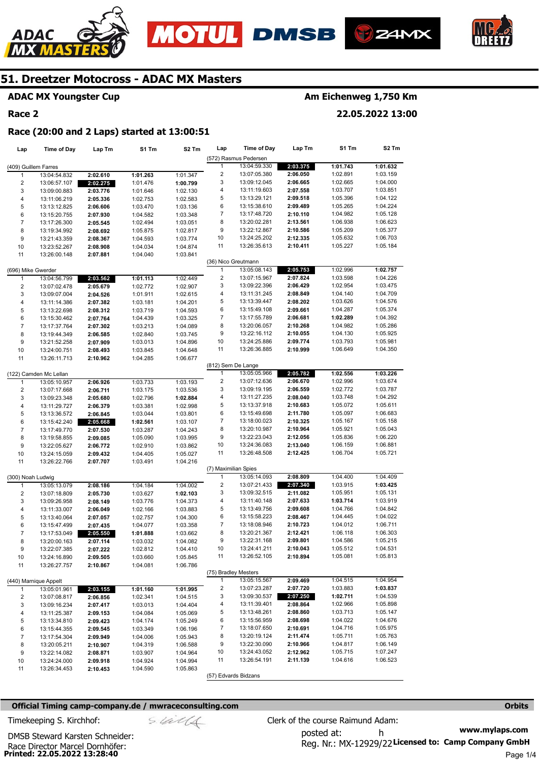# 51. Dreetzer Motocross - ADAC MX Masters

**ADAC MX Youngster Cup** — **Am Eichenweg 1,750 Km**

**Race 2** — **22.05.2022 13:00**

**Race (20:00 and 2 Laps) started at 13:00:51**

| Lap | Time of Day | Lap Tm | S1 Tm | S2 Tm |
|---|---|---|---|---|
| **(409) Guillem Farres** | | | | |
| 1 | 13:04:54.832 | **2:02.610** | **1:01.263** | 1:01.347 |
| 2 | 13:06:57.107 | **2:02.275** | 1:01.476 | **1:00.799** |
| 3 | 13:09:00.883 | **2:03.776** | 1:01.646 | 1:02.130 |
| 4 | 13:11:06.219 | **2:05.336** | 1:02.753 | 1:02.583 |
| 5 | 13:13:12.825 | **2:06.606** | 1:03.470 | 1:03.136 |
| 6 | 13:15:20.755 | **2:07.930** | 1:04.582 | 1:03.348 |
| 7 | 13:17:26.300 | **2:05.545** | 1:02.494 | 1:03.051 |
| 8 | 13:19:34.992 | **2:08.692** | 1:05.875 | 1:02.817 |
| 9 | 13:21:43.359 | **2:08.367** | 1:04.593 | 1:03.774 |
| 10 | 13:23:52.267 | **2:08.908** | 1:04.034 | 1:04.874 |
| 11 | 13:26:00.148 | **2:07.881** | 1:04.040 | 1:03.841 |
| **(696) Mike Gwerder** | | | | |
| 1 | 13:04:56.799 | **2:03.562** | **1:01.113** | 1:02.449 |
| 2 | 13:07:02.478 | **2:05.679** | 1:02.772 | 1:02.907 |
| 3 | 13:09:07.004 | **2:04.526** | 1:01.911 | 1:02.615 |
| 4 | 13:11:14.386 | **2:07.382** | 1:03.181 | 1:04.201 |
| 5 | 13:13:22.698 | **2:08.312** | 1:03.719 | 1:04.593 |
| 6 | 13:15:30.462 | **2:07.764** | 1:04.439 | 1:03.325 |
| 7 | 13:17:37.764 | **2:07.302** | 1:03.213 | 1:04.089 |
| 8 | 13:19:44.349 | **2:06.585** | 1:02.840 | 1:03.745 |
| 9 | 13:21:52.258 | **2:07.909** | 1:03.013 | 1:04.896 |
| 10 | 13:24:00.751 | **2:08.493** | 1:03.845 | 1:04.648 |
| 11 | 13:26:11.713 | **2:10.962** | 1:04.285 | 1:06.677 |
| **(122) Camden Mc Lellan** | | | | |
| 1 | 13:05:10.957 | **2:06.926** | 1:03.733 | 1:03.193 |
| 2 | 13:07:17.668 | **2:06.711** | 1:03.175 | 1:03.536 |
| 3 | 13:09:23.348 | **2:05.680** | 1:02.796 | **1:02.884** |
| 4 | 13:11:29.727 | **2:06.379** | 1:03.381 | 1:02.998 |
| 5 | 13:13:36.572 | **2:06.845** | 1:03.044 | 1:03.801 |
| 6 | 13:15:42.240 | **2:05.668** | **1:02.561** | 1:03.107 |
| 7 | 13:17:49.770 | **2:07.530** | 1:03.287 | 1:04.243 |
| 8 | 13:19:58.855 | **2:09.085** | 1:05.090 | 1:03.995 |
| 9 | 13:22:05.627 | **2:06.772** | 1:02.910 | 1:03.862 |
| 10 | 13:24:15.059 | **2:09.432** | 1:04.405 | 1:05.027 |
| 11 | 13:26:22.766 | **2:07.707** | 1:03.491 | 1:04.216 |
| **(300) Noah Ludwig** | | | | |
| 1 | 13:05:13.079 | **2:08.186** | 1:04.184 | 1:04.002 |
| 2 | 13:07:18.809 | **2:05.730** | 1:03.627 | **1:02.103** |
| 3 | 13:09:26.958 | **2:08.149** | 1:03.776 | 1:04.373 |
| 4 | 13:11:33.007 | **2:06.049** | 1:02.166 | 1:03.883 |
| 5 | 13:13:40.064 | **2:07.057** | 1:02.757 | 1:04.300 |
| 6 | 13:15:47.499 | **2:07.435** | 1:04.077 | 1:03.358 |
| 7 | 13:17:53.049 | **2:05.550** | **1:01.888** | 1:03.662 |
| 8 | 13:20:00.163 | **2:07.114** | 1:03.032 | 1:04.082 |
| 9 | 13:22:07.385 | **2:07.222** | 1:02.812 | 1:04.410 |
| 10 | 13:24:16.890 | **2:09.505** | 1:03.660 | 1:05.845 |
| 11 | 13:26:27.757 | **2:10.867** | 1:04.081 | 1:06.786 |
| **(440) Marnique Appelt** | | | | |
| 1 | 13:05:01.961 | **2:03.155** | **1:01.160** | **1:01.995** |
| 2 | 13:07:08.817 | **2:06.856** | 1:02.341 | 1:04.515 |
| 3 | 13:09:16.234 | **2:07.417** | 1:03.013 | 1:04.404 |
| 4 | 13:11:25.387 | **2:09.153** | 1:04.084 | 1:05.069 |
| 5 | 13:13:34.810 | **2:09.423** | 1:04.174 | 1:05.249 |
| 6 | 13:15:44.355 | **2:09.545** | 1:03.349 | 1:06.196 |
| 7 | 13:17:54.304 | **2:09.949** | 1:04.006 | 1:05.943 |
| 8 | 13:20:05.211 | **2:10.907** | 1:04.319 | 1:06.588 |
| 9 | 13:22:14.082 | **2:08.871** | 1:03.907 | 1:04.964 |
| 10 | 13:24:24.000 | **2:09.918** | 1:04.924 | 1:04.994 |
| 11 | 13:26:34.453 | **2:10.453** | 1:04.590 | 1:05.863 |
| **(572) Rasmus Pedersen** | | | | |
| 1 | 13:04:59.330 | **2:03.375** | **1:01.743** | **1:01.632** |
| 2 | 13:07:05.380 | **2:06.050** | 1:02.891 | 1:03.159 |
| 3 | 13:09:12.045 | **2:06.665** | 1:02.665 | 1:04.000 |
| 4 | 13:11:19.603 | **2:07.558** | 1:03.707 | 1:03.851 |
| 5 | 13:13:29.121 | **2:09.518** | 1:05.396 | 1:04.122 |
| 6 | 13:15:38.610 | **2:09.489** | 1:05.265 | 1:04.224 |
| 7 | 13:17:48.720 | **2:10.110** | 1:04.982 | 1:05.128 |
| 8 | 13:20:02.281 | **2:13.561** | 1:06.938 | 1:06.623 |
| 9 | 13:22:12.867 | **2:10.586** | 1:05.209 | 1:05.377 |
| 10 | 13:24:25.202 | **2:12.335** | 1:05.632 | 1:06.703 |
| 11 | 13:26:35.613 | **2:10.411** | 1:05.227 | 1:05.184 |
| **(36) Nico Greutmann** | | | | |
| 1 | 13:05:08.143 | **2:05.753** | 1:02.996 | **1:02.757** |
| 2 | 13:07:15.967 | **2:07.824** | 1:03.598 | 1:04.226 |
| 3 | 13:09:22.396 | **2:06.429** | 1:02.954 | 1:03.475 |
| 4 | 13:11:31.245 | **2:08.849** | 1:04.140 | 1:04.709 |
| 5 | 13:13:39.447 | **2:08.202** | 1:03.626 | 1:04.576 |
| 6 | 13:15:49.108 | **2:09.661** | 1:04.287 | 1:05.374 |
| 7 | 13:17:55.789 | **2:06.681** | **1:02.289** | 1:04.392 |
| 8 | 13:20:06.057 | **2:10.268** | 1:04.982 | 1:05.286 |
| 9 | 13:22:16.112 | **2:10.055** | 1:04.130 | 1:05.925 |
| 10 | 13:24:25.886 | **2:09.774** | 1:03.793 | 1:05.981 |
| 11 | 13:26:36.885 | **2:10.999** | 1:06.649 | 1:04.350 |
| **(812) Sem De Lange** | | | | |
| 1 | 13:05:05.966 | **2:05.782** | **1:02.556** | **1:03.226** |
| 2 | 13:07:12.636 | **2:06.670** | 1:02.996 | 1:03.674 |
| 3 | 13:09:19.195 | **2:06.559** | 1:02.772 | 1:03.787 |
| 4 | 13:11:27.235 | **2:08.040** | 1:03.748 | 1:04.292 |
| 5 | 13:13:37.918 | **2:10.683** | 1:05.072 | 1:05.611 |
| 6 | 13:15:49.698 | **2:11.780** | 1:05.097 | 1:06.683 |
| 7 | 13:18:00.023 | **2:10.325** | 1:05.167 | 1:05.158 |
| 8 | 13:20:10.987 | **2:10.964** | 1:05.921 | 1:05.043 |
| 9 | 13:22:23.043 | **2:12.056** | 1:05.836 | 1:06.220 |
| 10 | 13:24:36.083 | **2:13.040** | 1:06.159 | 1:06.881 |
| 11 | 13:26:48.508 | **2:12.425** | 1:06.704 | 1:05.721 |
| **(7) Maximilian Spies** | | | | |
| 1 | 13:05:14.093 | **2:08.809** | 1:04.400 | 1:04.409 |
| 2 | 13:07:21.433 | **2:07.340** | 1:03.915 | **1:03.425** |
| 3 | 13:09:32.515 | **2:11.082** | 1:05.951 | 1:05.131 |
| 4 | 13:11:40.148 | **2:07.633** | **1:03.714** | 1:03.919 |
| 5 | 13:13:49.756 | **2:09.608** | 1:04.766 | 1:04.842 |
| 6 | 13:15:58.223 | **2:08.467** | 1:04.445 | 1:04.022 |
| 7 | 13:18:08.946 | **2:10.723** | 1:04.012 | 1:06.711 |
| 8 | 13:20:21.367 | **2:12.421** | 1:06.118 | 1:06.303 |
| 9 | 13:22:31.168 | **2:09.801** | 1:04.586 | 1:05.215 |
| 10 | 13:24:41.211 | **2:10.043** | 1:05.512 | 1:04.531 |
| 11 | 13:26:52.105 | **2:10.894** | 1:05.081 | 1:05.813 |
| **(75) Bradley Mesters** | | | | |
| 1 | 13:05:15.567 | **2:09.469** | 1:04.515 | 1:04.954 |
| 2 | 13:07:23.287 | **2:07.720** | 1:03.883 | **1:03.837** |
| 3 | 13:09:30.537 | **2:07.250** | **1:02.711** | 1:04.539 |
| 4 | 13:11:39.401 | **2:08.864** | 1:02.966 | 1:05.898 |
| 5 | 13:13:48.261 | **2:08.860** | 1:03.713 | 1:05.147 |
| 6 | 13:15:56.959 | **2:08.698** | 1:04.022 | 1:04.676 |
| 7 | 13:18:07.650 | **2:10.691** | 1:04.716 | 1:05.975 |
| 8 | 13:20:19.124 | **2:11.474** | 1:05.711 | 1:05.763 |
| 9 | 13:22:30.090 | **2:10.966** | 1:04.817 | 1:06.149 |
| 10 | 13:24:43.052 | **2:12.962** | 1:05.715 | 1:07.247 |
| 11 | 13:26:54.191 | **2:11.139** | 1:04.616 | 1:06.523 |
| **(57) Edvards Bidzans** | | | | |

**Official Timing camp-company.de / mwraceconsulting.com** — **Orbits**

Timekeeping S. Kirchhof:

Clerk of the course Raimund Adam:

DMSB Steward Karsten Schneider:

posted at: h

Race Director Marcel Dornhöfer:

Reg. Nr.: MX-12929/22

**www.mylaps.com**

**Licensed to: Camp Company GmbH**

**Printed: 22.05.2022 13:28:40**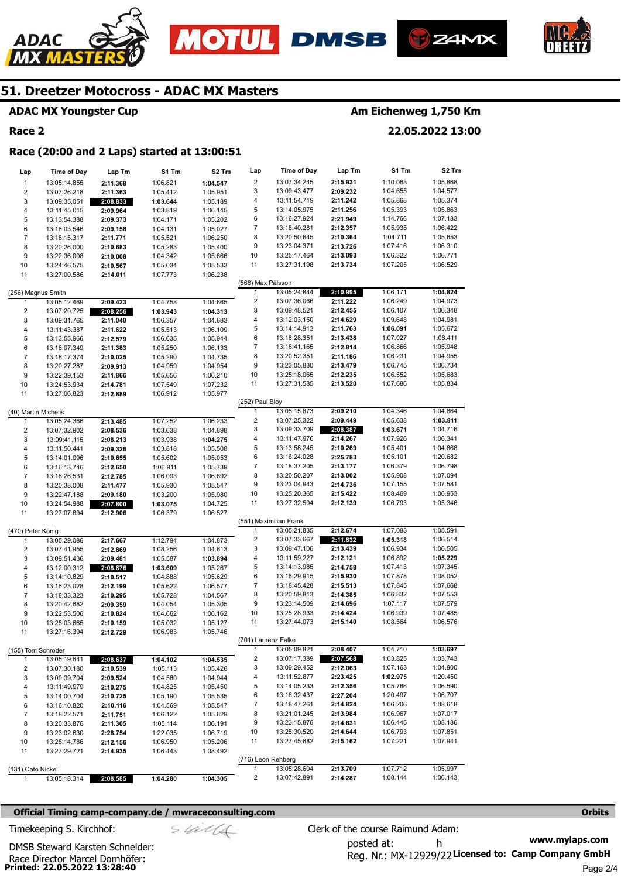# 51. Dreetzer Motocross - ADAC MX Masters

## ADAC MX Youngster Cup

**Am Eichenweg 1,750 Km**

## Race 2

**22.05.2022 13:00**

### Race (20:00 and 2 Laps) started at 13:00:51

| Lap | Time of Day | Lap Tm | S1 Tm | S2 Tm |
|---|---|---|---|---|
| 1 | 13:05:14.855 | **2:11.368** | 1:06.821 | **1:04.547** |
| 2 | 13:07:26.218 | **2:11.363** | 1:05.412 | 1:05.951 |
| 3 | 13:09:35.051 | **2:08.833** | **1:03.644** | 1:05.189 |
| 4 | 13:11:45.015 | **2:09.964** | 1:03.819 | 1:06.145 |
| 5 | 13:13:54.388 | **2:09.373** | 1:04.171 | 1:05.202 |
| 6 | 13:16:03.546 | **2:09.158** | 1:04.131 | 1:05.027 |
| 7 | 13:18:15.317 | **2:11.771** | 1:05.521 | 1:06.250 |
| 8 | 13:20:26.000 | **2:10.683** | 1:05.283 | 1:05.400 |
| 9 | 13:22:36.008 | **2:10.008** | 1:04.342 | 1:05.666 |
| 10 | 13:24:46.575 | **2:10.567** | 1:05.034 | 1:05.533 |
| 11 | 13:27:00.586 | **2:14.011** | 1:07.773 | 1:06.238 |

(256) Magnus Smith

| Lap | Time of Day | Lap Tm | S1 Tm | S2 Tm |
|---|---|---|---|---|
| 1 | 13:05:12.469 | **2:09.423** | 1:04.758 | 1:04.665 |
| 2 | 13:07:20.725 | **2:08.256** | **1:03.943** | **1:04.313** |
| 3 | 13:09:31.765 | **2:11.040** | 1:06.357 | 1:04.683 |
| 4 | 13:11:43.387 | **2:11.622** | 1:05.513 | 1:06.109 |
| 5 | 13:13:55.966 | **2:12.579** | 1:06.635 | 1:05.944 |
| 6 | 13:16:07.349 | **2:11.383** | 1:05.250 | 1:06.133 |
| 7 | 13:18:17.374 | **2:10.025** | 1:05.290 | 1:04.735 |
| 8 | 13:20:27.287 | **2:09.913** | 1:04.959 | 1:04.954 |
| 9 | 13:22:39.153 | **2:11.866** | 1:05.656 | 1:06.210 |
| 10 | 13:24:53.934 | **2:14.781** | 1:07.549 | 1:07.232 |
| 11 | 13:27:06.823 | **2:12.889** | 1:06.912 | 1:05.977 |

(40) Martin Michelis

| Lap | Time of Day | Lap Tm | S1 Tm | S2 Tm |
|---|---|---|---|---|
| 1 | 13:05:24.366 | **2:13.485** | 1:07.252 | 1:06.233 |
| 2 | 13:07:32.902 | **2:08.536** | 1:03.638 | 1:04.898 |
| 3 | 13:09:41.115 | **2:08.213** | 1:03.938 | **1:04.275** |
| 4 | 13:11:50.441 | **2:09.326** | 1:03.818 | 1:05.508 |
| 5 | 13:14:01.096 | **2:10.655** | 1:05.602 | 1:05.053 |
| 6 | 13:16:13.746 | **2:12.650** | 1:06.911 | 1:05.739 |
| 7 | 13:18:26.531 | **2:12.785** | 1:06.093 | 1:06.692 |
| 8 | 13:20:38.008 | **2:11.477** | 1:05.930 | 1:05.547 |
| 9 | 13:22:47.188 | **2:09.180** | 1:03.200 | 1:05.980 |
| 10 | 13:24:54.988 | **2:07.800** | **1:03.075** | 1:04.725 |
| 11 | 13:27:07.894 | **2:12.906** | 1:06.379 | 1:06.527 |

(470) Peter König

| Lap | Time of Day | Lap Tm | S1 Tm | S2 Tm |
|---|---|---|---|---|
| 1 | 13:05:29.086 | **2:17.667** | 1:12.794 | 1:04.873 |
| 2 | 13:07:41.955 | **2:12.869** | 1:08.256 | 1:04.613 |
| 3 | 13:09:51.436 | **2:09.481** | 1:05.587 | **1:03.894** |
| 4 | 13:12:00.312 | **2:08.876** | **1:03.609** | 1:05.267 |
| 5 | 13:14:10.829 | **2:10.517** | 1:04.888 | 1:05.629 |
| 6 | 13:16:23.028 | **2:12.199** | 1:05.622 | 1:06.577 |
| 7 | 13:18:33.323 | **2:10.295** | 1:05.728 | 1:04.567 |
| 8 | 13:20:42.682 | **2:09.359** | 1:04.054 | 1:05.305 |
| 9 | 13:22:53.506 | **2:10.824** | 1:04.662 | 1:06.162 |
| 10 | 13:25:03.665 | **2:10.159** | 1:05.032 | 1:05.127 |
| 11 | 13:27:16.394 | **2:12.729** | 1:06.983 | 1:05.746 |

(155) Tom Schröder

| Lap | Time of Day | Lap Tm | S1 Tm | S2 Tm |
|---|---|---|---|---|
| 1 | 13:05:19.641 | **2:08.637** | **1:04.102** | **1:04.535** |
| 2 | 13:07:30.180 | **2:10.539** | 1:05.113 | 1:05.426 |
| 3 | 13:09:39.704 | **2:09.524** | 1:04.580 | 1:04.944 |
| 4 | 13:11:49.979 | **2:10.275** | 1:04.825 | 1:05.450 |
| 5 | 13:14:00.704 | **2:10.725** | 1:05.190 | 1:05.535 |
| 6 | 13:16:10.820 | **2:10.116** | 1:04.569 | 1:05.547 |
| 7 | 13:18:22.571 | **2:11.751** | 1:06.122 | 1:05.629 |
| 8 | 13:20:33.876 | **2:11.305** | 1:05.114 | 1:06.191 |
| 9 | 13:23:02.630 | **2:28.754** | 1:22.035 | 1:06.719 |
| 10 | 13:25:14.786 | **2:12.156** | 1:06.950 | 1:05.206 |
| 11 | 13:27:29.721 | **2:14.935** | 1:06.443 | 1:08.492 |

(131) Cato Nickel

| Lap | Time of Day | Lap Tm | S1 Tm | S2 Tm |
|---|---|---|---|---|
| 1 | 13:05:18.314 | **2:08.585** | **1:04.280** | **1:04.305** |
| 2 | 13:07:34.245 | **2:15.931** | 1:10.063 | 1:05.868 |
| 3 | 13:09:43.477 | **2:09.232** | 1:04.655 | 1:04.577 |
| 4 | 13:11:54.719 | **2:11.242** | 1:05.868 | 1:05.374 |
| 5 | 13:14:05.975 | **2:11.256** | 1:05.393 | 1:05.863 |
| 6 | 13:16:27.924 | **2:21.949** | 1:14.766 | 1:07.183 |
| 7 | 13:18:40.281 | **2:12.357** | 1:05.935 | 1:06.422 |
| 8 | 13:20:50.645 | **2:10.364** | 1:04.711 | 1:05.653 |
| 9 | 13:23:04.371 | **2:13.726** | 1:07.416 | 1:06.310 |
| 10 | 13:25:17.464 | **2:13.093** | 1:06.322 | 1:06.771 |
| 11 | 13:27:31.198 | **2:13.734** | 1:07.205 | 1:06.529 |

(568) Max Pälsson

| Lap | Time of Day | Lap Tm | S1 Tm | S2 Tm |
|---|---|---|---|---|
| 1 | 13:05:24.844 | **2:10.995** | 1:06.171 | **1:04.824** |
| 2 | 13:07:36.066 | **2:11.222** | 1:06.249 | 1:04.973 |
| 3 | 13:09:48.521 | **2:12.455** | 1:06.107 | 1:06.348 |
| 4 | 13:12:03.150 | **2:14.629** | 1:09.648 | 1:04.981 |
| 5 | 13:14:14.913 | **2:11.763** | **1:06.091** | 1:05.672 |
| 6 | 13:16:28.351 | **2:13.438** | 1:07.027 | 1:06.411 |
| 7 | 13:18:41.165 | **2:12.814** | 1:06.866 | 1:05.948 |
| 8 | 13:20:52.351 | **2:11.186** | 1:06.231 | 1:04.955 |
| 9 | 13:23:05.830 | **2:13.479** | 1:06.745 | 1:06.734 |
| 10 | 13:25:18.065 | **2:12.235** | 1:06.552 | 1:05.683 |
| 11 | 13:27:31.585 | **2:13.520** | 1:07.686 | 1:05.834 |

(252) Paul Bloy

| Lap | Time of Day | Lap Tm | S1 Tm | S2 Tm |
|---|---|---|---|---|
| 1 | 13:05:15.873 | **2:09.210** | 1:04.346 | 1:04.864 |
| 2 | 13:07:25.322 | **2:09.449** | 1:05.638 | **1:03.811** |
| 3 | 13:09:33.709 | **2:08.387** | **1:03.671** | 1:04.716 |
| 4 | 13:11:47.976 | **2:14.267** | 1:07.926 | 1:06.341 |
| 5 | 13:13:58.245 | **2:10.269** | 1:05.401 | 1:04.868 |
| 6 | 13:16:24.028 | **2:25.783** | 1:05.101 | 1:20.682 |
| 7 | 13:18:37.205 | **2:13.177** | 1:06.379 | 1:06.798 |
| 8 | 13:20:50.207 | **2:13.002** | 1:05.908 | 1:07.094 |
| 9 | 13:23:04.943 | **2:14.736** | 1:07.155 | 1:07.581 |
| 10 | 13:25:20.365 | **2:15.422** | 1:08.469 | 1:06.953 |
| 11 | 13:27:32.504 | **2:12.139** | 1:06.793 | 1:05.346 |

(551) Maximilian Frank

| Lap | Time of Day | Lap Tm | S1 Tm | S2 Tm |
|---|---|---|---|---|
| 1 | 13:05:21.835 | **2:12.674** | 1:07.083 | 1:05.591 |
| 2 | 13:07:33.667 | **2:11.832** | **1:05.318** | 1:06.514 |
| 3 | 13:09:47.106 | **2:13.439** | 1:06.934 | 1:06.505 |
| 4 | 13:11:59.227 | **2:12.121** | 1:06.892 | **1:05.229** |
| 5 | 13:14:13.985 | **2:14.758** | 1:07.413 | 1:07.345 |
| 6 | 13:16:29.915 | **2:15.930** | 1:07.878 | 1:08.052 |
| 7 | 13:18:45.428 | **2:15.513** | 1:07.845 | 1:07.668 |
| 8 | 13:20:59.813 | **2:14.385** | 1:06.832 | 1:07.553 |
| 9 | 13:23:14.509 | **2:14.696** | 1:07.117 | 1:07.579 |
| 10 | 13:25:28.933 | **2:14.424** | 1:06.939 | 1:07.485 |
| 11 | 13:27:44.073 | **2:15.140** | 1:08.564 | 1:06.576 |

(701) Laurenz Falke

| Lap | Time of Day | Lap Tm | S1 Tm | S2 Tm |
|---|---|---|---|---|
| 1 | 13:05:09.821 | **2:08.407** | 1:04.710 | **1:03.697** |
| 2 | 13:07:17.389 | **2:07.568** | 1:03.825 | 1:03.743 |
| 3 | 13:09:29.452 | **2:12.063** | 1:07.163 | 1:04.900 |
| 4 | 13:11:52.877 | **2:23.425** | **1:02.975** | 1:20.450 |
| 5 | 13:14:05.233 | **2:12.356** | 1:05.766 | 1:06.590 |
| 6 | 13:16:32.437 | **2:27.204** | 1:20.497 | 1:06.707 |
| 7 | 13:18:47.261 | **2:14.824** | 1:06.206 | 1:08.618 |
| 8 | 13:21:01.245 | **2:13.984** | 1:06.967 | 1:07.017 |
| 9 | 13:23:15.876 | **2:14.631** | 1:06.445 | 1:08.186 |
| 10 | 13:25:30.520 | **2:14.644** | 1:06.793 | 1:07.851 |
| 11 | 13:27:45.682 | **2:15.162** | 1:07.221 | 1:07.941 |

(716) Leon Rehberg

| Lap | Time of Day | Lap Tm | S1 Tm | S2 Tm |
|---|---|---|---|---|
| 1 | 13:05:28.604 | **2:13.709** | 1:07.712 | 1:05.997 |
| 2 | 13:07:42.891 | **2:14.287** | 1:08.144 | 1:06.143 |

**Official Timing camp-company.de / mwraceconsulting.com** — **Orbits**

Timekeeping S. Kirchhof:

Clerk of the course Raimund Adam:

DMSB Steward Karsten Schneider:

posted at: h

Race Director Marcel Dornhöfer:

Reg. Nr.: MX-12929/22

**www.mylaps.com**

**Licensed to: Camp Company GmbH**

**Printed: 22.05.2022 13:28:40**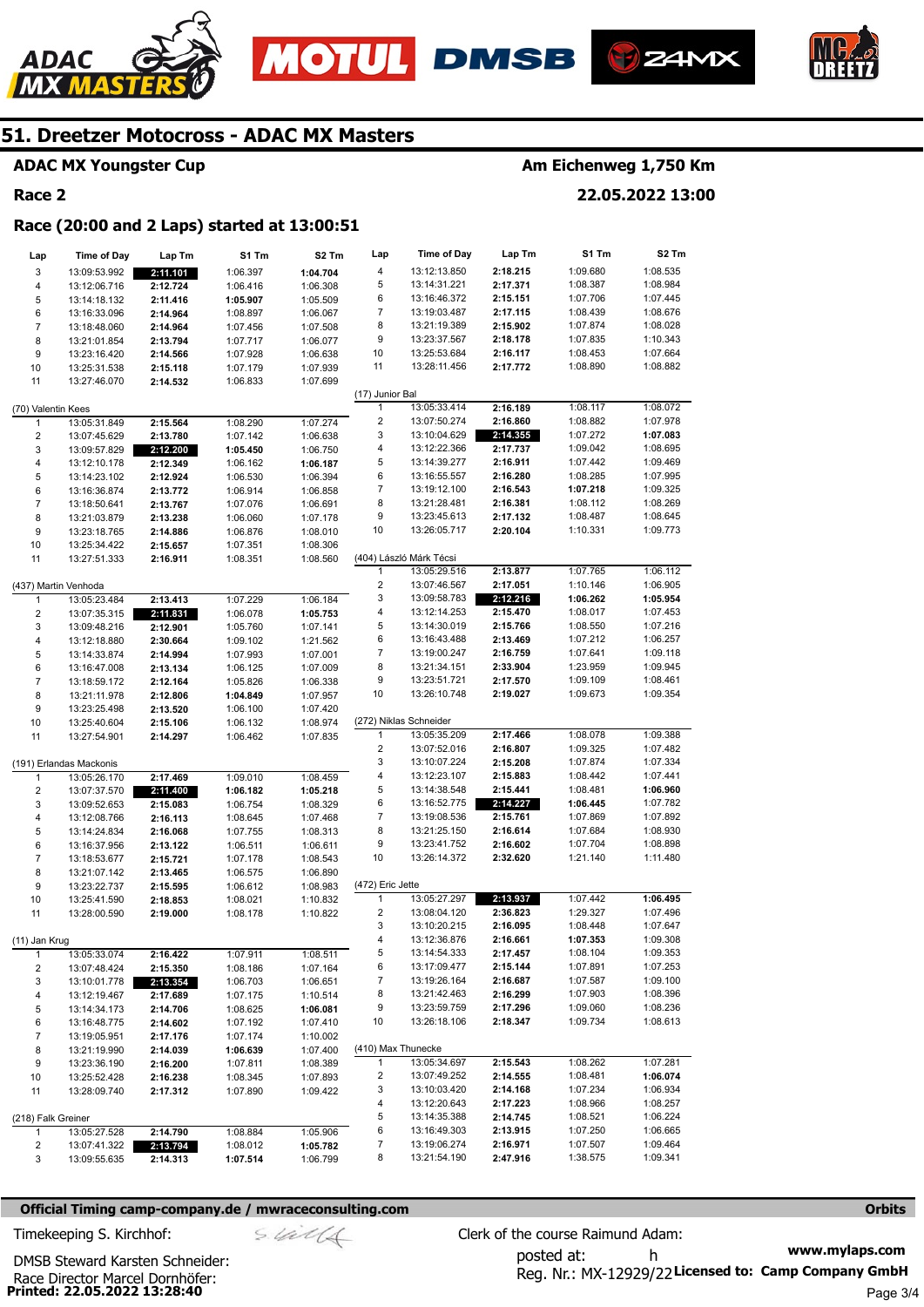# 51. Dreetzer Motocross - ADAC MX Masters

**ADAC MX Youngster Cup**

**Am Eichenweg 1,750 Km**

**Race 2**

**22.05.2022 13:00**

## Race (20:00 and 2 Laps) started at 13:00:51

| Lap | Time of Day | Lap Tm | S1 Tm | S2 Tm |
|---|---|---|---|---|
| 3 | 13:09:53.992 | **2:11.101** | 1:06.397 | **1:04.704** |
| 4 | 13:12:06.716 | **2:12.724** | 1:06.416 | 1:06.308 |
| 5 | 13:14:18.132 | **2:11.416** | **1:05.907** | 1:05.509 |
| 6 | 13:16:33.096 | **2:14.964** | 1:08.897 | 1:06.067 |
| 7 | 13:18:48.060 | **2:14.964** | 1:07.456 | 1:07.508 |
| 8 | 13:21:01.854 | **2:13.794** | 1:07.717 | 1:06.077 |
| 9 | 13:23:16.420 | **2:14.566** | 1:07.928 | 1:06.638 |
| 10 | 13:25:31.538 | **2:15.118** | 1:07.179 | 1:07.939 |
| 11 | 13:27:46.070 | **2:14.532** | 1:06.833 | 1:07.699 |

(70) Valentin Kees

| Lap | Time of Day | Lap Tm | S1 Tm | S2 Tm |
|---|---|---|---|---|
| 1 | 13:05:31.849 | **2:15.564** | 1:08.290 | 1:07.274 |
| 2 | 13:07:45.629 | **2:13.780** | 1:07.142 | 1:06.638 |
| 3 | 13:09:57.829 | **2:12.200** | **1:05.450** | 1:06.750 |
| 4 | 13:12:10.178 | **2:12.349** | 1:06.162 | **1:06.187** |
| 5 | 13:14:23.102 | **2:12.924** | 1:06.530 | 1:06.394 |
| 6 | 13:16:36.874 | **2:13.772** | 1:06.914 | 1:06.858 |
| 7 | 13:18:50.641 | **2:13.767** | 1:07.076 | 1:06.691 |
| 8 | 13:21:03.879 | **2:13.238** | 1:06.060 | 1:07.178 |
| 9 | 13:23:18.765 | **2:14.886** | 1:06.876 | 1:08.010 |
| 10 | 13:25:34.422 | **2:15.657** | 1:07.351 | 1:08.306 |
| 11 | 13:27:51.333 | **2:16.911** | 1:08.351 | 1:08.560 |

(437) Martin Venhoda

| Lap | Time of Day | Lap Tm | S1 Tm | S2 Tm |
|---|---|---|---|---|
| 1 | 13:05:23.484 | **2:13.413** | 1:07.229 | 1:06.184 |
| 2 | 13:07:35.315 | **2:11.831** | 1:06.078 | **1:05.753** |
| 3 | 13:09:48.216 | **2:12.901** | 1:05.760 | 1:07.141 |
| 4 | 13:12:18.880 | **2:30.664** | 1:09.102 | 1:21.562 |
| 5 | 13:14:33.874 | **2:14.994** | 1:07.993 | 1:07.001 |
| 6 | 13:16:47.008 | **2:13.134** | 1:06.125 | 1:07.009 |
| 7 | 13:18:59.172 | **2:12.164** | 1:05.826 | 1:06.338 |
| 8 | 13:21:11.978 | **2:12.806** | **1:04.849** | 1:07.957 |
| 9 | 13:23:25.498 | **2:13.520** | 1:06.100 | 1:07.420 |
| 10 | 13:25:40.604 | **2:15.106** | 1:06.132 | 1:08.974 |
| 11 | 13:27:54.901 | **2:14.297** | 1:06.462 | 1:07.835 |

(191) Erlandas Mackonis

| Lap | Time of Day | Lap Tm | S1 Tm | S2 Tm |
|---|---|---|---|---|
| 1 | 13:05:26.170 | **2:17.469** | 1:09.010 | 1:08.459 |
| 2 | 13:07:37.570 | **2:11.400** | **1:06.182** | **1:05.218** |
| 3 | 13:09:52.653 | **2:15.083** | 1:06.754 | 1:08.329 |
| 4 | 13:12:08.766 | **2:16.113** | 1:08.645 | 1:07.468 |
| 5 | 13:14:24.834 | **2:16.068** | 1:07.755 | 1:08.313 |
| 6 | 13:16:37.956 | **2:13.122** | 1:06.511 | 1:06.611 |
| 7 | 13:18:53.677 | **2:15.721** | 1:07.178 | 1:08.543 |
| 8 | 13:21:07.142 | **2:13.465** | 1:06.575 | 1:06.890 |
| 9 | 13:23:22.737 | **2:15.595** | 1:06.612 | 1:08.983 |
| 10 | 13:25:41.590 | **2:18.853** | 1:08.021 | 1:10.832 |
| 11 | 13:28:00.590 | **2:19.000** | 1:08.178 | 1:10.822 |

(11) Jan Krug

| Lap | Time of Day | Lap Tm | S1 Tm | S2 Tm |
|---|---|---|---|---|
| 1 | 13:05:33.074 | **2:16.422** | 1:07.911 | 1:08.511 |
| 2 | 13:07:48.424 | **2:15.350** | 1:08.186 | 1:07.164 |
| 3 | 13:10:01.778 | **2:13.354** | 1:06.703 | 1:06.651 |
| 4 | 13:12:19.467 | **2:17.689** | 1:07.175 | 1:10.514 |
| 5 | 13:14:34.173 | **2:14.706** | 1:08.625 | **1:06.081** |
| 6 | 13:16:48.775 | **2:14.602** | 1:07.192 | 1:07.410 |
| 7 | 13:19:05.951 | **2:17.176** | 1:07.174 | 1:10.002 |
| 8 | 13:21:19.990 | **2:14.039** | **1:06.639** | 1:07.400 |
| 9 | 13:23:36.190 | **2:16.200** | 1:07.811 | 1:08.389 |
| 10 | 13:25:52.428 | **2:16.238** | 1:08.345 | 1:07.893 |
| 11 | 13:28:09.740 | **2:17.312** | 1:07.890 | 1:09.422 |

(218) Falk Greiner

| Lap | Time of Day | Lap Tm | S1 Tm | S2 Tm |
|---|---|---|---|---|
| 1 | 13:05:27.528 | **2:14.790** | 1:08.884 | 1:05.906 |
| 2 | 13:07:41.322 | **2:13.794** | 1:08.012 | **1:05.782** |
| 3 | 13:09:55.635 | **2:14.313** | **1:07.514** | 1:06.799 |
| 4 | 13:12:13.850 | **2:18.215** | 1:09.680 | 1:08.535 |
| 5 | 13:14:31.221 | **2:17.371** | 1:08.387 | 1:08.984 |
| 6 | 13:16:46.372 | **2:15.151** | 1:07.706 | 1:07.445 |
| 7 | 13:19:03.487 | **2:17.115** | 1:08.439 | 1:08.676 |
| 8 | 13:21:19.389 | **2:15.902** | 1:07.874 | 1:08.028 |
| 9 | 13:23:37.567 | **2:18.178** | 1:07.835 | 1:10.343 |
| 10 | 13:25:53.684 | **2:16.117** | 1:08.453 | 1:07.664 |
| 11 | 13:28:11.456 | **2:17.772** | 1:08.890 | 1:08.882 |

(17) Junior Bal

| Lap | Time of Day | Lap Tm | S1 Tm | S2 Tm |
|---|---|---|---|---|
| 1 | 13:05:33.414 | **2:16.189** | 1:08.117 | 1:08.072 |
| 2 | 13:07:50.274 | **2:16.860** | 1:08.882 | 1:07.978 |
| 3 | 13:10:04.629 | **2:14.355** | 1:07.272 | **1:07.083** |
| 4 | 13:12:22.366 | **2:17.737** | 1:09.042 | 1:08.695 |
| 5 | 13:14:39.277 | **2:16.911** | 1:07.442 | 1:09.469 |
| 6 | 13:16:55.557 | **2:16.280** | 1:08.285 | 1:07.995 |
| 7 | 13:19:12.100 | **2:16.543** | **1:07.218** | 1:09.325 |
| 8 | 13:21:28.481 | **2:16.381** | 1:08.112 | 1:08.269 |
| 9 | 13:23:45.613 | **2:17.132** | 1:08.487 | 1:08.645 |
| 10 | 13:26:05.717 | **2:20.104** | 1:10.331 | 1:09.773 |

(404) László Márk Técsi

| Lap | Time of Day | Lap Tm | S1 Tm | S2 Tm |
|---|---|---|---|---|
| 1 | 13:05:29.516 | **2:13.877** | 1:07.765 | 1:06.112 |
| 2 | 13:07:46.567 | **2:17.051** | 1:10.146 | 1:06.905 |
| 3 | 13:09:58.783 | **2:12.216** | **1:06.262** | **1:05.954** |
| 4 | 13:12:14.253 | **2:15.470** | 1:08.017 | 1:07.453 |
| 5 | 13:14:30.019 | **2:15.766** | 1:08.550 | 1:07.216 |
| 6 | 13:16:43.488 | **2:13.469** | 1:07.212 | 1:06.257 |
| 7 | 13:19:00.247 | **2:16.759** | 1:07.641 | 1:09.118 |
| 8 | 13:21:34.151 | **2:33.904** | 1:23.959 | 1:09.945 |
| 9 | 13:23:51.721 | **2:17.570** | 1:09.109 | 1:08.461 |
| 10 | 13:26:10.748 | **2:19.027** | 1:09.673 | 1:09.354 |

(272) Niklas Schneider

| Lap | Time of Day | Lap Tm | S1 Tm | S2 Tm |
|---|---|---|---|---|
| 1 | 13:05:35.209 | **2:17.466** | 1:08.078 | 1:09.388 |
| 2 | 13:07:52.016 | **2:16.807** | 1:09.325 | 1:07.482 |
| 3 | 13:10:07.224 | **2:15.208** | 1:07.874 | 1:07.334 |
| 4 | 13:12:23.107 | **2:15.883** | 1:08.442 | 1:07.441 |
| 5 | 13:14:38.548 | **2:15.441** | 1:08.481 | **1:06.960** |
| 6 | 13:16:52.775 | **2:14.227** | **1:06.445** | 1:07.782 |
| 7 | 13:19:08.536 | **2:15.761** | 1:07.869 | 1:07.892 |
| 8 | 13:21:25.150 | **2:16.614** | 1:07.684 | 1:08.930 |
| 9 | 13:23:41.752 | **2:16.602** | 1:07.704 | 1:08.898 |
| 10 | 13:26:14.372 | **2:32.620** | 1:21.140 | 1:11.480 |

(472) Eric Jette

| Lap | Time of Day | Lap Tm | S1 Tm | S2 Tm |
|---|---|---|---|---|
| 1 | 13:05:27.297 | **2:13.937** | 1:07.442 | **1:06.495** |
| 2 | 13:08:04.120 | **2:36.823** | 1:29.327 | 1:07.496 |
| 3 | 13:10:20.215 | **2:16.095** | 1:08.448 | 1:07.647 |
| 4 | 13:12:36.876 | **2:16.661** | **1:07.353** | 1:09.308 |
| 5 | 13:14:54.333 | **2:17.457** | 1:08.104 | 1:09.353 |
| 6 | 13:17:09.477 | **2:15.144** | 1:07.891 | 1:07.253 |
| 7 | 13:19:26.164 | **2:16.687** | 1:07.587 | 1:09.100 |
| 8 | 13:21:42.463 | **2:16.299** | 1:07.903 | 1:08.396 |
| 9 | 13:23:59.759 | **2:17.296** | 1:09.060 | 1:08.236 |
| 10 | 13:26:18.106 | **2:18.347** | 1:09.734 | 1:08.613 |

(410) Max Thunecke

| Lap | Time of Day | Lap Tm | S1 Tm | S2 Tm |
|---|---|---|---|---|
| 1 | 13:05:34.697 | **2:15.543** | 1:08.262 | 1:07.281 |
| 2 | 13:07:49.252 | **2:14.555** | 1:08.481 | **1:06.074** |
| 3 | 13:10:03.420 | **2:14.168** | 1:07.234 | 1:06.934 |
| 4 | 13:12:20.643 | **2:17.223** | 1:08.966 | 1:08.257 |
| 5 | 13:14:35.388 | **2:14.745** | 1:08.521 | 1:06.224 |
| 6 | 13:16:49.303 | **2:13.915** | 1:07.250 | 1:06.665 |
| 7 | 13:19:06.274 | **2:16.971** | 1:07.507 | 1:09.464 |
| 8 | 13:21:54.190 | **2:47.916** | 1:38.575 | 1:09.341 |

**Official Timing camp-company.de / mwraceconsulting.com** **Orbits**

Timekeeping S. Kirchhof:

Clerk of the course Raimund Adam:

DMSB Steward Karsten Schneider:

posted at: h

Race Director Marcel Dornhöfer:

Reg. Nr.: MX-12929/22 **Licensed to: Camp Company GmbH**

**www.mylaps.com**

**Printed: 22.05.2022 13:28:40**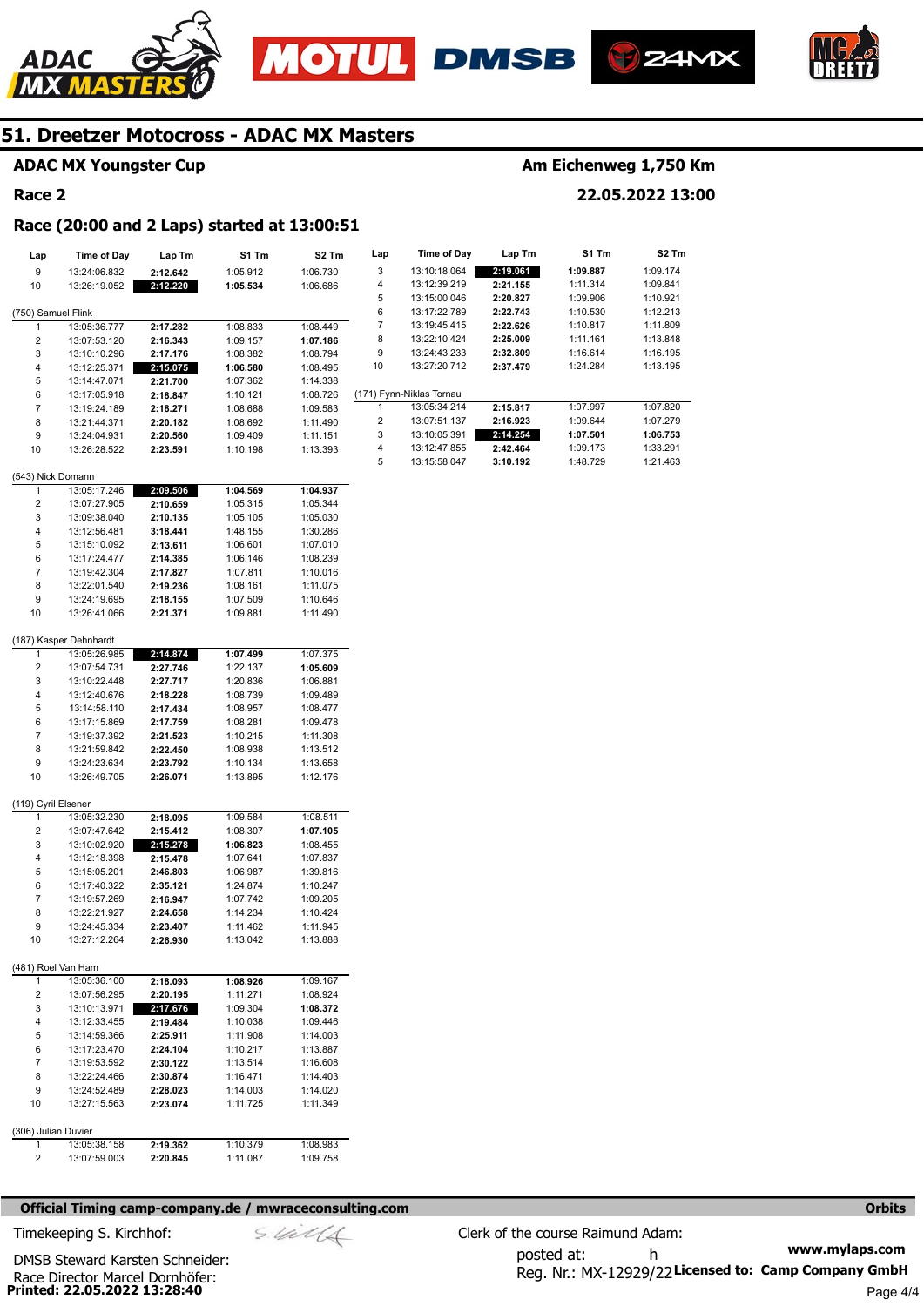# 51. Dreetzer Motocross - ADAC MX Masters

**ADAC MX Youngster Cup** — **Am Eichenweg 1,750 Km**

**Race 2** — **22.05.2022 13:00**

**Race (20:00 and 2 Laps) started at 13:00:51**

| Lap | Time of Day | Lap Tm | S1 Tm | S2 Tm |
|---|---|---|---|---|
| 9 | 13:24:06.832 | 2:12.642 | 1:05.912 | 1:06.730 |
| 10 | 13:26:19.052 | 2:12.220 | 1:05.534 | 1:06.686 |

(750) Samuel Flink

| Lap | Time of Day | Lap Tm | S1 Tm | S2 Tm |
|---|---|---|---|---|
| 1 | 13:05:36.777 | 2:17.282 | 1:08.833 | 1:08.449 |
| 2 | 13:07:53.120 | 2:16.343 | 1:09.157 | 1:07.186 |
| 3 | 13:10:10.296 | 2:17.176 | 1:08.382 | 1:08.794 |
| 4 | 13:12:25.371 | 2:15.075 | 1:06.580 | 1:08.495 |
| 5 | 13:14:47.071 | 2:21.700 | 1:07.362 | 1:14.338 |
| 6 | 13:17:05.918 | 2:18.847 | 1:10.121 | 1:08.726 |
| 7 | 13:19:24.189 | 2:18.271 | 1:08.688 | 1:09.583 |
| 8 | 13:21:44.371 | 2:20.182 | 1:08.692 | 1:11.490 |
| 9 | 13:24:04.931 | 2:20.560 | 1:09.409 | 1:11.151 |
| 10 | 13:26:28.522 | 2:23.591 | 1:10.198 | 1:13.393 |

(543) Nick Domann

| Lap | Time of Day | Lap Tm | S1 Tm | S2 Tm |
|---|---|---|---|---|
| 1 | 13:05:17.246 | 2:09.506 | 1:04.569 | 1:04.937 |
| 2 | 13:07:27.905 | 2:10.659 | 1:05.315 | 1:05.344 |
| 3 | 13:09:38.040 | 2:10.135 | 1:05.105 | 1:05.030 |
| 4 | 13:12:56.481 | 3:18.441 | 1:48.155 | 1:30.286 |
| 5 | 13:15:10.092 | 2:13.611 | 1:06.601 | 1:07.010 |
| 6 | 13:17:24.477 | 2:14.385 | 1:06.146 | 1:08.239 |
| 7 | 13:19:42.304 | 2:17.827 | 1:07.811 | 1:10.016 |
| 8 | 13:22:01.540 | 2:19.236 | 1:08.161 | 1:11.075 |
| 9 | 13:24:19.695 | 2:18.155 | 1:07.509 | 1:10.646 |
| 10 | 13:26:41.066 | 2:21.371 | 1:09.881 | 1:11.490 |

(187) Kasper Dehnhardt

| Lap | Time of Day | Lap Tm | S1 Tm | S2 Tm |
|---|---|---|---|---|
| 1 | 13:05:26.985 | 2:14.874 | 1:07.499 | 1:07.375 |
| 2 | 13:07:54.731 | 2:27.746 | 1:22.137 | 1:05.609 |
| 3 | 13:10:22.448 | 2:27.717 | 1:20.836 | 1:06.881 |
| 4 | 13:12:40.676 | 2:18.228 | 1:08.739 | 1:09.489 |
| 5 | 13:14:58.110 | 2:17.434 | 1:08.957 | 1:08.477 |
| 6 | 13:17:15.869 | 2:17.759 | 1:08.281 | 1:09.478 |
| 7 | 13:19:37.392 | 2:21.523 | 1:10.215 | 1:11.308 |
| 8 | 13:21:59.842 | 2:22.450 | 1:08.938 | 1:13.512 |
| 9 | 13:24:23.634 | 2:23.792 | 1:10.134 | 1:13.658 |
| 10 | 13:26:49.705 | 2:26.071 | 1:13.895 | 1:12.176 |

(119) Cyril Elsener

| Lap | Time of Day | Lap Tm | S1 Tm | S2 Tm |
|---|---|---|---|---|
| 1 | 13:05:32.230 | 2:18.095 | 1:09.584 | 1:08.511 |
| 2 | 13:07:47.642 | 2:15.412 | 1:08.307 | 1:07.105 |
| 3 | 13:10:02.920 | 2:15.278 | 1:06.823 | 1:08.455 |
| 4 | 13:12:18.398 | 2:15.478 | 1:07.641 | 1:07.837 |
| 5 | 13:15:05.201 | 2:46.803 | 1:06.987 | 1:39.816 |
| 6 | 13:17:40.322 | 2:35.121 | 1:24.874 | 1:10.247 |
| 7 | 13:19:57.269 | 2:16.947 | 1:07.742 | 1:09.205 |
| 8 | 13:22:21.927 | 2:24.658 | 1:14.234 | 1:10.424 |
| 9 | 13:24:45.334 | 2:23.407 | 1:11.462 | 1:11.945 |
| 10 | 13:27:12.264 | 2:26.930 | 1:13.042 | 1:13.888 |

(481) Roel Van Ham

| Lap | Time of Day | Lap Tm | S1 Tm | S2 Tm |
|---|---|---|---|---|
| 1 | 13:05:36.100 | 2:18.093 | 1:08.926 | 1:09.167 |
| 2 | 13:07:56.295 | 2:20.195 | 1:11.271 | 1:08.924 |
| 3 | 13:10:13.971 | 2:17.676 | 1:09.304 | 1:08.372 |
| 4 | 13:12:33.455 | 2:19.484 | 1:10.038 | 1:09.446 |
| 5 | 13:14:59.366 | 2:25.911 | 1:11.908 | 1:14.003 |
| 6 | 13:17:23.470 | 2:24.104 | 1:10.217 | 1:13.887 |
| 7 | 13:19:53.592 | 2:30.122 | 1:13.514 | 1:16.608 |
| 8 | 13:22:24.466 | 2:30.874 | 1:16.471 | 1:14.403 |
| 9 | 13:24:52.489 | 2:28.023 | 1:14.003 | 1:14.020 |
| 10 | 13:27:15.563 | 2:23.074 | 1:11.725 | 1:11.349 |

(306) Julian Duvier

| Lap | Time of Day | Lap Tm | S1 Tm | S2 Tm |
|---|---|---|---|---|
| 1 | 13:05:38.158 | 2:19.362 | 1:10.379 | 1:08.983 |
| 2 | 13:07:59.003 | 2:20.845 | 1:11.087 | 1:09.758 |
| 3 | 13:10:18.064 | 2:19.061 | 1:09.887 | 1:09.174 |
| 4 | 13:12:39.219 | 2:21.155 | 1:11.314 | 1:09.841 |
| 5 | 13:15:00.046 | 2:20.827 | 1:09.906 | 1:10.921 |
| 6 | 13:17:22.789 | 2:22.743 | 1:10.530 | 1:12.213 |
| 7 | 13:19:45.415 | 2:22.626 | 1:10.817 | 1:11.809 |
| 8 | 13:22:10.424 | 2:25.009 | 1:11.161 | 1:13.848 |
| 9 | 13:24:43.233 | 2:32.809 | 1:16.614 | 1:16.195 |
| 10 | 13:27:20.712 | 2:37.479 | 1:24.284 | 1:13.195 |

(171) Fynn-Niklas Tornau

| Lap | Time of Day | Lap Tm | S1 Tm | S2 Tm |
|---|---|---|---|---|
| 1 | 13:05:34.214 | 2:15.817 | 1:07.997 | 1:07.820 |
| 2 | 13:07:51.137 | 2:16.923 | 1:09.644 | 1:07.279 |
| 3 | 13:10:05.391 | 2:14.254 | 1:07.501 | 1:06.753 |
| 4 | 13:12:47.855 | 2:42.464 | 1:09.173 | 1:33.291 |
| 5 | 13:15:58.047 | 3:10.192 | 1:48.729 | 1:21.463 |

**Official Timing camp-company.de / mwraceconsulting.com** — **Orbits**

Timekeeping S. Kirchhof:

DMSB Steward Karsten Schneider:

Race Director Marcel Dornhöfer:

Clerk of the course Raimund Adam:

posted at: h

Reg. Nr.: MX-12929/22

www.mylaps.com

**Licensed to: Camp Company GmbH**

**Printed: 22.05.2022 13:28:40**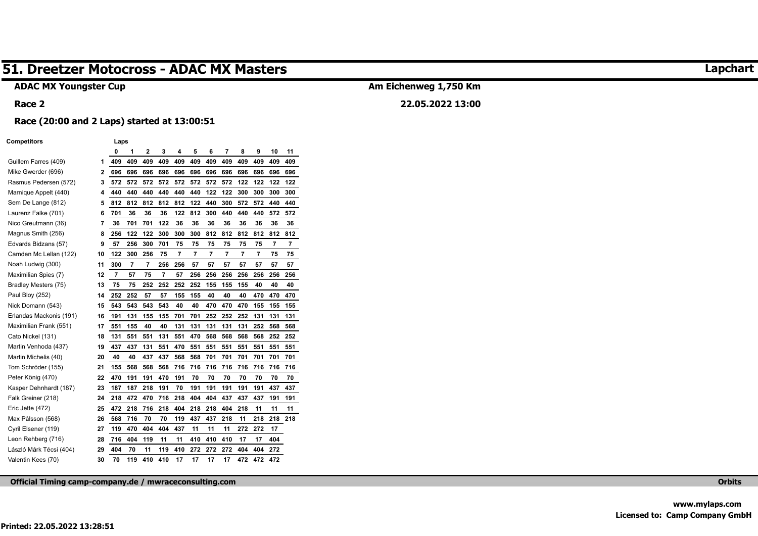# 51. Dreetzer Motocross - ADAC MX Masters

**Lapchart**

**ADAC MX Youngster Cup**

**Am Eichenweg 1,750 Km**

**Race 2**

**22.05.2022 13:00**

**Race (20:00 and 2 Laps) started at 13:00:51**

| Competitors | | 0 | 1 | 2 | 3 | 4 | 5 | 6 | 7 | 8 | 9 | 10 | 11 |
|---|---|---|---|---|---|---|---|---|---|---|---|---|---|
| Guillem Farres (409) | 1 | 409 | 409 | 409 | 409 | 409 | 409 | 409 | 409 | 409 | 409 | 409 | 409 |
| Mike Gwerder (696) | 2 | 696 | 696 | 696 | 696 | 696 | 696 | 696 | 696 | 696 | 696 | 696 | 696 |
| Rasmus Pedersen (572) | 3 | 572 | 572 | 572 | 572 | 572 | 572 | 572 | 572 | 122 | 122 | 122 | 122 |
| Marnique Appelt (440) | 4 | 440 | 440 | 440 | 440 | 440 | 440 | 122 | 122 | 300 | 300 | 300 | 300 |
| Sem De Lange (812) | 5 | 812 | 812 | 812 | 812 | 812 | 122 | 440 | 300 | 572 | 572 | 440 | 440 |
| Laurenz Falke (701) | 6 | 701 | 36 | 36 | 36 | 122 | 812 | 300 | 440 | 440 | 440 | 572 | 572 |
| Nico Greutmann (36) | 7 | 36 | 701 | 701 | 122 | 36 | 36 | 36 | 36 | 36 | 36 | 36 | 36 |
| Magnus Smith (256) | 8 | 256 | 122 | 122 | 300 | 300 | 300 | 812 | 812 | 812 | 812 | 812 | 812 |
| Edvards Bidzans (57) | 9 | 57 | 256 | 300 | 701 | 75 | 75 | 75 | 75 | 75 | 75 | 7 | 7 |
| Camden Mc Lellan (122) | 10 | 122 | 300 | 256 | 75 | 7 | 7 | 7 | 7 | 7 | 7 | 75 | 75 |
| Noah Ludwig (300) | 11 | 300 | 7 | 7 | 256 | 256 | 57 | 57 | 57 | 57 | 57 | 57 | 57 |
| Maximilian Spies (7) | 12 | 7 | 57 | 75 | 7 | 57 | 256 | 256 | 256 | 256 | 256 | 256 | 256 |
| Bradley Mesters (75) | 13 | 75 | 75 | 252 | 252 | 252 | 252 | 155 | 155 | 155 | 40 | 40 | 40 |
| Paul Bloy (252) | 14 | 252 | 252 | 57 | 57 | 155 | 155 | 40 | 40 | 40 | 470 | 470 | 470 |
| Nick Domann (543) | 15 | 543 | 543 | 543 | 543 | 40 | 40 | 470 | 470 | 470 | 155 | 155 | 155 |
| Erlandas Mackonis (191) | 16 | 191 | 131 | 155 | 155 | 701 | 701 | 252 | 252 | 252 | 131 | 131 | 131 |
| Maximilian Frank (551) | 17 | 551 | 155 | 40 | 40 | 131 | 131 | 131 | 131 | 131 | 252 | 568 | 568 |
| Cato Nickel (131) | 18 | 131 | 551 | 551 | 131 | 551 | 470 | 568 | 568 | 568 | 568 | 252 | 252 |
| Martin Venhoda (437) | 19 | 437 | 437 | 131 | 551 | 470 | 551 | 551 | 551 | 551 | 551 | 551 | 551 |
| Martin Michelis (40) | 20 | 40 | 40 | 437 | 437 | 568 | 568 | 701 | 701 | 701 | 701 | 701 | 701 |
| Tom Schröder (155) | 21 | 155 | 568 | 568 | 568 | 716 | 716 | 716 | 716 | 716 | 716 | 716 | 716 |
| Peter König (470) | 22 | 470 | 191 | 191 | 470 | 191 | 70 | 70 | 70 | 70 | 70 | 70 | 70 |
| Kasper Dehnhardt (187) | 23 | 187 | 187 | 218 | 191 | 70 | 191 | 191 | 191 | 191 | 191 | 437 | 437 |
| Falk Greiner (218) | 24 | 218 | 472 | 470 | 716 | 218 | 404 | 404 | 437 | 437 | 437 | 191 | 191 |
| Eric Jette (472) | 25 | 472 | 218 | 716 | 218 | 404 | 218 | 218 | 404 | 218 | 11 | 11 | 11 |
| Max Pålsson (568) | 26 | 568 | 716 | 70 | 70 | 119 | 437 | 437 | 218 | 11 | 218 | 218 | 218 |
| Cyril Elsener (119) | 27 | 119 | 470 | 404 | 404 | 437 | 11 | 11 | 11 | 272 | 272 | 17 | |
| Leon Rehberg (716) | 28 | 716 | 404 | 119 | 11 | 11 | 410 | 410 | 410 | 17 | 17 | 404 | |
| László Márk Técsi (404) | 29 | 404 | 70 | 11 | 119 | 410 | 272 | 272 | 272 | 404 | 404 | 272 | |
| Valentin Kees (70) | 30 | 70 | 119 | 410 | 410 | 17 | 17 | 17 | 17 | 472 | 472 | 472 | |

Official Timing camp-company.de / mwraceconsulting.com

Orbits

www.mylaps.com

Licensed to: Camp Company GmbH

Printed: 22.05.2022 13:28:51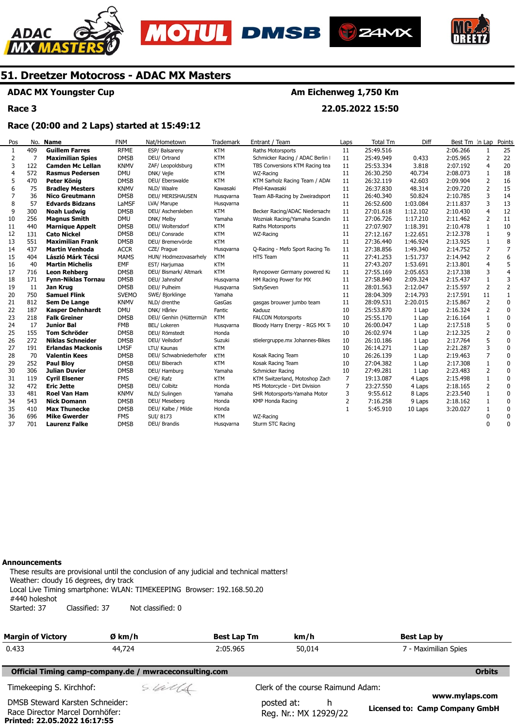# 51. Dreetzer Motocross - ADAC MX Masters

**ADAC MX Youngster Cup** — **Am Eichenweg 1,750 Km**

**Race 3** — **22.05.2022 15:50**

**Race (20:00 and 2 Laps) started at 15:49:12**

| Pos | No. | Name | FNM | Nat/Hometown | Trademark | Entrant / Team | Laps | Total Tm | Diff | Best Tm | In Lap | Points |
|---|---|---|---|---|---|---|---|---|---|---|---|---|
| 1 | 409 | Guillem Farres | RFME | ESP/ Balsareny | KTM | Raths Motorsports | 11 | 25:49.516 | | 2:06.266 | 1 | 25 |
| 2 | 7 | Maximilian Spies | DMSB | DEU/ Ortrand | KTM | Schmicker Racing / ADAC Berlin I | 11 | 25:49.949 | 0.433 | 2:05.965 | 2 | 22 |
| 3 | 122 | Camden Mc Lellan | KNMV | ZAF/ Leopoldsburg | KTM | TBS Conversions KTM Racing tea | 11 | 25:53.334 | 3.818 | 2:07.192 | 4 | 20 |
| 4 | 572 | Rasmus Pedersen | DMU | DNK/ Vejle | KTM | WZ-Racing | 11 | 26:30.250 | 40.734 | 2:08.073 | 1 | 18 |
| 5 | 470 | Peter König | DMSB | DEU/ Eberswalde | KTM | KTM Sarholz Racing Team / ADA( | 11 | 26:32.119 | 42.603 | 2:09.904 | 2 | 16 |
| 6 | 75 | Bradley Mesters | KNMV | NLD/ Waalre | Kawasaki | Pfeil-Kawasaki | 11 | 26:37.830 | 48.314 | 2:09.720 | 2 | 15 |
| 7 | 36 | Nico Greutmann | DMSB | DEU/ MERISHAUSEN | Husqvarna | Team AB-Racing by Zweiradsport | 11 | 26:40.340 | 50.824 | 2:10.785 | 3 | 14 |
| 8 | 57 | Edvards Bidzans | LaMSF | LVA/ Marupe | Husqvarna | | 11 | 26:52.600 | 1:03.084 | 2:11.837 | 3 | 13 |
| 9 | 300 | Noah Ludwig | DMSB | DEU/ Aschersleben | KTM | Becker Racing/ADAC Niedersachs | 11 | 27:01.618 | 1:12.102 | 2:10.430 | 4 | 12 |
| 10 | 256 | Magnus Smith | DMU | DNK/ Melby | Yamaha | Wozniak Racing/Yamaha Scandin | 11 | 27:06.726 | 1:17.210 | 2:11.462 | 2 | 11 |
| 11 | 440 | Marnique Appelt | DMSB | DEU/ Woltersdorf | KTM | Raths Motorsports | 11 | 27:07.907 | 1:18.391 | 2:10.478 | 1 | 10 |
| 12 | 131 | Cato Nickel | DMSB | DEU/ Consrade | KTM | WZ-Racing | 11 | 27:12.167 | 1:22.651 | 2:12.378 | 1 | 9 |
| 13 | 551 | Maximilian Frank | DMSB | DEU/ Bremervörde | KTM | | 11 | 27:36.440 | 1:46.924 | 2:13.925 | 1 | 8 |
| 14 | 437 | Martin Venhoda | ACCR | CZE/ Prague | Husqvarna | Q-Racing - Mefo Sport Racing Te | 11 | 27:38.856 | 1:49.340 | 2:14.752 | 7 | 7 |
| 15 | 404 | László Márk Técsi | MAMS | HUN/ Hodmezovasarhely | KTM | HTS Team | 11 | 27:41.253 | 1:51.737 | 2:14.942 | 2 | 6 |
| 16 | 40 | Martin Michelis | EMF | EST/ Harjumaa | KTM | | 11 | 27:43.207 | 1:53.691 | 2:13.801 | 4 | 5 |
| 17 | 716 | Leon Rehberg | DMSB | DEU/ Bismark/ Altmark | KTM | Rynopower Germany powered Ka | 11 | 27:55.169 | 2:05.653 | 2:17.338 | 3 | 4 |
| 18 | 171 | Fynn-Niklas Tornau | DMSB | DEU/ Jahnshof | Husqvarna | HM Racing Power for MX | 11 | 27:58.840 | 2:09.324 | 2:15.437 | 1 | 3 |
| 19 | 11 | Jan Krug | DMSB | DEU/ Pulheim | Husqvarna | SixtySeven | 11 | 28:01.563 | 2:12.047 | 2:15.597 | 2 | 2 |
| 20 | 750 | Samuel Flink | SVEMO | SWE/ Bjorklinge | Yamaha | | 11 | 28:04.309 | 2:14.793 | 2:17.591 | 11 | 1 |
| 21 | 812 | Sem De Lange | KNMV | NLD/ drenthe | GasGas | gasgas brouwer jumbo team | 11 | 28:09.531 | 2:20.015 | 2:15.867 | 2 | 0 |
| 22 | 187 | Kasper Dehnhardt | DMU | DNK/ Hårlev | Fantic | Kaduuz | 10 | 25:53.870 | 1 Lap | 2:16.324 | 2 | 0 |
| 23 | 218 | Falk Greiner | DMSB | DEU/ Genhin (Hüttermüh | KTM | FALCON Motorsports | 10 | 25:55.170 | 1 Lap | 2:16.164 | 1 | 0 |
| 24 | 17 | Junior Bal | FMB | BEL/ Lokeren | Husqvarna | Bloody Harry Energy - RGS MX Ti | 10 | 26:00.047 | 1 Lap | 2:17.518 | 5 | 0 |
| 25 | 155 | Tom Schröder | DMSB | DEU/ Römstedt | Honda | | 10 | 26:02.974 | 1 Lap | 2:12.325 | 2 | 0 |
| 26 | 272 | Niklas Schneider | DMSB | DEU/ Veilsdorf | Suzuki | stielergruppe.mx Johannes-Bikes | 10 | 26:10.186 | 1 Lap | 2:17.764 | 5 | 0 |
| 27 | 191 | Erlandas Mackonis | LMSF | LTU/ Kaunas | KTM | | 10 | 26:14.271 | 1 Lap | 2:21.287 | 3 | 0 |
| 28 | 70 | Valentin Kees | DMSB | DEU/ Schwabniederhofer | KTM | Kosak Racing Team | 10 | 26:26.139 | 1 Lap | 2:19.463 | 7 | 0 |
| 29 | 252 | Paul Bloy | DMSB | DEU/ Biberach | KTM | Kosak Racing Team | 10 | 27:04.382 | 1 Lap | 2:17.308 | 1 | 0 |
| 30 | 306 | Julian Duvier | DMSB | DEU/ Hamburg | Yamaha | Schmicker Racing | 10 | 27:49.281 | 1 Lap | 2:23.483 | 2 | 0 |
| 31 | 119 | Cyril Elsener | FMS | CHE/ Rafz | KTM | KTM Switzerland, Motoshop Zach | 7 | 19:13.087 | 4 Laps | 2:15.498 | 1 | 0 |
| 32 | 472 | Eric Jette | DMSB | DEU/ Colbitz | Honda | MS Motorcycle - Dirt Division | 7 | 23:27.550 | 4 Laps | 2:18.165 | 2 | 0 |
| 33 | 481 | Roel Van Ham | KNMV | NLD/ Sulingen | Yamaha | SHR Motorsports-Yamaha Motor | 3 | 9:55.612 | 8 Laps | 2:23.540 | 1 | 0 |
| 34 | 543 | Nick Domann | DMSB | DEU/ Meseberg | Honda | KMP Honda Racing | 2 | 7:16.258 | 9 Laps | 2:18.162 | 1 | 0 |
| 35 | 410 | Max Thunecke | DMSB | DEU/ Kalbe / Milde | Honda | | 1 | 5:45.910 | 10 Laps | 3:20.027 | 1 | 0 |
| 36 | 696 | Mike Gwerder | FMS | SUI/ 8173 | KTM | WZ-Racing | | | | | 0 | 0 |
| 37 | 701 | Laurenz Falke | DMSB | DEU/ Brandis | Husqvarna | Sturm STC Racing | | | | | 0 | 0 |

**Announcements**

These results are provisional until the conclusion of any judicial and technical matters!
Weather: cloudy 16 degrees, dry track
Local Live Timing smartphone: WLAN: TIMEKEEPING Browser: 192.168.50.20
#440 holeshot
Started: 37 Classified: 37 Not classified: 0

| Margin of Victory | Ø km/h | Best Lap Tm | km/h | Best Lap by |
|---|---|---|---|---|
| 0.433 | 44,724 | 2:05.965 | 50,014 | 7 - Maximilian Spies |

**Official Timing camp-company.de / mwraceconsulting.com** — **Orbits**

Timekeeping S. Kirchhof:
Clerk of the course Raimund Adam:
DMSB Steward Karsten Schneider:
posted at: h
Race Director Marcel Dornhöfer:
Reg. Nr.: MX 12929/22
**www.mylaps.com**
**Licensed to: Camp Company GmbH**
**Printed: 22.05.2022 16:17:55**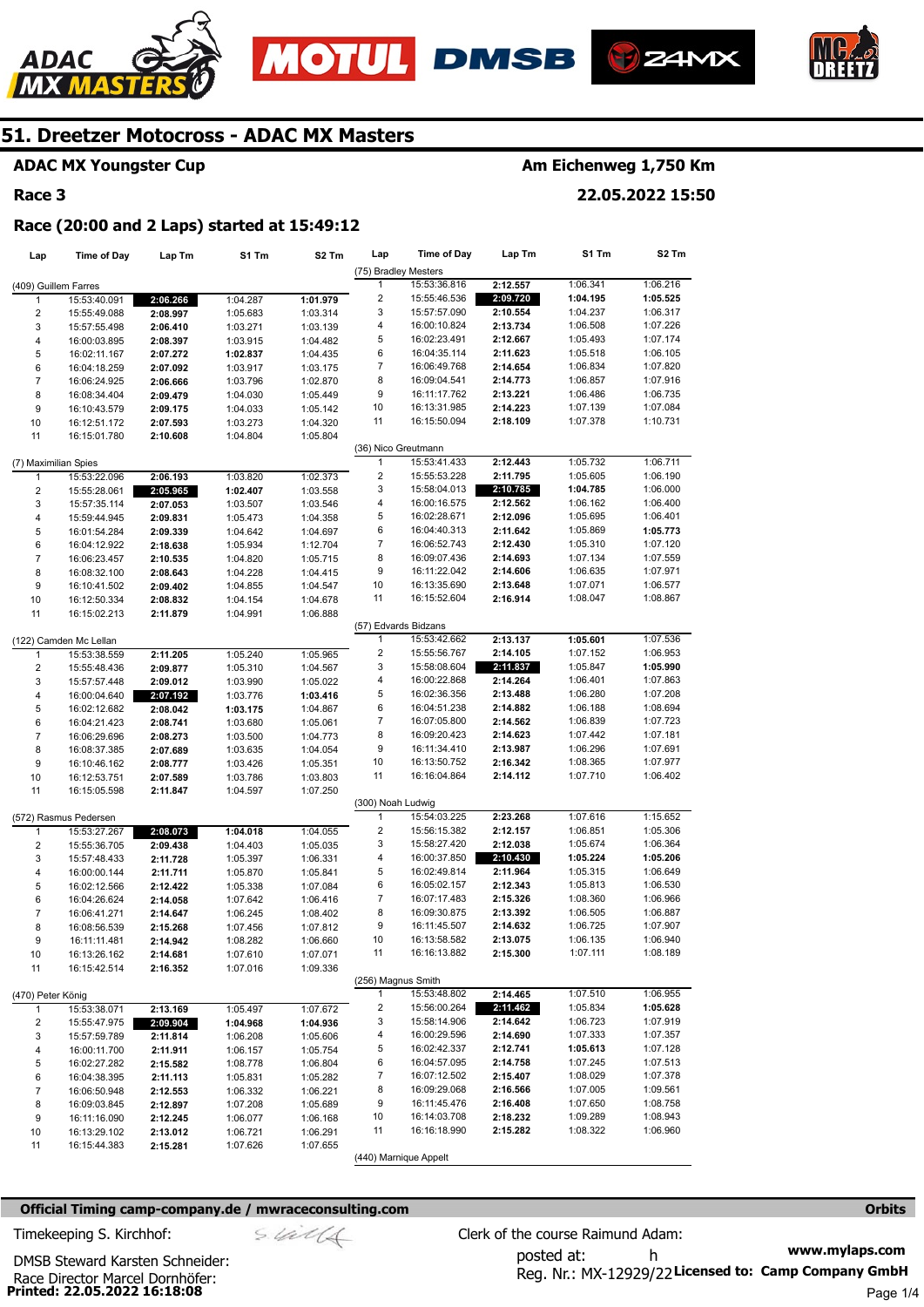# 51. Dreetzer Motocross - ADAC MX Masters

**ADAC MX Youngster Cup** — **Am Eichenweg 1,750 Km**

**Race 3** — **22.05.2022 15:50**

**Race (20:00 and 2 Laps) started at 15:49:12**

**(409) Guillem Farres**

| Lap | Time of Day | Lap Tm | S1 Tm | S2 Tm |
|---|---|---|---|---|
| 1 | 15:53:40.091 | **2:06.266** | 1:04.287 | **1:01.979** |
| 2 | 15:55:49.088 | **2:08.997** | 1:05.683 | 1:03.314 |
| 3 | 15:57:55.498 | **2:06.410** | 1:03.271 | 1:03.139 |
| 4 | 16:00:03.895 | **2:08.397** | 1:03.915 | 1:04.482 |
| 5 | 16:02:11.167 | **2:07.272** | **1:02.837** | 1:04.435 |
| 6 | 16:04:18.259 | **2:07.092** | 1:03.917 | 1:03.175 |
| 7 | 16:06:24.925 | **2:06.666** | 1:03.796 | 1:02.870 |
| 8 | 16:08:34.404 | **2:09.479** | 1:04.030 | 1:05.449 |
| 9 | 16:10:43.579 | **2:09.175** | 1:04.033 | 1:05.142 |
| 10 | 16:12:51.172 | **2:07.593** | 1:03.273 | 1:04.320 |
| 11 | 16:15:01.780 | **2:10.608** | 1:04.804 | 1:05.804 |

**(7) Maximilian Spies**

| Lap | Time of Day | Lap Tm | S1 Tm | S2 Tm |
|---|---|---|---|---|
| 1 | 15:53:22.096 | **2:06.193** | 1:03.820 | 1:02.373 |
| 2 | 15:55:28.061 | **2:05.965** | **1:02.407** | 1:03.558 |
| 3 | 15:57:35.114 | **2:07.053** | 1:03.507 | 1:03.546 |
| 4 | 15:59:44.945 | **2:09.831** | 1:05.473 | 1:04.358 |
| 5 | 16:01:54.284 | **2:09.339** | 1:04.642 | 1:04.697 |
| 6 | 16:04:12.922 | **2:18.638** | 1:05.934 | 1:12.704 |
| 7 | 16:06:23.457 | **2:10.535** | 1:04.820 | 1:05.715 |
| 8 | 16:08:32.100 | **2:08.643** | 1:04.228 | 1:04.415 |
| 9 | 16:10:41.502 | **2:09.402** | 1:04.855 | 1:04.547 |
| 10 | 16:12:50.334 | **2:08.832** | 1:04.154 | 1:04.678 |
| 11 | 16:15:02.213 | **2:11.879** | 1:04.991 | 1:06.888 |

**(122) Camden Mc Lellan**

| Lap | Time of Day | Lap Tm | S1 Tm | S2 Tm |
|---|---|---|---|---|
| 1 | 15:53:38.559 | **2:11.205** | 1:05.240 | 1:05.965 |
| 2 | 15:55:48.436 | **2:09.877** | 1:05.310 | 1:04.567 |
| 3 | 15:57:57.448 | **2:09.012** | 1:03.990 | 1:05.022 |
| 4 | 16:00:04.640 | **2:07.192** | 1:03.776 | **1:03.416** |
| 5 | 16:02:12.682 | **2:08.042** | **1:03.175** | 1:04.867 |
| 6 | 16:04:21.423 | **2:08.741** | 1:03.680 | 1:05.061 |
| 7 | 16:06:29.696 | **2:08.273** | 1:03.500 | 1:04.773 |
| 8 | 16:08:37.385 | **2:07.689** | 1:03.635 | 1:04.054 |
| 9 | 16:10:46.162 | **2:08.777** | 1:03.426 | 1:05.351 |
| 10 | 16:12:53.751 | **2:07.589** | 1:03.786 | 1:03.803 |
| 11 | 16:15:05.598 | **2:11.847** | 1:04.597 | 1:07.250 |

**(572) Rasmus Pedersen**

| Lap | Time of Day | Lap Tm | S1 Tm | S2 Tm |
|---|---|---|---|---|
| 1 | 15:53:27.267 | **2:08.073** | **1:04.018** | 1:04.055 |
| 2 | 15:55:36.705 | **2:09.438** | 1:04.403 | 1:05.035 |
| 3 | 15:57:48.433 | **2:11.728** | 1:05.397 | 1:06.331 |
| 4 | 16:00:00.144 | **2:11.711** | 1:05.870 | 1:05.841 |
| 5 | 16:02:12.566 | **2:12.422** | 1:05.338 | 1:07.084 |
| 6 | 16:04:26.624 | **2:14.058** | 1:07.642 | 1:06.416 |
| 7 | 16:06:41.271 | **2:14.647** | 1:06.245 | 1:08.402 |
| 8 | 16:08:56.539 | **2:15.268** | 1:07.456 | 1:07.812 |
| 9 | 16:11:11.481 | **2:14.942** | 1:08.282 | 1:06.660 |
| 10 | 16:13:26.162 | **2:14.681** | 1:07.610 | 1:07.071 |
| 11 | 16:15:42.514 | **2:16.352** | 1:07.016 | 1:09.336 |

**(470) Peter König**

| Lap | Time of Day | Lap Tm | S1 Tm | S2 Tm |
|---|---|---|---|---|
| 1 | 15:53:38.071 | **2:13.169** | 1:05.497 | 1:07.672 |
| 2 | 15:55:47.975 | **2:09.904** | **1:04.968** | **1:04.936** |
| 3 | 15:57:59.789 | **2:11.814** | 1:06.208 | 1:05.606 |
| 4 | 16:00:11.700 | **2:11.911** | 1:06.157 | 1:05.754 |
| 5 | 16:02:27.282 | **2:15.582** | 1:08.778 | 1:06.804 |
| 6 | 16:04:38.395 | **2:11.113** | 1:05.831 | 1:05.282 |
| 7 | 16:06:50.948 | **2:12.553** | 1:06.332 | 1:06.221 |
| 8 | 16:09:03.845 | **2:12.897** | 1:07.208 | 1:05.689 |
| 9 | 16:11:16.090 | **2:12.245** | 1:06.077 | 1:06.168 |
| 10 | 16:13:29.102 | **2:13.012** | 1:06.721 | 1:06.291 |
| 11 | 16:15:44.383 | **2:15.281** | 1:07.626 | 1:07.655 |

**(75) Bradley Mesters**

| Lap | Time of Day | Lap Tm | S1 Tm | S2 Tm |
|---|---|---|---|---|
| 1 | 15:53:36.816 | **2:12.557** | 1:06.341 | 1:06.216 |
| 2 | 15:55:46.536 | **2:09.720** | **1:04.195** | **1:05.525** |
| 3 | 15:57:57.090 | **2:10.554** | 1:04.237 | 1:06.317 |
| 4 | 16:00:10.824 | **2:13.734** | 1:06.508 | 1:07.226 |
| 5 | 16:02:23.491 | **2:12.667** | 1:05.493 | 1:07.174 |
| 6 | 16:04:35.114 | **2:11.623** | 1:05.518 | 1:06.105 |
| 7 | 16:06:49.768 | **2:14.654** | 1:06.834 | 1:07.820 |
| 8 | 16:09:04.541 | **2:14.773** | 1:06.857 | 1:07.916 |
| 9 | 16:11:17.762 | **2:13.221** | 1:06.486 | 1:06.735 |
| 10 | 16:13:31.985 | **2:14.223** | 1:07.139 | 1:07.084 |
| 11 | 16:15:50.094 | **2:18.109** | 1:07.378 | 1:10.731 |

**(36) Nico Greutmann**

| Lap | Time of Day | Lap Tm | S1 Tm | S2 Tm |
|---|---|---|---|---|
| 1 | 15:53:41.433 | **2:12.443** | 1:05.732 | 1:06.711 |
| 2 | 15:55:53.228 | **2:11.795** | 1:05.605 | 1:06.190 |
| 3 | 15:58:04.013 | **2:10.785** | **1:04.785** | 1:06.000 |
| 4 | 16:00:16.575 | **2:12.562** | 1:06.162 | 1:06.400 |
| 5 | 16:02:28.671 | **2:12.096** | 1:05.695 | 1:06.401 |
| 6 | 16:04:40.313 | **2:11.642** | 1:05.869 | **1:05.773** |
| 7 | 16:06:52.743 | **2:12.430** | 1:05.310 | 1:07.120 |
| 8 | 16:09:07.436 | **2:14.693** | 1:07.134 | 1:07.559 |
| 9 | 16:11:22.042 | **2:14.606** | 1:06.635 | 1:07.971 |
| 10 | 16:13:35.690 | **2:13.648** | 1:07.071 | 1:06.577 |
| 11 | 16:15:52.604 | **2:16.914** | 1:08.047 | 1:08.867 |

**(57) Edvards Bidzans**

| Lap | Time of Day | Lap Tm | S1 Tm | S2 Tm |
|---|---|---|---|---|
| 1 | 15:53:42.662 | **2:13.137** | **1:05.601** | 1:07.536 |
| 2 | 15:55:56.767 | **2:14.105** | 1:07.152 | 1:06.953 |
| 3 | 15:58:08.604 | **2:11.837** | 1:05.847 | **1:05.990** |
| 4 | 16:00:22.868 | **2:14.264** | 1:06.401 | 1:07.863 |
| 5 | 16:02:36.356 | **2:13.488** | 1:06.280 | 1:07.208 |
| 6 | 16:04:51.238 | **2:14.882** | 1:06.188 | 1:08.694 |
| 7 | 16:07:05.800 | **2:14.562** | 1:06.839 | 1:07.723 |
| 8 | 16:09:20.423 | **2:14.623** | 1:07.442 | 1:07.181 |
| 9 | 16:11:34.410 | **2:13.987** | 1:06.296 | 1:07.691 |
| 10 | 16:13:50.752 | **2:16.342** | 1:08.365 | 1:07.977 |
| 11 | 16:16:04.864 | **2:14.112** | 1:07.710 | 1:06.402 |

**(300) Noah Ludwig**

| Lap | Time of Day | Lap Tm | S1 Tm | S2 Tm |
|---|---|---|---|---|
| 1 | 15:54:03.225 | **2:23.268** | 1:07.616 | 1:15.652 |
| 2 | 15:56:15.382 | **2:12.157** | 1:06.851 | 1:05.306 |
| 3 | 15:58:27.420 | **2:12.038** | 1:05.674 | 1:06.364 |
| 4 | 16:00:37.850 | **2:10.430** | **1:05.224** | **1:05.206** |
| 5 | 16:02:49.814 | **2:11.964** | 1:05.315 | 1:06.649 |
| 6 | 16:05:02.157 | **2:12.343** | 1:05.813 | 1:06.530 |
| 7 | 16:07:17.483 | **2:15.326** | 1:08.360 | 1:06.966 |
| 8 | 16:09:30.875 | **2:13.392** | 1:06.505 | 1:06.887 |
| 9 | 16:11:45.507 | **2:14.632** | 1:06.725 | 1:07.907 |
| 10 | 16:13:58.582 | **2:13.075** | 1:06.135 | 1:06.940 |
| 11 | 16:16:13.882 | **2:15.300** | 1:07.111 | 1:08.189 |

**(256) Magnus Smith**

| Lap | Time of Day | Lap Tm | S1 Tm | S2 Tm |
|---|---|---|---|---|
| 1 | 15:53:48.802 | **2:14.465** | 1:07.510 | 1:06.955 |
| 2 | 15:56:00.264 | **2:11.462** | 1:05.834 | **1:05.628** |
| 3 | 15:58:14.906 | **2:14.642** | 1:06.723 | 1:07.919 |
| 4 | 16:00:29.596 | **2:14.690** | 1:07.333 | 1:07.357 |
| 5 | 16:02:42.337 | **2:12.741** | **1:05.613** | 1:07.128 |
| 6 | 16:04:57.095 | **2:14.758** | 1:07.245 | 1:07.513 |
| 7 | 16:07:12.502 | **2:15.407** | 1:08.029 | 1:07.378 |
| 8 | 16:09:29.068 | **2:16.566** | 1:07.005 | 1:09.561 |
| 9 | 16:11:45.476 | **2:16.408** | 1:07.650 | 1:08.758 |
| 10 | 16:14:03.708 | **2:18.232** | 1:09.289 | 1:08.943 |
| 11 | 16:16:18.990 | **2:15.282** | 1:08.322 | 1:06.960 |

**(440) Marnique Appelt**

**Official Timing camp-company.de / mwraceconsulting.com** — Orbits

Timekeeping S. Kirchhof:

Clerk of the course Raimund Adam:

DMSB Steward Karsten Schneider:

posted at: h

Race Director Marcel Dornhöfer:

Reg. Nr.: MX-12929/22

www.mylaps.com

Licensed to: Camp Company GmbH

Printed: 22.05.2022 16:18:08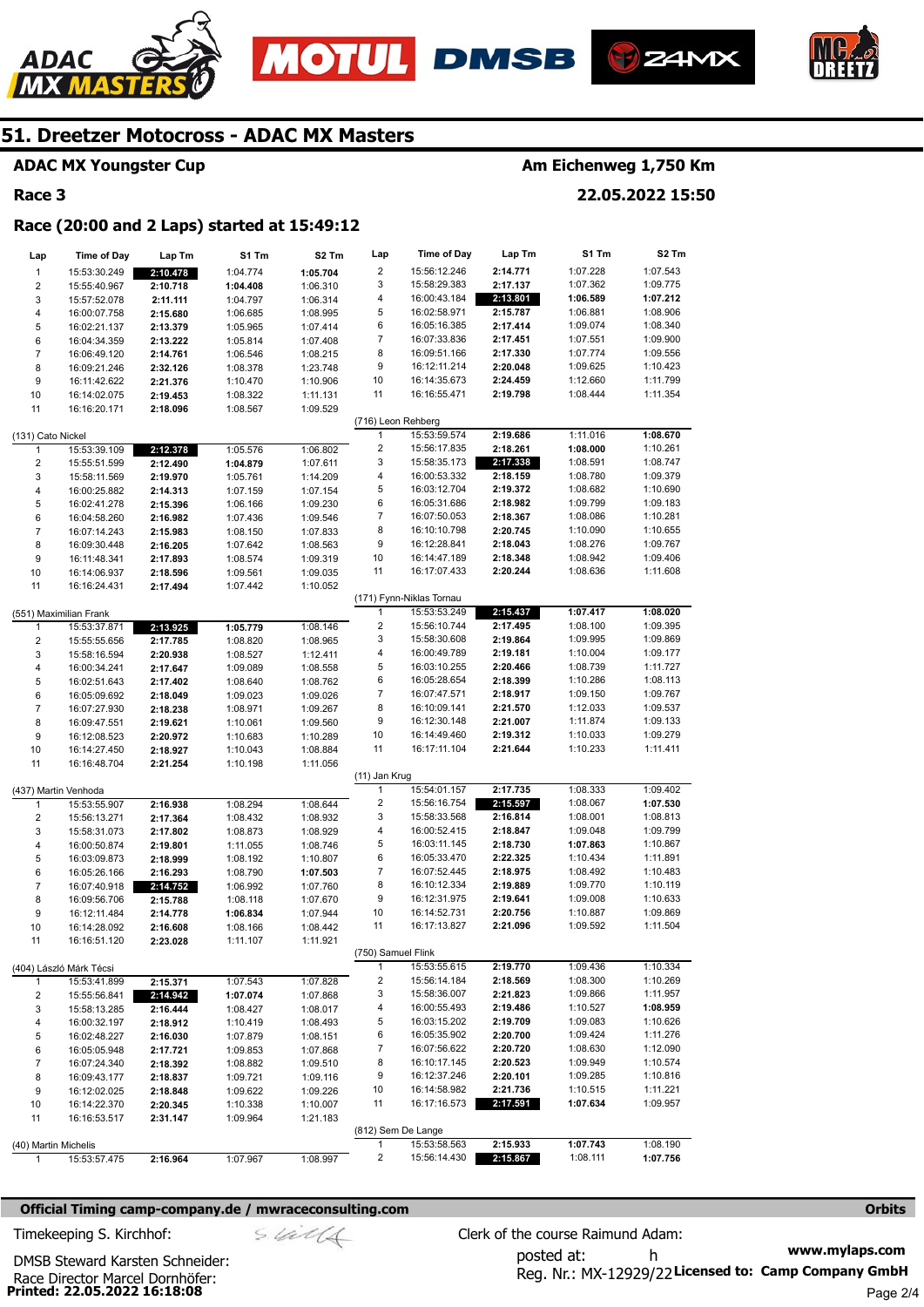# 51. Dreetzer Motocross - ADAC MX Masters

## ADAC MX Youngster Cup

**Am Eichenweg 1,750 Km**

**Race 3**

**22.05.2022 15:50**

### Race (20:00 and 2 Laps) started at 15:49:12

| Lap | Time of Day | Lap Tm | S1 Tm | S2 Tm |
|---|---|---|---|---|
| 1 | 15:53:30.249 | **2:10.478** | 1:04.774 | **1:05.704** |
| 2 | 15:55:40.967 | **2:10.718** | **1:04.408** | 1:06.310 |
| 3 | 15:57:52.078 | **2:11.111** | 1:04.797 | 1:06.314 |
| 4 | 16:00:07.758 | **2:15.680** | 1:06.685 | 1:08.995 |
| 5 | 16:02:21.137 | **2:13.379** | 1:05.965 | 1:07.414 |
| 6 | 16:04:34.359 | **2:13.222** | 1:05.814 | 1:07.408 |
| 7 | 16:06:49.120 | **2:14.761** | 1:06.546 | 1:08.215 |
| 8 | 16:09:21.246 | **2:32.126** | 1:08.378 | 1:23.748 |
| 9 | 16:11:42.622 | **2:21.376** | 1:10.470 | 1:10.906 |
| 10 | 16:14:02.075 | **2:19.453** | 1:08.322 | 1:11.131 |
| 11 | 16:16:20.171 | **2:18.096** | 1:08.567 | 1:09.529 |

(131) Cato Nickel

| Lap | Time of Day | Lap Tm | S1 Tm | S2 Tm |
|---|---|---|---|---|
| 1 | 15:53:39.109 | **2:12.378** | 1:05.576 | 1:06.802 |
| 2 | 15:55:51.599 | **2:12.490** | **1:04.879** | 1:07.611 |
| 3 | 15:58:11.569 | **2:19.970** | 1:05.761 | 1:14.209 |
| 4 | 16:00:25.882 | **2:14.313** | 1:07.159 | 1:07.154 |
| 5 | 16:02:41.278 | **2:15.396** | 1:06.166 | 1:09.230 |
| 6 | 16:04:58.260 | **2:16.982** | 1:07.436 | 1:09.546 |
| 7 | 16:07:14.243 | **2:15.983** | 1:08.150 | 1:07.833 |
| 8 | 16:09:30.448 | **2:16.205** | 1:07.642 | 1:08.563 |
| 9 | 16:11:48.341 | **2:17.893** | 1:08.574 | 1:09.319 |
| 10 | 16:14:06.937 | **2:18.596** | 1:09.561 | 1:09.035 |
| 11 | 16:16:24.431 | **2:17.494** | 1:07.442 | 1:10.052 |

(551) Maximilian Frank

| Lap | Time of Day | Lap Tm | S1 Tm | S2 Tm |
|---|---|---|---|---|
| 1 | 15:53:37.871 | **2:13.925** | **1:05.779** | 1:08.146 |
| 2 | 15:55:55.656 | **2:17.785** | 1:08.820 | 1:08.965 |
| 3 | 15:58:16.594 | **2:20.938** | 1:08.527 | 1:12.411 |
| 4 | 16:00:34.241 | **2:17.647** | 1:09.089 | 1:08.558 |
| 5 | 16:02:51.643 | **2:17.402** | 1:08.640 | 1:08.762 |
| 6 | 16:05:09.692 | **2:18.049** | 1:09.023 | 1:09.026 |
| 7 | 16:07:27.930 | **2:18.238** | 1:08.971 | 1:09.267 |
| 8 | 16:09:47.551 | **2:19.621** | 1:10.061 | 1:09.560 |
| 9 | 16:12:08.523 | **2:20.972** | 1:10.683 | 1:10.289 |
| 10 | 16:14:27.450 | **2:18.927** | 1:10.043 | 1:08.884 |
| 11 | 16:16:48.704 | **2:21.254** | 1:10.198 | 1:11.056 |

(437) Martin Venhoda

| Lap | Time of Day | Lap Tm | S1 Tm | S2 Tm |
|---|---|---|---|---|
| 1 | 15:53:55.907 | **2:16.938** | 1:08.294 | 1:08.644 |
| 2 | 15:56:13.271 | **2:17.364** | 1:08.432 | 1:08.932 |
| 3 | 15:58:31.073 | **2:17.802** | 1:08.873 | 1:08.929 |
| 4 | 16:00:50.874 | **2:19.801** | 1:11.055 | 1:08.746 |
| 5 | 16:03:09.873 | **2:18.999** | 1:08.192 | 1:10.807 |
| 6 | 16:05:26.166 | **2:16.293** | 1:08.790 | **1:07.503** |
| 7 | 16:07:40.918 | **2:14.752** | 1:06.992 | 1:07.760 |
| 8 | 16:09:56.706 | **2:15.788** | 1:08.118 | 1:07.670 |
| 9 | 16:12:11.484 | **2:14.778** | **1:06.834** | 1:07.944 |
| 10 | 16:14:28.092 | **2:16.608** | 1:08.166 | 1:08.442 |
| 11 | 16:16:51.120 | **2:23.028** | 1:11.107 | 1:11.921 |

(404) László Márk Técsi

| Lap | Time of Day | Lap Tm | S1 Tm | S2 Tm |
|---|---|---|---|---|
| 1 | 15:53:41.899 | **2:15.371** | 1:07.543 | 1:07.828 |
| 2 | 15:55:56.841 | **2:14.942** | **1:07.074** | 1:07.868 |
| 3 | 15:58:13.285 | **2:16.444** | 1:08.427 | 1:08.017 |
| 4 | 16:00:32.197 | **2:18.912** | 1:10.419 | 1:08.493 |
| 5 | 16:02:48.227 | **2:16.030** | 1:07.879 | 1:08.151 |
| 6 | 16:05:05.948 | **2:17.721** | 1:09.853 | 1:07.868 |
| 7 | 16:07:24.340 | **2:18.392** | 1:08.882 | 1:09.510 |
| 8 | 16:09:43.177 | **2:18.837** | 1:09.721 | 1:09.116 |
| 9 | 16:12:02.025 | **2:18.848** | 1:09.622 | 1:09.226 |
| 10 | 16:14:22.370 | **2:20.345** | 1:10.338 | 1:10.007 |
| 11 | 16:16:53.517 | **2:31.147** | 1:09.964 | 1:21.183 |

(40) Martin Michelis

| Lap | Time of Day | Lap Tm | S1 Tm | S2 Tm |
|---|---|---|---|---|
| 1 | 15:53:57.475 | **2:16.964** | 1:07.967 | 1:08.997 |
| 2 | 15:56:12.246 | **2:14.771** | 1:07.228 | 1:07.543 |
| 3 | 15:58:29.383 | **2:17.137** | 1:07.362 | 1:09.775 |
| 4 | 16:00:43.184 | **2:13.801** | **1:06.589** | **1:07.212** |
| 5 | 16:02:58.971 | **2:15.787** | 1:06.881 | 1:08.906 |
| 6 | 16:05:16.385 | **2:17.414** | 1:09.074 | 1:08.340 |
| 7 | 16:07:33.836 | **2:17.451** | 1:07.551 | 1:09.900 |
| 8 | 16:09:51.166 | **2:17.330** | 1:07.774 | 1:09.556 |
| 9 | 16:12:11.214 | **2:20.048** | 1:09.625 | 1:10.423 |
| 10 | 16:14:35.673 | **2:24.459** | 1:12.660 | 1:11.799 |
| 11 | 16:16:55.471 | **2:19.798** | 1:08.444 | 1:11.354 |

(716) Leon Rehberg

| Lap | Time of Day | Lap Tm | S1 Tm | S2 Tm |
|---|---|---|---|---|
| 1 | 15:53:59.574 | **2:19.686** | 1:11.016 | **1:08.670** |
| 2 | 15:56:17.835 | **2:18.261** | **1:08.000** | 1:10.261 |
| 3 | 15:58:35.173 | **2:17.338** | 1:08.591 | 1:08.747 |
| 4 | 16:00:53.332 | **2:18.159** | 1:08.780 | 1:09.379 |
| 5 | 16:03:12.704 | **2:19.372** | 1:08.682 | 1:10.690 |
| 6 | 16:05:31.686 | **2:18.982** | 1:09.799 | 1:09.183 |
| 7 | 16:07:50.053 | **2:18.367** | 1:08.086 | 1:10.281 |
| 8 | 16:10:10.798 | **2:20.745** | 1:10.090 | 1:10.655 |
| 9 | 16:12:28.841 | **2:18.043** | 1:08.276 | 1:09.767 |
| 10 | 16:14:47.189 | **2:18.348** | 1:08.942 | 1:09.406 |
| 11 | 16:17:07.433 | **2:20.244** | 1:08.636 | 1:11.608 |

(171) Fynn-Niklas Tornau

| Lap | Time of Day | Lap Tm | S1 Tm | S2 Tm |
|---|---|---|---|---|
| 1 | 15:53:53.249 | **2:15.437** | **1:07.417** | **1:08.020** |
| 2 | 15:56:10.744 | **2:17.495** | 1:08.100 | 1:09.395 |
| 3 | 15:58:30.608 | **2:19.864** | 1:09.995 | 1:09.869 |
| 4 | 16:00:49.789 | **2:19.181** | 1:10.004 | 1:09.177 |
| 5 | 16:03:10.255 | **2:20.466** | 1:08.739 | 1:11.727 |
| 6 | 16:05:28.654 | **2:18.399** | 1:10.286 | 1:08.113 |
| 7 | 16:07:47.571 | **2:18.917** | 1:09.150 | 1:09.767 |
| 8 | 16:10:09.141 | **2:21.570** | 1:12.033 | 1:09.537 |
| 9 | 16:12:30.148 | **2:21.007** | 1:11.874 | 1:09.133 |
| 10 | 16:14:49.460 | **2:19.312** | 1:10.033 | 1:09.279 |
| 11 | 16:17:11.104 | **2:21.644** | 1:10.233 | 1:11.411 |

(11) Jan Krug

| Lap | Time of Day | Lap Tm | S1 Tm | S2 Tm |
|---|---|---|---|---|
| 1 | 15:54:01.157 | **2:17.735** | 1:08.333 | 1:09.402 |
| 2 | 15:56:16.754 | **2:15.597** | 1:08.067 | **1:07.530** |
| 3 | 15:58:33.568 | **2:16.814** | 1:08.001 | 1:08.813 |
| 4 | 16:00:52.415 | **2:18.847** | 1:09.048 | 1:09.799 |
| 5 | 16:03:11.145 | **2:18.730** | **1:07.863** | 1:10.867 |
| 6 | 16:05:33.470 | **2:22.325** | 1:10.434 | 1:11.891 |
| 7 | 16:07:52.445 | **2:18.975** | 1:08.492 | 1:10.483 |
| 8 | 16:10:12.334 | **2:19.889** | 1:09.770 | 1:10.119 |
| 9 | 16:12:31.975 | **2:19.641** | 1:09.008 | 1:10.633 |
| 10 | 16:14:52.731 | **2:20.756** | 1:10.887 | 1:09.869 |
| 11 | 16:17:13.827 | **2:21.096** | 1:09.592 | 1:11.504 |

(750) Samuel Flink

| Lap | Time of Day | Lap Tm | S1 Tm | S2 Tm |
|---|---|---|---|---|
| 1 | 15:53:55.615 | **2:19.770** | 1:09.436 | 1:10.334 |
| 2 | 15:56:14.184 | **2:18.569** | 1:08.300 | 1:10.269 |
| 3 | 15:58:36.007 | **2:21.823** | 1:09.866 | 1:11.957 |
| 4 | 16:00:55.493 | **2:19.486** | 1:10.527 | **1:08.959** |
| 5 | 16:03:15.202 | **2:19.709** | 1:09.083 | 1:10.626 |
| 6 | 16:05:35.902 | **2:20.700** | 1:09.424 | 1:11.276 |
| 7 | 16:07:56.622 | **2:20.720** | 1:08.630 | 1:12.090 |
| 8 | 16:10:17.145 | **2:20.523** | 1:09.949 | 1:10.574 |
| 9 | 16:12:37.246 | **2:20.101** | 1:09.285 | 1:10.816 |
| 10 | 16:14:58.982 | **2:21.736** | 1:10.515 | 1:11.221 |
| 11 | 16:17:16.573 | **2:17.591** | **1:07.634** | 1:09.957 |

(812) Sem De Lange

| Lap | Time of Day | Lap Tm | S1 Tm | S2 Tm |
|---|---|---|---|---|
| 1 | 15:53:58.563 | **2:15.933** | **1:07.743** | 1:08.190 |
| 2 | 15:56:14.430 | **2:15.867** | 1:08.111 | **1:07.756** |

**Official Timing camp-company.de / mwraceconsulting.com** **Orbits**

Timekeeping S. Kirchhof:

DMSB Steward Karsten Schneider:

Race Director Marcel Dornhöfer:

Clerk of the course Raimund Adam:

posted at: h

Reg. Nr.: MX-12929/22

www.mylaps.com

Licensed to: Camp Company GmbH

Printed: 22.05.2022 16:18:08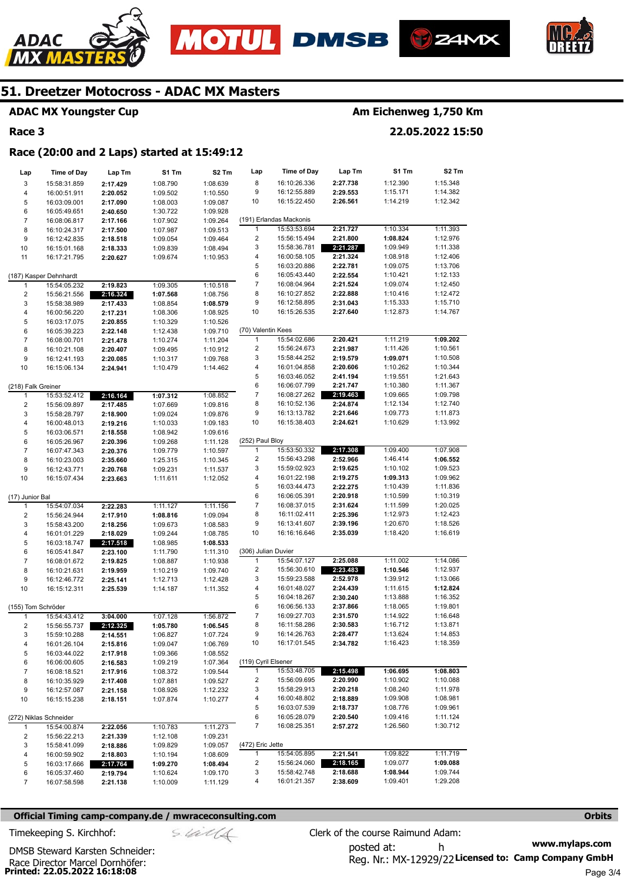# 51. Dreetzer Motocross - ADAC MX Masters

**ADAC MX Youngster Cup** — **Am Eichenweg 1,750 Km**

**Race 3** — **22.05.2022 15:50**

**Race (20:00 and 2 Laps) started at 15:49:12**

| Lap | Time of Day | Lap Tm | S1 Tm | S2 Tm |
|---|---|---|---|---|
| 3 | 15:58:31.859 | **2:17.429** | 1:08.790 | 1:08.639 |
| 4 | 16:00:51.911 | **2:20.052** | 1:09.502 | 1:10.550 |
| 5 | 16:03:09.001 | **2:17.090** | 1:08.003 | 1:09.087 |
| 6 | 16:05:49.651 | **2:40.650** | 1:30.722 | 1:09.928 |
| 7 | 16:08:06.817 | **2:17.166** | 1:07.902 | 1:09.264 |
| 8 | 16:10:24.317 | **2:17.500** | 1:07.987 | 1:09.513 |
| 9 | 16:12:42.835 | **2:18.518** | 1:09.054 | 1:09.464 |
| 10 | 16:15:01.168 | **2:18.333** | 1:09.839 | 1:08.494 |
| 11 | 16:17:21.795 | **2:20.627** | 1:09.674 | 1:10.953 |

**(187) Kasper Dehnhardt**

| Lap | Time of Day | Lap Tm | S1 Tm | S2 Tm |
|---|---|---|---|---|
| 1 | 15:54:05.232 | **2:19.823** | 1:09.305 | 1:10.518 |
| 2 | 15:56:21.556 | **2:16.324** | **1:07.568** | 1:08.756 |
| 3 | 15:58:38.989 | **2:17.433** | 1:08.854 | **1:08.579** |
| 4 | 16:00:56.220 | **2:17.231** | 1:08.306 | 1:08.925 |
| 5 | 16:03:17.075 | **2:20.855** | 1:10.329 | 1:10.526 |
| 6 | 16:05:39.223 | **2:22.148** | 1:12.438 | 1:09.710 |
| 7 | 16:08:00.701 | **2:21.478** | 1:10.274 | 1:11.204 |
| 8 | 16:10:21.108 | **2:20.407** | 1:09.495 | 1:10.912 |
| 9 | 16:12:41.193 | **2:20.085** | 1:10.317 | 1:09.768 |
| 10 | 16:15:06.134 | **2:24.941** | 1:10.479 | 1:14.462 |

**(218) Falk Greiner**

| Lap | Time of Day | Lap Tm | S1 Tm | S2 Tm |
|---|---|---|---|---|
| 1 | 15:53:52.412 | **2:16.164** | **1:07.312** | 1:08.852 |
| 2 | 15:56:09.897 | **2:17.485** | 1:07.669 | 1:09.816 |
| 3 | 15:58:28.797 | **2:18.900** | 1:09.024 | 1:09.876 |
| 4 | 16:00:48.013 | **2:19.216** | 1:10.033 | 1:09.183 |
| 5 | 16:03:06.571 | **2:18.558** | 1:08.942 | 1:09.616 |
| 6 | 16:05:26.967 | **2:20.396** | 1:09.268 | 1:11.128 |
| 7 | 16:07:47.343 | **2:20.376** | 1:09.779 | 1:10.597 |
| 8 | 16:10:23.003 | **2:35.660** | 1:25.315 | 1:10.345 |
| 9 | 16:12:43.771 | **2:20.768** | 1:09.231 | 1:11.537 |
| 10 | 16:15:07.434 | **2:23.663** | 1:11.611 | 1:12.052 |

**(17) Junior Bal**

| Lap | Time of Day | Lap Tm | S1 Tm | S2 Tm |
|---|---|---|---|---|
| 1 | 15:54:07.034 | **2:22.283** | 1:11.127 | 1:11.156 |
| 2 | 15:56:24.944 | **2:17.910** | **1:08.816** | 1:09.094 |
| 3 | 15:58:43.200 | **2:18.256** | 1:09.673 | 1:08.583 |
| 4 | 16:01:01.229 | **2:18.029** | 1:09.244 | 1:08.785 |
| 5 | 16:03:18.747 | **2:17.518** | 1:08.985 | **1:08.533** |
| 6 | 16:05:41.847 | **2:23.100** | 1:11.790 | 1:11.310 |
| 7 | 16:08:01.672 | **2:19.825** | 1:08.887 | 1:10.938 |
| 8 | 16:10:21.631 | **2:19.959** | 1:10.219 | 1:09.740 |
| 9 | 16:12:46.772 | **2:25.141** | 1:12.713 | 1:12.428 |
| 10 | 16:15:12.311 | **2:25.539** | 1:14.187 | 1:11.352 |

**(155) Tom Schröder**

| Lap | Time of Day | Lap Tm | S1 Tm | S2 Tm |
|---|---|---|---|---|
| 1 | 15:54:43.412 | **3:04.000** | 1:07.128 | 1:56.872 |
| 2 | 15:56:55.737 | **2:12.325** | **1:05.780** | **1:06.545** |
| 3 | 15:59:10.288 | **2:14.551** | 1:06.827 | 1:07.724 |
| 4 | 16:01:26.104 | **2:15.816** | 1:09.047 | 1:06.769 |
| 5 | 16:03:44.022 | **2:17.918** | 1:09.366 | 1:08.552 |
| 6 | 16:06:00.605 | **2:16.583** | 1:09.219 | 1:07.364 |
| 7 | 16:08:18.521 | **2:17.916** | 1:08.372 | 1:09.544 |
| 8 | 16:10:35.929 | **2:17.408** | 1:07.881 | 1:09.527 |
| 9 | 16:12:57.087 | **2:21.158** | 1:08.926 | 1:12.232 |
| 10 | 16:15:15.238 | **2:18.151** | 1:07.874 | 1:10.277 |

**(272) Niklas Schneider**

| Lap | Time of Day | Lap Tm | S1 Tm | S2 Tm |
|---|---|---|---|---|
| 1 | 15:54:00.874 | **2:22.056** | 1:10.783 | 1:11.273 |
| 2 | 15:56:22.213 | **2:21.339** | 1:12.108 | 1:09.231 |
| 3 | 15:58:41.099 | **2:18.886** | 1:09.829 | 1:09.057 |
| 4 | 16:00:59.902 | **2:18.803** | 1:10.194 | 1:08.609 |
| 5 | 16:03:17.666 | **2:17.764** | **1:09.270** | **1:08.494** |
| 6 | 16:05:37.460 | **2:19.794** | 1:10.624 | 1:09.170 |
| 7 | 16:07:58.598 | **2:21.138** | 1:10.009 | 1:11.129 |
| 8 | 16:10:26.336 | **2:27.738** | 1:12.390 | 1:15.348 |
| 9 | 16:12:55.889 | **2:29.553** | 1:15.171 | 1:14.382 |
| 10 | 16:15:22.450 | **2:26.561** | 1:14.219 | 1:12.342 |

**(191) Erlandas Mackonis**

| Lap | Time of Day | Lap Tm | S1 Tm | S2 Tm |
|---|---|---|---|---|
| 1 | 15:53:53.694 | **2:21.727** | 1:10.334 | 1:11.393 |
| 2 | 15:56:15.494 | **2:21.800** | **1:08.824** | 1:12.976 |
| 3 | 15:58:36.781 | **2:21.287** | 1:09.949 | 1:11.338 |
| 4 | 16:00:58.105 | **2:21.324** | 1:08.918 | 1:12.406 |
| 5 | 16:03:20.886 | **2:22.781** | 1:09.075 | 1:13.706 |
| 6 | 16:05:43.440 | **2:22.554** | 1:10.421 | 1:12.133 |
| 7 | 16:08:04.964 | **2:21.524** | 1:09.074 | 1:12.450 |
| 8 | 16:10:27.852 | **2:22.888** | 1:10.416 | 1:12.472 |
| 9 | 16:12:58.895 | **2:31.043** | 1:15.333 | 1:15.710 |
| 10 | 16:15:26.535 | **2:27.640** | 1:12.873 | 1:14.767 |

**(70) Valentin Kees**

| Lap | Time of Day | Lap Tm | S1 Tm | S2 Tm |
|---|---|---|---|---|
| 1 | 15:54:02.686 | **2:20.421** | 1:11.219 | **1:09.202** |
| 2 | 15:56:24.673 | **2:21.987** | 1:11.426 | 1:10.561 |
| 3 | 15:58:44.252 | **2:19.579** | **1:09.071** | 1:10.508 |
| 4 | 16:01:04.858 | **2:20.606** | 1:10.262 | 1:10.344 |
| 5 | 16:03:46.052 | **2:41.194** | 1:19.551 | 1:21.643 |
| 6 | 16:06:07.799 | **2:21.747** | 1:10.380 | 1:11.367 |
| 7 | 16:08:27.262 | **2:19.463** | 1:09.665 | 1:09.798 |
| 8 | 16:10:52.136 | **2:24.874** | 1:12.134 | 1:12.740 |
| 9 | 16:13:13.782 | **2:21.646** | 1:09.773 | 1:11.873 |
| 10 | 16:15:38.403 | **2:24.621** | 1:10.629 | 1:13.992 |

**(252) Paul Bloy**

| Lap | Time of Day | Lap Tm | S1 Tm | S2 Tm |
|---|---|---|---|---|
| 1 | 15:53:50.332 | **2:17.308** | 1:09.400 | 1:07.908 |
| 2 | 15:56:43.298 | **2:52.966** | 1:46.414 | **1:06.552** |
| 3 | 15:59:02.923 | **2:19.625** | 1:10.102 | 1:09.523 |
| 4 | 16:01:22.198 | **2:19.275** | **1:09.313** | 1:09.962 |
| 5 | 16:03:44.473 | **2:22.275** | 1:10.439 | 1:11.836 |
| 6 | 16:06:05.391 | **2:20.918** | 1:10.599 | 1:10.319 |
| 7 | 16:08:37.015 | **2:31.624** | 1:11.599 | 1:20.025 |
| 8 | 16:11:02.411 | **2:25.396** | 1:12.973 | 1:12.423 |
| 9 | 16:13:41.607 | **2:39.196** | 1:20.670 | 1:18.526 |
| 10 | 16:16:16.646 | **2:35.039** | 1:18.420 | 1:16.619 |

**(306) Julian Duvier**

| Lap | Time of Day | Lap Tm | S1 Tm | S2 Tm |
|---|---|---|---|---|
| 1 | 15:54:07.127 | **2:25.088** | 1:11.002 | 1:14.086 |
| 2 | 15:56:30.610 | **2:23.483** | **1:10.546** | 1:12.937 |
| 3 | 15:59:23.588 | **2:52.978** | 1:39.912 | 1:13.066 |
| 4 | 16:01:48.027 | **2:24.439** | 1:11.615 | **1:12.824** |
| 5 | 16:04:18.267 | **2:30.240** | 1:13.888 | 1:16.352 |
| 6 | 16:06:56.133 | **2:37.866** | 1:18.065 | 1:19.801 |
| 7 | 16:09:27.703 | **2:31.570** | 1:14.922 | 1:16.648 |
| 8 | 16:11:58.286 | **2:30.583** | 1:16.712 | 1:13.871 |
| 9 | 16:14:26.763 | **2:28.477** | 1:13.624 | 1:14.853 |
| 10 | 16:17:01.545 | **2:34.782** | 1:16.423 | 1:18.359 |

**(119) Cyril Elsener**

| Lap | Time of Day | Lap Tm | S1 Tm | S2 Tm |
|---|---|---|---|---|
| 1 | 15:53:48.705 | **2:15.498** | **1:06.695** | **1:08.803** |
| 2 | 15:56:09.695 | **2:20.990** | 1:10.902 | 1:10.088 |
| 3 | 15:58:29.913 | **2:20.218** | 1:08.240 | 1:11.978 |
| 4 | 16:00:48.802 | **2:18.889** | 1:09.908 | 1:08.981 |
| 5 | 16:03:07.539 | **2:18.737** | 1:08.776 | 1:09.961 |
| 6 | 16:05:28.079 | **2:20.540** | 1:09.416 | 1:11.124 |
| 7 | 16:08:25.351 | **2:57.272** | 1:26.560 | 1:30.712 |

**(472) Eric Jette**

| Lap | Time of Day | Lap Tm | S1 Tm | S2 Tm |
|---|---|---|---|---|
| 1 | 15:54:05.895 | **2:21.541** | 1:09.822 | 1:11.719 |
| 2 | 15:56:24.060 | **2:18.165** | 1:09.077 | **1:09.088** |
| 3 | 15:58:42.748 | **2:18.688** | **1:08.944** | 1:09.744 |
| 4 | 16:01:21.357 | **2:38.609** | 1:09.401 | 1:29.208 |

**Official Timing camp-company.de / mwraceconsulting.com** — **Orbits**

Timekeeping S. Kirchhof:

DMSB Steward Karsten Schneider:

Race Director Marcel Dornhöfer:

Clerk of the course Raimund Adam:

posted at: h

Reg. Nr.: MX-12929/22

www.mylaps.com

**Licensed to: Camp Company GmbH**

**Printed: 22.05.2022 16:18:08**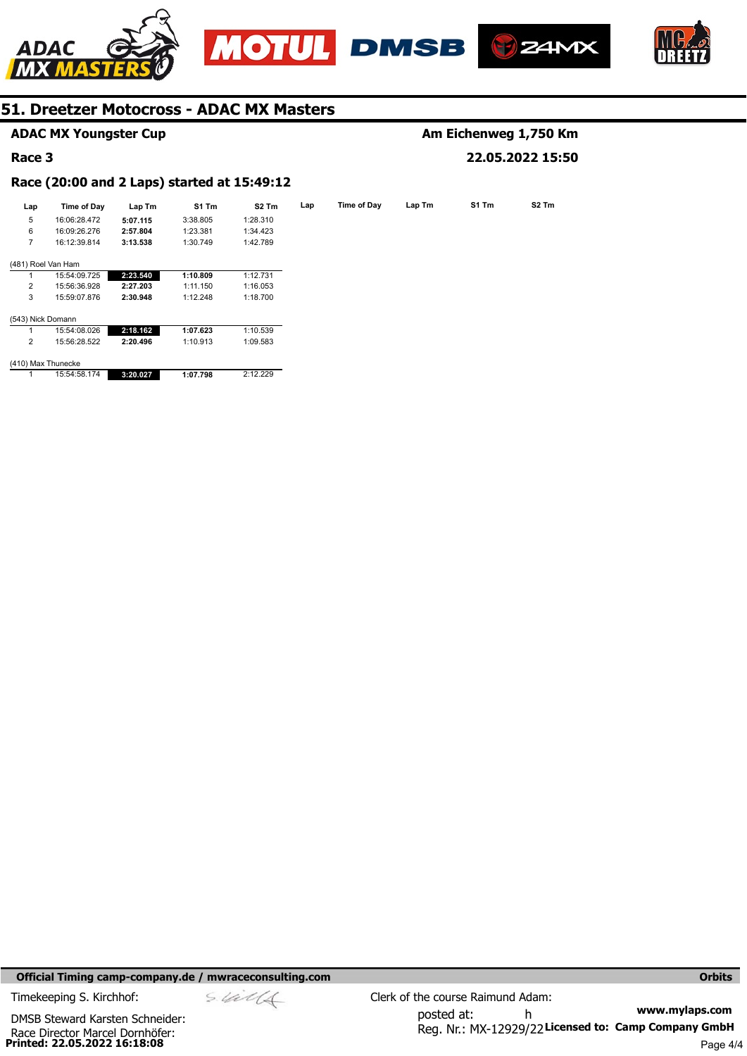# 51. Dreetzer Motocross - ADAC MX Masters

**ADAC MX Youngster Cup** — **Am Eichenweg 1,750 Km**

**Race 3** — **22.05.2022 15:50**

**Race (20:00 and 2 Laps) started at 15:49:12**

| Lap | Time of Day | Lap Tm | S1 Tm | S2 Tm |
|---|---|---|---|---|
| 5 | 16:06:28.472 | **5:07.115** | 3:38.805 | 1:28.310 |
| 6 | 16:09:26.276 | **2:57.804** | 1:23.381 | 1:34.423 |
| 7 | 16:12:39.814 | **3:13.538** | 1:30.749 | 1:42.789 |

(481) Roel Van Ham

| Lap | Time of Day | Lap Tm | S1 Tm | S2 Tm |
|---|---|---|---|---|
| 1 | 15:54:09.725 | **2:23.540** | **1:10.809** | 1:12.731 |
| 2 | 15:56:36.928 | **2:27.203** | 1:11.150 | 1:16.053 |
| 3 | 15:59:07.876 | **2:30.948** | 1:12.248 | 1:18.700 |

(543) Nick Domann

| Lap | Time of Day | Lap Tm | S1 Tm | S2 Tm |
|---|---|---|---|---|
| 1 | 15:54:08.026 | **2:18.162** | **1:07.623** | 1:10.539 |
| 2 | 15:56:28.522 | **2:20.496** | 1:10.913 | 1:09.583 |

(410) Max Thunecke

| Lap | Time of Day | Lap Tm | S1 Tm | S2 Tm |
|---|---|---|---|---|
| 1 | 15:54:58.174 | **3:20.027** | **1:07.798** | 2:12.229 |

**Official Timing camp-company.de / mwraceconsulting.com** — **Orbits**

Timekeeping S. Kirchhof:

DMSB Steward Karsten Schneider:

Race Director Marcel Dornhöfer:

Clerk of the course Raimund Adam:

posted at: h

Reg. Nr.: MX-12929/22

**www.mylaps.com**

**Licensed to: Camp Company GmbH**

**Printed: 22.05.2022 16:18:08**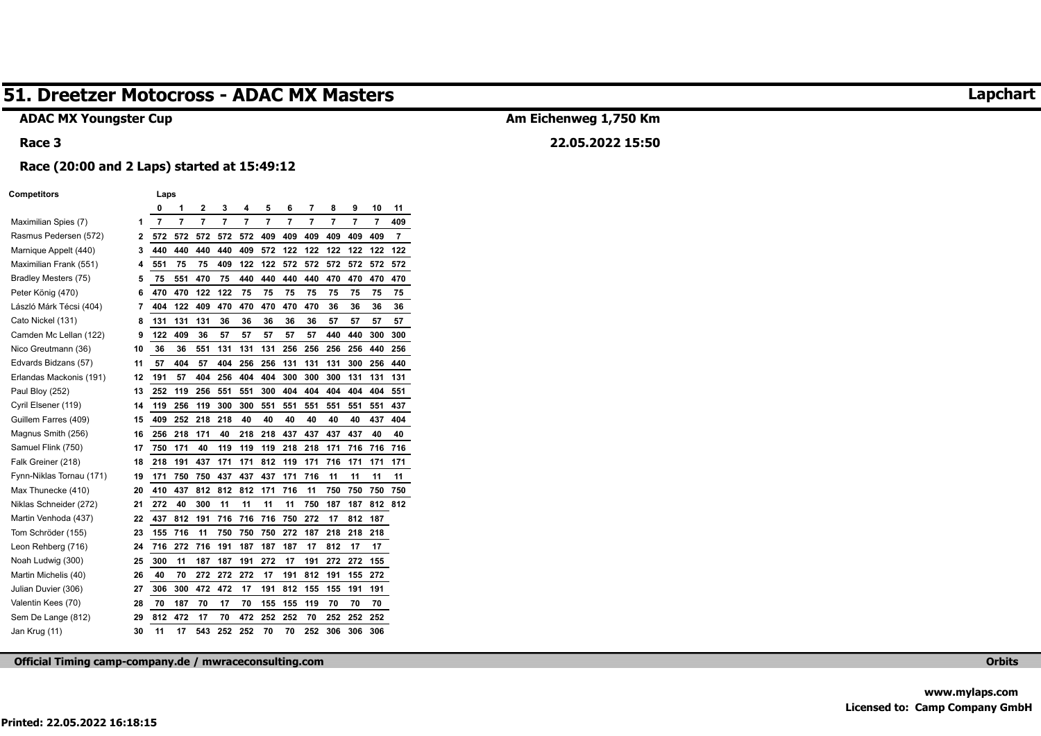# 51. Dreetzer Motocross - ADAC MX Masters

**Lapchart**

**ADAC MX Youngster Cup**

**Am Eichenweg 1,750 Km**

**Race 3**

**22.05.2022 15:50**

**Race (20:00 and 2 Laps) started at 15:49:12**

| Competitors | | 0 | 1 | 2 | 3 | 4 | 5 | 6 | 7 | 8 | 9 | 10 | 11 |
|---|---|---|---|---|---|---|---|---|---|---|---|---|---|
| Maximilian Spies (7) | 1 | 7 | 7 | 7 | 7 | 7 | 7 | 7 | 7 | 7 | 7 | 7 | 409 |
| Rasmus Pedersen (572) | 2 | 572 | 572 | 572 | 572 | 572 | 409 | 409 | 409 | 409 | 409 | 409 | 7 |
| Marnique Appelt (440) | 3 | 440 | 440 | 440 | 440 | 409 | 572 | 122 | 122 | 122 | 122 | 122 | 122 |
| Maximilian Frank (551) | 4 | 551 | 75 | 75 | 409 | 122 | 122 | 572 | 572 | 572 | 572 | 572 | 572 |
| Bradley Mesters (75) | 5 | 75 | 551 | 470 | 75 | 440 | 440 | 440 | 440 | 470 | 470 | 470 | 470 |
| Peter König (470) | 6 | 470 | 470 | 122 | 122 | 75 | 75 | 75 | 75 | 75 | 75 | 75 | 75 |
| László Márk Técsi (404) | 7 | 404 | 122 | 409 | 470 | 470 | 470 | 470 | 470 | 36 | 36 | 36 | 36 |
| Cato Nickel (131) | 8 | 131 | 131 | 131 | 36 | 36 | 36 | 36 | 36 | 57 | 57 | 57 | 57 |
| Camden Mc Lellan (122) | 9 | 122 | 409 | 36 | 57 | 57 | 57 | 57 | 57 | 440 | 440 | 300 | 300 |
| Nico Greutmann (36) | 10 | 36 | 36 | 551 | 131 | 131 | 131 | 256 | 256 | 256 | 256 | 440 | 256 |
| Edvards Bidzans (57) | 11 | 57 | 404 | 57 | 404 | 256 | 256 | 131 | 131 | 131 | 300 | 256 | 440 |
| Erlandas Mackonis (191) | 12 | 191 | 57 | 404 | 256 | 404 | 404 | 300 | 300 | 300 | 131 | 131 | 131 |
| Paul Bloy (252) | 13 | 252 | 119 | 256 | 551 | 551 | 300 | 404 | 404 | 404 | 404 | 404 | 551 |
| Cyril Elsener (119) | 14 | 119 | 256 | 119 | 300 | 300 | 551 | 551 | 551 | 551 | 551 | 551 | 437 |
| Guillem Farres (409) | 15 | 409 | 252 | 218 | 218 | 40 | 40 | 40 | 40 | 40 | 40 | 437 | 404 |
| Magnus Smith (256) | 16 | 256 | 218 | 171 | 40 | 218 | 218 | 437 | 437 | 437 | 437 | 40 | 40 |
| Samuel Flink (750) | 17 | 750 | 171 | 40 | 119 | 119 | 119 | 218 | 218 | 171 | 716 | 716 | 716 |
| Falk Greiner (218) | 18 | 218 | 191 | 437 | 171 | 171 | 812 | 119 | 171 | 716 | 171 | 171 | 171 |
| Fynn-Niklas Tornau (171) | 19 | 171 | 750 | 750 | 437 | 437 | 437 | 171 | 716 | 11 | 11 | 11 | 11 |
| Max Thunecke (410) | 20 | 410 | 437 | 812 | 812 | 812 | 171 | 716 | 11 | 750 | 750 | 750 | 750 |
| Niklas Schneider (272) | 21 | 272 | 40 | 300 | 11 | 11 | 11 | 11 | 750 | 187 | 187 | 812 | 812 |
| Martin Venhoda (437) | 22 | 437 | 812 | 191 | 716 | 716 | 716 | 750 | 272 | 17 | 812 | 187 | |
| Tom Schröder (155) | 23 | 155 | 716 | 11 | 750 | 750 | 750 | 272 | 187 | 218 | 218 | 218 | |
| Leon Rehberg (716) | 24 | 716 | 272 | 716 | 191 | 187 | 187 | 187 | 17 | 812 | 17 | 17 | |
| Noah Ludwig (300) | 25 | 300 | 11 | 187 | 187 | 191 | 272 | 17 | 191 | 272 | 272 | 155 | |
| Martin Michelis (40) | 26 | 40 | 70 | 272 | 272 | 272 | 17 | 191 | 812 | 191 | 155 | 272 | |
| Julian Duvier (306) | 27 | 306 | 300 | 472 | 472 | 17 | 191 | 812 | 155 | 155 | 191 | 191 | |
| Valentin Kees (70) | 28 | 70 | 187 | 70 | 17 | 70 | 155 | 155 | 119 | 70 | 70 | 70 | |
| Sem De Lange (812) | 29 | 812 | 472 | 17 | 70 | 472 | 252 | 252 | 70 | 252 | 252 | 252 | |
| Jan Krug (11) | 30 | 11 | 17 | 543 | 252 | 252 | 70 | 70 | 252 | 306 | 306 | 306 | |

**Official Timing camp-company.de / mwraceconsulting.com**

**Orbits**

**www.mylaps.com**

**Licensed to: Camp Company GmbH**

**Printed: 22.05.2022 16:18:15**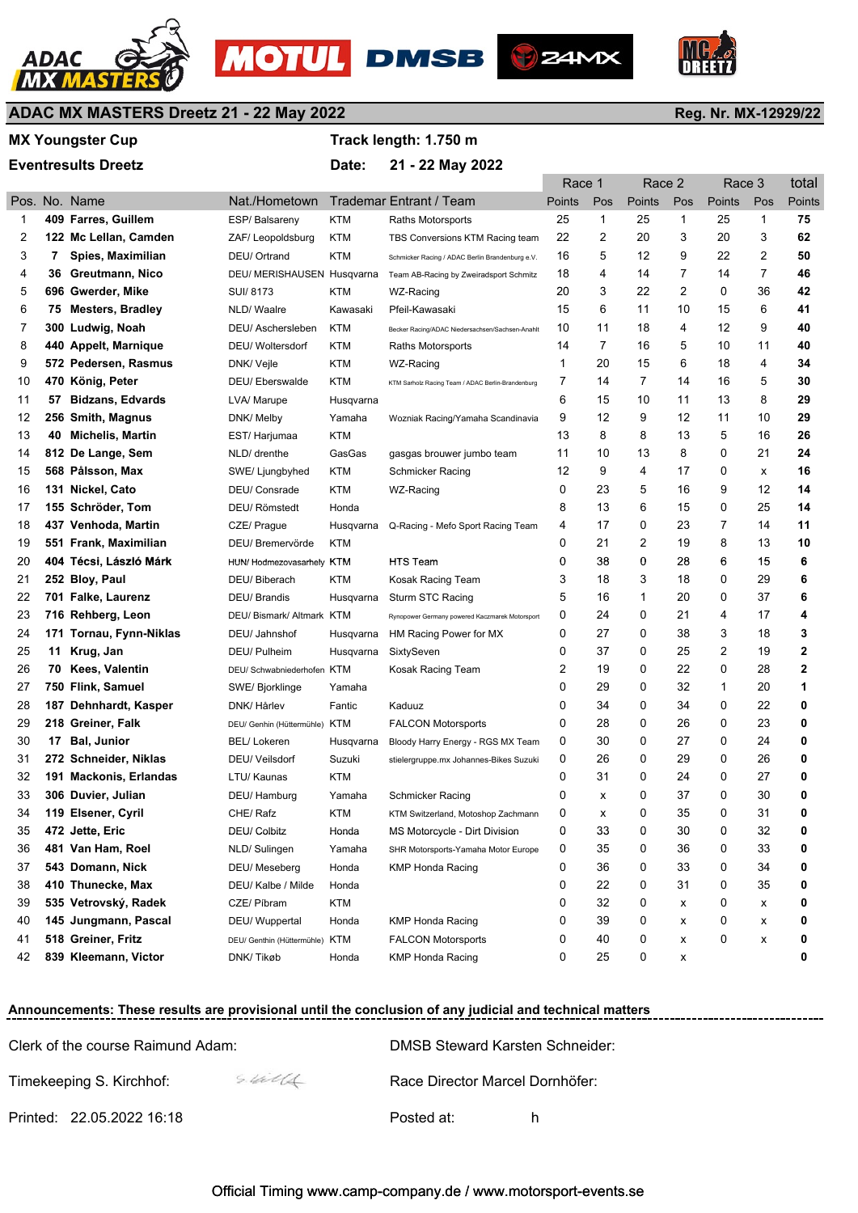## ADAC MX MASTERS Dreetz 21 - 22 May 2022

**Reg. Nr. MX-12929/22**

**MX Youngster Cup** — **Track length: 1.750 m**

**Eventresults Dreetz** — **Date: 21 - 22 May 2022**

| Pos. | No. | Name | Nat./Hometown | Trademar | Entrant / Team | Race 1 Points | Race 1 Pos | Race 2 Points | Race 2 Pos | Race 3 Points | Race 3 Pos | total Points |
|---|---|---|---|---|---|---|---|---|---|---|---|---|
| 1 | 409 | Farres, Guillem | ESP/ Balsareny | KTM | Raths Motorsports | 25 | 1 | 25 | 1 | 25 | 1 | 75 |
| 2 | 122 | Mc Lellan, Camden | ZAF/ Leopoldsburg | KTM | TBS Conversions KTM Racing team | 22 | 2 | 20 | 3 | 20 | 3 | 62 |
| 3 | 7 | Spies, Maximilian | DEU/ Ortrand | KTM | Schmicker Racing / ADAC Berlin Brandenburg e.V. | 16 | 5 | 12 | 9 | 22 | 2 | 50 |
| 4 | 36 | Greutmann, Nico | DEU/ MERISHAUSEN | Husqvarna | Team AB-Racing by Zweiradsport Schmitz | 18 | 4 | 14 | 7 | 14 | 7 | 46 |
| 5 | 696 | Gwerder, Mike | SUI/ 8173 | KTM | WZ-Racing | 20 | 3 | 22 | 2 | 0 | 36 | 42 |
| 6 | 75 | Mesters, Bradley | NLD/ Waalre | Kawasaki | Pfeil-Kawasaki | 15 | 6 | 11 | 10 | 15 | 6 | 41 |
| 7 | 300 | Ludwig, Noah | DEU/ Aschersleben | KTM | Becker Racing/ADAC Niedersachsen/Sachsen-Anahlt | 10 | 11 | 18 | 4 | 12 | 9 | 40 |
| 8 | 440 | Appelt, Marnique | DEU/ Woltersdorf | KTM | Raths Motorsports | 14 | 7 | 16 | 5 | 10 | 11 | 40 |
| 9 | 572 | Pedersen, Rasmus | DNK/ Vejle | KTM | WZ-Racing | 1 | 20 | 15 | 6 | 18 | 4 | 34 |
| 10 | 470 | König, Peter | DEU/ Eberswalde | KTM | KTM Sarholz Racing Team / ADAC Berlin-Brandenburg | 7 | 14 | 7 | 14 | 16 | 5 | 30 |
| 11 | 57 | Bidzans, Edvards | LVA/ Marupe | Husqvarna | | 6 | 15 | 10 | 11 | 13 | 8 | 29 |
| 12 | 256 | Smith, Magnus | DNK/ Melby | Yamaha | Wozniak Racing/Yamaha Scandinavia | 9 | 12 | 9 | 12 | 11 | 10 | 29 |
| 13 | 40 | Michelis, Martin | EST/ Harjumaa | KTM | | 13 | 8 | 8 | 13 | 5 | 16 | 26 |
| 14 | 812 | De Lange, Sem | NLD/ drenthe | GasGas | gasgas brouwer jumbo team | 11 | 10 | 13 | 8 | 0 | 21 | 24 |
| 15 | 568 | Pålsson, Max | SWE/ Ljungbyhed | KTM | Schmicker Racing | 12 | 9 | 4 | 17 | 0 | x | 16 |
| 16 | 131 | Nickel, Cato | DEU/ Consrade | KTM | WZ-Racing | 0 | 23 | 5 | 16 | 9 | 12 | 14 |
| 17 | 155 | Schröder, Tom | DEU/ Römstedt | Honda | | 8 | 13 | 6 | 15 | 0 | 25 | 14 |
| 18 | 437 | Venhoda, Martin | CZE/ Prague | Husqvarna | Q-Racing - Mefo Sport Racing Team | 4 | 17 | 0 | 23 | 7 | 14 | 11 |
| 19 | 551 | Frank, Maximilian | DEU/ Bremervörde | KTM | | 0 | 21 | 2 | 19 | 8 | 13 | 10 |
| 20 | 404 | Técsi, László Márk | HUN/ Hodmezovasarhely | KTM | HTS Team | 0 | 38 | 0 | 28 | 6 | 15 | 6 |
| 21 | 252 | Bloy, Paul | DEU/ Biberach | KTM | Kosak Racing Team | 3 | 18 | 3 | 18 | 0 | 29 | 6 |
| 22 | 701 | Falke, Laurenz | DEU/ Brandis | Husqvarna | Sturm STC Racing | 5 | 16 | 1 | 20 | 0 | 37 | 6 |
| 23 | 716 | Rehberg, Leon | DEU/ Bismark/ Altmark | KTM | Rynopower Germany powered Kaczmarek Motorsport | 0 | 24 | 0 | 21 | 4 | 17 | 4 |
| 24 | 171 | Tornau, Fynn-Niklas | DEU/ Jahnshof | Husqvarna | HM Racing Power for MX | 0 | 27 | 0 | 38 | 3 | 18 | 3 |
| 25 | 11 | Krug, Jan | DEU/ Pulheim | Husqvarna | SixtySeven | 0 | 37 | 0 | 25 | 2 | 19 | 2 |
| 26 | 70 | Kees, Valentin | DEU/ Schwabniederhofen | KTM | Kosak Racing Team | 2 | 19 | 0 | 22 | 0 | 28 | 2 |
| 27 | 750 | Flink, Samuel | SWE/ Bjorklinge | Yamaha | | 0 | 29 | 0 | 32 | 1 | 20 | 1 |
| 28 | 187 | Dehnhardt, Kasper | DNK/ Hårlev | Fantic | Kaduuz | 0 | 34 | 0 | 34 | 0 | 22 | 0 |
| 29 | 218 | Greiner, Falk | DEU/ Genthin (Hüttermühle) | KTM | FALCON Motorsports | 0 | 28 | 0 | 26 | 0 | 23 | 0 |
| 30 | 17 | Bal, Junior | BEL/ Lokeren | Husqvarna | Bloody Harry Energy - RGS MX Team | 0 | 30 | 0 | 27 | 0 | 24 | 0 |
| 31 | 272 | Schneider, Niklas | DEU/ Veilsdorf | Suzuki | stielergruppe.mx Johannes-Bikes Suzuki | 0 | 26 | 0 | 29 | 0 | 26 | 0 |
| 32 | 191 | Mackonis, Erlandas | LTU/ Kaunas | KTM | | 0 | 31 | 0 | 24 | 0 | 27 | 0 |
| 33 | 306 | Duvier, Julian | DEU/ Hamburg | Yamaha | Schmicker Racing | 0 | x | 0 | 37 | 0 | 30 | 0 |
| 34 | 119 | Elsener, Cyril | CHE/ Rafz | KTM | KTM Switzerland, Motoshop Zachmann | 0 | x | 0 | 35 | 0 | 31 | 0 |
| 35 | 472 | Jette, Eric | DEU/ Colbitz | Honda | MS Motorcycle - Dirt Division | 0 | 33 | 0 | 30 | 0 | 32 | 0 |
| 36 | 481 | Van Ham, Roel | NLD/ Sulingen | Yamaha | SHR Motorsports-Yamaha Motor Europe | 0 | 35 | 0 | 36 | 0 | 33 | 0 |
| 37 | 543 | Domann, Nick | DEU/ Meseberg | Honda | KMP Honda Racing | 0 | 36 | 0 | 33 | 0 | 34 | 0 |
| 38 | 410 | Thunecke, Max | DEU/ Kalbe / Milde | Honda | | 0 | 22 | 0 | 31 | 0 | 35 | 0 |
| 39 | 535 | Vetrovský, Radek | CZE/ Pibram | KTM | | 0 | 32 | 0 | x | 0 | x | 0 |
| 40 | 145 | Jungmann, Pascal | DEU/ Wuppertal | Honda | KMP Honda Racing | 0 | 39 | 0 | x | 0 | x | 0 |
| 41 | 518 | Greiner, Fritz | DEU/ Genthin (Hüttermühle) | KTM | FALCON Motorsports | 0 | 40 | 0 | x | 0 | x | 0 |
| 42 | 839 | Kleemann, Victor | DNK/ Tikøb | Honda | KMP Honda Racing | 0 | 25 | 0 | x | | | 0 |

**Announcements: These results are provisional until the conclusion of any judicial and technical matters**

Clerk of the course Raimund Adam:

DMSB Steward Karsten Schneider:

Timekeeping S. Kirchhof:

Race Director Marcel Dornhöfer:

Printed: 22.05.2022 16:18

Posted at: h

Official Timing www.camp-company.de / www.motorsport-events.se